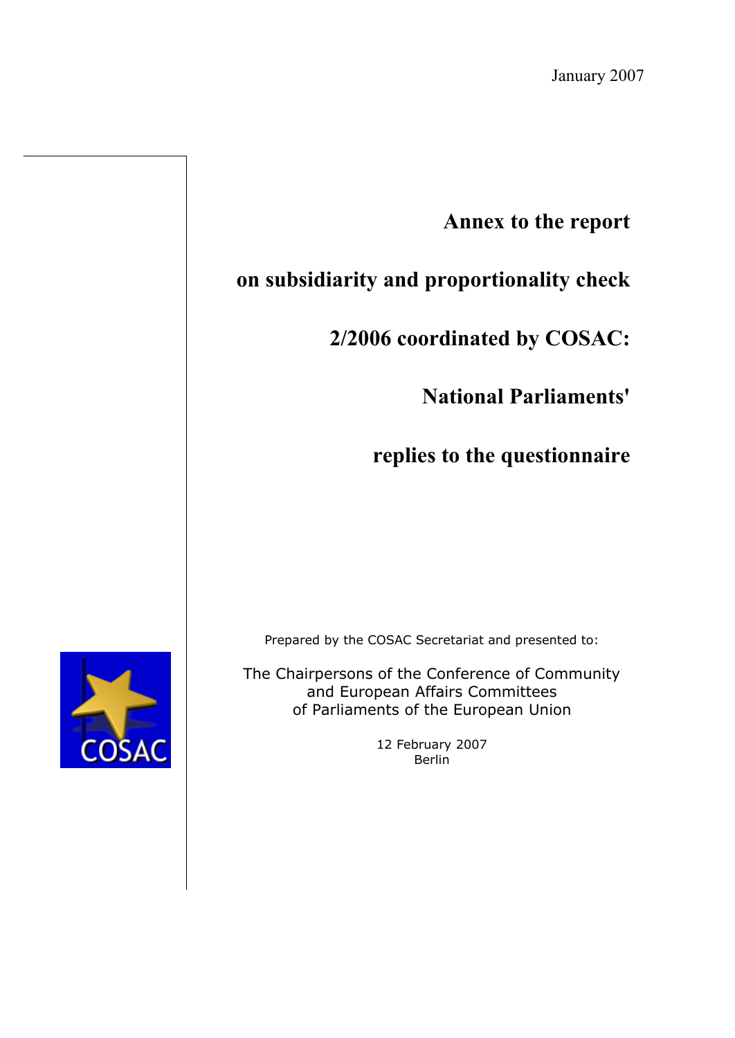January 2007

# Annex to the report on subsidiarity and proportionality check 2/2006 coordinated by COSAC: National Parliaments' replies to the questionnaire

Prepared by the COSAC Secretariat and presented to:

The Chairpersons of the Conference of Community and European Affairs Committees of Parliaments of the European Union

12 February 2007
Berlin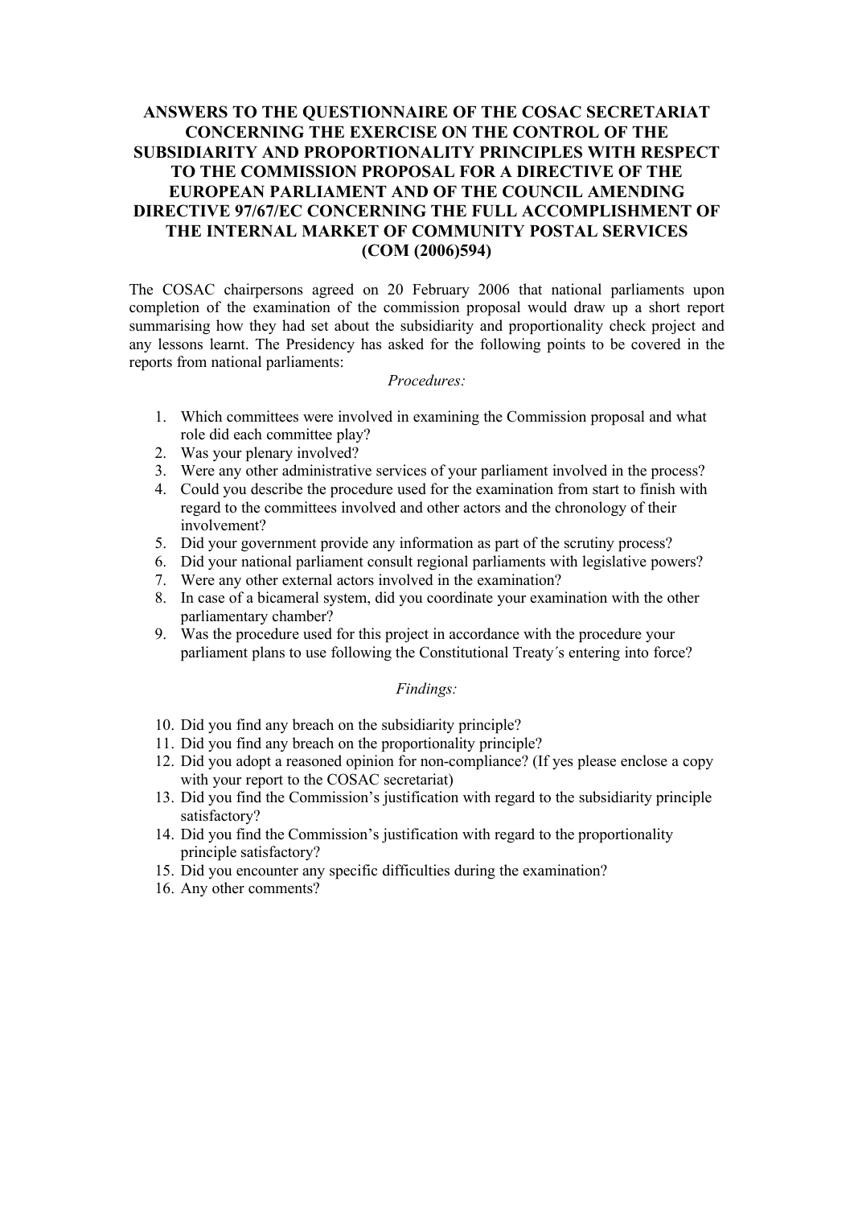# ANSWERS TO THE QUESTIONNAIRE OF THE COSAC SECRETARIAT CONCERNING THE EXERCISE ON THE CONTROL OF THE SUBSIDIARITY AND PROPORTIONALITY PRINCIPLES WITH RESPECT TO THE COMMISSION PROPOSAL FOR A DIRECTIVE OF THE EUROPEAN PARLIAMENT AND OF THE COUNCIL AMENDING DIRECTIVE 97/67/EC CONCERNING THE FULL ACCOMPLISHMENT OF THE INTERNAL MARKET OF COMMUNITY POSTAL SERVICES (COM (2006)594)

The COSAC chairpersons agreed on 20 February 2006 that national parliaments upon completion of the examination of the commission proposal would draw up a short report summarising how they had set about the subsidiarity and proportionality check project and any lessons learnt. The Presidency has asked for the following points to be covered in the reports from national parliaments:

*Procedures:*

1. Which committees were involved in examining the Commission proposal and what role did each committee play?
2. Was your plenary involved?
3. Were any other administrative services of your parliament involved in the process?
4. Could you describe the procedure used for the examination from start to finish with regard to the committees involved and other actors and the chronology of their involvement?
5. Did your government provide any information as part of the scrutiny process?
6. Did your national parliament consult regional parliaments with legislative powers?
7. Were any other external actors involved in the examination?
8. In case of a bicameral system, did you coordinate your examination with the other parliamentary chamber?
9. Was the procedure used for this project in accordance with the procedure your parliament plans to use following the Constitutional Treaty´s entering into force?

*Findings:*

10. Did you find any breach on the subsidiarity principle?
11. Did you find any breach on the proportionality principle?
12. Did you adopt a reasoned opinion for non-compliance? (If yes please enclose a copy with your report to the COSAC secretariat)
13. Did you find the Commission's justification with regard to the subsidiarity principle satisfactory?
14. Did you find the Commission's justification with regard to the proportionality principle satisfactory?
15. Did you encounter any specific difficulties during the examination?
16. Any other comments?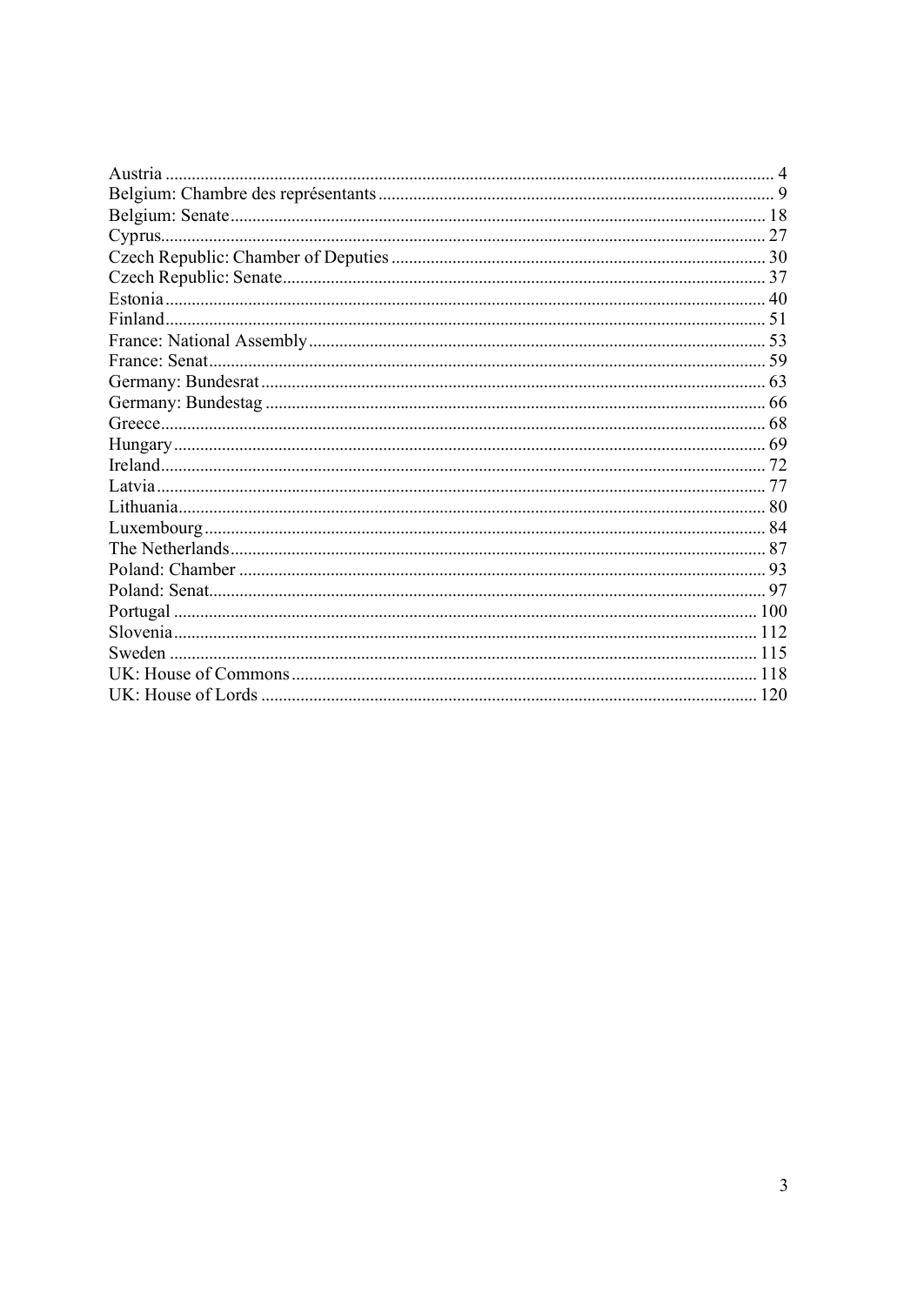Austria ........................................................................................................................... 4
Belgium: Chambre des représentants ......................................................................... 9
Belgium: Senate ......................................................................................................... 18
Cyprus ......................................................................................................................... 27
Czech Republic: Chamber of Deputies ..................................................................... 30
Czech Republic: Senate ............................................................................................. 37
Estonia ........................................................................................................................ 40
Finland ........................................................................................................................ 51
France: National Assembly ....................................................................................... 53
France: Senat .............................................................................................................. 59
Germany: Bundesrat ................................................................................................... 63
Germany: Bundestag .................................................................................................. 66
Greece ......................................................................................................................... 68
Hungary ...................................................................................................................... 69
Ireland ......................................................................................................................... 72
Latvia .......................................................................................................................... 77
Lithuania ..................................................................................................................... 80
Luxembourg ................................................................................................................ 84
The Netherlands .......................................................................................................... 87
Poland: Chamber ........................................................................................................ 93
Poland: Senat .............................................................................................................. 97
Portugal ..................................................................................................................... 100
Slovenia ..................................................................................................................... 112
Sweden ...................................................................................................................... 115
UK: House of Commons .......................................................................................... 118
UK: House of Lords ................................................................................................. 120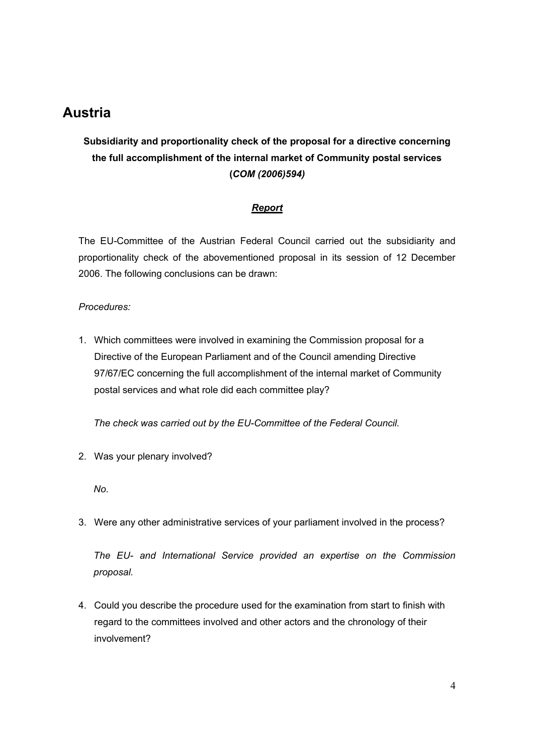# Austria

**Subsidiarity and proportionality check of the proposal for a directive concerning the full accomplishment of the internal market of Community postal services (*COM (2006)594)***

***Report***

The EU-Committee of the Austrian Federal Council carried out the subsidiarity and proportionality check of the abovementioned proposal in its session of 12 December 2006. The following conclusions can be drawn:

*Procedures:*

1. Which committees were involved in examining the Commission proposal for a Directive of the European Parliament and of the Council amending Directive 97/67/EC concerning the full accomplishment of the internal market of Community postal services and what role did each committee play?

   *The check was carried out by the EU-Committee of the Federal Council.*

2. Was your plenary involved?

   *No.*

3. Were any other administrative services of your parliament involved in the process?

   *The EU- and International Service provided an expertise on the Commission proposal.*

4. Could you describe the procedure used for the examination from start to finish with regard to the committees involved and other actors and the chronology of their involvement?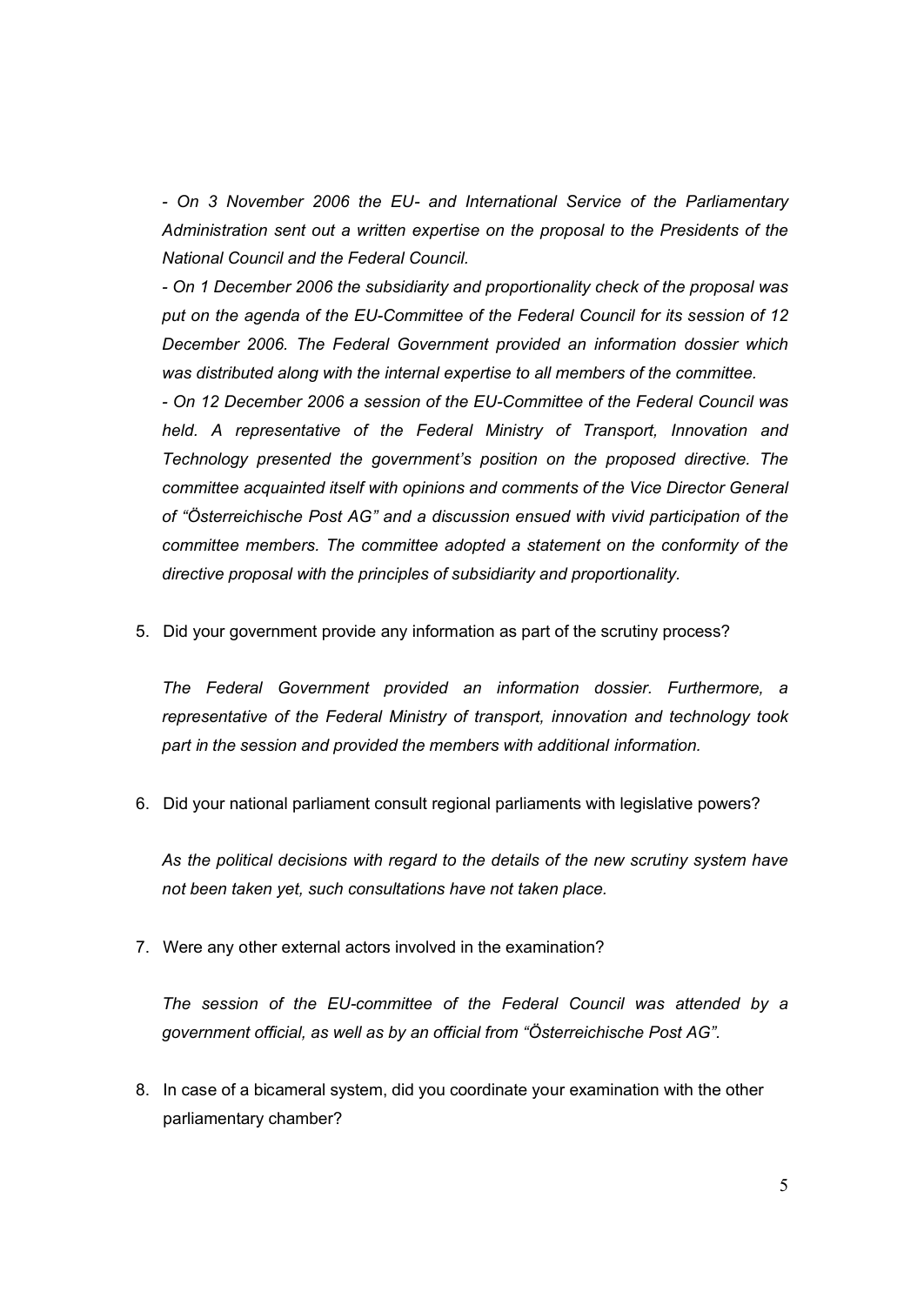*- On 3 November 2006 the EU- and International Service of the Parliamentary Administration sent out a written expertise on the proposal to the Presidents of the National Council and the Federal Council.*

*- On 1 December 2006 the subsidiarity and proportionality check of the proposal was put on the agenda of the EU-Committee of the Federal Council for its session of 12 December 2006. The Federal Government provided an information dossier which was distributed along with the internal expertise to all members of the committee.*

*- On 12 December 2006 a session of the EU-Committee of the Federal Council was held. A representative of the Federal Ministry of Transport, Innovation and Technology presented the government's position on the proposed directive. The committee acquainted itself with opinions and comments of the Vice Director General of "Österreichische Post AG" and a discussion ensued with vivid participation of the committee members. The committee adopted a statement on the conformity of the directive proposal with the principles of subsidiarity and proportionality.*

5. Did your government provide any information as part of the scrutiny process?

   *The Federal Government provided an information dossier. Furthermore, a representative of the Federal Ministry of transport, innovation and technology took part in the session and provided the members with additional information.*

6. Did your national parliament consult regional parliaments with legislative powers?

   *As the political decisions with regard to the details of the new scrutiny system have not been taken yet, such consultations have not taken place.*

7. Were any other external actors involved in the examination?

   *The session of the EU-committee of the Federal Council was attended by a government official, as well as by an official from "Österreichische Post AG".*

8. In case of a bicameral system, did you coordinate your examination with the other parliamentary chamber?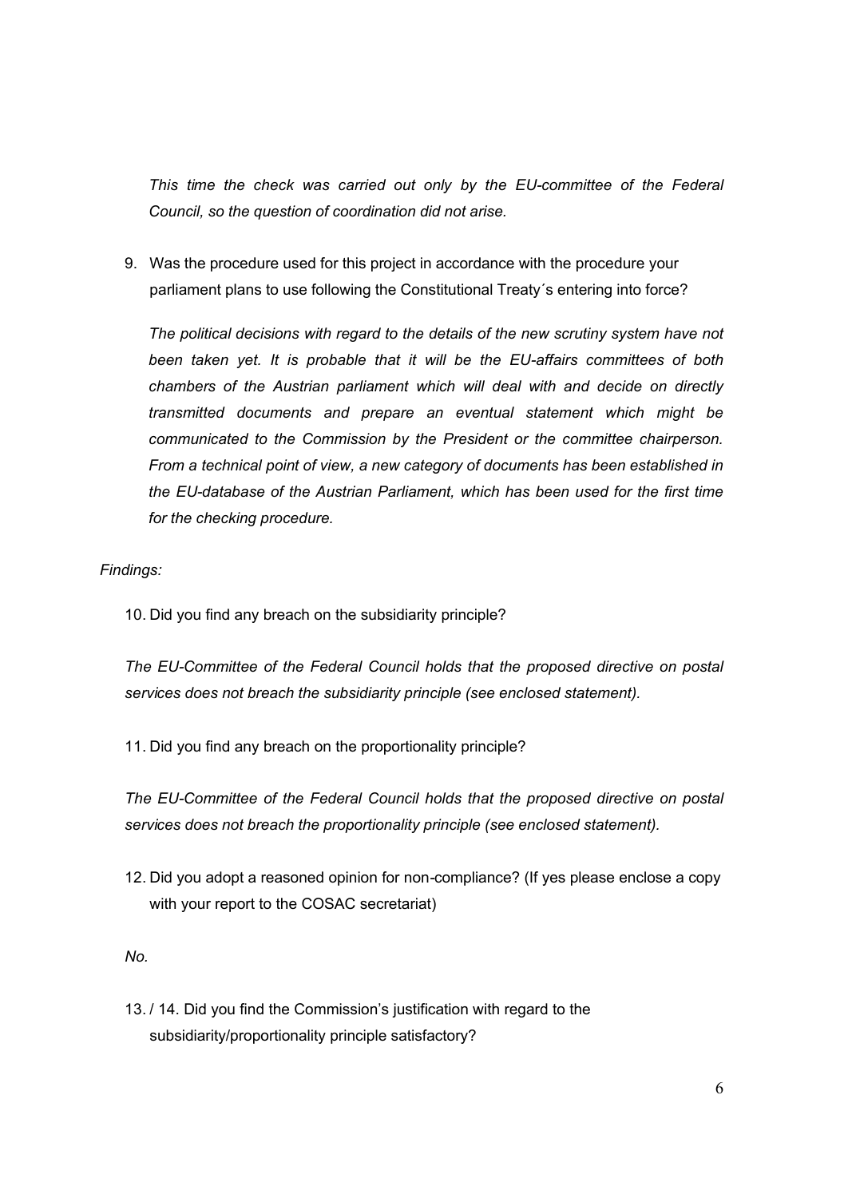*This time the check was carried out only by the EU-committee of the Federal Council, so the question of coordination did not arise.*

9. Was the procedure used for this project in accordance with the procedure your parliament plans to use following the Constitutional Treaty´s entering into force?

   *The political decisions with regard to the details of the new scrutiny system have not been taken yet. It is probable that it will be the EU-affairs committees of both chambers of the Austrian parliament which will deal with and decide on directly transmitted documents and prepare an eventual statement which might be communicated to the Commission by the President or the committee chairperson. From a technical point of view, a new category of documents has been established in the EU-database of the Austrian Parliament, which has been used for the first time for the checking procedure.*

*Findings:*

10. Did you find any breach on the subsidiarity principle?

    *The EU-Committee of the Federal Council holds that the proposed directive on postal services does not breach the subsidiarity principle (see enclosed statement).*

11. Did you find any breach on the proportionality principle?

    *The EU-Committee of the Federal Council holds that the proposed directive on postal services does not breach the proportionality principle (see enclosed statement).*

12. Did you adopt a reasoned opinion for non-compliance? (If yes please enclose a copy with your report to the COSAC secretariat)

    *No.*

13. / 14. Did you find the Commission's justification with regard to the subsidiarity/proportionality principle satisfactory?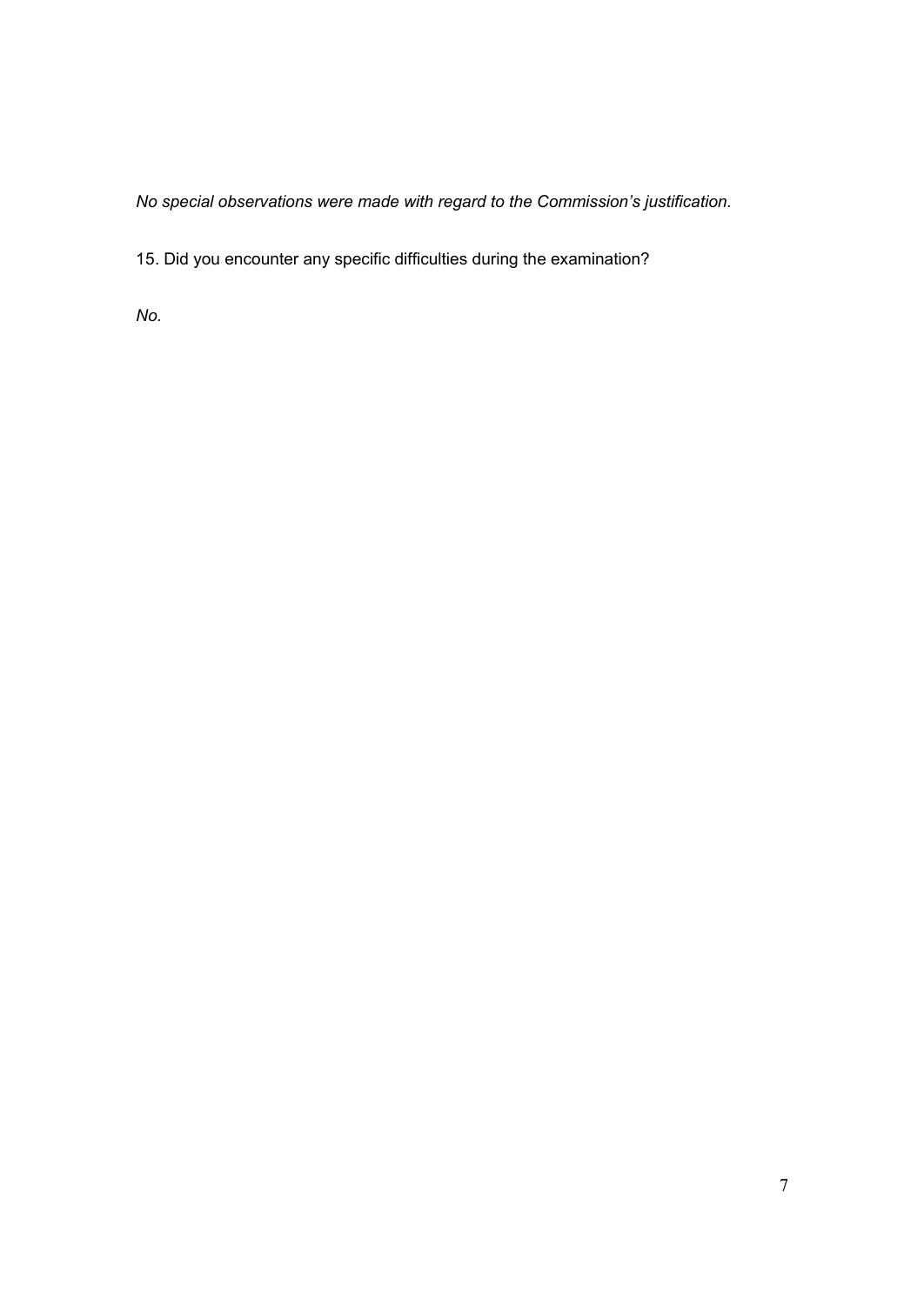*No special observations were made with regard to the Commission's justification.*

15. Did you encounter any specific difficulties during the examination?

*No.*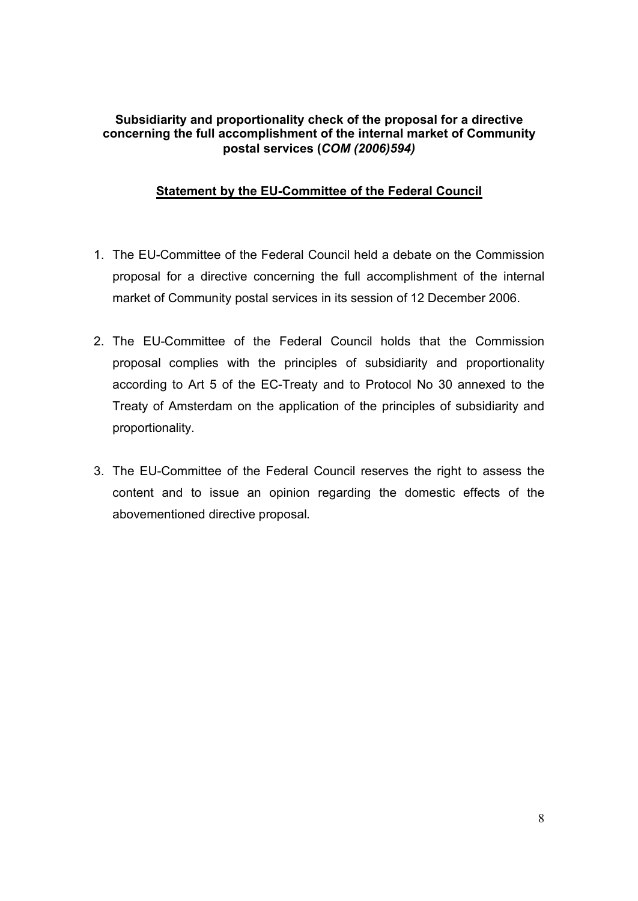## Subsidiarity and proportionality check of the proposal for a directive concerning the full accomplishment of the internal market of Community postal services (*COM (2006)594)*

## <u>Statement by the EU-Committee of the Federal Council</u>

1. The EU-Committee of the Federal Council held a debate on the Commission proposal for a directive concerning the full accomplishment of the internal market of Community postal services in its session of 12 December 2006.

2. The EU-Committee of the Federal Council holds that the Commission proposal complies with the principles of subsidiarity and proportionality according to Art 5 of the EC-Treaty and to Protocol No 30 annexed to the Treaty of Amsterdam on the application of the principles of subsidiarity and proportionality.

3. The EU-Committee of the Federal Council reserves the right to assess the content and to issue an opinion regarding the domestic effects of the abovementioned directive proposal.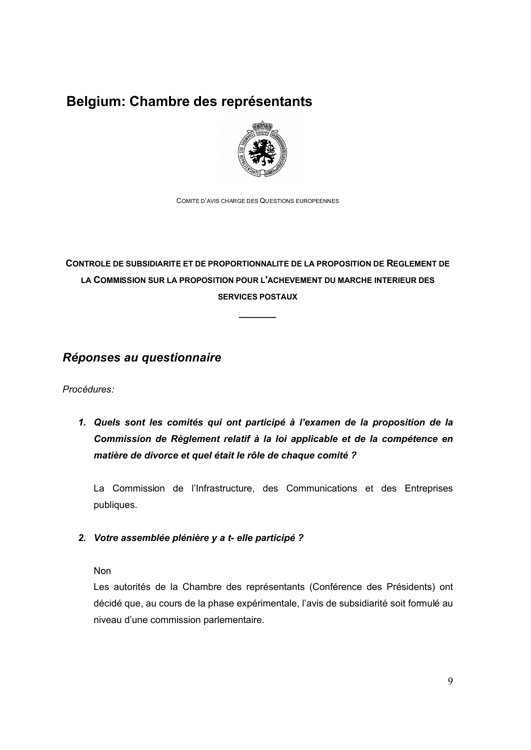# Belgium: Chambre des représentants

COMITE D'AVIS CHARGE DES QUESTIONS EUROPEENNES

**CONTROLE DE SUBSIDIARITE ET DE PROPORTIONNALITE DE LA PROPOSITION DE REGLEMENT DE LA COMMISSION SUR LA PROPOSITION POUR L'ACHEVEMENT DU MARCHE INTERIEUR DES SERVICES POSTAUX**

## *Réponses au questionnaire*

*Procédures:*

1. ***Quels sont les comités qui ont participé à l'examen de la proposition de la Commission de Règlement relatif à la loi applicable et de la compétence en matière de divorce et quel était le rôle de chaque comité ?***

   La Commission de l'Infrastructure, des Communications et des Entreprises publiques.

2. ***Votre assemblée plénière y a t- elle participé ?***

   Non

   Les autorités de la Chambre des représentants (Conférence des Présidents) ont décidé que, au cours de la phase expérimentale, l'avis de subsidiarité soit formulé au niveau d'une commission parlementaire.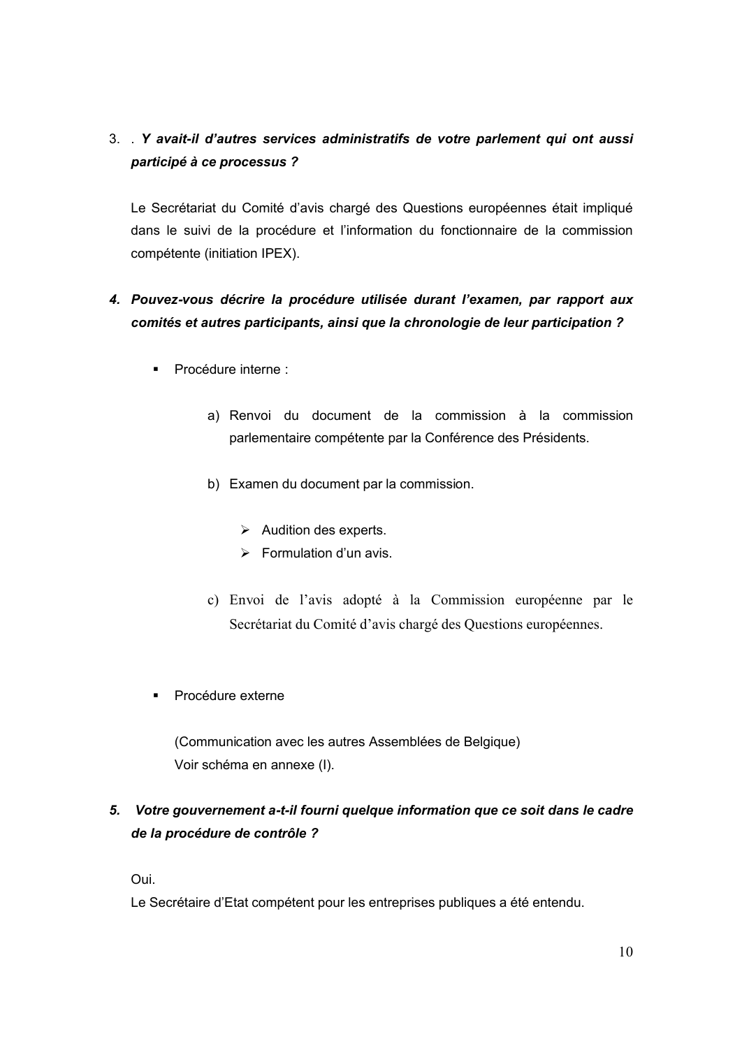3\. . ***Y avait-il d'autres services administratifs de votre parlement qui ont aussi participé à ce processus ?***

Le Secrétariat du Comité d'avis chargé des Questions européennes était impliqué dans le suivi de la procédure et l'information du fonctionnaire de la commission compétente (initiation IPEX).

4\. ***Pouvez-vous décrire la procédure utilisée durant l'examen, par rapport aux comités et autres participants, ainsi que la chronologie de leur participation ?***

- Procédure interne :

  a) Renvoi du document de la commission à la commission parlementaire compétente par la Conférence des Présidents.

  b) Examen du document par la commission.

     - Audition des experts.
     - Formulation d'un avis.

  c) Envoi de l'avis adopté à la Commission européenne par le Secrétariat du Comité d'avis chargé des Questions européennes.

- Procédure externe

  (Communication avec les autres Assemblées de Belgique)
  Voir schéma en annexe (I).

5\. ***Votre gouvernement a-t-il fourni quelque information que ce soit dans le cadre de la procédure de contrôle ?***

Oui.
Le Secrétaire d'Etat compétent pour les entreprises publiques a été entendu.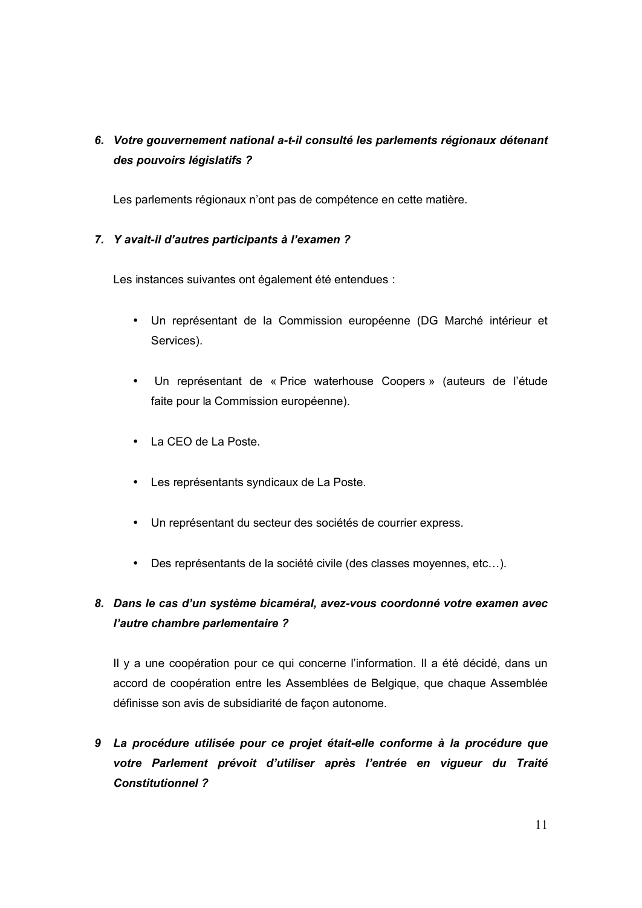6. ***Votre gouvernement national a-t-il consulté les parlements régionaux détenant des pouvoirs législatifs ?***

   Les parlements régionaux n'ont pas de compétence en cette matière.

7. ***Y avait-il d'autres participants à l'examen ?***

   Les instances suivantes ont également été entendues :

   - Un représentant de la Commission européenne (DG Marché intérieur et Services).
   - Un représentant de « Price waterhouse Coopers » (auteurs de l'étude faite pour la Commission européenne).
   - La CEO de La Poste.
   - Les représentants syndicaux de La Poste.
   - Un représentant du secteur des sociétés de courrier express.
   - Des représentants de la société civile (des classes moyennes, etc…).

8. ***Dans le cas d'un système bicaméral, avez-vous coordonné votre examen avec l'autre chambre parlementaire ?***

   Il y a une coopération pour ce qui concerne l'information. Il a été décidé, dans un accord de coopération entre les Assemblées de Belgique, que chaque Assemblée définisse son avis de subsidiarité de façon autonome.

9 ***La procédure utilisée pour ce projet était-elle conforme à la procédure que votre Parlement prévoit d'utiliser après l'entrée en vigueur du Traité Constitutionnel ?***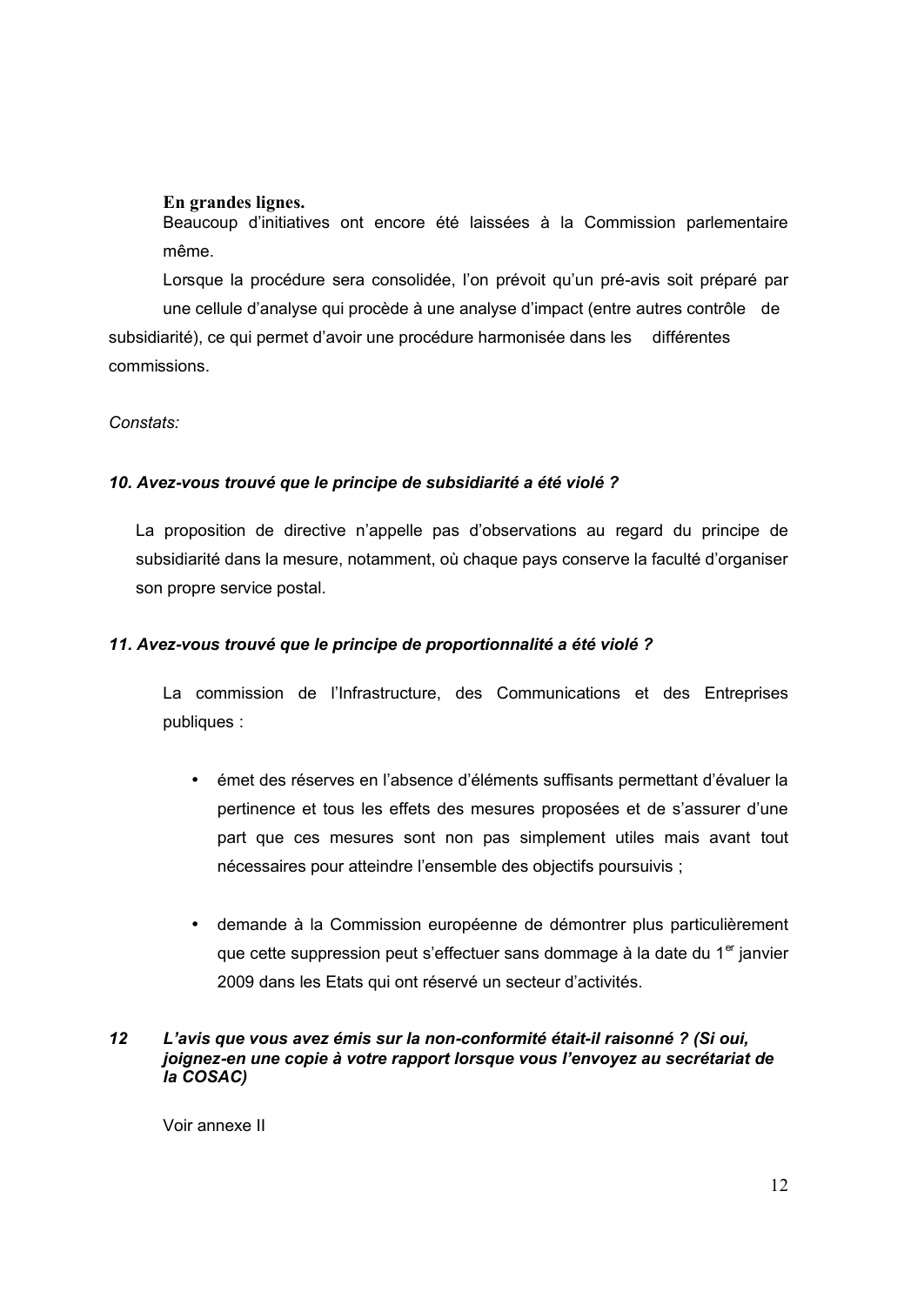**En grandes lignes.**

Beaucoup d'initiatives ont encore été laissées à la Commission parlementaire même.

Lorsque la procédure sera consolidée, l'on prévoit qu'un pré-avis soit préparé par une cellule d'analyse qui procède à une analyse d'impact (entre autres contrôle de subsidiarité), ce qui permet d'avoir une procédure harmonisée dans les différentes commissions.

*Constats:*

***10. Avez-vous trouvé que le principe de subsidiarité a été violé ?***

La proposition de directive n'appelle pas d'observations au regard du principe de subsidiarité dans la mesure, notamment, où chaque pays conserve la faculté d'organiser son propre service postal.

***11. Avez-vous trouvé que le principe de proportionnalité a été violé ?***

La commission de l'Infrastructure, des Communications et des Entreprises publiques :

- émet des réserves en l'absence d'éléments suffisants permettant d'évaluer la pertinence et tous les effets des mesures proposées et de s'assurer d'une part que ces mesures sont non pas simplement utiles mais avant tout nécessaires pour atteindre l'ensemble des objectifs poursuivis ;

- demande à la Commission européenne de démontrer plus particulièrement que cette suppression peut s'effectuer sans dommage à la date du 1er janvier 2009 dans les Etats qui ont réservé un secteur d'activités.

***12 L'avis que vous avez émis sur la non-conformité était-il raisonné ? (Si oui, joignez-en une copie à votre rapport lorsque vous l'envoyez au secrétariat de la COSAC)***

Voir annexe II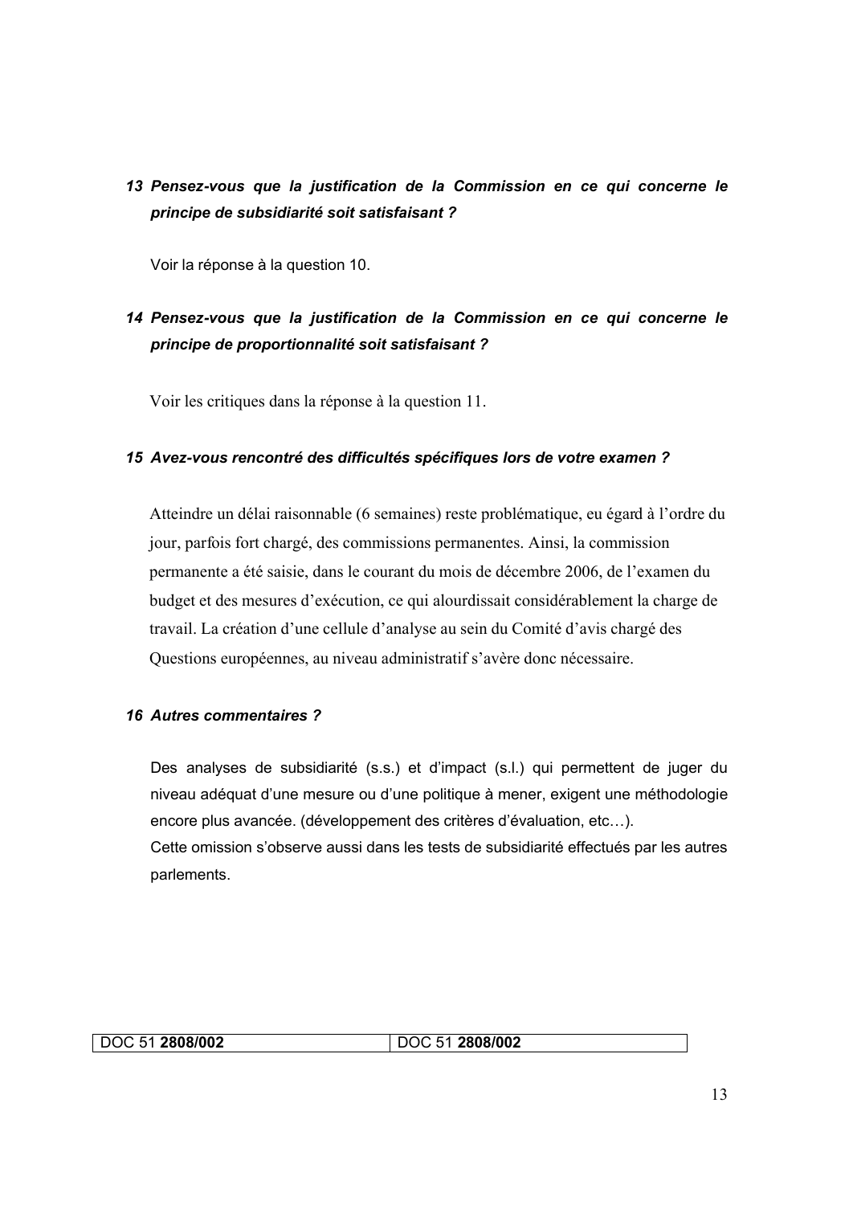***13 Pensez-vous que la justification de la Commission en ce qui concerne le principe de subsidiarité soit satisfaisant ?***

Voir la réponse à la question 10.

***14 Pensez-vous que la justification de la Commission en ce qui concerne le principe de proportionnalité soit satisfaisant ?***

Voir les critiques dans la réponse à la question 11.

***15 Avez-vous rencontré des difficultés spécifiques lors de votre examen ?***

Atteindre un délai raisonnable (6 semaines) reste problématique, eu égard à l'ordre du jour, parfois fort chargé, des commissions permanentes. Ainsi, la commission permanente a été saisie, dans le courant du mois de décembre 2006, de l'examen du budget et des mesures d'exécution, ce qui alourdissait considérablement la charge de travail. La création d'une cellule d'analyse au sein du Comité d'avis chargé des Questions européennes, au niveau administratif s'avère donc nécessaire.

***16 Autres commentaires ?***

Des analyses de subsidiarité (s.s.) et d'impact (s.l.) qui permettent de juger du niveau adéquat d'une mesure ou d'une politique à mener, exigent une méthodologie encore plus avancée. (développement des critères d'évaluation, etc…).
Cette omission s'observe aussi dans les tests de subsidiarité effectués par les autres parlements.

| DOC 51 **2808/002** | DOC 51 **2808/002** |
| --- | --- |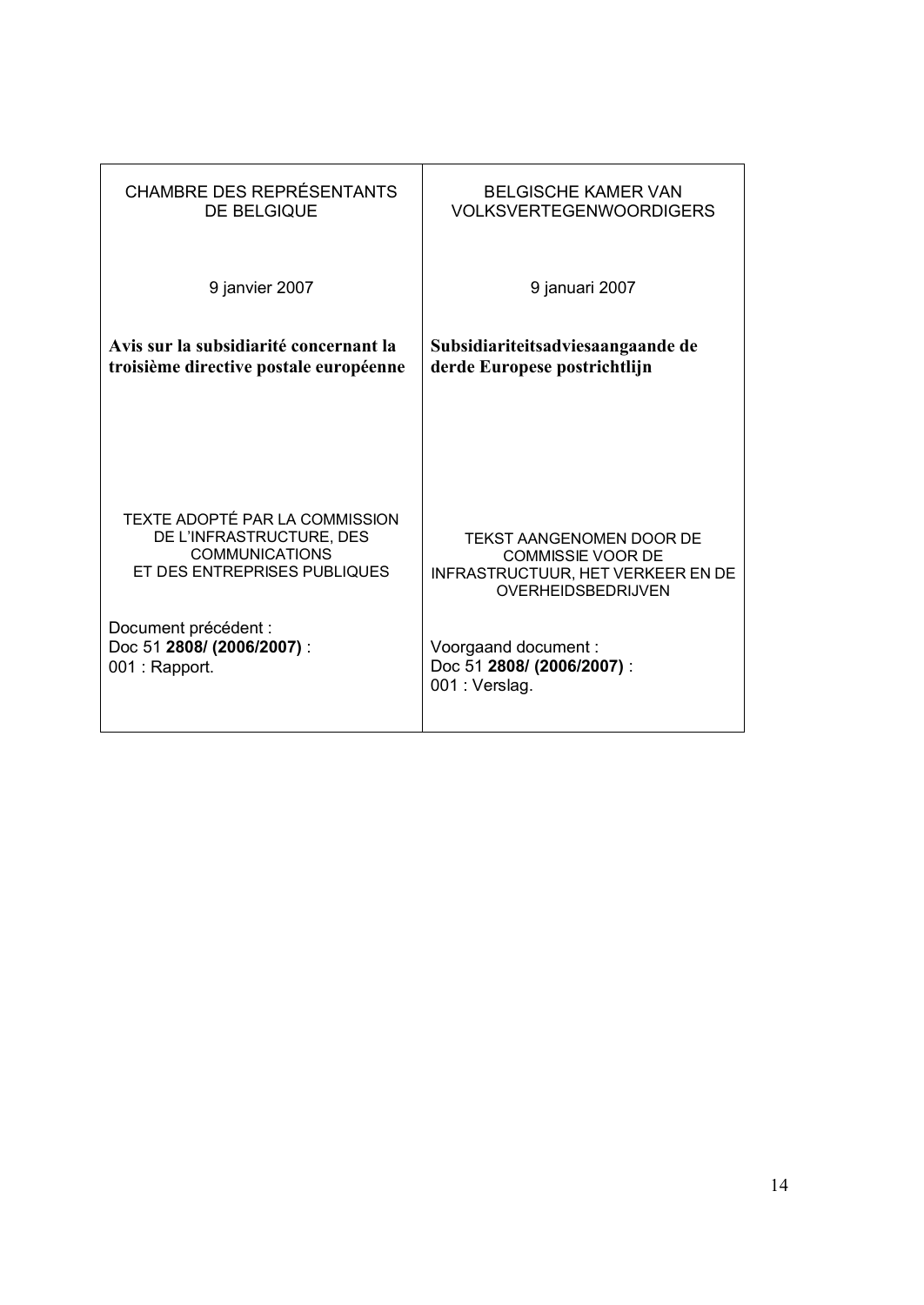| CHAMBRE DES REPRÉSENTANTS DE BELGIQUE | BELGISCHE KAMER VAN VOLKSVERTEGENWOORDIGERS |
|---|---|
| 9 janvier 2007 | 9 januari 2007 |
| **Avis sur la subsidiarité concernant la troisième directive postale européenne** | **Subsidiariteitsadviesaangaande de derde Europese postrichtlijn** |
| TEXTE ADOPTÉ PAR LA COMMISSION DE L'INFRASTRUCTURE, DES COMMUNICATIONS ET DES ENTREPRISES PUBLIQUES | TEKST AANGENOMEN DOOR DE COMMISSIE VOOR DE INFRASTRUCTUUR, HET VERKEER EN DE OVERHEIDSBEDRIJVEN |
| Document précédent : Doc 51 **2808/ (2006/2007)** : 001 : Rapport. | Voorgaand document : Doc 51 **2808/ (2006/2007)** : 001 : Verslag. |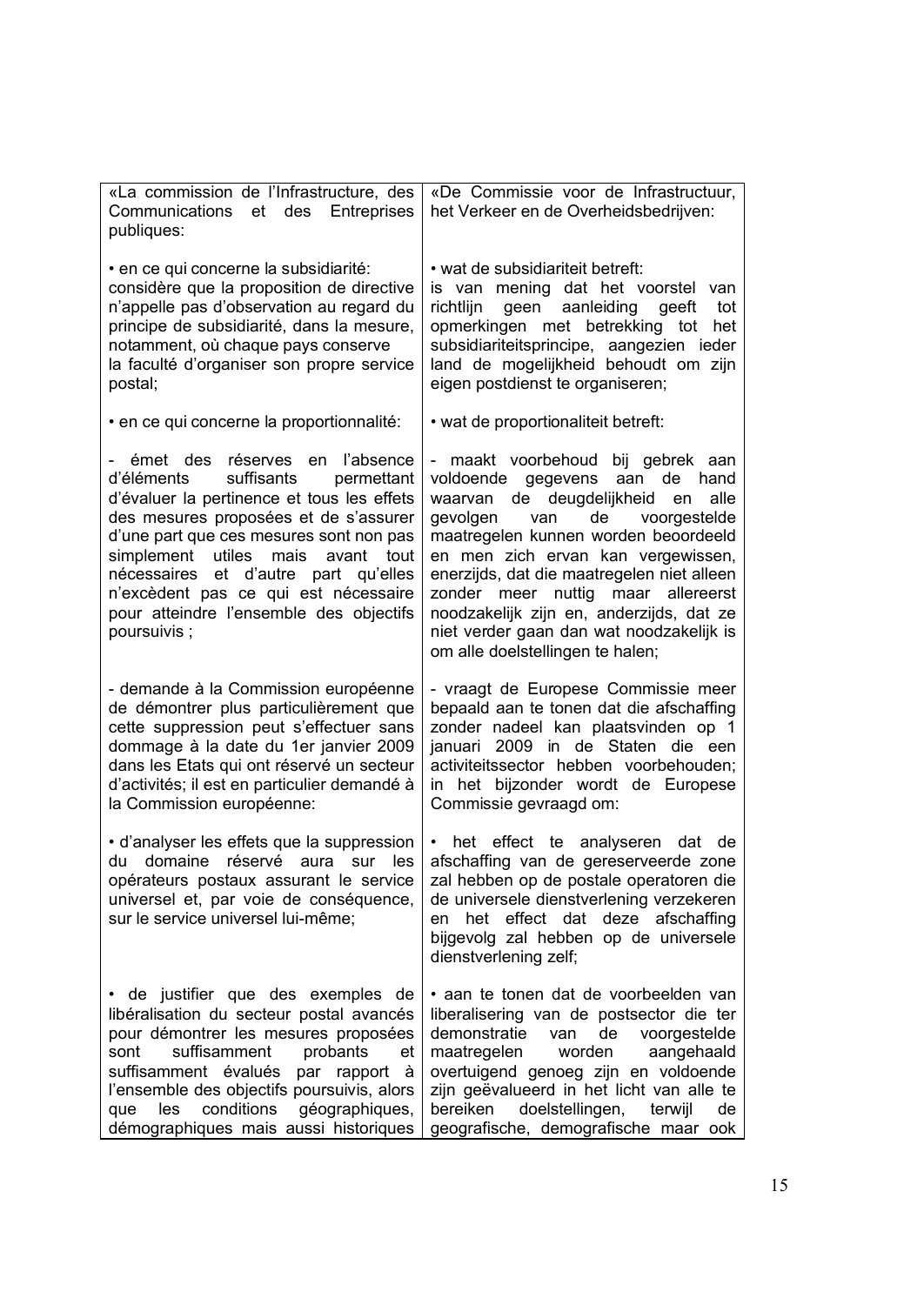| «La commission de l'Infrastructure, des Communications et des Entreprises publiques: | «De Commissie voor de Infrastructuur, het Verkeer en de Overheidsbedrijven: |
|---|---|
| • en ce qui concerne la subsidiarité: considère que la proposition de directive n'appelle pas d'observation au regard du principe de subsidiarité, dans la mesure, notamment, où chaque pays conserve la faculté d'organiser son propre service postal; | • wat de subsidiariteit betreft: is van mening dat het voorstel van richtlijn geen aanleiding geeft tot opmerkingen met betrekking tot het subsidiariteitsprincipe, aangezien ieder land de mogelijkheid behoudt om zijn eigen postdienst te organiseren; |
| • en ce qui concerne la proportionnalité: | • wat de proportionaliteit betreft: |
| - émet des réserves en l'absence d'éléments suffisants permettant d'évaluer la pertinence et tous les effets des mesures proposées et de s'assurer d'une part que ces mesures sont non pas simplement utiles mais avant tout nécessaires et d'autre part qu'elles n'excèdent pas ce qui est nécessaire pour atteindre l'ensemble des objectifs poursuivis ; | - maakt voorbehoud bij gebrek aan voldoende gegevens aan de hand waarvan de deugdelijkheid en alle gevolgen van de voorgestelde maatregelen kunnen worden beoordeeld en men zich ervan kan vergewissen, enerzijds, dat die maatregelen niet alleen zonder meer nuttig maar allereerst noodzakelijk zijn en, anderzijds, dat ze niet verder gaan dan wat noodzakelijk is om alle doelstellingen te halen; |
| - demande à la Commission européenne de démontrer plus particulièrement que cette suppression peut s'effectuer sans dommage à la date du 1er janvier 2009 dans les Etats qui ont réservé un secteur d'activités; il est en particulier demandé à la Commission européenne: | - vraagt de Europese Commissie meer bepaald aan te tonen dat die afschaffing zonder nadeel kan plaatsvinden op 1 januari 2009 in de Staten die een activiteitssector hebben voorbehouden; in het bijzonder wordt de Europese Commissie gevraagd om: |
| • d'analyser les effets que la suppression du domaine réservé aura sur les opérateurs postaux assurant le service universel et, par voie de conséquence, sur le service universel lui-même; | • het effect te analyseren dat de afschaffing van de gereserveerde zone zal hebben op de postale operatoren die de universele dienstverlening verzekeren en het effect dat deze afschaffing bijgevolg zal hebben op de universele dienstverlening zelf; |
| • de justifier que des exemples de libéralisation du secteur postal avancés pour démontrer les mesures proposées sont suffisamment probants et suffisamment évalués par rapport à l'ensemble des objectifs poursuivis, alors que les conditions géographiques, démographiques mais aussi historiques | • aan te tonen dat de voorbeelden van liberalisering van de postsector die ter demonstratie van de voorgestelde maatregelen worden aangehaald overtuigend genoeg zijn en voldoende zijn geëvalueerd in het licht van alle te bereiken doelstellingen, terwijl de geografische, demografische maar ook |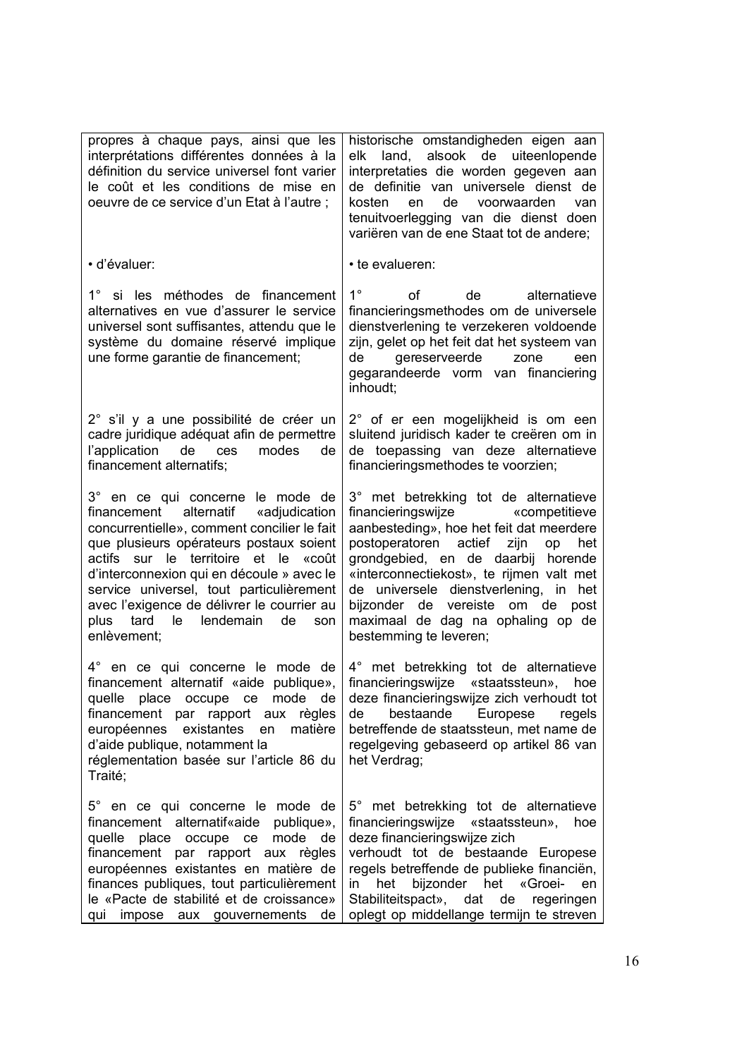| | |
|---|---|
| propres à chaque pays, ainsi que les interprétations différentes données à la définition du service universel font varier le coût et les conditions de mise en oeuvre de ce service d'un Etat à l'autre ; | historische omstandigheden eigen aan elk land, alsook de uiteenlopende interpretaties die worden gegeven aan de definitie van universele dienst de kosten en de voorwaarden van tenuitvoerlegging van die dienst doen variëren van de ene Staat tot de andere; |
| • d'évaluer: | • te evalueren: |
| 1° si les méthodes de financement alternatives en vue d'assurer le service universel sont suffisantes, attendu que le système du domaine réservé implique une forme garantie de financement; | 1° of de alternatieve financieringsmethodes om de universele dienstverlening te verzekeren voldoende zijn, gelet op het feit dat het systeem van de gereserveerde zone een gegarandeerde vorm van financiering inhoudt; |
| 2° s'il y a une possibilité de créer un cadre juridique adéquat afin de permettre l'application de ces modes de financement alternatifs; | 2° of er een mogelijkheid is om een sluitend juridisch kader te creëren om in de toepassing van deze alternatieve financieringsmethodes te voorzien; |
| 3° en ce qui concerne le mode de financement alternatif «adjudication concurrentielle», comment concilier le fait que plusieurs opérateurs postaux soient actifs sur le territoire et le «coût d'interconnexion qui en découle » avec le service universel, tout particulièrement avec l'exigence de délivrer le courrier au plus tard le lendemain de son enlèvement; | 3° met betrekking tot de alternatieve financieringswijze «competitieve aanbesteding», hoe het feit dat meerdere postoperatoren actief zijn op het grondgebied, en de daarbij horende «interconnectiekost», te rijmen valt met de universele dienstverlening, in het bijzonder de vereiste om de post maximaal de dag na ophaling op de bestemming te leveren; |
| 4° en ce qui concerne le mode de financement alternatif «aide publique», quelle place occupe ce mode de financement par rapport aux règles européennes existantes en matière d'aide publique, notamment la réglementation basée sur l'article 86 du Traité; | 4° met betrekking tot de alternatieve financieringswijze «staatssteun», hoe deze financieringswijze zich verhoudt tot de bestaande Europese regels betreffende de staatssteun, met name de regelgeving gebaseerd op artikel 86 van het Verdrag; |
| 5° en ce qui concerne le mode de financement alternatif«aide publique», quelle place occupe ce mode de financement par rapport aux règles européennes existantes en matière de finances publiques, tout particulièrement le «Pacte de stabilité et de croissance» qui impose aux gouvernements de | 5° met betrekking tot de alternatieve financieringswijze «staatssteun», hoe deze financieringswijze zich verhoudt tot de bestaande Europese regels betreffende de publieke financiën, in het bijzonder het «Groei- en Stabiliteitspact», dat de regeringen oplegt op middellange termijn te streven |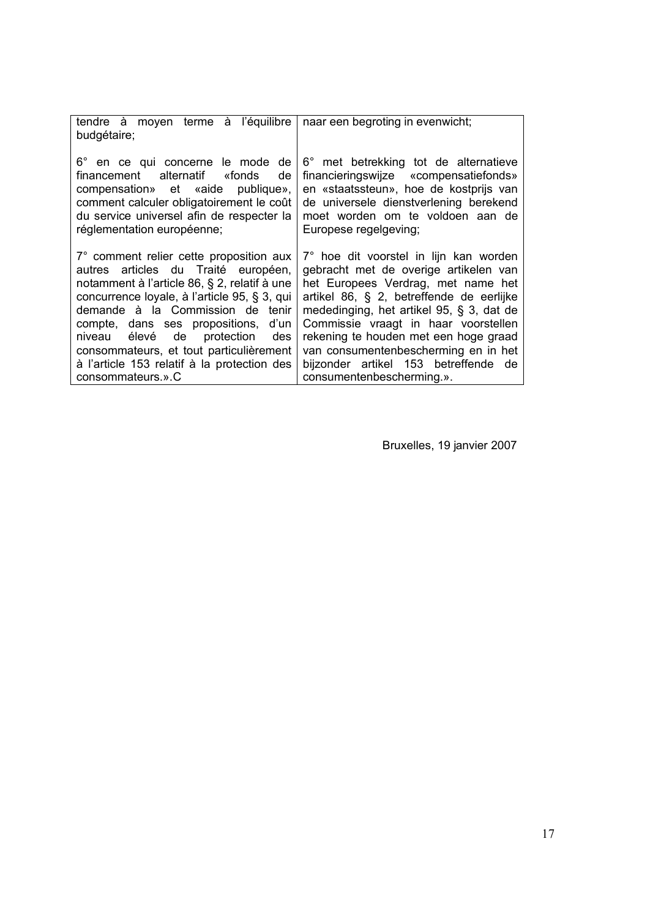| tendre à moyen terme à l'équilibre budgétaire; | naar een begroting in evenwicht; |
|---|---|
| 6° en ce qui concerne le mode de financement alternatif «fonds de compensation» et «aide publique», comment calculer obligatoirement le coût du service universel afin de respecter la réglementation européenne; | 6° met betrekking tot de alternatieve financieringswijze «compensatiefonds» en «staatssteun», hoe de kostprijs van de universele dienstverlening berekend moet worden om te voldoen aan de Europese regelgeving; |
| 7° comment relier cette proposition aux autres articles du Traité européen, notamment à l'article 86, § 2, relatif à une concurrence loyale, à l'article 95, § 3, qui demande à la Commission de tenir compte, dans ses propositions, d'un niveau élevé de protection des consommateurs, et tout particulièrement à l'article 153 relatif à la protection des consommateurs.».C | 7° hoe dit voorstel in lijn kan worden gebracht met de overige artikelen van het Europees Verdrag, met name het artikel 86, § 2, betreffende de eerlijke mededinging, het artikel 95, § 3, dat de Commissie vraagt in haar voorstellen rekening te houden met een hoge graad van consumentenbescherming en in het bijzonder artikel 153 betreffende de consumentenbescherming.». |

Bruxelles, 19 janvier 2007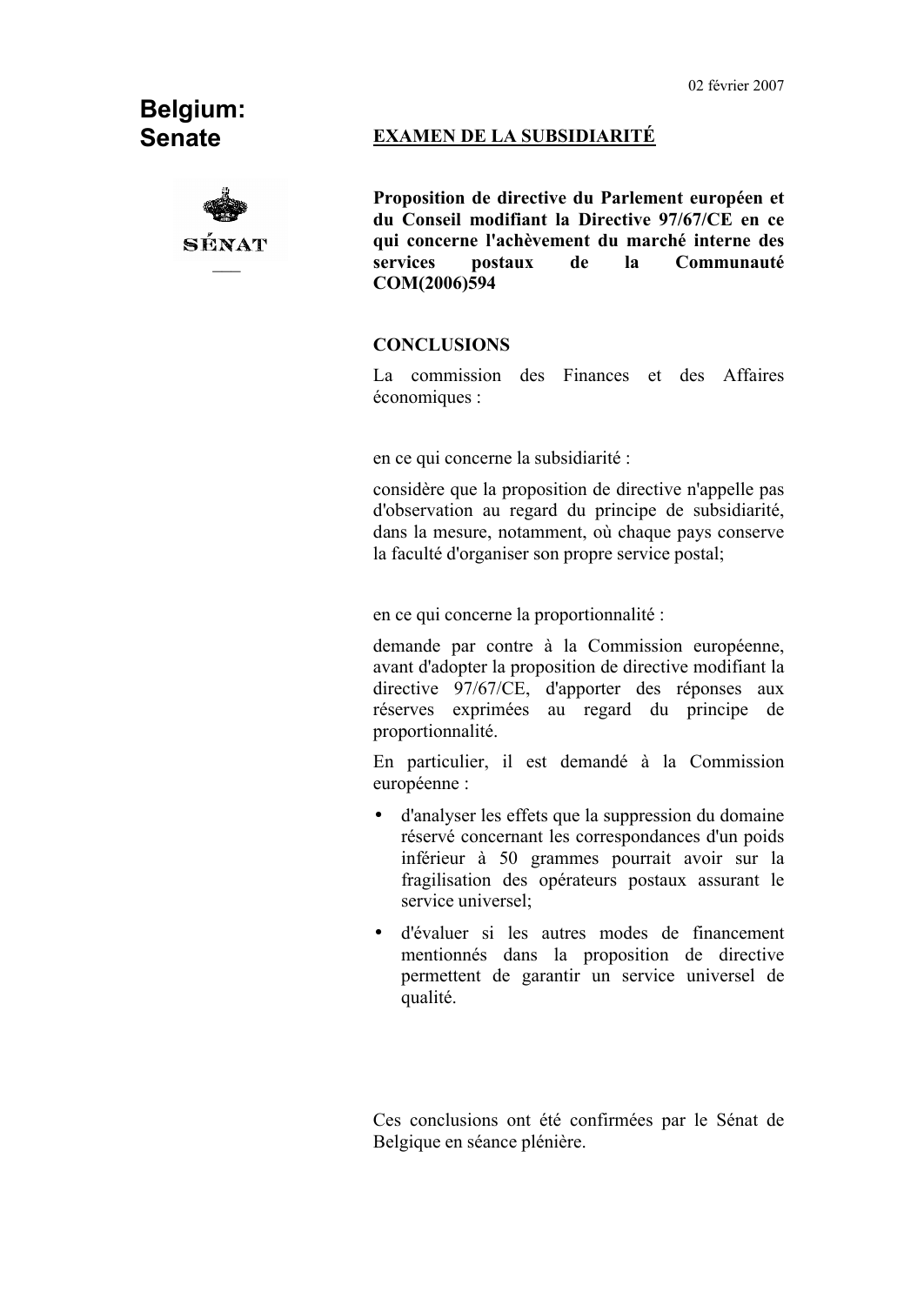02 février 2007

**Belgium: Senate**

SÉNAT

## EXAMEN DE LA SUBSIDIARITÉ

**Proposition de directive du Parlement européen et du Conseil modifiant la Directive 97/67/CE en ce qui concerne l'achèvement du marché interne des services postaux de la Communauté COM(2006)594**

**CONCLUSIONS**

La commission des Finances et des Affaires économiques :

en ce qui concerne la subsidiarité :

considère que la proposition de directive n'appelle pas d'observation au regard du principe de subsidiarité, dans la mesure, notamment, où chaque pays conserve la faculté d'organiser son propre service postal;

en ce qui concerne la proportionnalité :

demande par contre à la Commission européenne, avant d'adopter la proposition de directive modifiant la directive 97/67/CE, d'apporter des réponses aux réserves exprimées au regard du principe de proportionnalité.

En particulier, il est demandé à la Commission européenne :

- d'analyser les effets que la suppression du domaine réservé concernant les correspondances d'un poids inférieur à 50 grammes pourrait avoir sur la fragilisation des opérateurs postaux assurant le service universel;
- d'évaluer si les autres modes de financement mentionnés dans la proposition de directive permettent de garantir un service universel de qualité.

Ces conclusions ont été confirmées par le Sénat de Belgique en séance plénière.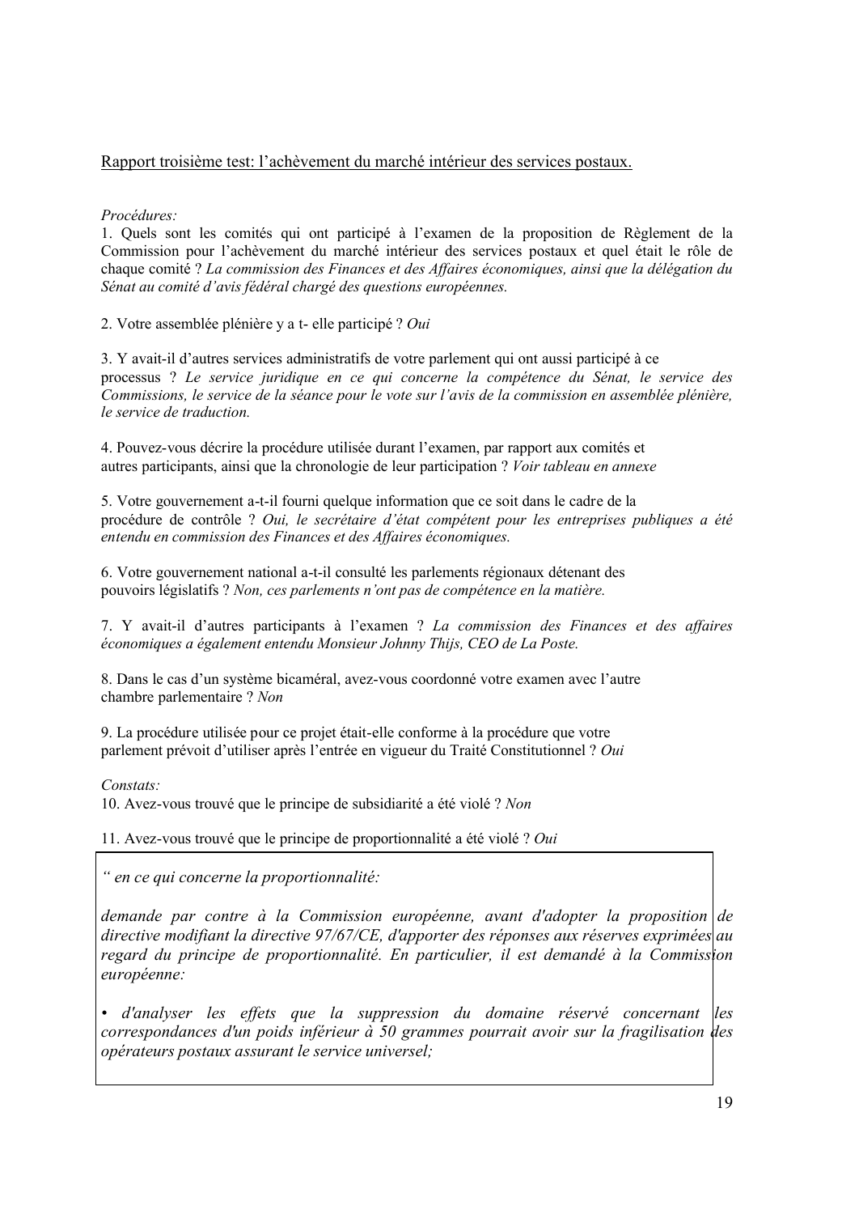Rapport troisième test: l'achèvement du marché intérieur des services postaux.

*Procédures:*

1. Quels sont les comités qui ont participé à l'examen de la proposition de Règlement de la Commission pour l'achèvement du marché intérieur des services postaux et quel était le rôle de chaque comité ? *La commission des Finances et des Affaires économiques, ainsi que la délégation du Sénat au comité d'avis fédéral chargé des questions européennes.*

2. Votre assemblée plénière y a t- elle participé ? *Oui*

3. Y avait-il d'autres services administratifs de votre parlement qui ont aussi participé à ce processus ? *Le service juridique en ce qui concerne la compétence du Sénat, le service des Commissions, le service de la séance pour le vote sur l'avis de la commission en assemblée plénière, le service de traduction.*

4. Pouvez-vous décrire la procédure utilisée durant l'examen, par rapport aux comités et autres participants, ainsi que la chronologie de leur participation ? *Voir tableau en annexe*

5. Votre gouvernement a-t-il fourni quelque information que ce soit dans le cadre de la procédure de contrôle ? *Oui, le secrétaire d'état compétent pour les entreprises publiques a été entendu en commission des Finances et des Affaires économiques.*

6. Votre gouvernement national a-t-il consulté les parlements régionaux détenant des pouvoirs législatifs ? *Non, ces parlements n'ont pas de compétence en la matière.*

7. Y avait-il d'autres participants à l'examen ? *La commission des Finances et des affaires économiques a également entendu Monsieur Johnny Thijs, CEO de La Poste.*

8. Dans le cas d'un système bicaméral, avez-vous coordonné votre examen avec l'autre chambre parlementaire ? *Non*

9. La procédure utilisée pour ce projet était-elle conforme à la procédure que votre parlement prévoit d'utiliser après l'entrée en vigueur du Traité Constitutionnel ? *Oui*

*Constats:*

10. Avez-vous trouvé que le principe de subsidiarité a été violé ? *Non*

11. Avez-vous trouvé que le principe de proportionnalité a été violé ? *Oui*

> *" en ce qui concerne la proportionnalité:*
>
> *demande par contre à la Commission européenne, avant d'adopter la proposition de directive modifiant la directive 97/67/CE, d'apporter des réponses aux réserves exprimées au regard du principe de proportionnalité. En particulier, il est demandé à la Commission européenne:*
>
> *• d'analyser les effets que la suppression du domaine réservé concernant les correspondances d'un poids inférieur à 50 grammes pourrait avoir sur la fragilisation des opérateurs postaux assurant le service universel;*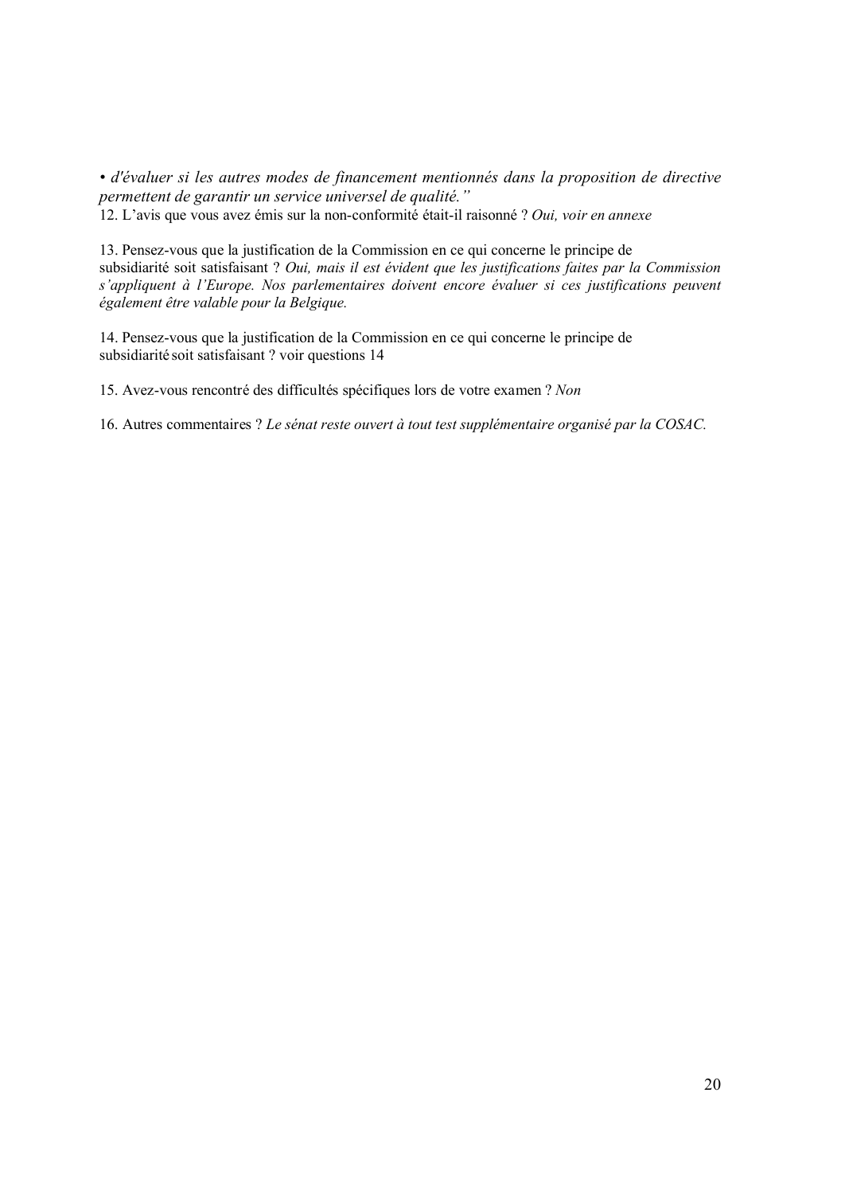• *d'évaluer si les autres modes de financement mentionnés dans la proposition de directive permettent de garantir un service universel de qualité."*

12. L'avis que vous avez émis sur la non-conformité était-il raisonné ? *Oui, voir en annexe*

13. Pensez-vous que la justification de la Commission en ce qui concerne le principe de subsidiarité soit satisfaisant ? *Oui, mais il est évident que les justifications faites par la Commission s'appliquent à l'Europe. Nos parlementaires doivent encore évaluer si ces justifications peuvent également être valable pour la Belgique.*

14. Pensez-vous que la justification de la Commission en ce qui concerne le principe de subsidiarité soit satisfaisant ? voir questions 14

15. Avez-vous rencontré des difficultés spécifiques lors de votre examen ? *Non*

16. Autres commentaires ? *Le sénat reste ouvert à tout test supplémentaire organisé par la COSAC.*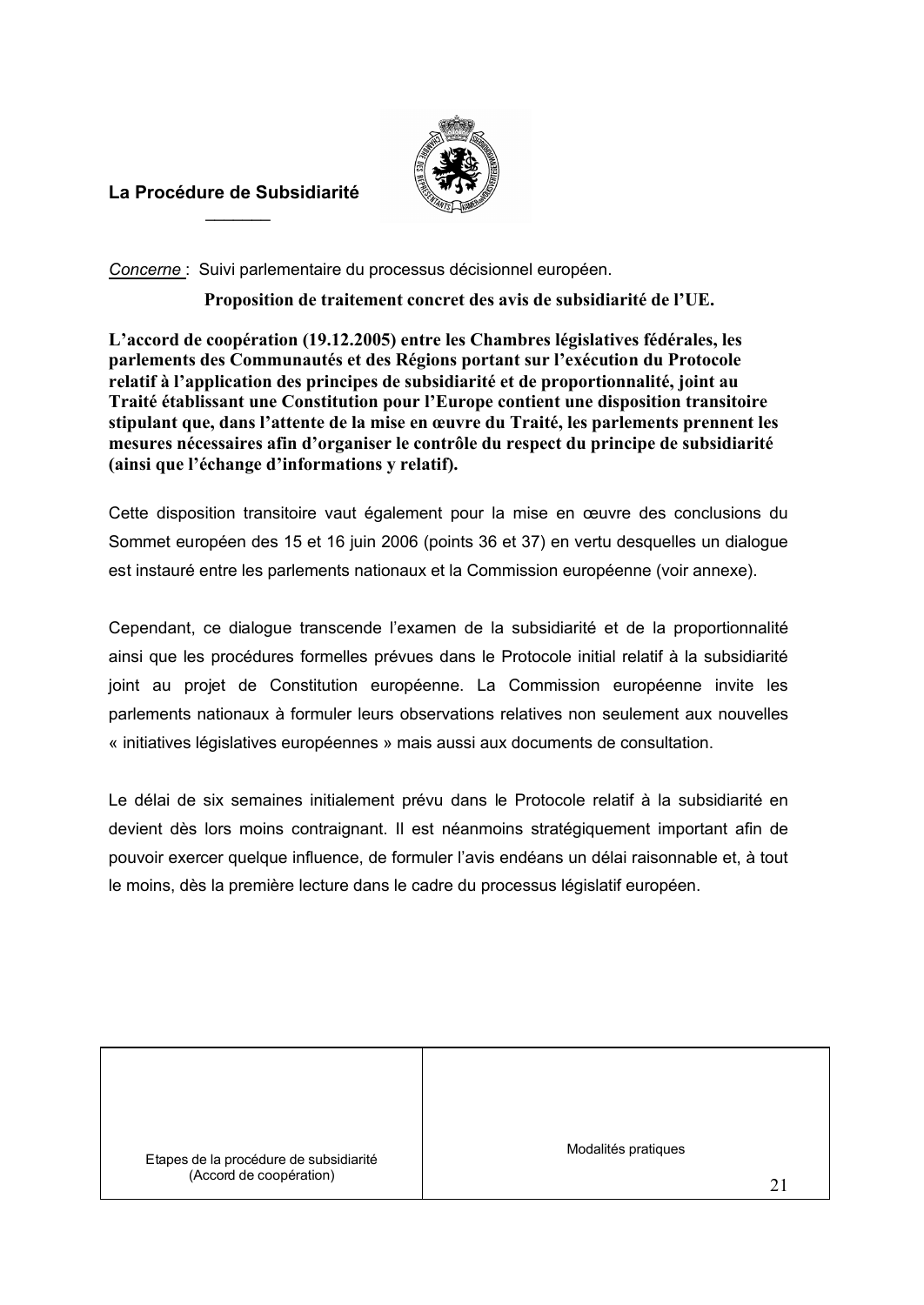**La Procédure de Subsidiarité**

*Concerne* : Suivi parlementaire du processus décisionnel européen.

**Proposition de traitement concret des avis de subsidiarité de l'UE.**

**L'accord de coopération (19.12.2005) entre les Chambres législatives fédérales, les parlements des Communautés et des Régions portant sur l'exécution du Protocole relatif à l'application des principes de subsidiarité et de proportionnalité, joint au Traité établissant une Constitution pour l'Europe contient une disposition transitoire stipulant que, dans l'attente de la mise en œuvre du Traité, les parlements prennent les mesures nécessaires afin d'organiser le contrôle du respect du principe de subsidiarité (ainsi que l'échange d'informations y relatif).**

Cette disposition transitoire vaut également pour la mise en œuvre des conclusions du Sommet européen des 15 et 16 juin 2006 (points 36 et 37) en vertu desquelles un dialogue est instauré entre les parlements nationaux et la Commission européenne (voir annexe).

Cependant, ce dialogue transcende l'examen de la subsidiarité et de la proportionnalité ainsi que les procédures formelles prévues dans le Protocole initial relatif à la subsidiarité joint au projet de Constitution européenne. La Commission européenne invite les parlements nationaux à formuler leurs observations relatives non seulement aux nouvelles « initiatives législatives européennes » mais aussi aux documents de consultation.

Le délai de six semaines initialement prévu dans le Protocole relatif à la subsidiarité en devient dès lors moins contraignant. Il est néanmoins stratégiquement important afin de pouvoir exercer quelque influence, de formuler l'avis endéans un délai raisonnable et, à tout le moins, dès la première lecture dans le cadre du processus législatif européen.

| Etapes de la procédure de subsidiarité (Accord de coopération) | Modalités pratiques |
| --- | --- |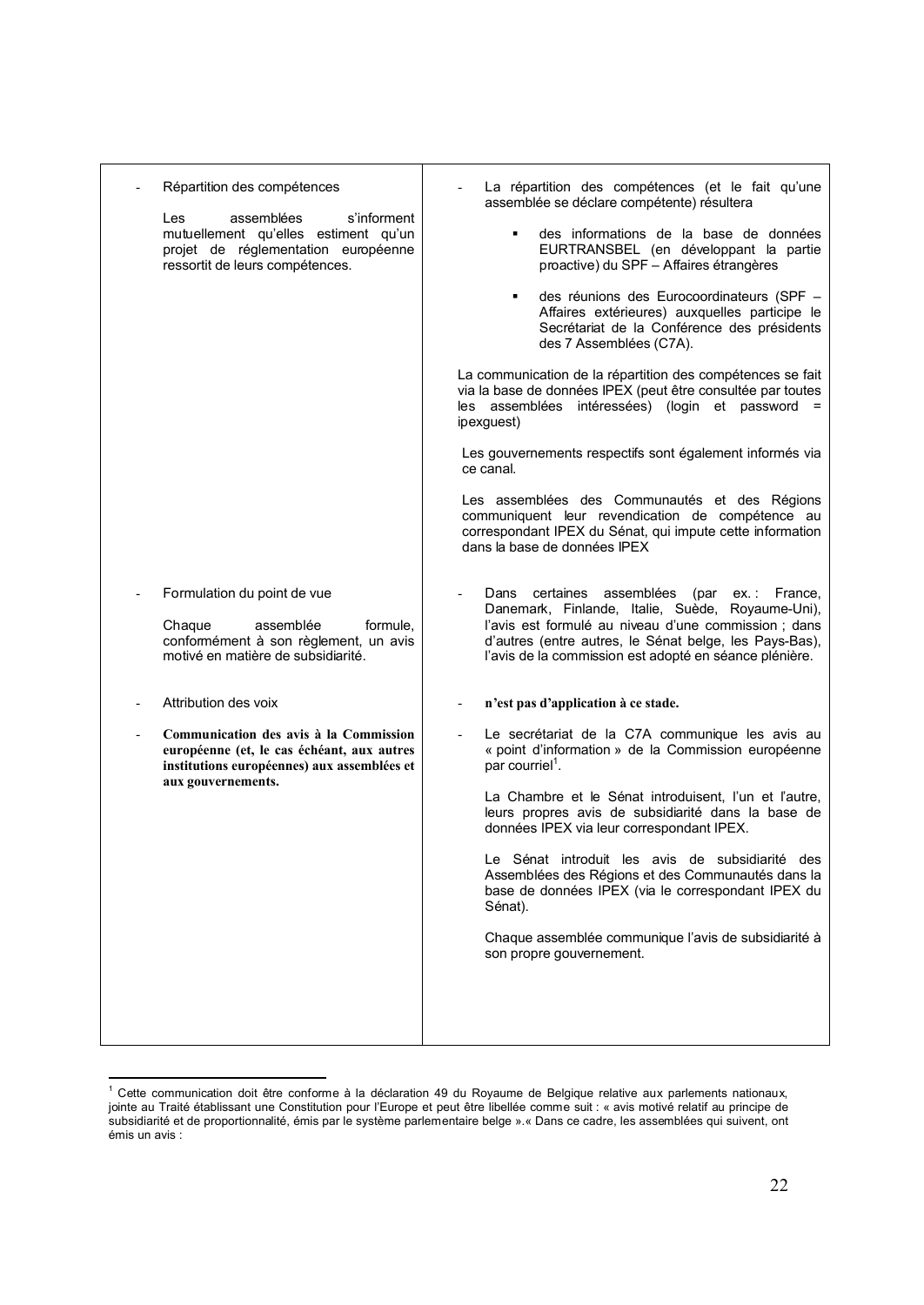| | |
|---|---|
| - Répartition des compétences<br><br>Les assemblées s'informent mutuellement qu'elles estiment qu'un projet de réglementation européenne ressortit de leurs compétences. | - La répartition des compétences (et le fait qu'une assemblée se déclare compétente) résultera<br><br>▪ des informations de la base de données EURTRANSBEL (en développant la partie proactive) du SPF – Affaires étrangères<br><br>▪ des réunions des Eurocoordinateurs (SPF – Affaires extérieures) auxquelles participe le Secrétariat de la Conférence des présidents des 7 Assemblées (C7A).<br><br>La communication de la répartition des compétences se fait via la base de données IPEX (peut être consultée par toutes les assemblées intéressées) (login et password = ipexguest)<br><br>Les gouvernements respectifs sont également informés via ce canal.<br><br>Les assemblées des Communautés et des Régions communiquent leur revendication de compétence au correspondant IPEX du Sénat, qui impute cette information dans la base de données IPEX |
| - Formulation du point de vue<br><br>Chaque assemblée formule, conformément à son règlement, un avis motivé en matière de subsidiarité. | - Dans certaines assemblées (par ex. : France, Danemark, Finlande, Italie, Suède, Royaume-Uni), l'avis est formulé au niveau d'une commission ; dans d'autres (entre autres, le Sénat belge, les Pays-Bas), l'avis de la commission est adopté en séance plénière. |
| - Attribution des voix | - **n'est pas d'application à ce stade.** |
| - **Communication des avis à la Commission européenne (et, le cas échéant, aux autres institutions européennes) aux assemblées et aux gouvernements.** | - Le secrétariat de la C7A communique les avis au « point d'information » de la Commission européenne par courriel[1].<br><br>La Chambre et le Sénat introduisent, l'un et l'autre, leurs propres avis de subsidiarité dans la base de données IPEX via leur correspondant IPEX.<br><br>Le Sénat introduit les avis de subsidiarité des Assemblées des Régions et des Communautés dans la base de données IPEX (via le correspondant IPEX du Sénat).<br><br>Chaque assemblée communique l'avis de subsidiarité à son propre gouvernement. |

[1] Cette communication doit être conforme à la déclaration 49 du Royaume de Belgique relative aux parlements nationaux, jointe au Traité établissant une Constitution pour l'Europe et peut être libellée comme suit : « avis motivé relatif au principe de subsidiarité et de proportionnalité, émis par le système parlementaire belge ».« Dans ce cadre, les assemblées qui suivent, ont émis un avis :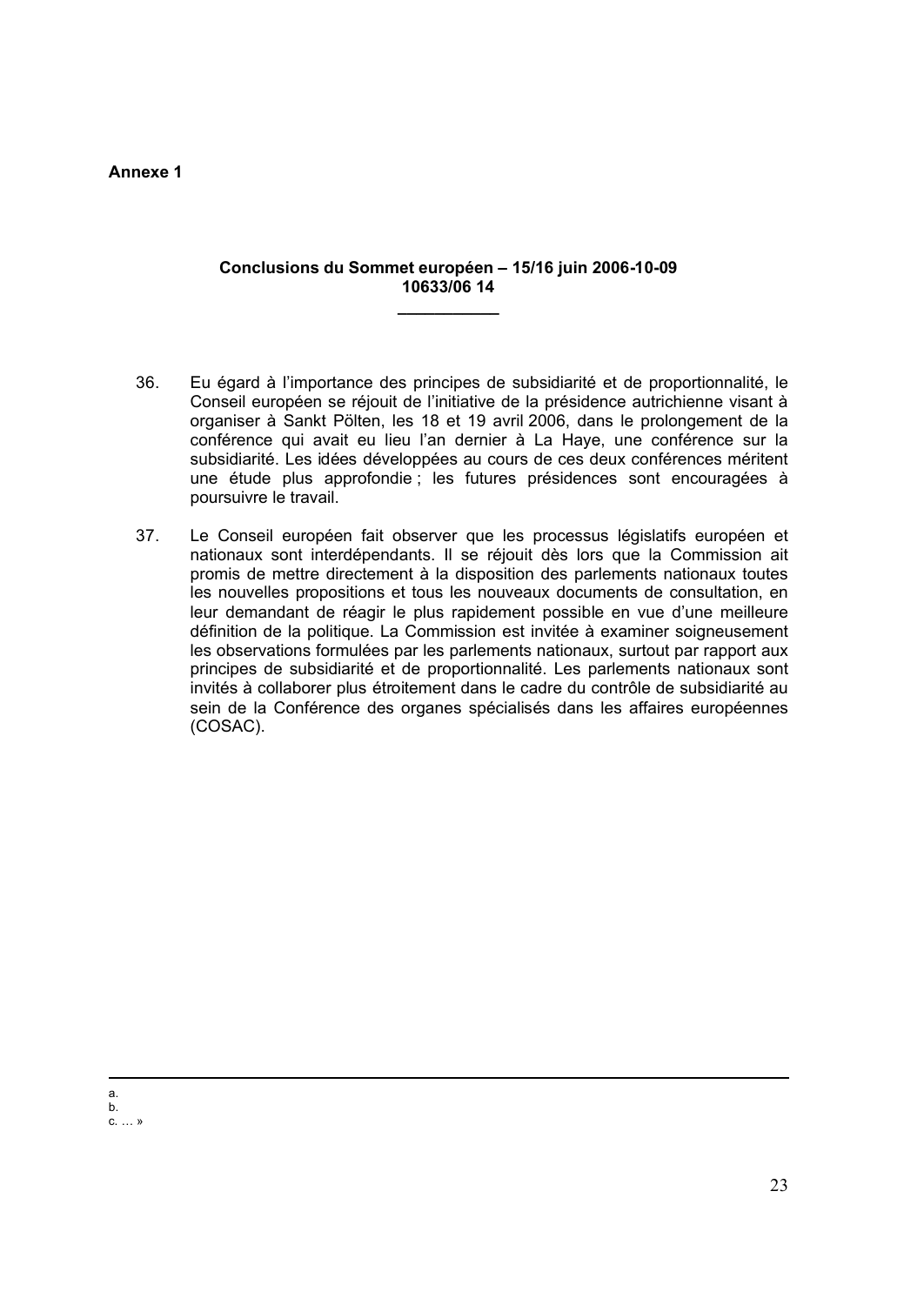**Annexe 1**

**Conclusions du Sommet européen – 15/16 juin 2006-10-09**
**10633/06 14**

---

36. Eu égard à l'importance des principes de subsidiarité et de proportionnalité, le Conseil européen se réjouit de l'initiative de la présidence autrichienne visant à organiser à Sankt Pölten, les 18 et 19 avril 2006, dans le prolongement de la conférence qui avait eu lieu l'an dernier à La Haye, une conférence sur la subsidiarité. Les idées développées au cours de ces deux conférences méritent une étude plus approfondie ; les futures présidences sont encouragées à poursuivre le travail.

37. Le Conseil européen fait observer que les processus législatifs européen et nationaux sont interdépendants. Il se réjouit dès lors que la Commission ait promis de mettre directement à la disposition des parlements nationaux toutes les nouvelles propositions et tous les nouveaux documents de consultation, en leur demandant de réagir le plus rapidement possible en vue d'une meilleure définition de la politique. La Commission est invitée à examiner soigneusement les observations formulées par les parlements nationaux, surtout par rapport aux principes de subsidiarité et de proportionnalité. Les parlements nationaux sont invités à collaborer plus étroitement dans le cadre du contrôle de subsidiarité au sein de la Conférence des organes spécialisés dans les affaires européennes (COSAC).

---

a.
b.
c. … »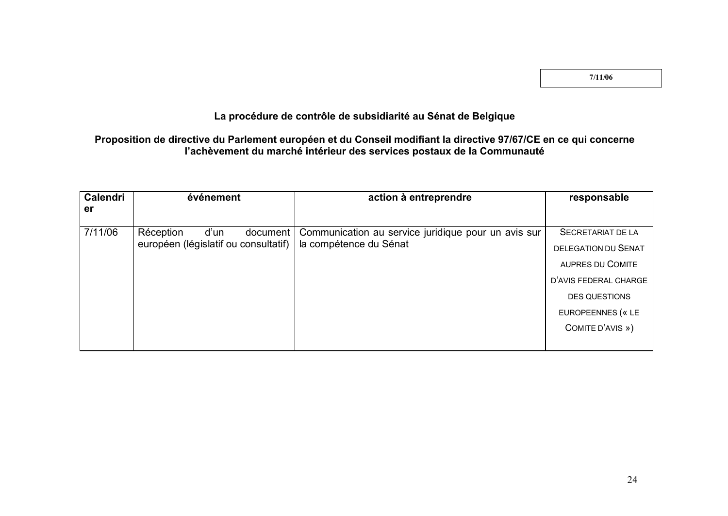7/11/06

**La procédure de contrôle de subsidiarité au Sénat de Belgique**

**Proposition de directive du Parlement européen et du Conseil modifiant la directive 97/67/CE en ce qui concerne l'achèvement du marché intérieur des services postaux de la Communauté**

| Calendrier | événement | action à entreprendre | responsable |
|---|---|---|---|
| 7/11/06 | Réception d'un document européen (législatif ou consultatif) | Communication au service juridique pour un avis sur la compétence du Sénat | SECRETARIAT DE LA DELEGATION DU SENAT AUPRES DU COMITE D'AVIS FEDERAL CHARGE DES QUESTIONS EUROPEENNES (« LE COMITE D'AVIS ») |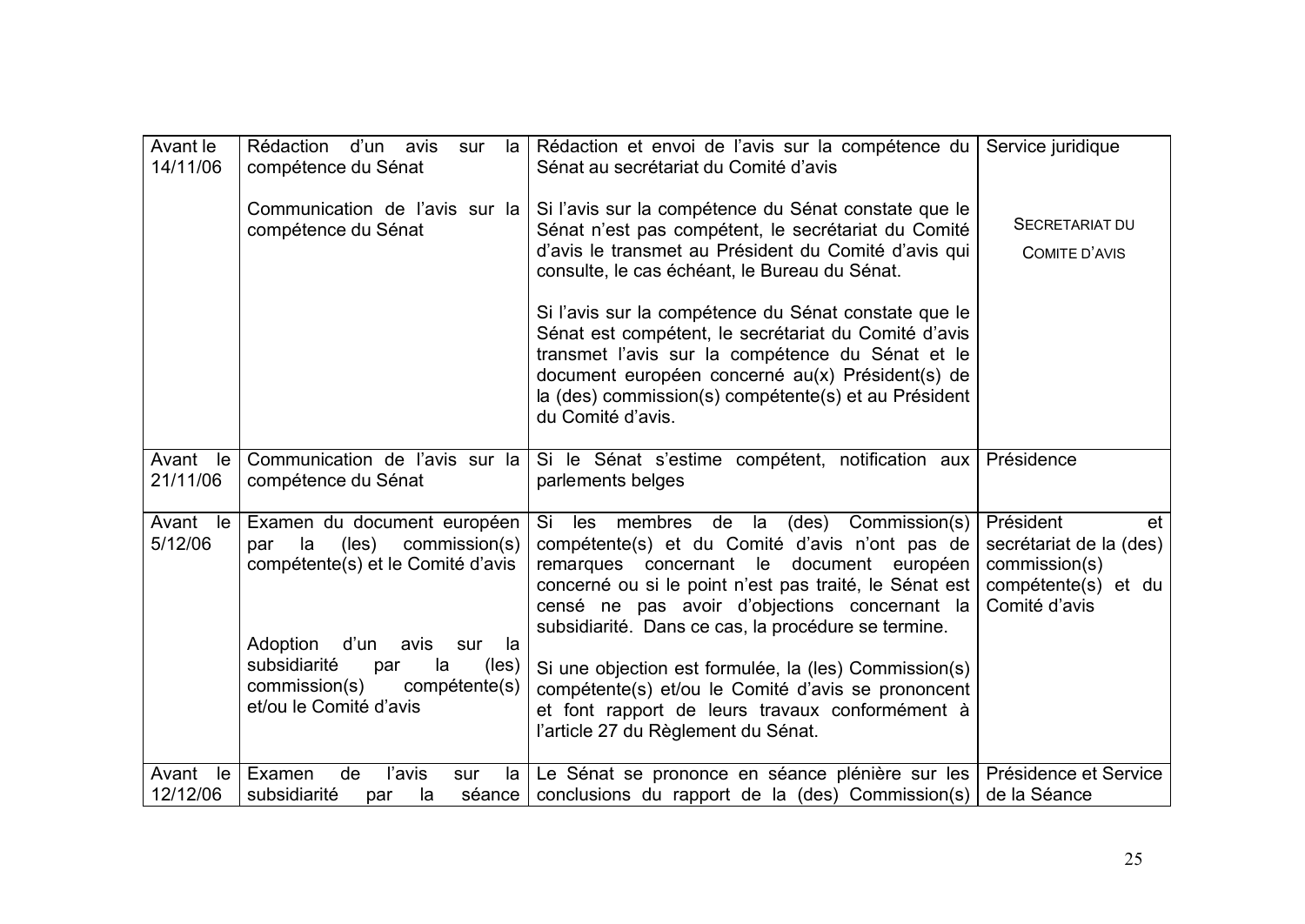| Avant le 14/11/06 | Rédaction d'un avis sur la compétence du Sénat<br><br>Communication de l'avis sur la compétence du Sénat | Rédaction et envoi de l'avis sur la compétence du Sénat au secrétariat du Comité d'avis<br><br>Si l'avis sur la compétence du Sénat constate que le Sénat n'est pas compétent, le secrétariat du Comité d'avis le transmet au Président du Comité d'avis qui consulte, le cas échéant, le Bureau du Sénat.<br><br>Si l'avis sur la compétence du Sénat constate que le Sénat est compétent, le secrétariat du Comité d'avis transmet l'avis sur la compétence du Sénat et le document européen concerné au(x) Président(s) de la (des) commission(s) compétente(s) et au Président du Comité d'avis. | Service juridique<br><br>SECRETARIAT DU COMITE D'AVIS |
|---|---|---|---|
| Avant le 21/11/06 | Communication de l'avis sur la compétence du Sénat | Si le Sénat s'estime compétent, notification aux parlements belges | Présidence |
| Avant le 5/12/06 | Examen du document européen par la (les) commission(s) compétente(s) et le Comité d'avis<br><br>Adoption d'un avis sur la subsidiarité par la (les) commission(s) compétente(s) et/ou le Comité d'avis | Si les membres de la (des) Commission(s) compétente(s) et du Comité d'avis n'ont pas de remarques concernant le document européen concerné ou si le point n'est pas traité, le Sénat est censé ne pas avoir d'objections concernant la subsidiarité. Dans ce cas, la procédure se termine.<br><br>Si une objection est formulée, la (les) Commission(s) compétente(s) et/ou le Comité d'avis se prononcent et font rapport de leurs travaux conformément à l'article 27 du Règlement du Sénat. | Président et secrétariat de la (des) commission(s) compétente(s) et du Comité d'avis |
| Avant le 12/12/06 | Examen de l'avis sur la subsidiarité par la séance | Le Sénat se prononce en séance plénière sur les conclusions du rapport de la (des) Commission(s) | Présidence et Service de la Séance |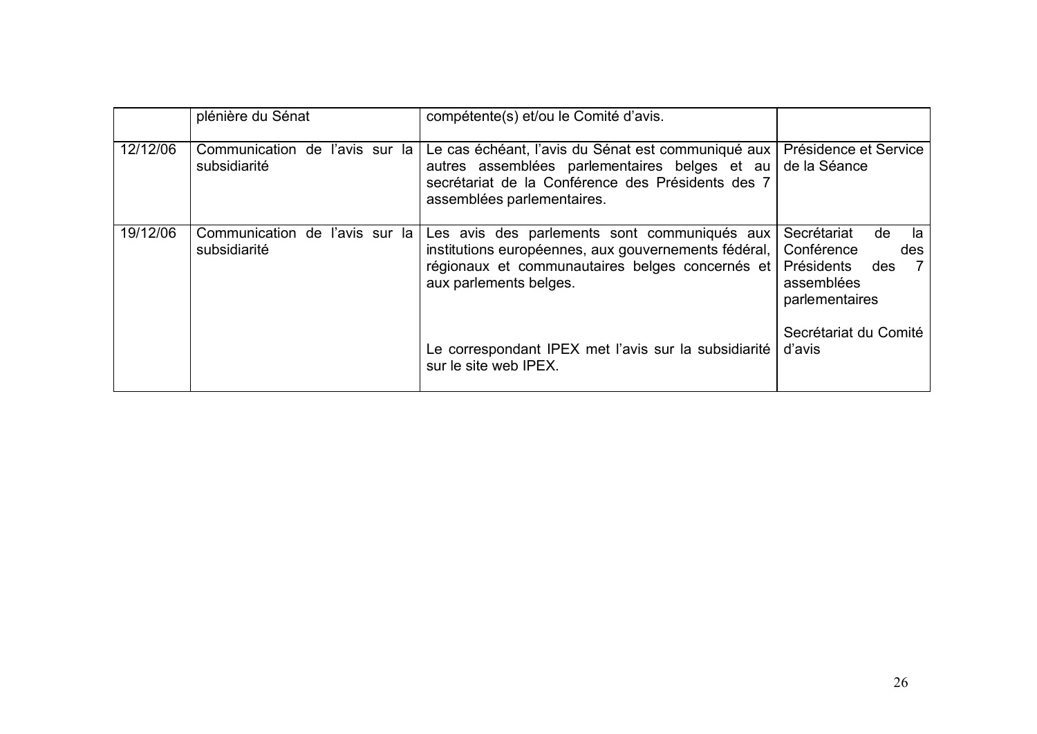| | plénière du Sénat | compétente(s) et/ou le Comité d'avis. | |
|---|---|---|---|
| 12/12/06 | Communication de l'avis sur la subsidiarité | Le cas échéant, l'avis du Sénat est communiqué aux autres assemblées parlementaires belges et au secrétariat de la Conférence des Présidents des 7 assemblées parlementaires. | Présidence et Service de la Séance |
| 19/12/06 | Communication de l'avis sur la subsidiarité | Les avis des parlements sont communiqués aux institutions européennes, aux gouvernements fédéral, régionaux et communautaires belges concernés et aux parlements belges.<br><br>Le correspondant IPEX met l'avis sur la subsidiarité sur le site web IPEX. | Secrétariat de la Conférence des Présidents des 7 assemblées parlementaires<br><br>Secrétariat du Comité d'avis |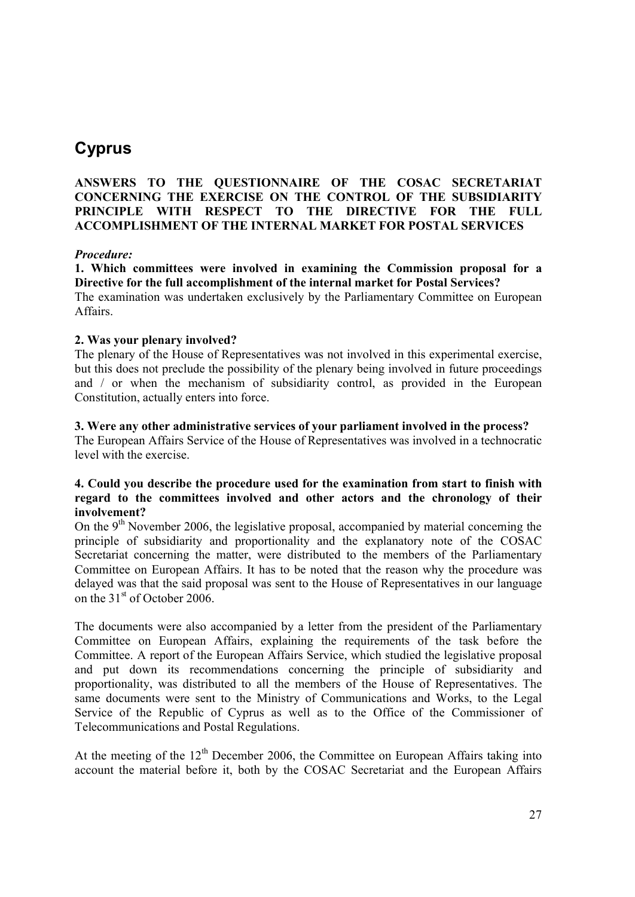# Cyprus

**ANSWERS TO THE QUESTIONNAIRE OF THE COSAC SECRETARIAT CONCERNING THE EXERCISE ON THE CONTROL OF THE SUBSIDIARITY PRINCIPLE WITH RESPECT TO THE DIRECTIVE FOR THE FULL ACCOMPLISHMENT OF THE INTERNAL MARKET FOR POSTAL SERVICES**

***Procedure:***

**1. Which committees were involved in examining the Commission proposal for a Directive for the full accomplishment of the internal market for Postal Services?**

The examination was undertaken exclusively by the Parliamentary Committee on European Affairs.

**2. Was your plenary involved?**

The plenary of the House of Representatives was not involved in this experimental exercise, but this does not preclude the possibility of the plenary being involved in future proceedings and / or when the mechanism of subsidiarity control, as provided in the European Constitution, actually enters into force.

**3. Were any other administrative services of your parliament involved in the process?**

The European Affairs Service of the House of Representatives was involved in a technocratic level with the exercise.

**4. Could you describe the procedure used for the examination from start to finish with regard to the committees involved and other actors and the chronology of their involvement?**

On the 9th November 2006, the legislative proposal, accompanied by material concerning the principle of subsidiarity and proportionality and the explanatory note of the COSAC Secretariat concerning the matter, were distributed to the members of the Parliamentary Committee on European Affairs. It has to be noted that the reason why the procedure was delayed was that the said proposal was sent to the House of Representatives in our language on the 31st of October 2006.

The documents were also accompanied by a letter from the president of the Parliamentary Committee on European Affairs, explaining the requirements of the task before the Committee. A report of the European Affairs Service, which studied the legislative proposal and put down its recommendations concerning the principle of subsidiarity and proportionality, was distributed to all the members of the House of Representatives. The same documents were sent to the Ministry of Communications and Works, to the Legal Service of the Republic of Cyprus as well as to the Office of the Commissioner of Telecommunications and Postal Regulations.

At the meeting of the 12th December 2006, the Committee on European Affairs taking into account the material before it, both by the COSAC Secretariat and the European Affairs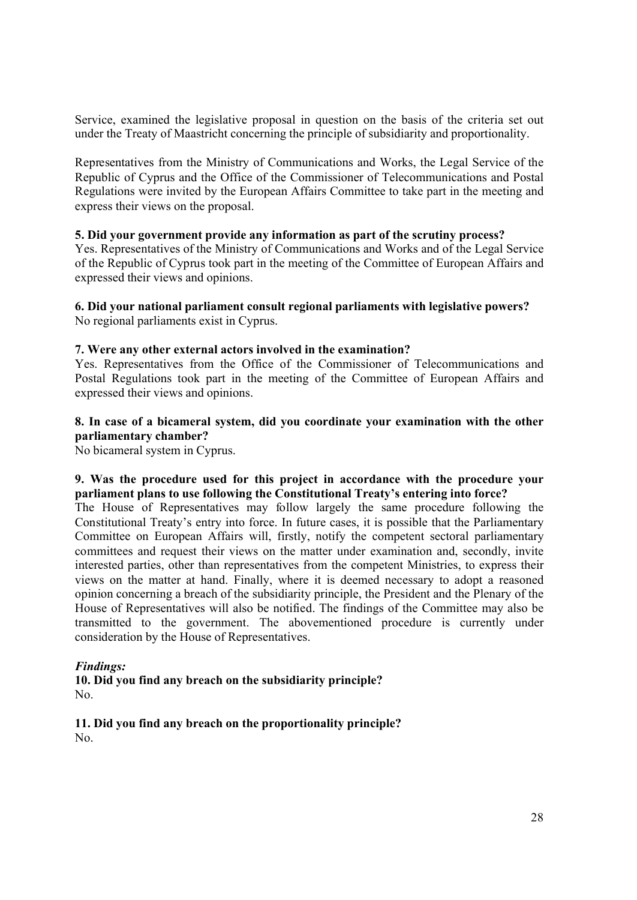Service, examined the legislative proposal in question on the basis of the criteria set out under the Treaty of Maastricht concerning the principle of subsidiarity and proportionality.

Representatives from the Ministry of Communications and Works, the Legal Service of the Republic of Cyprus and the Office of the Commissioner of Telecommunications and Postal Regulations were invited by the European Affairs Committee to take part in the meeting and express their views on the proposal.

**5. Did your government provide any information as part of the scrutiny process?**
Yes. Representatives of the Ministry of Communications and Works and of the Legal Service of the Republic of Cyprus took part in the meeting of the Committee of European Affairs and expressed their views and opinions.

**6. Did your national parliament consult regional parliaments with legislative powers?**
No regional parliaments exist in Cyprus.

**7. Were any other external actors involved in the examination?**
Yes. Representatives from the Office of the Commissioner of Telecommunications and Postal Regulations took part in the meeting of the Committee of European Affairs and expressed their views and opinions.

**8. In case of a bicameral system, did you coordinate your examination with the other parliamentary chamber?**
No bicameral system in Cyprus.

**9. Was the procedure used for this project in accordance with the procedure your parliament plans to use following the Constitutional Treaty's entering into force?**
The House of Representatives may follow largely the same procedure following the Constitutional Treaty's entry into force. In future cases, it is possible that the Parliamentary Committee on European Affairs will, firstly, notify the competent sectoral parliamentary committees and request their views on the matter under examination and, secondly, invite interested parties, other than representatives from the competent Ministries, to express their views on the matter at hand. Finally, where it is deemed necessary to adopt a reasoned opinion concerning a breach of the subsidiarity principle, the President and the Plenary of the House of Representatives will also be notified. The findings of the Committee may also be transmitted to the government. The abovementioned procedure is currently under consideration by the House of Representatives.

***Findings:***

**10. Did you find any breach on the subsidiarity principle?**
No.

**11. Did you find any breach on the proportionality principle?**
No.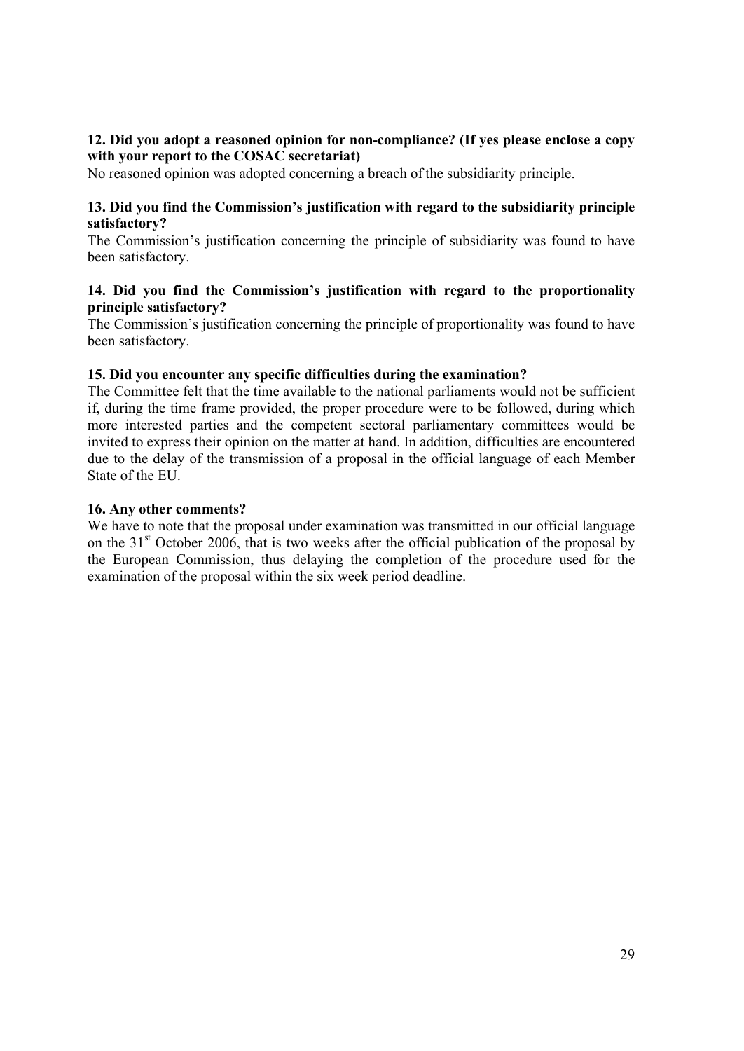**12. Did you adopt a reasoned opinion for non-compliance? (If yes please enclose a copy with your report to the COSAC secretariat)**

No reasoned opinion was adopted concerning a breach of the subsidiarity principle.

**13. Did you find the Commission's justification with regard to the subsidiarity principle satisfactory?**

The Commission's justification concerning the principle of subsidiarity was found to have been satisfactory.

**14. Did you find the Commission's justification with regard to the proportionality principle satisfactory?**

The Commission's justification concerning the principle of proportionality was found to have been satisfactory.

**15. Did you encounter any specific difficulties during the examination?**

The Committee felt that the time available to the national parliaments would not be sufficient if, during the time frame provided, the proper procedure were to be followed, during which more interested parties and the competent sectoral parliamentary committees would be invited to express their opinion on the matter at hand. In addition, difficulties are encountered due to the delay of the transmission of a proposal in the official language of each Member State of the EU.

**16. Any other comments?**

We have to note that the proposal under examination was transmitted in our official language on the 31st October 2006, that is two weeks after the official publication of the proposal by the European Commission, thus delaying the completion of the procedure used for the examination of the proposal within the six week period deadline.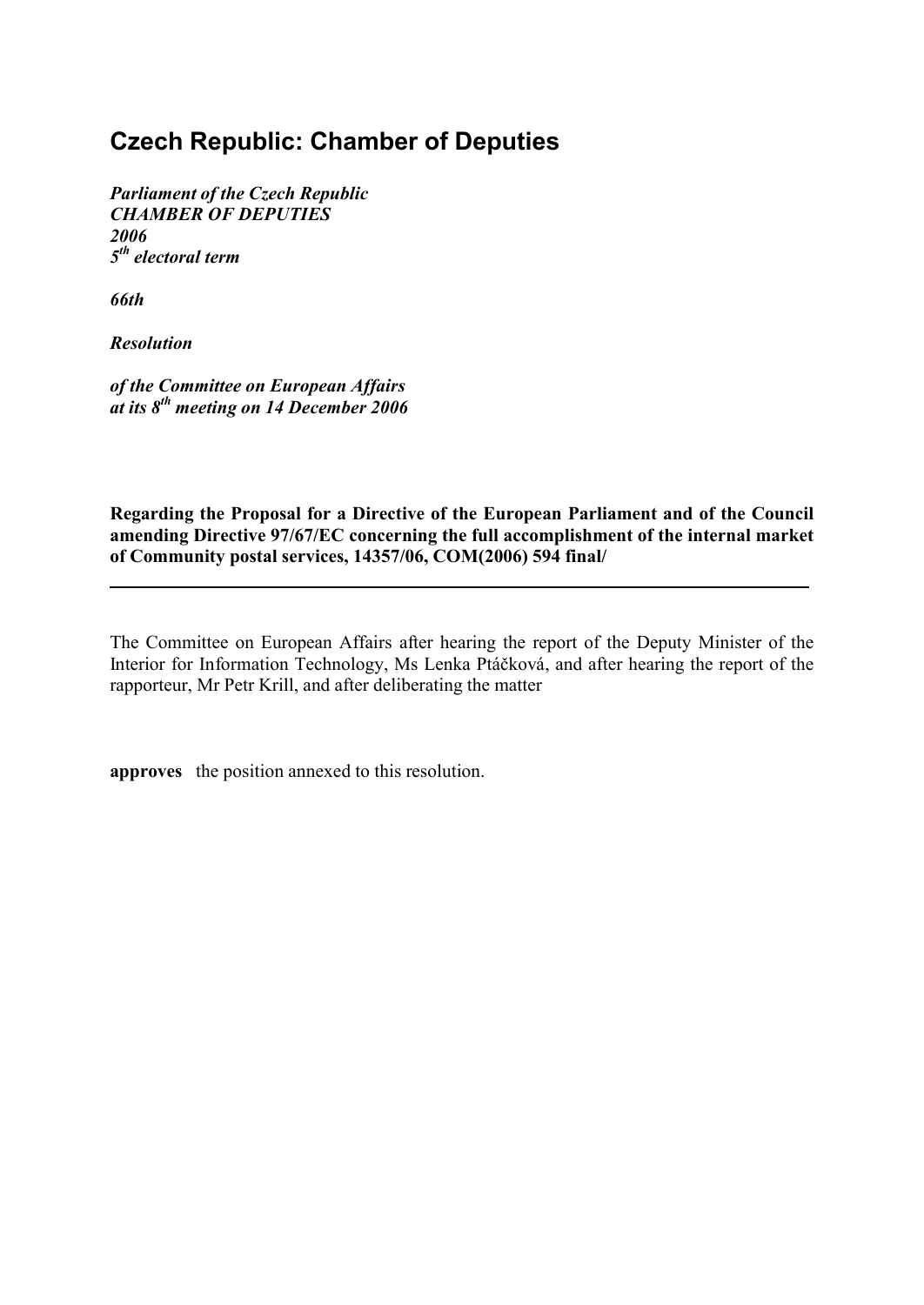# Czech Republic: Chamber of Deputies

***Parliament of the Czech Republic***
***CHAMBER OF DEPUTIES***
***2006***
***5th electoral term***

***66th***

***Resolution***

***of the Committee on European Affairs***
***at its 8th meeting on 14 December 2006***

**Regarding the Proposal for a Directive of the European Parliament and of the Council amending Directive 97/67/EC concerning the full accomplishment of the internal market of Community postal services, 14357/06, COM(2006) 594 final/**

---

The Committee on European Affairs after hearing the report of the Deputy Minister of the Interior for Information Technology, Ms Lenka Ptáčková, and after hearing the report of the rapporteur, Mr Petr Krill, and after deliberating the matter

**approves** the position annexed to this resolution.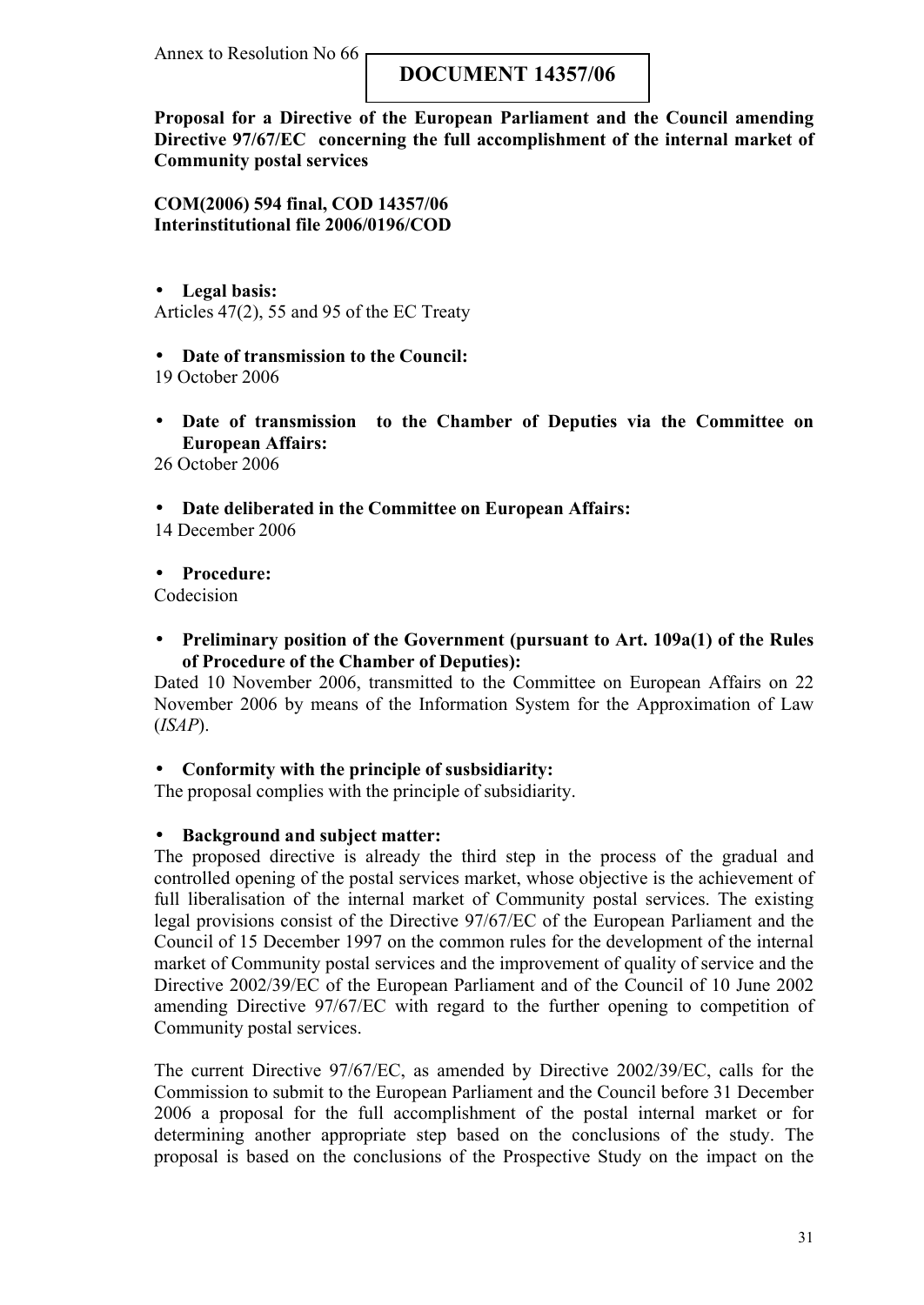Annex to Resolution No 66

**DOCUMENT 14357/06**

**Proposal for a Directive of the European Parliament and the Council amending Directive 97/67/EC concerning the full accomplishment of the internal market of Community postal services**

**COM(2006) 594 final, COD 14357/06**
**Interinstitutional file 2006/0196/COD**

- **Legal basis:**

Articles 47(2), 55 and 95 of the EC Treaty

- **Date of transmission to the Council:**

19 October 2006

- **Date of transmission to the Chamber of Deputies via the Committee on European Affairs:**

26 October 2006

- **Date deliberated in the Committee on European Affairs:**

14 December 2006

- **Procedure:**

Codecision

- **Preliminary position of the Government (pursuant to Art. 109a(1) of the Rules of Procedure of the Chamber of Deputies):**

Dated 10 November 2006, transmitted to the Committee on European Affairs on 22 November 2006 by means of the Information System for the Approximation of Law (*ISAP*).

- **Conformity with the principle of susbsidiarity:**

The proposal complies with the principle of subsidiarity.

- **Background and subject matter:**

The proposed directive is already the third step in the process of the gradual and controlled opening of the postal services market, whose objective is the achievement of full liberalisation of the internal market of Community postal services. The existing legal provisions consist of the Directive 97/67/EC of the European Parliament and the Council of 15 December 1997 on the common rules for the development of the internal market of Community postal services and the improvement of quality of service and the Directive 2002/39/EC of the European Parliament and of the Council of 10 June 2002 amending Directive 97/67/EC with regard to the further opening to competition of Community postal services.

The current Directive 97/67/EC, as amended by Directive 2002/39/EC, calls for the Commission to submit to the European Parliament and the Council before 31 December 2006 a proposal for the full accomplishment of the postal internal market or for determining another appropriate step based on the conclusions of the study. The proposal is based on the conclusions of the Prospective Study on the impact on the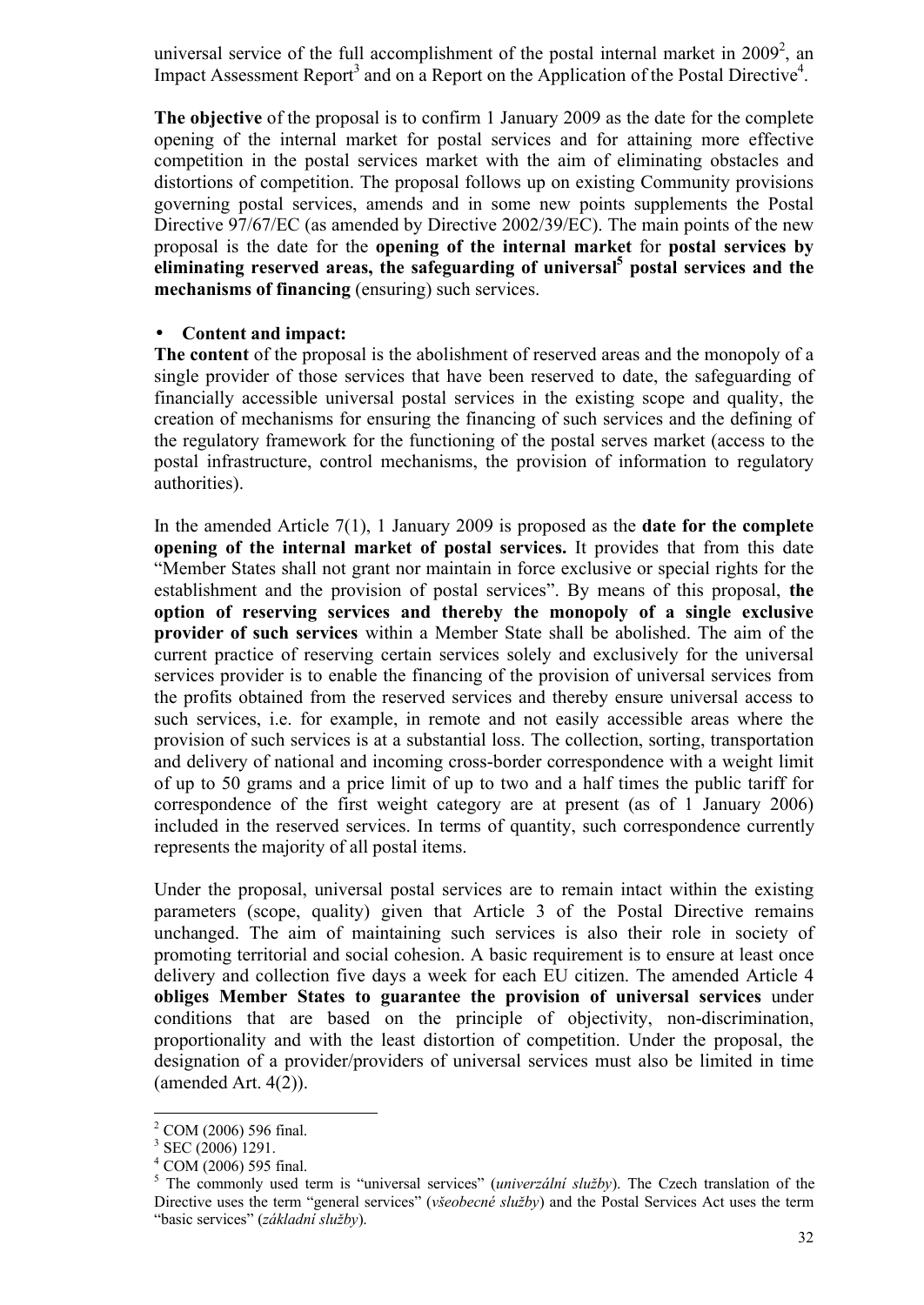universal service of the full accomplishment of the postal internal market in 2009[2], an Impact Assessment Report[3] and on a Report on the Application of the Postal Directive[4].

**The objective** of the proposal is to confirm 1 January 2009 as the date for the complete opening of the internal market for postal services and for attaining more effective competition in the postal services market with the aim of eliminating obstacles and distortions of competition. The proposal follows up on existing Community provisions governing postal services, amends and in some new points supplements the Postal Directive 97/67/EC (as amended by Directive 2002/39/EC). The main points of the new proposal is the date for the **opening of the internal market** for **postal services by eliminating reserved areas, the safeguarding of universal[5] postal services and the mechanisms of financing** (ensuring) such services.

- **Content and impact:**

**The content** of the proposal is the abolishment of reserved areas and the monopoly of a single provider of those services that have been reserved to date, the safeguarding of financially accessible universal postal services in the existing scope and quality, the creation of mechanisms for ensuring the financing of such services and the defining of the regulatory framework for the functioning of the postal serves market (access to the postal infrastructure, control mechanisms, the provision of information to regulatory authorities).

In the amended Article 7(1), 1 January 2009 is proposed as the **date for the complete opening of the internal market of postal services.** It provides that from this date "Member States shall not grant nor maintain in force exclusive or special rights for the establishment and the provision of postal services". By means of this proposal, **the option of reserving services and thereby the monopoly of a single exclusive provider of such services** within a Member State shall be abolished. The aim of the current practice of reserving certain services solely and exclusively for the universal services provider is to enable the financing of the provision of universal services from the profits obtained from the reserved services and thereby ensure universal access to such services, i.e. for example, in remote and not easily accessible areas where the provision of such services is at a substantial loss. The collection, sorting, transportation and delivery of national and incoming cross-border correspondence with a weight limit of up to 50 grams and a price limit of up to two and a half times the public tariff for correspondence of the first weight category are at present (as of 1 January 2006) included in the reserved services. In terms of quantity, such correspondence currently represents the majority of all postal items.

Under the proposal, universal postal services are to remain intact within the existing parameters (scope, quality) given that Article 3 of the Postal Directive remains unchanged. The aim of maintaining such services is also their role in society of promoting territorial and social cohesion. A basic requirement is to ensure at least once delivery and collection five days a week for each EU citizen. The amended Article 4 **obliges Member States to guarantee the provision of universal services** under conditions that are based on the principle of objectivity, non-discrimination, proportionality and with the least distortion of competition. Under the proposal, the designation of a provider/providers of universal services must also be limited in time (amended Art. 4(2)).

---

[2] COM (2006) 596 final.

[3] SEC (2006) 1291.

[4] COM (2006) 595 final.

[5] The commonly used term is "universal services" (*univerzální služby*). The Czech translation of the Directive uses the term "general services" (*všeobecné služby*) and the Postal Services Act uses the term "basic services" (*základní služby*).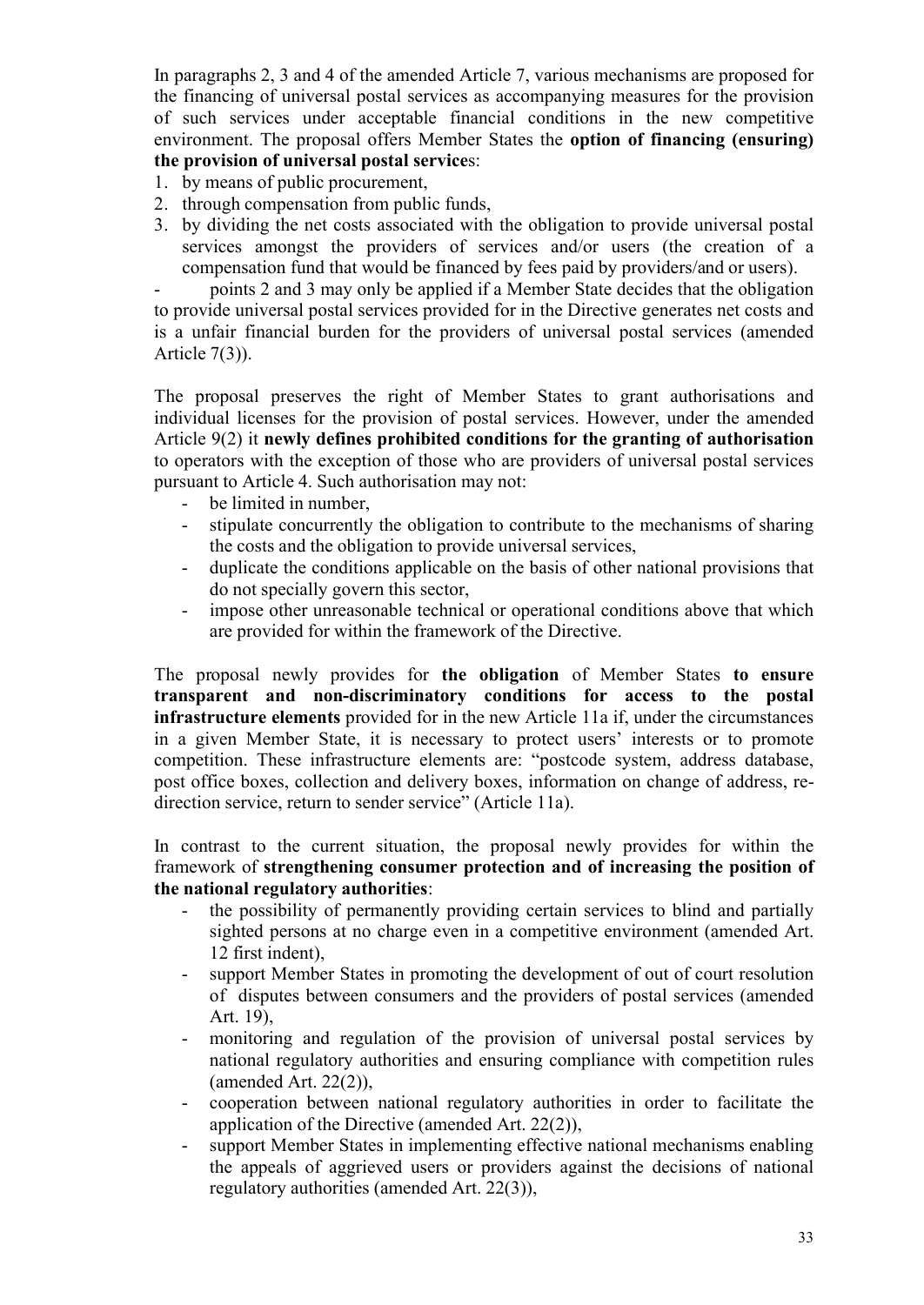In paragraphs 2, 3 and 4 of the amended Article 7, various mechanisms are proposed for the financing of universal postal services as accompanying measures for the provision of such services under acceptable financial conditions in the new competitive environment. The proposal offers Member States the **option of financing (ensuring) the provision of universal services**:

1. by means of public procurement,
2. through compensation from public funds,
3. by dividing the net costs associated with the obligation to provide universal postal services amongst the providers of services and/or users (the creation of a compensation fund that would be financed by fees paid by providers/and or users).

- points 2 and 3 may only be applied if a Member State decides that the obligation to provide universal postal services provided for in the Directive generates net costs and is a unfair financial burden for the providers of universal postal services (amended Article 7(3)).

The proposal preserves the right of Member States to grant authorisations and individual licenses for the provision of postal services. However, under the amended Article 9(2) it **newly defines prohibited conditions for the granting of authorisation** to operators with the exception of those who are providers of universal postal services pursuant to Article 4. Such authorisation may not:

- be limited in number,
- stipulate concurrently the obligation to contribute to the mechanisms of sharing the costs and the obligation to provide universal services,
- duplicate the conditions applicable on the basis of other national provisions that do not specially govern this sector,
- impose other unreasonable technical or operational conditions above that which are provided for within the framework of the Directive.

The proposal newly provides for **the obligation** of Member States **to ensure transparent and non-discriminatory conditions for access to the postal infrastructure elements** provided for in the new Article 11a if, under the circumstances in a given Member State, it is necessary to protect users' interests or to promote competition. These infrastructure elements are: "postcode system, address database, post office boxes, collection and delivery boxes, information on change of address, re-direction service, return to sender service" (Article 11a).

In contrast to the current situation, the proposal newly provides for within the framework of **strengthening consumer protection and of increasing the position of the national regulatory authorities**:

- the possibility of permanently providing certain services to blind and partially sighted persons at no charge even in a competitive environment (amended Art. 12 first indent),
- support Member States in promoting the development of out of court resolution of disputes between consumers and the providers of postal services (amended Art. 19),
- monitoring and regulation of the provision of universal postal services by national regulatory authorities and ensuring compliance with competition rules (amended Art. 22(2)),
- cooperation between national regulatory authorities in order to facilitate the application of the Directive (amended Art. 22(2)),
- support Member States in implementing effective national mechanisms enabling the appeals of aggrieved users or providers against the decisions of national regulatory authorities (amended Art. 22(3)),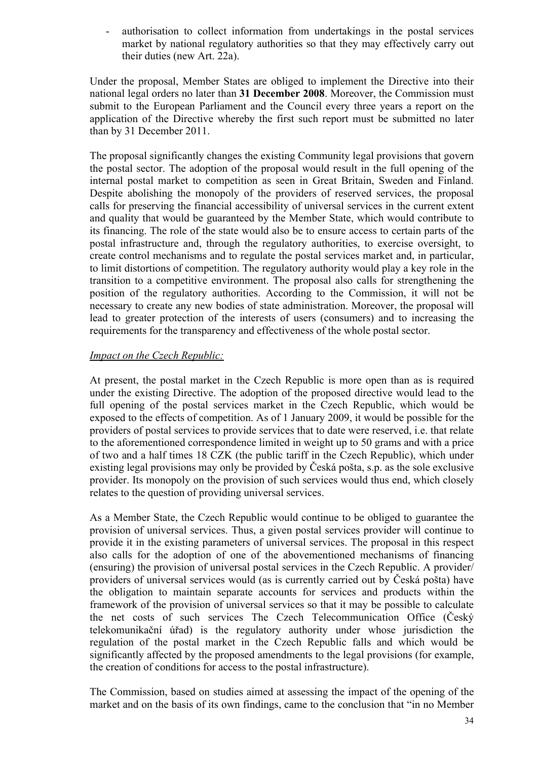- authorisation to collect information from undertakings in the postal services market by national regulatory authorities so that they may effectively carry out their duties (new Art. 22a).

Under the proposal, Member States are obliged to implement the Directive into their national legal orders no later than **31 December 2008**. Moreover, the Commission must submit to the European Parliament and the Council every three years a report on the application of the Directive whereby the first such report must be submitted no later than by 31 December 2011.

The proposal significantly changes the existing Community legal provisions that govern the postal sector. The adoption of the proposal would result in the full opening of the internal postal market to competition as seen in Great Britain, Sweden and Finland. Despite abolishing the monopoly of the providers of reserved services, the proposal calls for preserving the financial accessibility of universal services in the current extent and quality that would be guaranteed by the Member State, which would contribute to its financing. The role of the state would also be to ensure access to certain parts of the postal infrastructure and, through the regulatory authorities, to exercise oversight, to create control mechanisms and to regulate the postal services market and, in particular, to limit distortions of competition. The regulatory authority would play a key role in the transition to a competitive environment. The proposal also calls for strengthening the position of the regulatory authorities. According to the Commission, it will not be necessary to create any new bodies of state administration. Moreover, the proposal will lead to greater protection of the interests of users (consumers) and to increasing the requirements for the transparency and effectiveness of the whole postal sector.

*Impact on the Czech Republic:*

At present, the postal market in the Czech Republic is more open than as is required under the existing Directive. The adoption of the proposed directive would lead to the full opening of the postal services market in the Czech Republic, which would be exposed to the effects of competition. As of 1 January 2009, it would be possible for the providers of postal services to provide services that to date were reserved, i.e. that relate to the aforementioned correspondence limited in weight up to 50 grams and with a price of two and a half times 18 CZK (the public tariff in the Czech Republic), which under existing legal provisions may only be provided by Česká pošta, s.p. as the sole exclusive provider. Its monopoly on the provision of such services would thus end, which closely relates to the question of providing universal services.

As a Member State, the Czech Republic would continue to be obliged to guarantee the provision of universal services. Thus, a given postal services provider will continue to provide it in the existing parameters of universal services. The proposal in this respect also calls for the adoption of one of the abovementioned mechanisms of financing (ensuring) the provision of universal postal services in the Czech Republic. A provider/ providers of universal services would (as is currently carried out by Česká pošta) have the obligation to maintain separate accounts for services and products within the framework of the provision of universal services so that it may be possible to calculate the net costs of such services The Czech Telecommunication Office (Český telekomunikační úřad) is the regulatory authority under whose jurisdiction the regulation of the postal market in the Czech Republic falls and which would be significantly affected by the proposed amendments to the legal provisions (for example, the creation of conditions for access to the postal infrastructure).

The Commission, based on studies aimed at assessing the impact of the opening of the market and on the basis of its own findings, came to the conclusion that "in no Member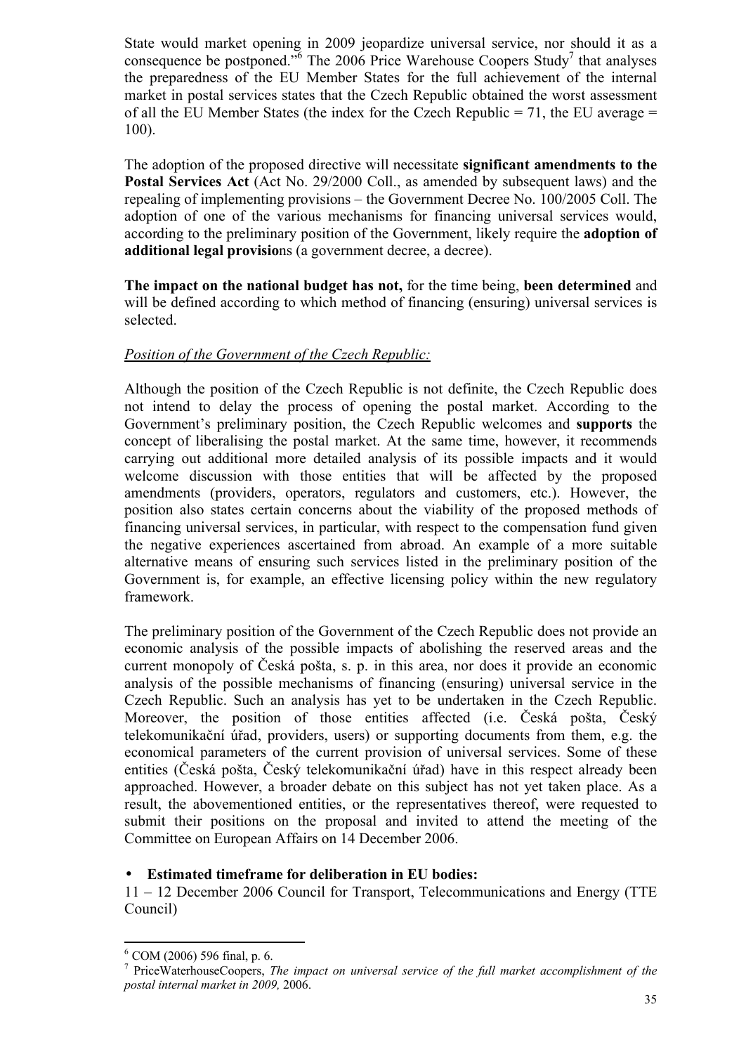State would market opening in 2009 jeopardize universal service, nor should it as a consequence be postponed."[6] The 2006 Price Warehouse Coopers Study[7] that analyses the preparedness of the EU Member States for the full achievement of the internal market in postal services states that the Czech Republic obtained the worst assessment of all the EU Member States (the index for the Czech Republic = 71, the EU average = 100).

The adoption of the proposed directive will necessitate **significant amendments to the Postal Services Act** (Act No. 29/2000 Coll., as amended by subsequent laws) and the repealing of implementing provisions – the Government Decree No. 100/2005 Coll. The adoption of one of the various mechanisms for financing universal services would, according to the preliminary position of the Government, likely require the **adoption of additional legal provisio**ns (a government decree, a decree).

**The impact on the national budget has not,** for the time being, **been determined** and will be defined according to which method of financing (ensuring) universal services is selected.

*Position of the Government of the Czech Republic:*

Although the position of the Czech Republic is not definite, the Czech Republic does not intend to delay the process of opening the postal market. According to the Government's preliminary position, the Czech Republic welcomes and **supports** the concept of liberalising the postal market. At the same time, however, it recommends carrying out additional more detailed analysis of its possible impacts and it would welcome discussion with those entities that will be affected by the proposed amendments (providers, operators, regulators and customers, etc.). However, the position also states certain concerns about the viability of the proposed methods of financing universal services, in particular, with respect to the compensation fund given the negative experiences ascertained from abroad. An example of a more suitable alternative means of ensuring such services listed in the preliminary position of the Government is, for example, an effective licensing policy within the new regulatory framework.

The preliminary position of the Government of the Czech Republic does not provide an economic analysis of the possible impacts of abolishing the reserved areas and the current monopoly of Česká pošta, s. p. in this area, nor does it provide an economic analysis of the possible mechanisms of financing (ensuring) universal service in the Czech Republic. Such an analysis has yet to be undertaken in the Czech Republic. Moreover, the position of those entities affected (i.e. Česká pošta, Český telekomunikační úřad, providers, users) or supporting documents from them, e.g. the economical parameters of the current provision of universal services. Some of these entities (Česká pošta, Český telekomunikační úřad) have in this respect already been approached. However, a broader debate on this subject has not yet taken place. As a result, the abovementioned entities, or the representatives thereof, were requested to submit their positions on the proposal and invited to attend the meeting of the Committee on European Affairs on 14 December 2006.

- **Estimated timeframe for deliberation in EU bodies:**

11 – 12 December 2006 Council for Transport, Telecommunications and Energy (TTE Council)

---

[6] COM (2006) 596 final, p. 6.

[7] PriceWaterhouseCoopers, *The impact on universal service of the full market accomplishment of the postal internal market in 2009,* 2006.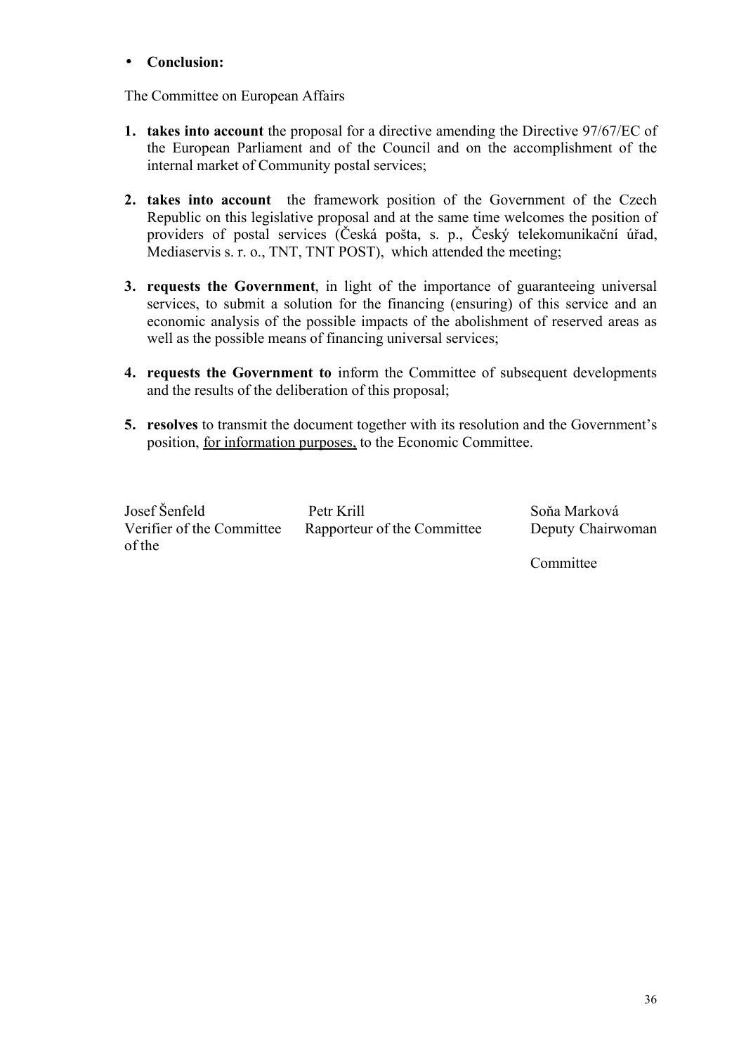- **Conclusion:**

The Committee on European Affairs

1. **takes into account** the proposal for a directive amending the Directive 97/67/EC of the European Parliament and of the Council and on the accomplishment of the internal market of Community postal services;

2. **takes into account** the framework position of the Government of the Czech Republic on this legislative proposal and at the same time welcomes the position of providers of postal services (Česká pošta, s. p., Český telekomunikační úřad, Mediaservis s. r. o., TNT, TNT POST), which attended the meeting;

3. **requests the Government**, in light of the importance of guaranteeing universal services, to submit a solution for the financing (ensuring) of this service and an economic analysis of the possible impacts of the abolishment of reserved areas as well as the possible means of financing universal services;

4. **requests the Government to** inform the Committee of subsequent developments and the results of the deliberation of this proposal;

5. **resolves** to transmit the document together with its resolution and the Government's position, <u>for information purposes,</u> to the Economic Committee.

| Josef Šenfeld | Petr Krill | Soňa Marková |
|---|---|---|
| Verifier of the Committee | Rapporteur of the Committee | Deputy Chairwoman of the Committee |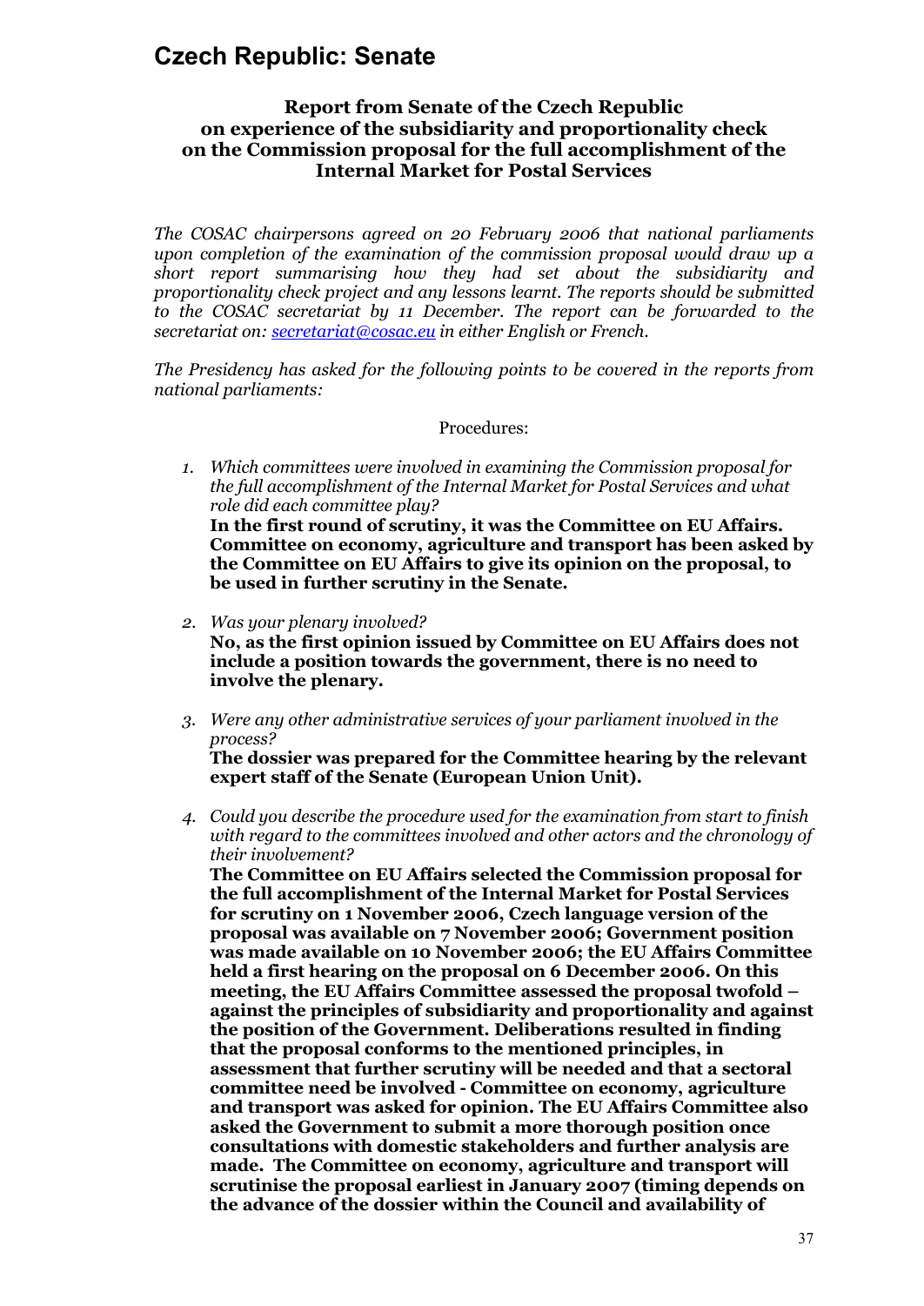## Czech Republic: Senate

### Report from Senate of the Czech Republic on experience of the subsidiarity and proportionality check on the Commission proposal for the full accomplishment of the Internal Market for Postal Services

*The COSAC chairpersons agreed on 20 February 2006 that national parliaments upon completion of the examination of the commission proposal would draw up a short report summarising how they had set about the subsidiarity and proportionality check project and any lessons learnt. The reports should be submitted to the COSAC secretariat by 11 December. The report can be forwarded to the secretariat on: secretariat@cosac.eu in either English or French.*

*The Presidency has asked for the following points to be covered in the reports from national parliaments:*

Procedures:

1. *Which committees were involved in examining the Commission proposal for the full accomplishment of the Internal Market for Postal Services and what role did each committee play?*
   **In the first round of scrutiny, it was the Committee on EU Affairs. Committee on economy, agriculture and transport has been asked by the Committee on EU Affairs to give its opinion on the proposal, to be used in further scrutiny in the Senate.**

2. *Was your plenary involved?*
   **No, as the first opinion issued by Committee on EU Affairs does not include a position towards the government, there is no need to involve the plenary.**

3. *Were any other administrative services of your parliament involved in the process?*
   **The dossier was prepared for the Committee hearing by the relevant expert staff of the Senate (European Union Unit).**

4. *Could you describe the procedure used for the examination from start to finish with regard to the committees involved and other actors and the chronology of their involvement?*
   **The Committee on EU Affairs selected the Commission proposal for the full accomplishment of the Internal Market for Postal Services for scrutiny on 1 November 2006, Czech language version of the proposal was available on 7 November 2006; Government position was made available on 10 November 2006; the EU Affairs Committee held a first hearing on the proposal on 6 December 2006. On this meeting, the EU Affairs Committee assessed the proposal twofold – against the principles of subsidiarity and proportionality and against the position of the Government. Deliberations resulted in finding that the proposal conforms to the mentioned principles, in assessment that further scrutiny will be needed and that a sectoral committee need be involved - Committee on economy, agriculture and transport was asked for opinion. The EU Affairs Committee also asked the Government to submit a more thorough position once consultations with domestic stakeholders and further analysis are made. The Committee on economy, agriculture and transport will scrutinise the proposal earliest in January 2007 (timing depends on the advance of the dossier within the Council and availability of**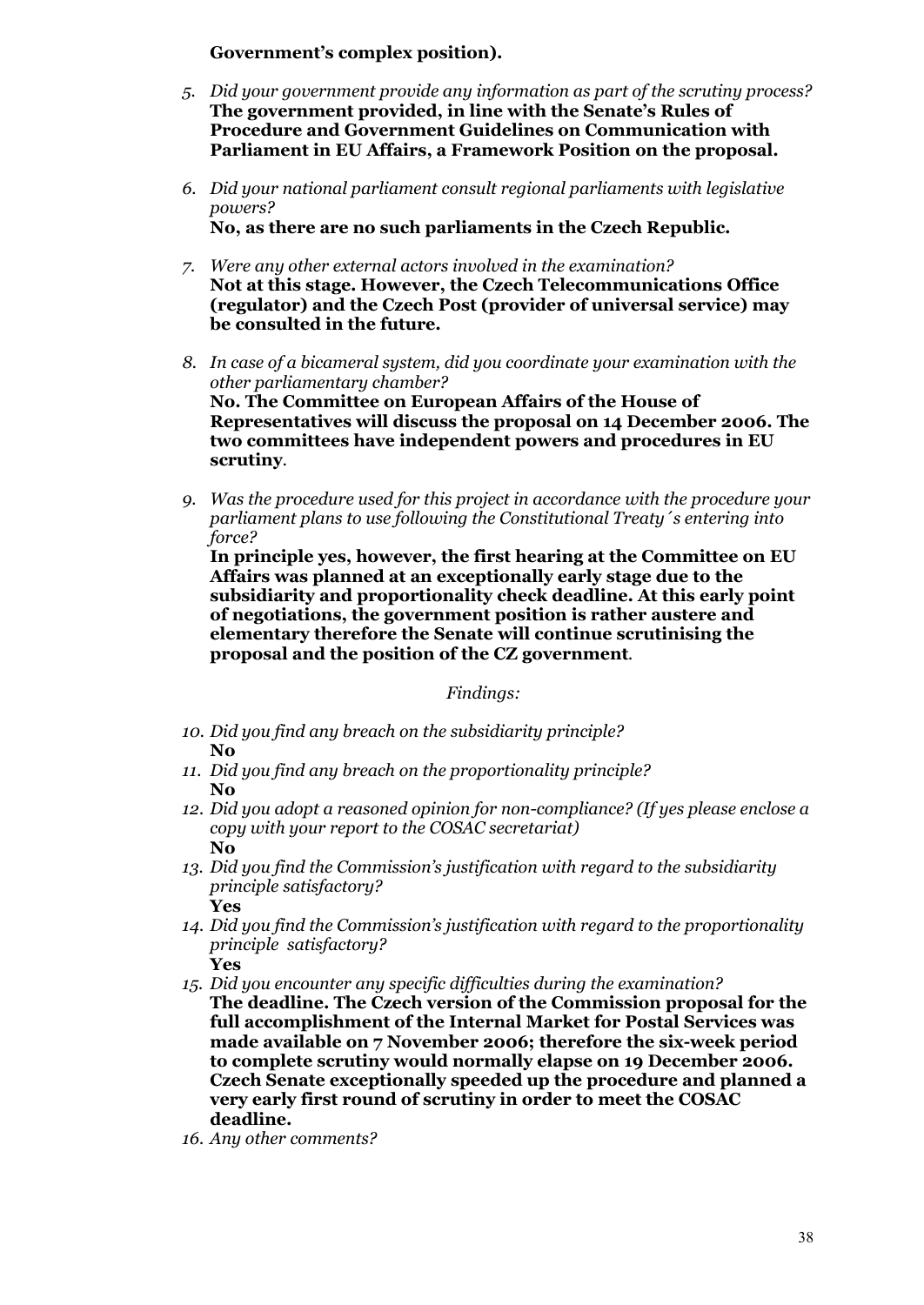**Government's complex position).**

5. *Did your government provide any information as part of the scrutiny process?*
   **The government provided, in line with the Senate's Rules of Procedure and Government Guidelines on Communication with Parliament in EU Affairs, a Framework Position on the proposal.**

6. *Did your national parliament consult regional parliaments with legislative powers?*
   **No, as there are no such parliaments in the Czech Republic.**

7. *Were any other external actors involved in the examination?*
   **Not at this stage. However, the Czech Telecommunications Office (regulator) and the Czech Post (provider of universal service) may be consulted in the future.**

8. *In case of a bicameral system, did you coordinate your examination with the other parliamentary chamber?*
   **No. The Committee on European Affairs of the House of Representatives will discuss the proposal on 14 December 2006. The two committees have independent powers and procedures in EU scrutiny**.

9. *Was the procedure used for this project in accordance with the procedure your parliament plans to use following the Constitutional Treaty´s entering into force?*
   **In principle yes, however, the first hearing at the Committee on EU Affairs was planned at an exceptionally early stage due to the subsidiarity and proportionality check deadline. At this early point of negotiations, the government position is rather austere and elementary therefore the Senate will continue scrutinising the proposal and the position of the CZ government**.

*Findings:*

10. *Did you find any breach on the subsidiarity principle?*
    **No**
11. *Did you find any breach on the proportionality principle?*
    **No**
12. *Did you adopt a reasoned opinion for non-compliance? (If yes please enclose a copy with your report to the COSAC secretariat)*
    **No**
13. *Did you find the Commission's justification with regard to the subsidiarity principle satisfactory?*
    **Yes**
14. *Did you find the Commission's justification with regard to the proportionality principle satisfactory?*
    **Yes**
15. *Did you encounter any specific difficulties during the examination?*
    **The deadline. The Czech version of the Commission proposal for the full accomplishment of the Internal Market for Postal Services was made available on 7 November 2006; therefore the six-week period to complete scrutiny would normally elapse on 19 December 2006. Czech Senate exceptionally speeded up the procedure and planned a very early first round of scrutiny in order to meet the COSAC deadline.**
16. *Any other comments?*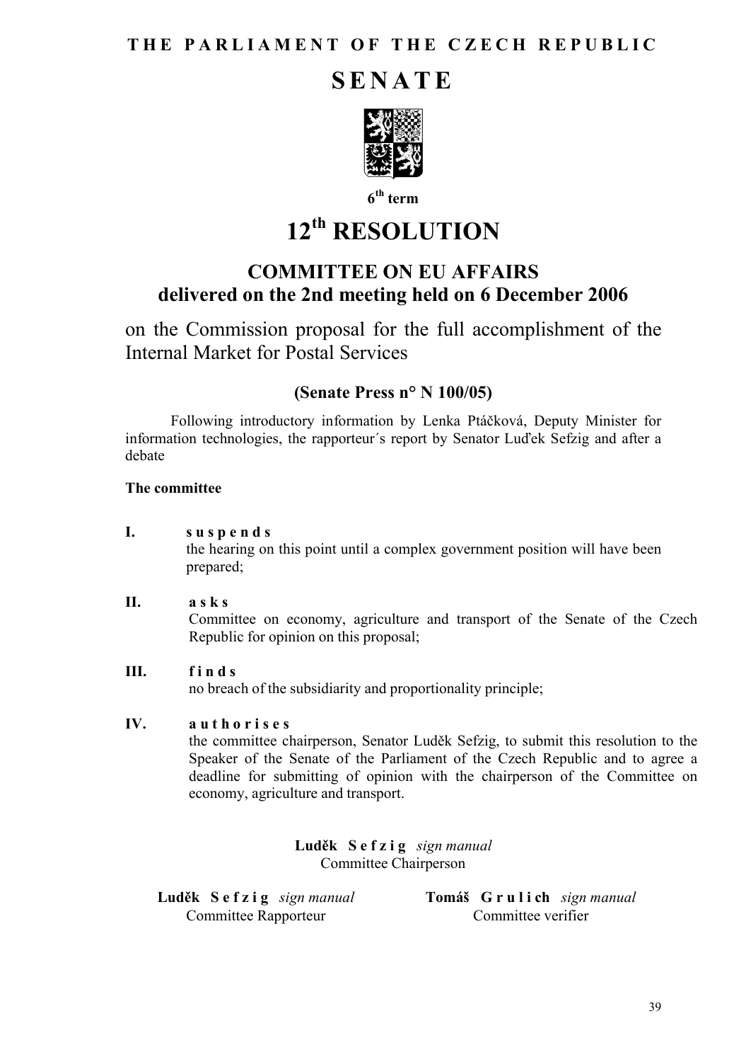**THE PARLIAMENT OF THE CZECH REPUBLIC**

# SENATE

**6th term**

# 12th RESOLUTION

## COMMITTEE ON EU AFFAIRS
## delivered on the 2nd meeting held on 6 December 2006

on the Commission proposal for the full accomplishment of the Internal Market for Postal Services

### (Senate Press n° N 100/05)

Following introductory information by Lenka Ptáčková, Deputy Minister for information technologies, the rapporteur´s report by Senator Luďek Sefzig and after a debate

**The committee**

**I. suspends**
the hearing on this point until a complex government position will have been prepared;

**II. asks**
Committee on economy, agriculture and transport of the Senate of the Czech Republic for opinion on this proposal;

**III. finds**
no breach of the subsidiarity and proportionality principle;

**IV. authorises**
the committee chairperson, Senator Luděk Sefzig, to submit this resolution to the Speaker of the Senate of the Parliament of the Czech Republic and to agree a deadline for submitting of opinion with the chairperson of the Committee on economy, agriculture and transport.

**Luděk Sefzig** *sign manual*
Committee Chairperson

**Luděk Sefzig** *sign manual*
Committee Rapporteur

**Tomáš Grulich** *sign manual*
Committee verifier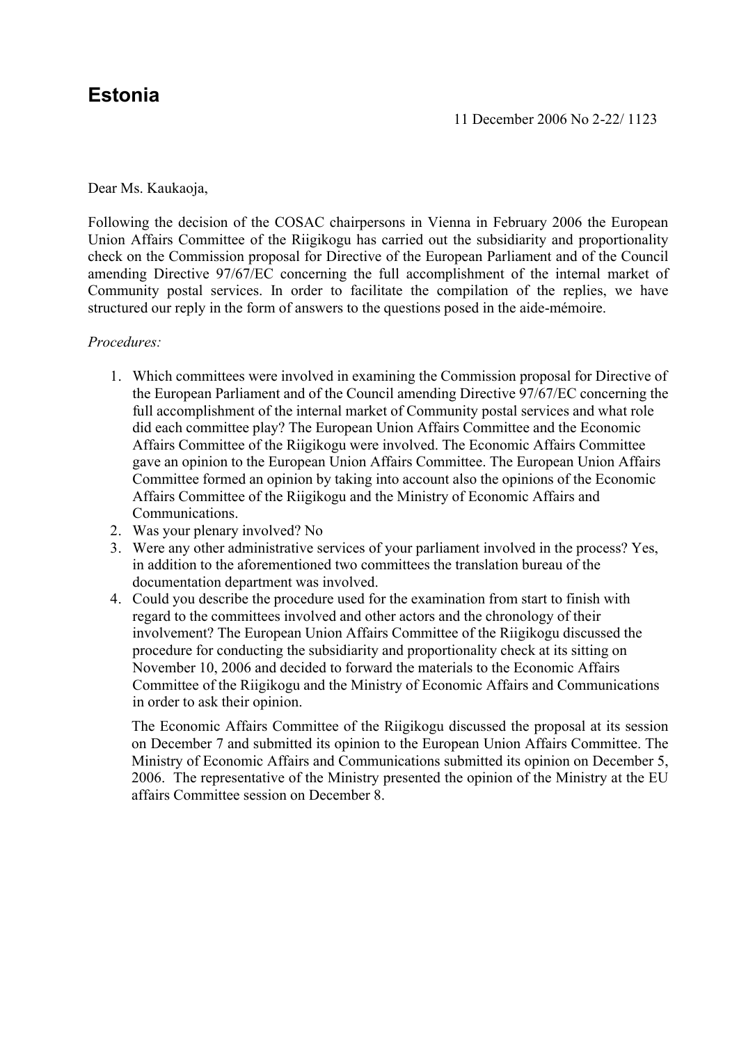# Estonia

11 December 2006 No 2-22/ 1123

Dear Ms. Kaukaoja,

Following the decision of the COSAC chairpersons in Vienna in February 2006 the European Union Affairs Committee of the Riigikogu has carried out the subsidiarity and proportionality check on the Commission proposal for Directive of the European Parliament and of the Council amending Directive 97/67/EC concerning the full accomplishment of the internal market of Community postal services. In order to facilitate the compilation of the replies, we have structured our reply in the form of answers to the questions posed in the aide-mémoire.

*Procedures:*

1. Which committees were involved in examining the Commission proposal for Directive of the European Parliament and of the Council amending Directive 97/67/EC concerning the full accomplishment of the internal market of Community postal services and what role did each committee play? The European Union Affairs Committee and the Economic Affairs Committee of the Riigikogu were involved. The Economic Affairs Committee gave an opinion to the European Union Affairs Committee. The European Union Affairs Committee formed an opinion by taking into account also the opinions of the Economic Affairs Committee of the Riigikogu and the Ministry of Economic Affairs and Communications.
2. Was your plenary involved? No
3. Were any other administrative services of your parliament involved in the process? Yes, in addition to the aforementioned two committees the translation bureau of the documentation department was involved.
4. Could you describe the procedure used for the examination from start to finish with regard to the committees involved and other actors and the chronology of their involvement? The European Union Affairs Committee of the Riigikogu discussed the procedure for conducting the subsidiarity and proportionality check at its sitting on November 10, 2006 and decided to forward the materials to the Economic Affairs Committee of the Riigikogu and the Ministry of Economic Affairs and Communications in order to ask their opinion.

   The Economic Affairs Committee of the Riigikogu discussed the proposal at its session on December 7 and submitted its opinion to the European Union Affairs Committee. The Ministry of Economic Affairs and Communications submitted its opinion on December 5, 2006. The representative of the Ministry presented the opinion of the Ministry at the EU affairs Committee session on December 8.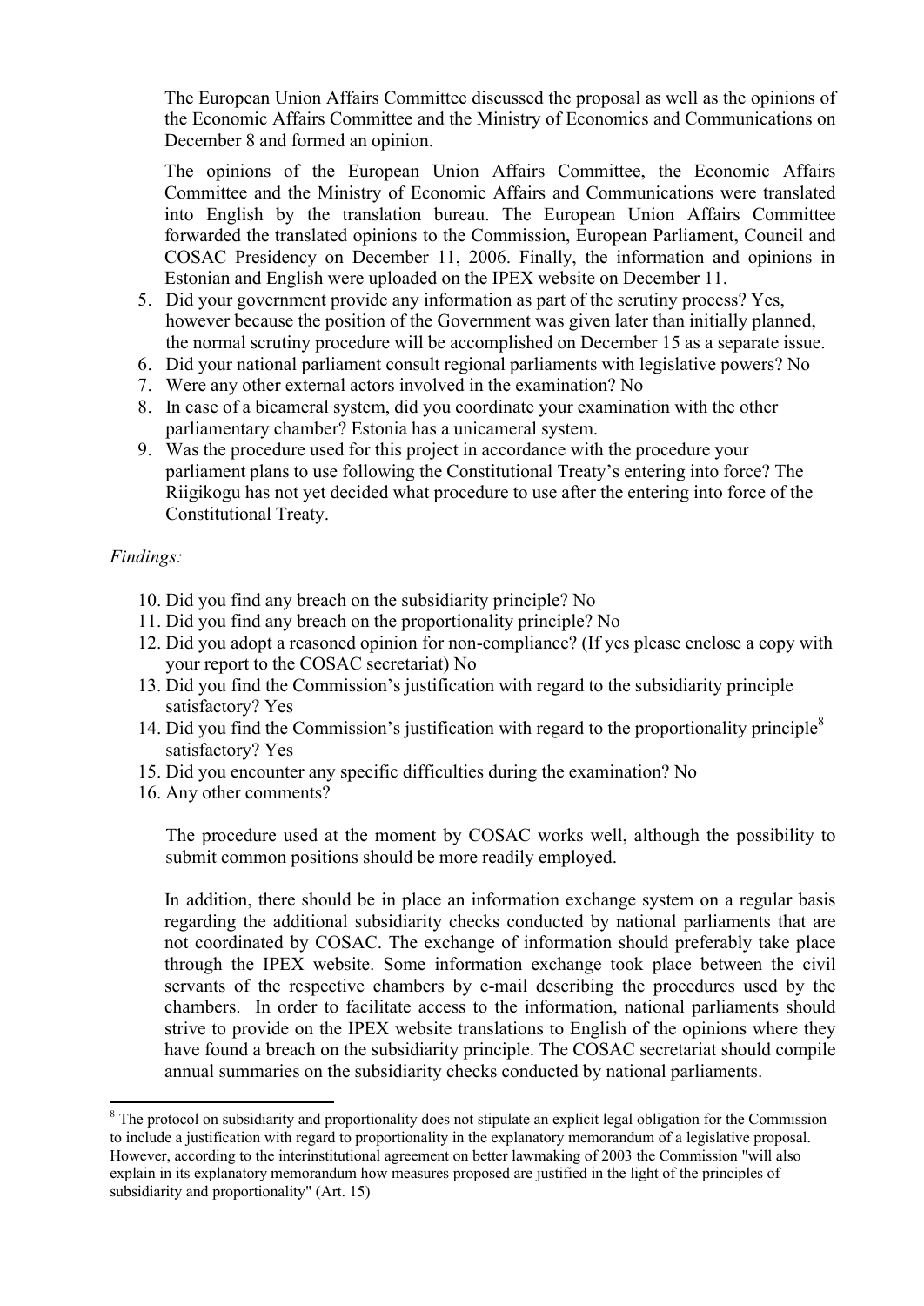The European Union Affairs Committee discussed the proposal as well as the opinions of the Economic Affairs Committee and the Ministry of Economics and Communications on December 8 and formed an opinion.

The opinions of the European Union Affairs Committee, the Economic Affairs Committee and the Ministry of Economic Affairs and Communications were translated into English by the translation bureau. The European Union Affairs Committee forwarded the translated opinions to the Commission, European Parliament, Council and COSAC Presidency on December 11, 2006. Finally, the information and opinions in Estonian and English were uploaded on the IPEX website on December 11.

5. Did your government provide any information as part of the scrutiny process? Yes, however because the position of the Government was given later than initially planned, the normal scrutiny procedure will be accomplished on December 15 as a separate issue.
6. Did your national parliament consult regional parliaments with legislative powers? No
7. Were any other external actors involved in the examination? No
8. In case of a bicameral system, did you coordinate your examination with the other parliamentary chamber? Estonia has a unicameral system.
9. Was the procedure used for this project in accordance with the procedure your parliament plans to use following the Constitutional Treaty's entering into force? The Riigikogu has not yet decided what procedure to use after the entering into force of the Constitutional Treaty.

*Findings:*

10. Did you find any breach on the subsidiarity principle? No
11. Did you find any breach on the proportionality principle? No
12. Did you adopt a reasoned opinion for non-compliance? (If yes please enclose a copy with your report to the COSAC secretariat) No
13. Did you find the Commission's justification with regard to the subsidiarity principle satisfactory? Yes
14. Did you find the Commission's justification with regard to the proportionality principle[8] satisfactory? Yes
15. Did you encounter any specific difficulties during the examination? No
16. Any other comments?

    The procedure used at the moment by COSAC works well, although the possibility to submit common positions should be more readily employed.

    In addition, there should be in place an information exchange system on a regular basis regarding the additional subsidiarity checks conducted by national parliaments that are not coordinated by COSAC. The exchange of information should preferably take place through the IPEX website. Some information exchange took place between the civil servants of the respective chambers by e-mail describing the procedures used by the chambers. In order to facilitate access to the information, national parliaments should strive to provide on the IPEX website translations to English of the opinions where they have found a breach on the subsidiarity principle. The COSAC secretariat should compile annual summaries on the subsidiarity checks conducted by national parliaments.

---

[8] The protocol on subsidiarity and proportionality does not stipulate an explicit legal obligation for the Commission to include a justification with regard to proportionality in the explanatory memorandum of a legislative proposal. However, according to the interinstitutional agreement on better lawmaking of 2003 the Commission "will also explain in its explanatory memorandum how measures proposed are justified in the light of the principles of subsidiarity and proportionality" (Art. 15)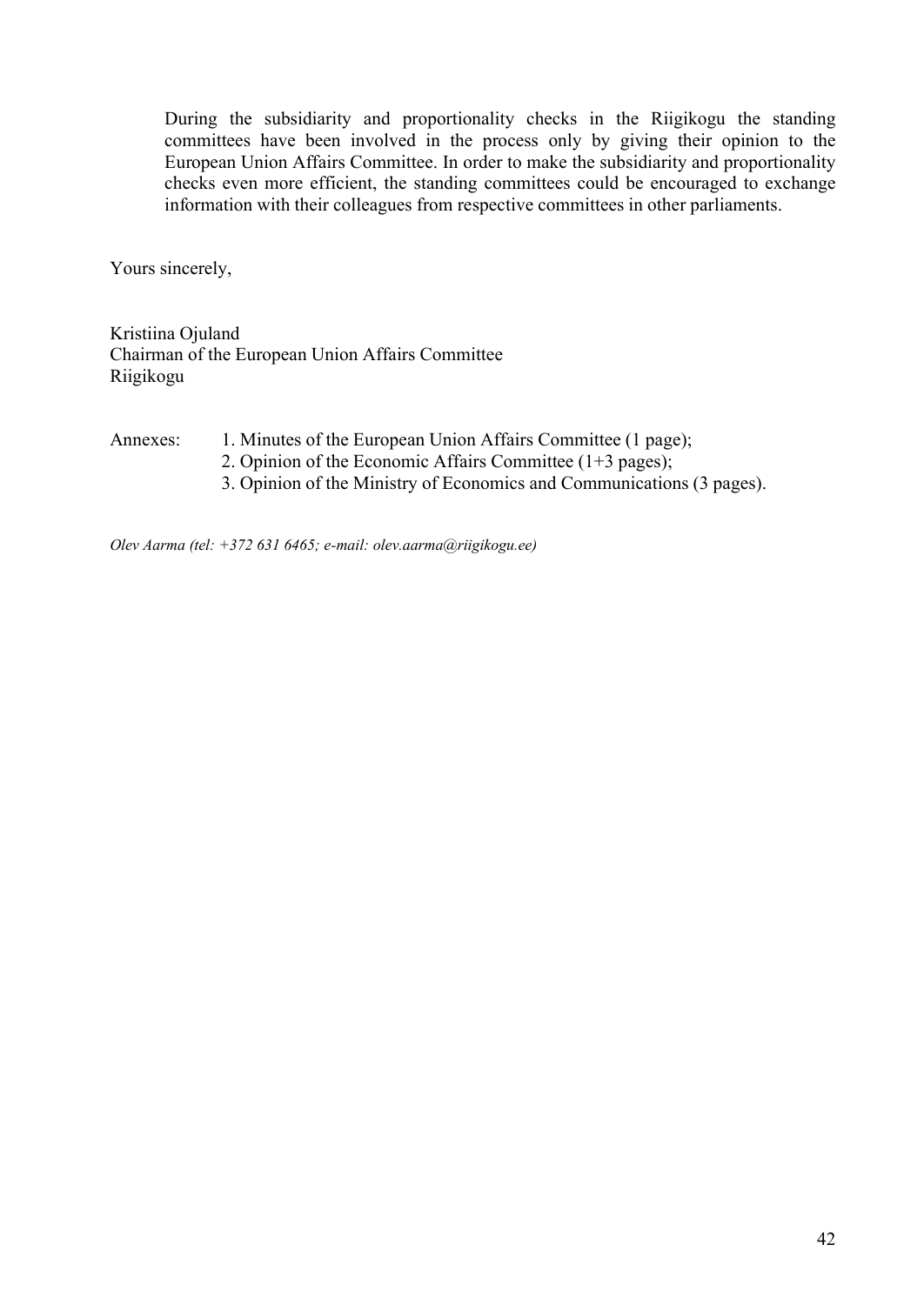During the subsidiarity and proportionality checks in the Riigikogu the standing committees have been involved in the process only by giving their opinion to the European Union Affairs Committee. In order to make the subsidiarity and proportionality checks even more efficient, the standing committees could be encouraged to exchange information with their colleagues from respective committees in other parliaments.

Yours sincerely,

Kristiina Ojuland
Chairman of the European Union Affairs Committee
Riigikogu

Annexes:
1. Minutes of the European Union Affairs Committee (1 page);
2. Opinion of the Economic Affairs Committee (1+3 pages);
3. Opinion of the Ministry of Economics and Communications (3 pages).

*Olev Aarma (tel: +372 631 6465; e-mail: olev.aarma@riigikogu.ee)*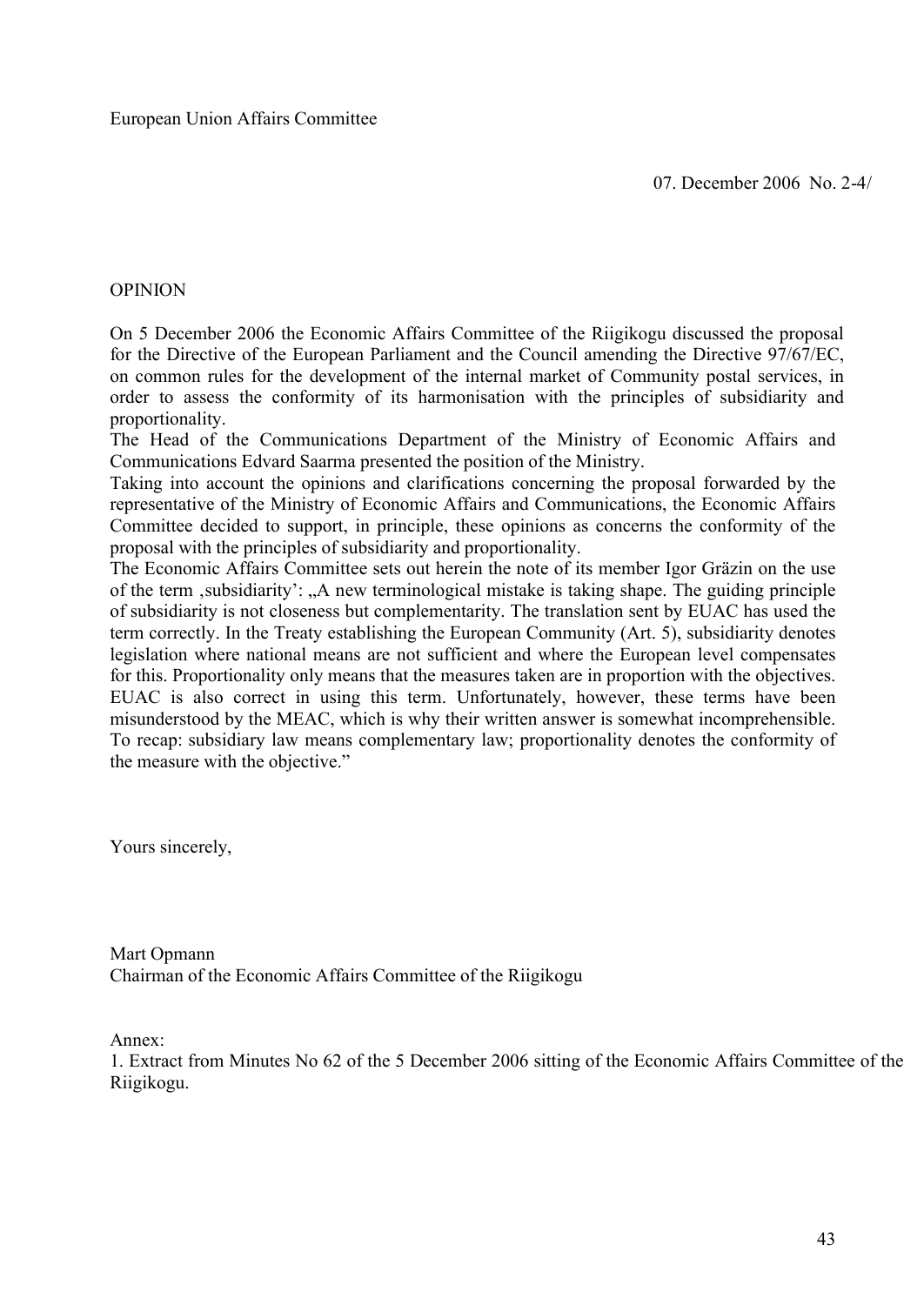European Union Affairs Committee

07. December 2006 No. 2-4/

OPINION

On 5 December 2006 the Economic Affairs Committee of the Riigikogu discussed the proposal for the Directive of the European Parliament and the Council amending the Directive 97/67/EC, on common rules for the development of the internal market of Community postal services, in order to assess the conformity of its harmonisation with the principles of subsidiarity and proportionality.

The Head of the Communications Department of the Ministry of Economic Affairs and Communications Edvard Saarma presented the position of the Ministry.

Taking into account the opinions and clarifications concerning the proposal forwarded by the representative of the Ministry of Economic Affairs and Communications, the Economic Affairs Committee decided to support, in principle, these opinions as concerns the conformity of the proposal with the principles of subsidiarity and proportionality.

The Economic Affairs Committee sets out herein the note of its member Igor Gräzin on the use of the term ‚subsidiarity': „A new terminological mistake is taking shape. The guiding principle of subsidiarity is not closeness but complementarity. The translation sent by EUAC has used the term correctly. In the Treaty establishing the European Community (Art. 5), subsidiarity denotes legislation where national means are not sufficient and where the European level compensates for this. Proportionality only means that the measures taken are in proportion with the objectives. EUAC is also correct in using this term. Unfortunately, however, these terms have been misunderstood by the MEAC, which is why their written answer is somewhat incomprehensible. To recap: subsidiary law means complementary law; proportionality denotes the conformity of the measure with the objective."

Yours sincerely,

Mart Opmann
Chairman of the Economic Affairs Committee of the Riigikogu

Annex:
1. Extract from Minutes No 62 of the 5 December 2006 sitting of the Economic Affairs Committee of the Riigikogu.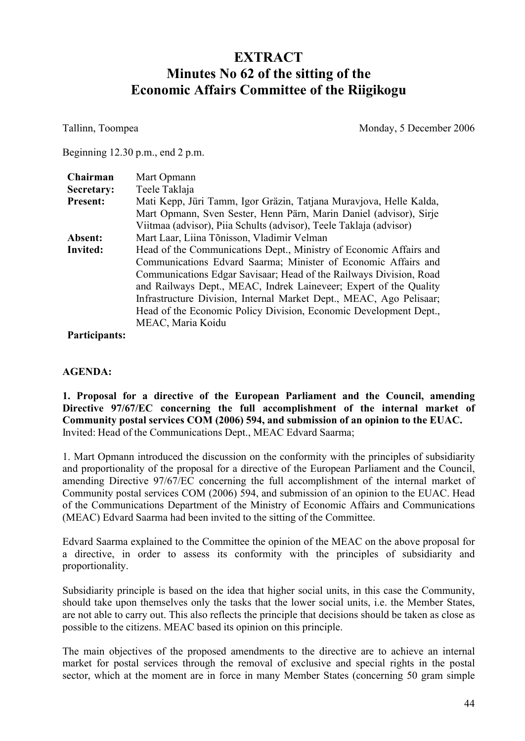# EXTRACT
# Minutes No 62 of the sitting of the Economic Affairs Committee of the Riigikogu

Tallinn, Toompea — Monday, 5 December 2006

Beginning 12.30 p.m., end 2 p.m.

| | |
|---|---|
| **Chairman** | Mart Opmann |
| **Secretary:** | Teele Taklaja |
| **Present:** | Mati Kepp, Jüri Tamm, Igor Gräzin, Tatjana Muravjova, Helle Kalda, Mart Opmann, Sven Sester, Henn Pärn, Marin Daniel (advisor), Sirje Viitmaa (advisor), Piia Schults (advisor), Teele Taklaja (advisor) |
| **Absent:** | Mart Laar, Liina Tõnisson, Vladimir Velman |
| **Invited:** | Head of the Communications Dept., Ministry of Economic Affairs and Communications Edvard Saarma; Minister of Economic Affairs and Communications Edgar Savisaar; Head of the Railways Division, Road and Railways Dept., MEAC, Indrek Laineveer; Expert of the Quality Infrastructure Division, Internal Market Dept., MEAC, Ago Pelisaar; Head of the Economic Policy Division, Economic Development Dept., MEAC, Maria Koidu |
| **Participants:** | |

**AGENDA:**

**1. Proposal for a directive of the European Parliament and the Council, amending Directive 97/67/EC concerning the full accomplishment of the internal market of Community postal services COM (2006) 594, and submission of an opinion to the EUAC.**
Invited: Head of the Communications Dept., MEAC Edvard Saarma;

1. Mart Opmann introduced the discussion on the conformity with the principles of subsidiarity and proportionality of the proposal for a directive of the European Parliament and the Council, amending Directive 97/67/EC concerning the full accomplishment of the internal market of Community postal services COM (2006) 594, and submission of an opinion to the EUAC. Head of the Communications Department of the Ministry of Economic Affairs and Communications (MEAC) Edvard Saarma had been invited to the sitting of the Committee.

Edvard Saarma explained to the Committee the opinion of the MEAC on the above proposal for a directive, in order to assess its conformity with the principles of subsidiarity and proportionality.

Subsidiarity principle is based on the idea that higher social units, in this case the Community, should take upon themselves only the tasks that the lower social units, i.e. the Member States, are not able to carry out. This also reflects the principle that decisions should be taken as close as possible to the citizens. MEAC based its opinion on this principle.

The main objectives of the proposed amendments to the directive are to achieve an internal market for postal services through the removal of exclusive and special rights in the postal sector, which at the moment are in force in many Member States (concerning 50 gram simple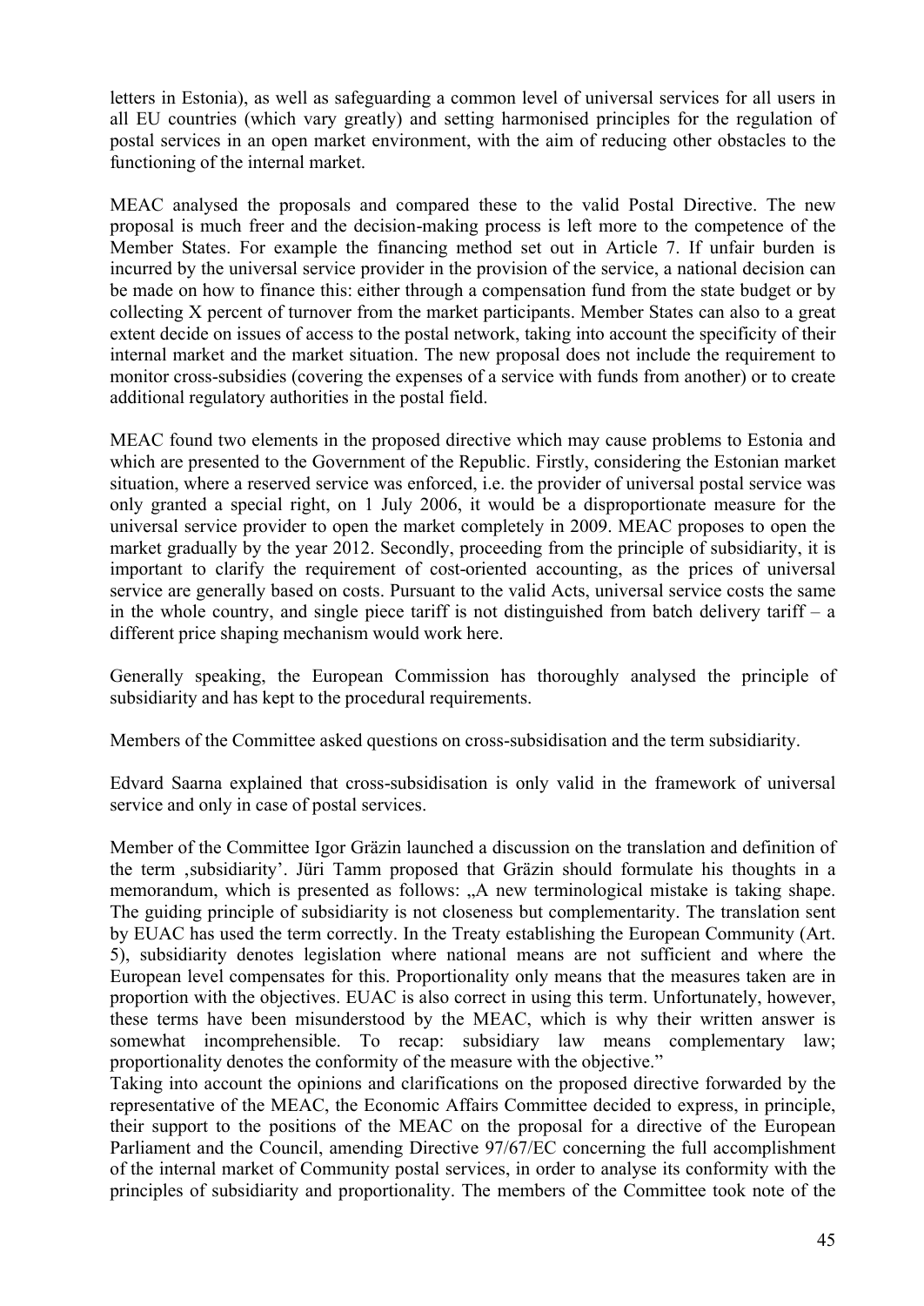letters in Estonia), as well as safeguarding a common level of universal services for all users in all EU countries (which vary greatly) and setting harmonised principles for the regulation of postal services in an open market environment, with the aim of reducing other obstacles to the functioning of the internal market.

MEAC analysed the proposals and compared these to the valid Postal Directive. The new proposal is much freer and the decision-making process is left more to the competence of the Member States. For example the financing method set out in Article 7. If unfair burden is incurred by the universal service provider in the provision of the service, a national decision can be made on how to finance this: either through a compensation fund from the state budget or by collecting X percent of turnover from the market participants. Member States can also to a great extent decide on issues of access to the postal network, taking into account the specificity of their internal market and the market situation. The new proposal does not include the requirement to monitor cross-subsidies (covering the expenses of a service with funds from another) or to create additional regulatory authorities in the postal field.

MEAC found two elements in the proposed directive which may cause problems to Estonia and which are presented to the Government of the Republic. Firstly, considering the Estonian market situation, where a reserved service was enforced, i.e. the provider of universal postal service was only granted a special right, on 1 July 2006, it would be a disproportionate measure for the universal service provider to open the market completely in 2009. MEAC proposes to open the market gradually by the year 2012. Secondly, proceeding from the principle of subsidiarity, it is important to clarify the requirement of cost-oriented accounting, as the prices of universal service are generally based on costs. Pursuant to the valid Acts, universal service costs the same in the whole country, and single piece tariff is not distinguished from batch delivery tariff – a different price shaping mechanism would work here.

Generally speaking, the European Commission has thoroughly analysed the principle of subsidiarity and has kept to the procedural requirements.

Members of the Committee asked questions on cross-subsidisation and the term subsidiarity.

Edvard Saarna explained that cross-subsidisation is only valid in the framework of universal service and only in case of postal services.

Member of the Committee Igor Gräzin launched a discussion on the translation and definition of the term ‚subsidiarity'. Jüri Tamm proposed that Gräzin should formulate his thoughts in a memorandum, which is presented as follows: „A new terminological mistake is taking shape. The guiding principle of subsidiarity is not closeness but complementarity. The translation sent by EUAC has used the term correctly. In the Treaty establishing the European Community (Art. 5), subsidiarity denotes legislation where national means are not sufficient and where the European level compensates for this. Proportionality only means that the measures taken are in proportion with the objectives. EUAC is also correct in using this term. Unfortunately, however, these terms have been misunderstood by the MEAC, which is why their written answer is somewhat incomprehensible. To recap: subsidiary law means complementary law; proportionality denotes the conformity of the measure with the objective."

Taking into account the opinions and clarifications on the proposed directive forwarded by the representative of the MEAC, the Economic Affairs Committee decided to express, in principle, their support to the positions of the MEAC on the proposal for a directive of the European Parliament and the Council, amending Directive 97/67/EC concerning the full accomplishment of the internal market of Community postal services, in order to analyse its conformity with the principles of subsidiarity and proportionality. The members of the Committee took note of the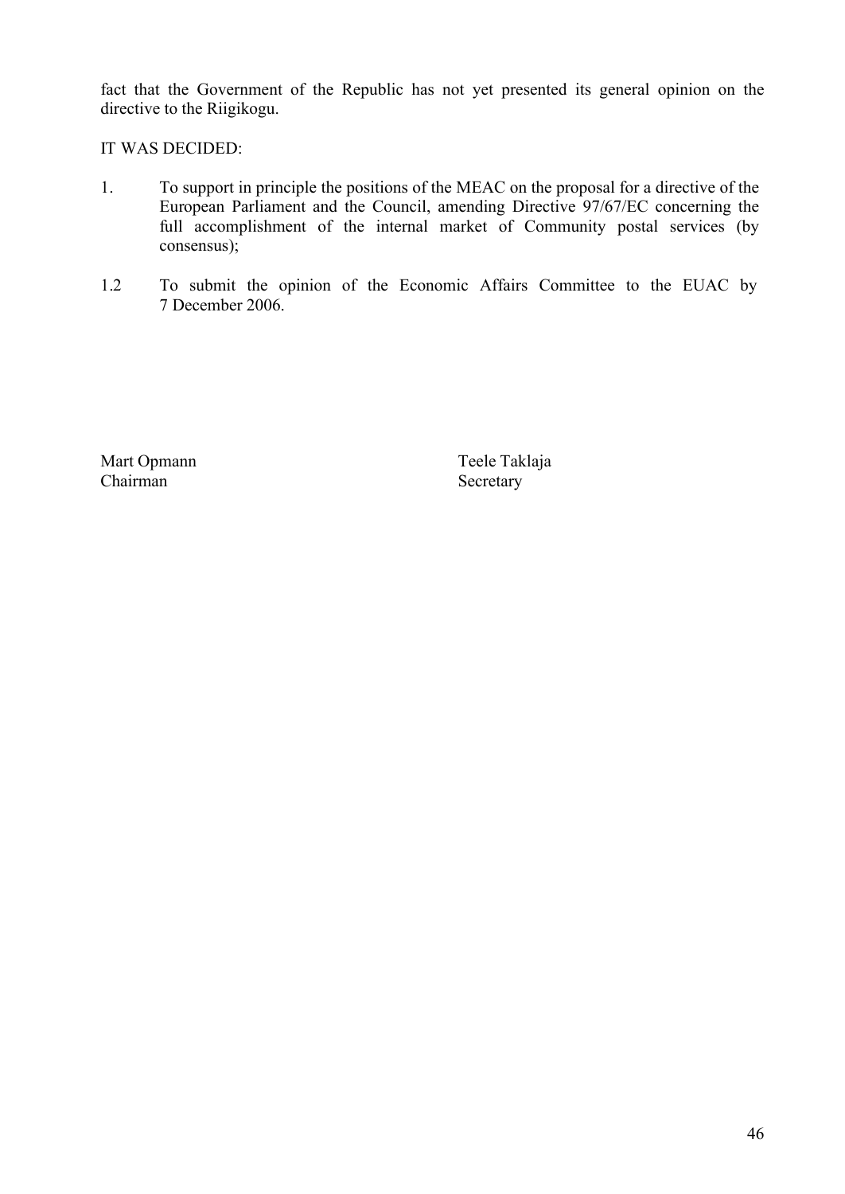fact that the Government of the Republic has not yet presented its general opinion on the directive to the Riigikogu.

IT WAS DECIDED:

1. To support in principle the positions of the MEAC on the proposal for a directive of the European Parliament and the Council, amending Directive 97/67/EC concerning the full accomplishment of the internal market of Community postal services (by consensus);

1.2 To submit the opinion of the Economic Affairs Committee to the EUAC by 7 December 2006.

Mart Opmann
Chairman

Teele Taklaja
Secretary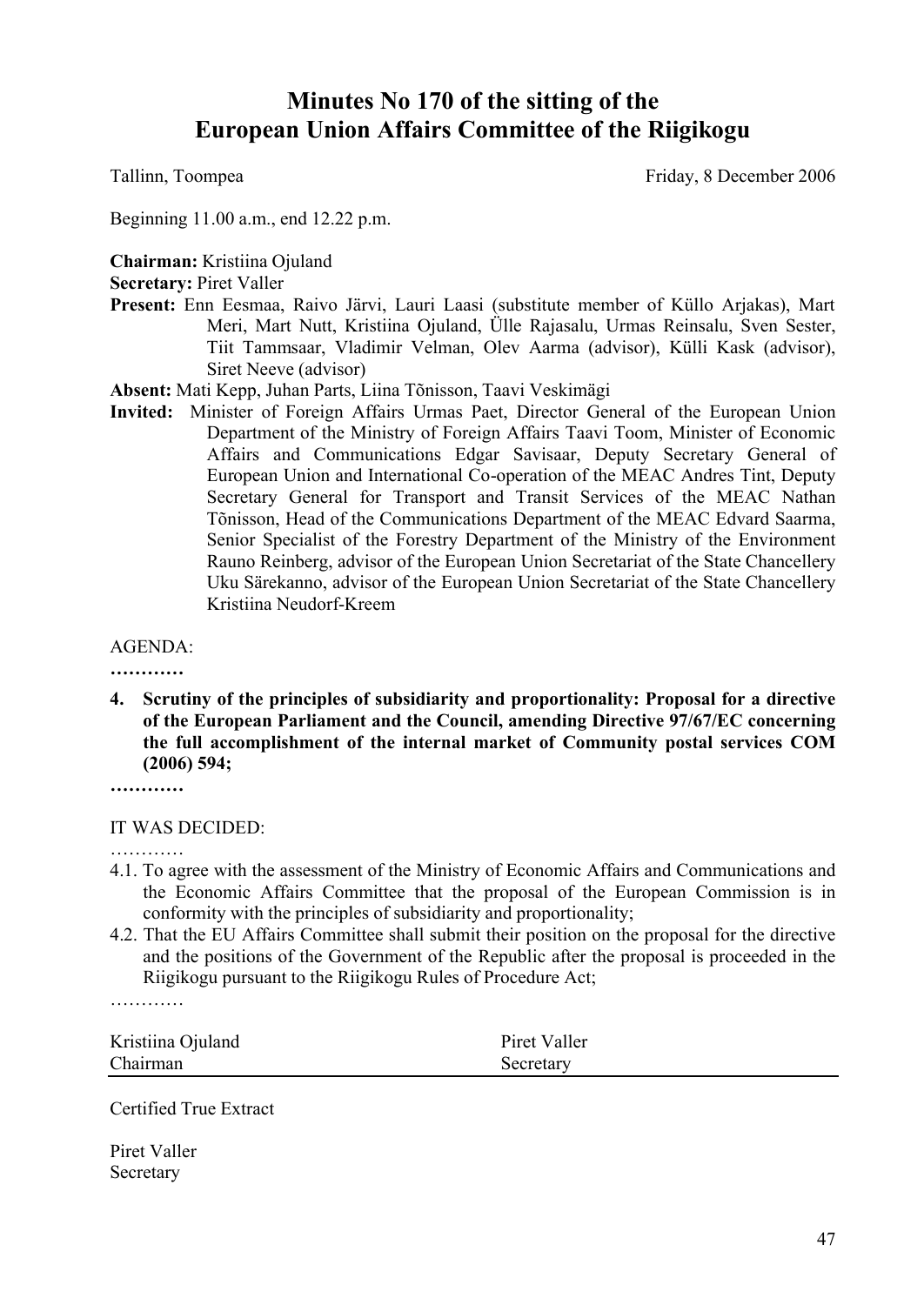# Minutes No 170 of the sitting of the European Union Affairs Committee of the Riigikogu

Tallinn, Toompea — Friday, 8 December 2006

Beginning 11.00 a.m., end 12.22 p.m.

**Chairman:** Kristiina Ojuland
**Secretary:** Piret Valler
**Present:** Enn Eesmaa, Raivo Järvi, Lauri Laasi (substitute member of Küllo Arjakas), Mart Meri, Mart Nutt, Kristiina Ojuland, Ülle Rajasalu, Urmas Reinsalu, Sven Sester, Tiit Tammsaar, Vladimir Velman, Olev Aarma (advisor), Külli Kask (advisor), Siret Neeve (advisor)
**Absent:** Mati Kepp, Juhan Parts, Liina Tõnisson, Taavi Veskimägi
**Invited:** Minister of Foreign Affairs Urmas Paet, Director General of the European Union Department of the Ministry of Foreign Affairs Taavi Toom, Minister of Economic Affairs and Communications Edgar Savisaar, Deputy Secretary General of European Union and International Co-operation of the MEAC Andres Tint, Deputy Secretary General for Transport and Transit Services of the MEAC Nathan Tõnisson, Head of the Communications Department of the MEAC Edvard Saarma, Senior Specialist of the Forestry Department of the Ministry of the Environment Rauno Reinberg, advisor of the European Union Secretariat of the State Chancellery Uku Särekanno, advisor of the European Union Secretariat of the State Chancellery Kristiina Neudorf-Kreem

AGENDA:

**…………**

4. **Scrutiny of the principles of subsidiarity and proportionality: Proposal for a directive of the European Parliament and the Council, amending Directive 97/67/EC concerning the full accomplishment of the internal market of Community postal services COM (2006) 594;**

**…………**

IT WAS DECIDED:

…………

4.1. To agree with the assessment of the Ministry of Economic Affairs and Communications and the Economic Affairs Committee that the proposal of the European Commission is in conformity with the principles of subsidiarity and proportionality;

4.2. That the EU Affairs Committee shall submit their position on the proposal for the directive and the positions of the Government of the Republic after the proposal is proceeded in the Riigikogu pursuant to the Riigikogu Rules of Procedure Act;

…………

Kristiina Ojuland — Piret Valler
Chairman — Secretary

Certified True Extract

Piret Valler
Secretary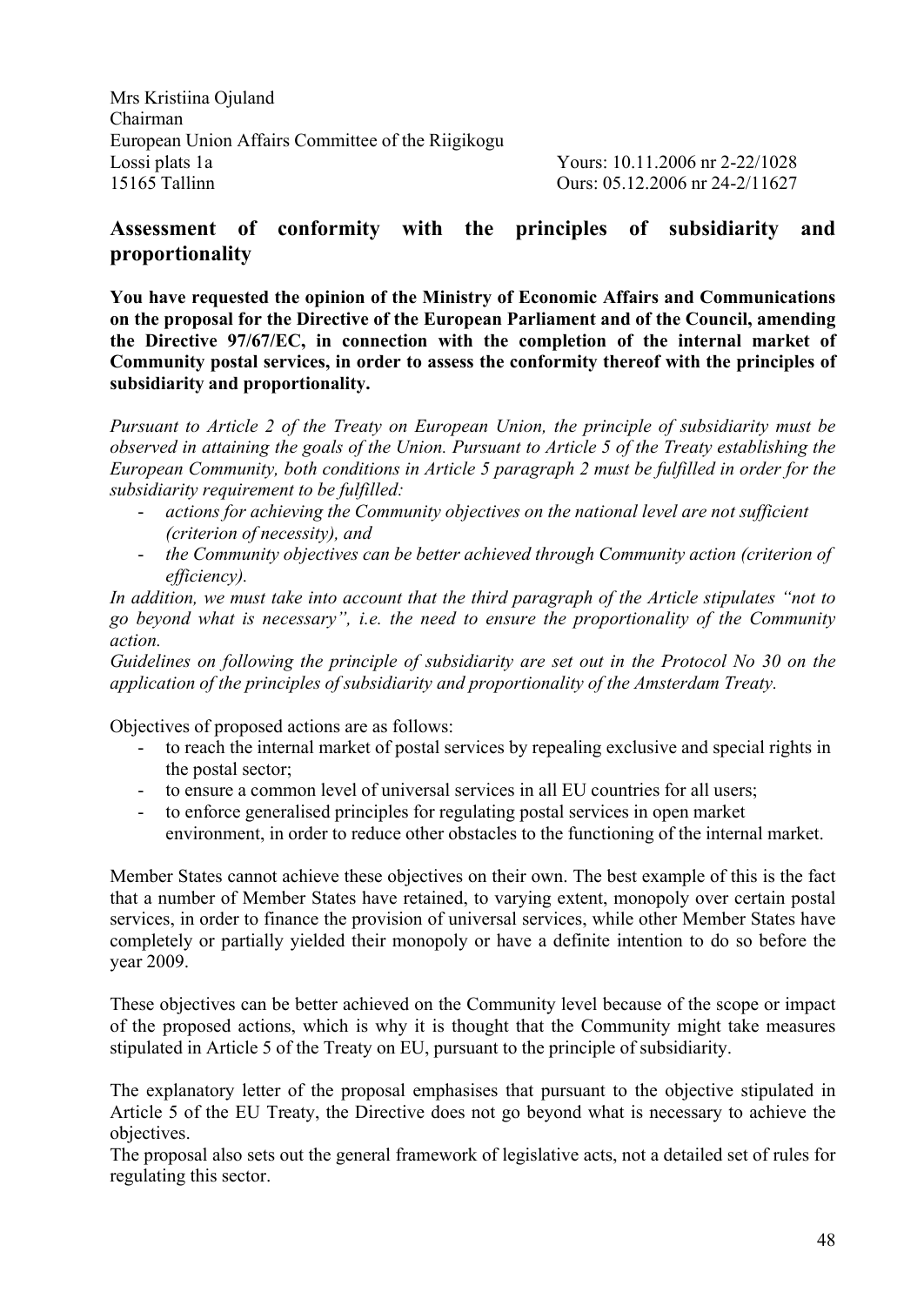Mrs Kristiina Ojuland
Chairman
European Union Affairs Committee of the Riigikogu
Lossi plats 1a
15165 Tallinn

Yours: 10.11.2006 nr 2-22/1028
Ours: 05.12.2006 nr 24-2/11627

## Assessment of conformity with the principles of subsidiarity and proportionality

**You have requested the opinion of the Ministry of Economic Affairs and Communications on the proposal for the Directive of the European Parliament and of the Council, amending the Directive 97/67/EC, in connection with the completion of the internal market of Community postal services, in order to assess the conformity thereof with the principles of subsidiarity and proportionality.**

*Pursuant to Article 2 of the Treaty on European Union, the principle of subsidiarity must be observed in attaining the goals of the Union. Pursuant to Article 5 of the Treaty establishing the European Community, both conditions in Article 5 paragraph 2 must be fulfilled in order for the subsidiarity requirement to be fulfilled:*

- *actions for achieving the Community objectives on the national level are not sufficient (criterion of necessity), and*
- *the Community objectives can be better achieved through Community action (criterion of efficiency).*

*In addition, we must take into account that the third paragraph of the Article stipulates "not to go beyond what is necessary", i.e. the need to ensure the proportionality of the Community action.*

*Guidelines on following the principle of subsidiarity are set out in the Protocol No 30 on the application of the principles of subsidiarity and proportionality of the Amsterdam Treaty.*

Objectives of proposed actions are as follows:

- to reach the internal market of postal services by repealing exclusive and special rights in the postal sector;
- to ensure a common level of universal services in all EU countries for all users;
- to enforce generalised principles for regulating postal services in open market environment, in order to reduce other obstacles to the functioning of the internal market.

Member States cannot achieve these objectives on their own. The best example of this is the fact that a number of Member States have retained, to varying extent, monopoly over certain postal services, in order to finance the provision of universal services, while other Member States have completely or partially yielded their monopoly or have a definite intention to do so before the year 2009.

These objectives can be better achieved on the Community level because of the scope or impact of the proposed actions, which is why it is thought that the Community might take measures stipulated in Article 5 of the Treaty on EU, pursuant to the principle of subsidiarity.

The explanatory letter of the proposal emphasises that pursuant to the objective stipulated in Article 5 of the EU Treaty, the Directive does not go beyond what is necessary to achieve the objectives.

The proposal also sets out the general framework of legislative acts, not a detailed set of rules for regulating this sector.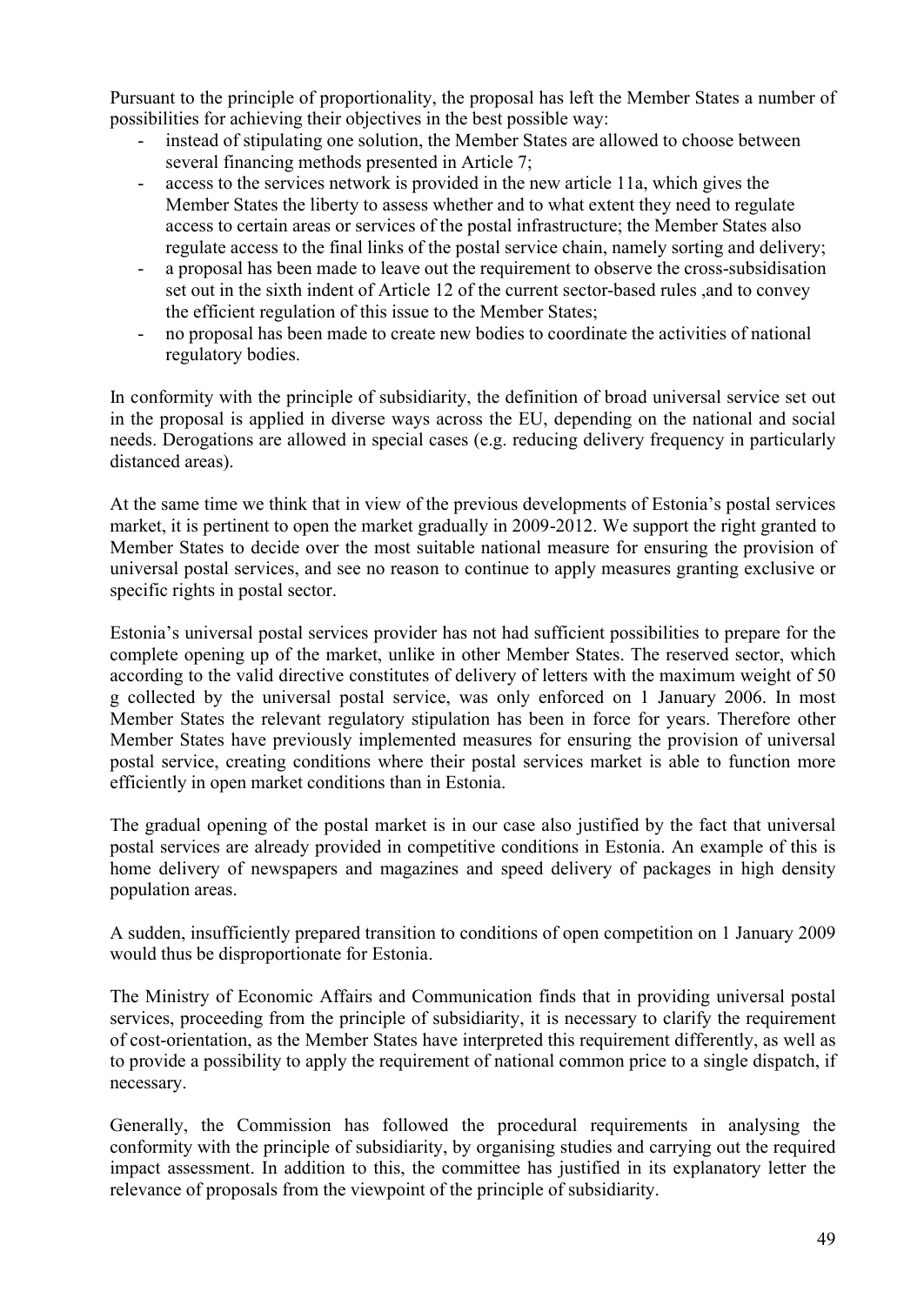Pursuant to the principle of proportionality, the proposal has left the Member States a number of possibilities for achieving their objectives in the best possible way:

- instead of stipulating one solution, the Member States are allowed to choose between several financing methods presented in Article 7;
- access to the services network is provided in the new article 11a, which gives the Member States the liberty to assess whether and to what extent they need to regulate access to certain areas or services of the postal infrastructure; the Member States also regulate access to the final links of the postal service chain, namely sorting and delivery;
- a proposal has been made to leave out the requirement to observe the cross-subsidisation set out in the sixth indent of Article 12 of the current sector-based rules ,and to convey the efficient regulation of this issue to the Member States;
- no proposal has been made to create new bodies to coordinate the activities of national regulatory bodies.

In conformity with the principle of subsidiarity, the definition of broad universal service set out in the proposal is applied in diverse ways across the EU, depending on the national and social needs. Derogations are allowed in special cases (e.g. reducing delivery frequency in particularly distanced areas).

At the same time we think that in view of the previous developments of Estonia's postal services market, it is pertinent to open the market gradually in 2009-2012. We support the right granted to Member States to decide over the most suitable national measure for ensuring the provision of universal postal services, and see no reason to continue to apply measures granting exclusive or specific rights in postal sector.

Estonia's universal postal services provider has not had sufficient possibilities to prepare for the complete opening up of the market, unlike in other Member States. The reserved sector, which according to the valid directive constitutes of delivery of letters with the maximum weight of 50 g collected by the universal postal service, was only enforced on 1 January 2006. In most Member States the relevant regulatory stipulation has been in force for years. Therefore other Member States have previously implemented measures for ensuring the provision of universal postal service, creating conditions where their postal services market is able to function more efficiently in open market conditions than in Estonia.

The gradual opening of the postal market is in our case also justified by the fact that universal postal services are already provided in competitive conditions in Estonia. An example of this is home delivery of newspapers and magazines and speed delivery of packages in high density population areas.

A sudden, insufficiently prepared transition to conditions of open competition on 1 January 2009 would thus be disproportionate for Estonia.

The Ministry of Economic Affairs and Communication finds that in providing universal postal services, proceeding from the principle of subsidiarity, it is necessary to clarify the requirement of cost-orientation, as the Member States have interpreted this requirement differently, as well as to provide a possibility to apply the requirement of national common price to a single dispatch, if necessary.

Generally, the Commission has followed the procedural requirements in analysing the conformity with the principle of subsidiarity, by organising studies and carrying out the required impact assessment. In addition to this, the committee has justified in its explanatory letter the relevance of proposals from the viewpoint of the principle of subsidiarity.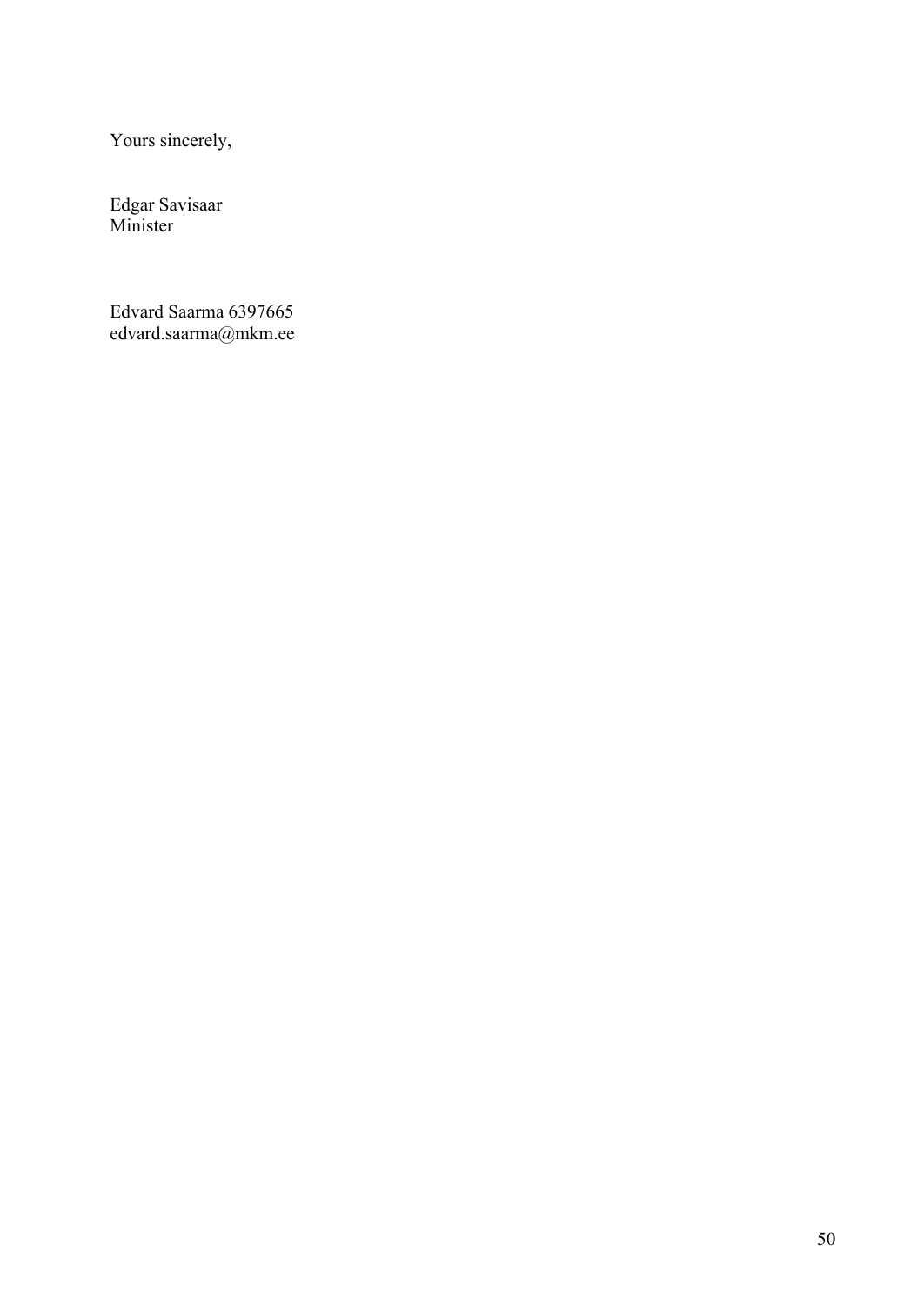Yours sincerely,

Edgar Savisaar  
Minister

Edvard Saarma 6397665  
edvard.saarma@mkm.ee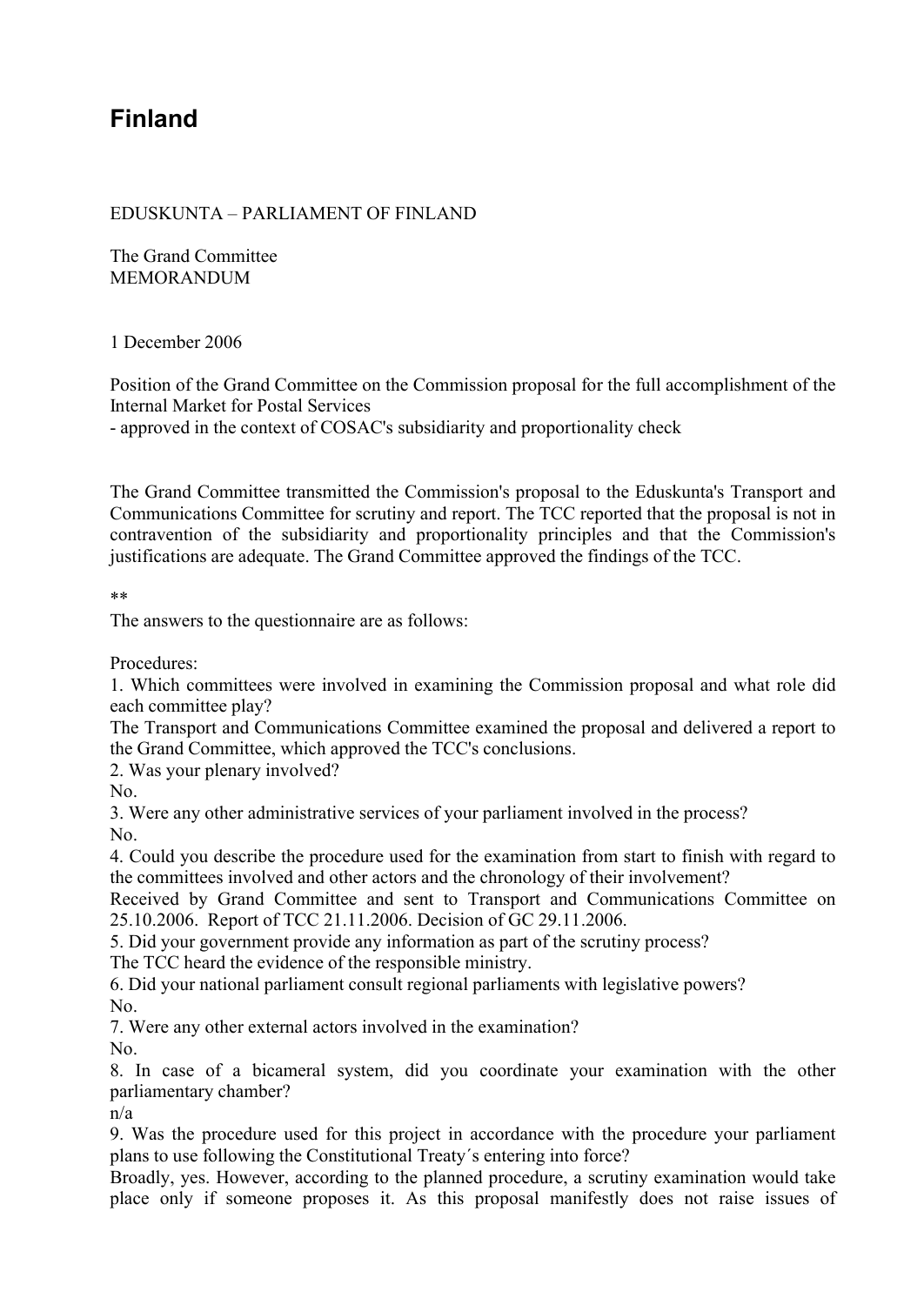# Finland

EDUSKUNTA – PARLIAMENT OF FINLAND

The Grand Committee
MEMORANDUM

1 December 2006

Position of the Grand Committee on the Commission proposal for the full accomplishment of the Internal Market for Postal Services
- approved in the context of COSAC's subsidiarity and proportionality check

The Grand Committee transmitted the Commission's proposal to the Eduskunta's Transport and Communications Committee for scrutiny and report. The TCC reported that the proposal is not in contravention of the subsidiarity and proportionality principles and that the Commission's justifications are adequate. The Grand Committee approved the findings of the TCC.

**

The answers to the questionnaire are as follows:

Procedures:

1. Which committees were involved in examining the Commission proposal and what role did each committee play?
The Transport and Communications Committee examined the proposal and delivered a report to the Grand Committee, which approved the TCC's conclusions.
2. Was your plenary involved?
No.
3. Were any other administrative services of your parliament involved in the process?
No.
4. Could you describe the procedure used for the examination from start to finish with regard to the committees involved and other actors and the chronology of their involvement?
Received by Grand Committee and sent to Transport and Communications Committee on 25.10.2006. Report of TCC 21.11.2006. Decision of GC 29.11.2006.
5. Did your government provide any information as part of the scrutiny process?
The TCC heard the evidence of the responsible ministry.
6. Did your national parliament consult regional parliaments with legislative powers?
No.
7. Were any other external actors involved in the examination?
No.
8. In case of a bicameral system, did you coordinate your examination with the other parliamentary chamber?
n/a
9. Was the procedure used for this project in accordance with the procedure your parliament plans to use following the Constitutional Treaty´s entering into force?
Broadly, yes. However, according to the planned procedure, a scrutiny examination would take place only if someone proposes it. As this proposal manifestly does not raise issues of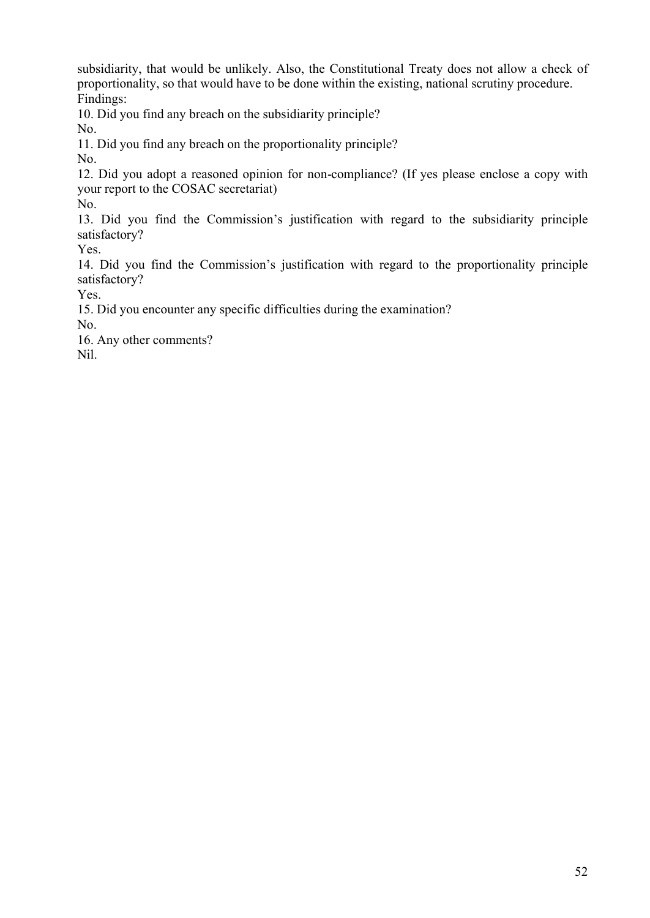subsidiarity, that would be unlikely. Also, the Constitutional Treaty does not allow a check of proportionality, so that would have to be done within the existing, national scrutiny procedure.

Findings:

10. Did you find any breach on the subsidiarity principle?

No.

11. Did you find any breach on the proportionality principle?

No.

12. Did you adopt a reasoned opinion for non-compliance? (If yes please enclose a copy with your report to the COSAC secretariat)

No.

13. Did you find the Commission's justification with regard to the subsidiarity principle satisfactory?

Yes.

14. Did you find the Commission's justification with regard to the proportionality principle satisfactory?

Yes.

15. Did you encounter any specific difficulties during the examination?

No.

16. Any other comments?

Nil.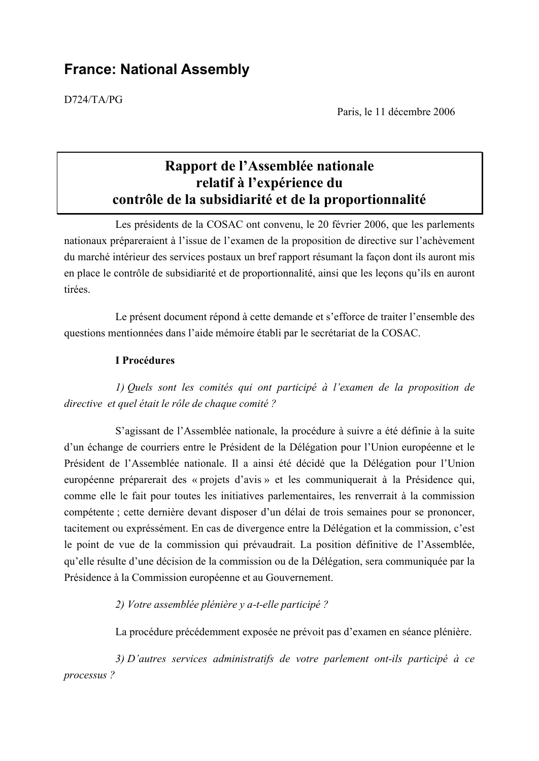## France: National Assembly

D724/TA/PG

Paris, le 11 décembre 2006

# Rapport de l'Assemblée nationale relatif à l'expérience du contrôle de la subsidiarité et de la proportionnalité

Les présidents de la COSAC ont convenu, le 20 février 2006, que les parlements nationaux prépareraient à l'issue de l'examen de la proposition de directive sur l'achèvement du marché intérieur des services postaux un bref rapport résumant la façon dont ils auront mis en place le contrôle de subsidiarité et de proportionnalité, ainsi que les leçons qu'ils en auront tirées.

Le présent document répond à cette demande et s'efforce de traiter l'ensemble des questions mentionnées dans l'aide mémoire établi par le secrétariat de la COSAC.

**I Procédures**

*1) Quels sont les comités qui ont participé à l'examen de la proposition de directive et quel était le rôle de chaque comité ?*

S'agissant de l'Assemblée nationale, la procédure à suivre a été définie à la suite d'un échange de courriers entre le Président de la Délégation pour l'Union européenne et le Président de l'Assemblée nationale. Il a ainsi été décidé que la Délégation pour l'Union européenne préparerait des « projets d'avis » et les communiquerait à la Présidence qui, comme elle le fait pour toutes les initiatives parlementaires, les renverrait à la commission compétente ; cette dernière devant disposer d'un délai de trois semaines pour se prononcer, tacitement ou expréssément. En cas de divergence entre la Délégation et la commission, c'est le point de vue de la commission qui prévaudrait. La position définitive de l'Assemblée, qu'elle résulte d'une décision de la commission ou de la Délégation, sera communiquée par la Présidence à la Commission européenne et au Gouvernement.

*2) Votre assemblée plénière y a-t-elle participé ?*

La procédure précédemment exposée ne prévoit pas d'examen en séance plénière.

*3) D'autres services administratifs de votre parlement ont-ils participé à ce processus ?*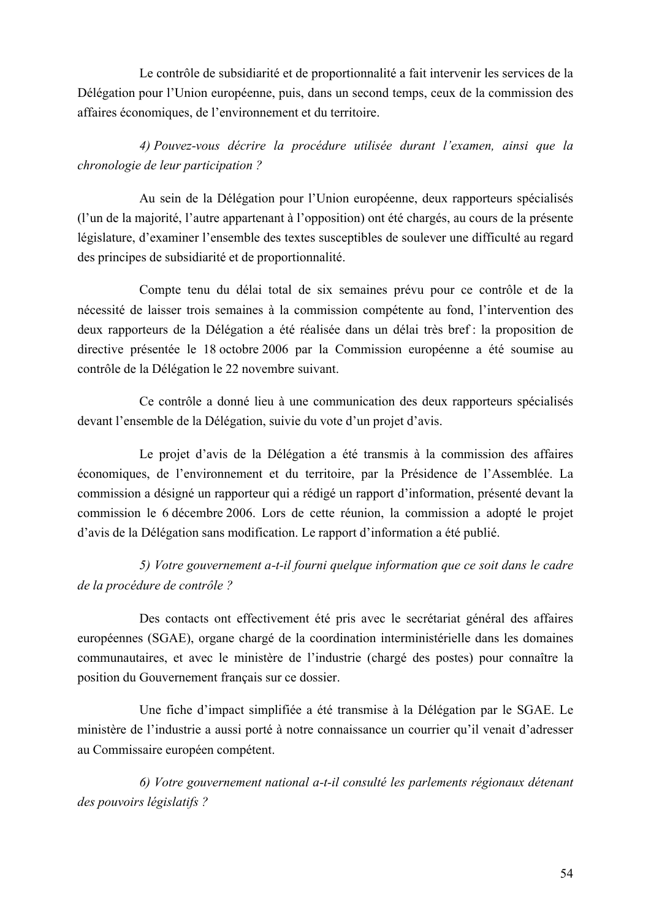Le contrôle de subsidiarité et de proportionnalité a fait intervenir les services de la Délégation pour l'Union européenne, puis, dans un second temps, ceux de la commission des affaires économiques, de l'environnement et du territoire.

*4) Pouvez-vous décrire la procédure utilisée durant l'examen, ainsi que la chronologie de leur participation ?*

Au sein de la Délégation pour l'Union européenne, deux rapporteurs spécialisés (l'un de la majorité, l'autre appartenant à l'opposition) ont été chargés, au cours de la présente législature, d'examiner l'ensemble des textes susceptibles de soulever une difficulté au regard des principes de subsidiarité et de proportionnalité.

Compte tenu du délai total de six semaines prévu pour ce contrôle et de la nécessité de laisser trois semaines à la commission compétente au fond, l'intervention des deux rapporteurs de la Délégation a été réalisée dans un délai très bref : la proposition de directive présentée le 18 octobre 2006 par la Commission européenne a été soumise au contrôle de la Délégation le 22 novembre suivant.

Ce contrôle a donné lieu à une communication des deux rapporteurs spécialisés devant l'ensemble de la Délégation, suivie du vote d'un projet d'avis.

Le projet d'avis de la Délégation a été transmis à la commission des affaires économiques, de l'environnement et du territoire, par la Présidence de l'Assemblée. La commission a désigné un rapporteur qui a rédigé un rapport d'information, présenté devant la commission le 6 décembre 2006. Lors de cette réunion, la commission a adopté le projet d'avis de la Délégation sans modification. Le rapport d'information a été publié.

*5) Votre gouvernement a-t-il fourni quelque information que ce soit dans le cadre de la procédure de contrôle ?*

Des contacts ont effectivement été pris avec le secrétariat général des affaires européennes (SGAE), organe chargé de la coordination interministérielle dans les domaines communautaires, et avec le ministère de l'industrie (chargé des postes) pour connaître la position du Gouvernement français sur ce dossier.

Une fiche d'impact simplifiée a été transmise à la Délégation par le SGAE. Le ministère de l'industrie a aussi porté à notre connaissance un courrier qu'il venait d'adresser au Commissaire européen compétent.

*6) Votre gouvernement national a-t-il consulté les parlements régionaux détenant des pouvoirs législatifs ?*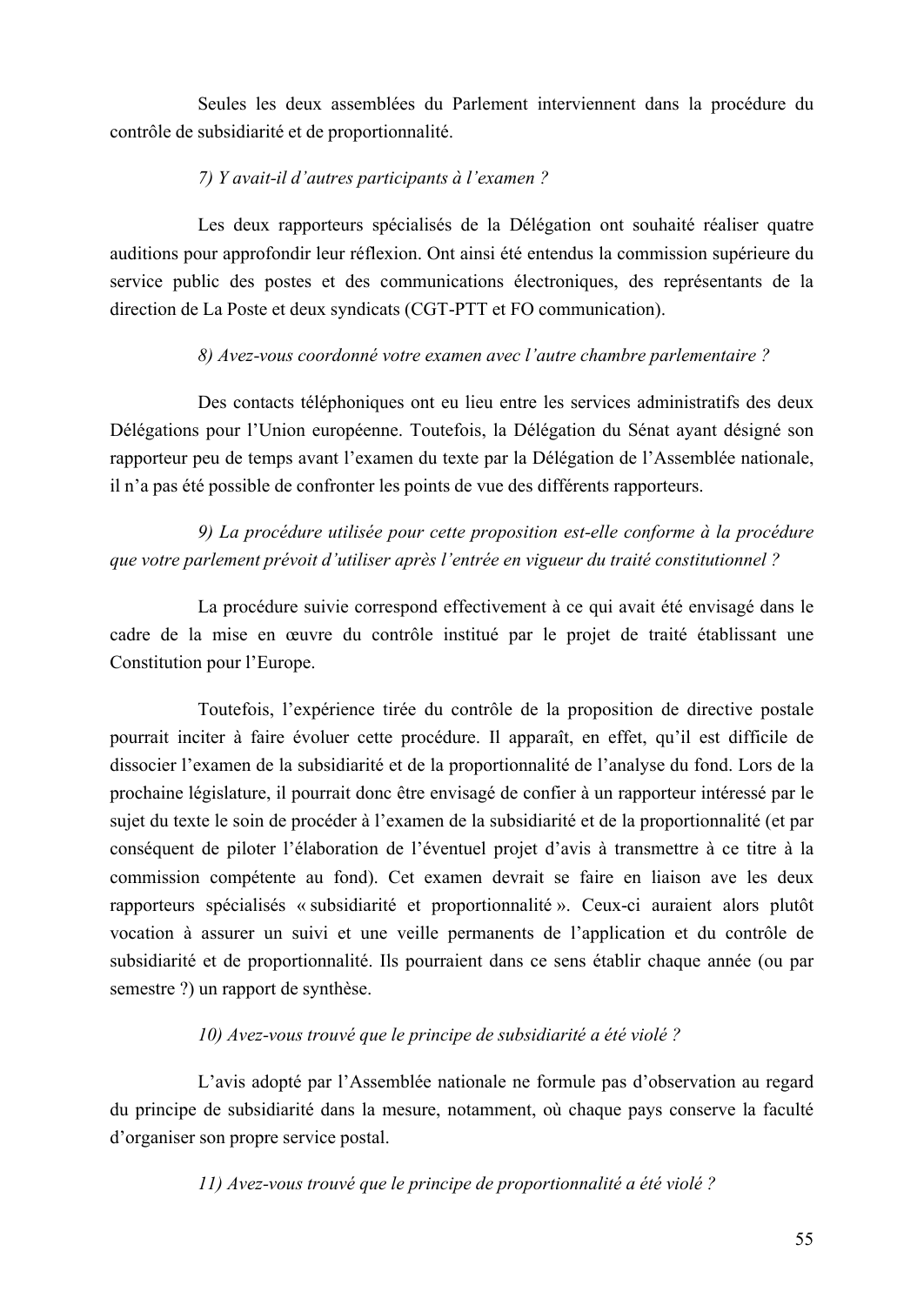Seules les deux assemblées du Parlement interviennent dans la procédure du contrôle de subsidiarité et de proportionnalité.

*7) Y avait-il d'autres participants à l'examen ?*

Les deux rapporteurs spécialisés de la Délégation ont souhaité réaliser quatre auditions pour approfondir leur réflexion. Ont ainsi été entendus la commission supérieure du service public des postes et des communications électroniques, des représentants de la direction de La Poste et deux syndicats (CGT-PTT et FO communication).

*8) Avez-vous coordonné votre examen avec l'autre chambre parlementaire ?*

Des contacts téléphoniques ont eu lieu entre les services administratifs des deux Délégations pour l'Union européenne. Toutefois, la Délégation du Sénat ayant désigné son rapporteur peu de temps avant l'examen du texte par la Délégation de l'Assemblée nationale, il n'a pas été possible de confronter les points de vue des différents rapporteurs.

*9) La procédure utilisée pour cette proposition est-elle conforme à la procédure que votre parlement prévoit d'utiliser après l'entrée en vigueur du traité constitutionnel ?*

La procédure suivie correspond effectivement à ce qui avait été envisagé dans le cadre de la mise en œuvre du contrôle institué par le projet de traité établissant une Constitution pour l'Europe.

Toutefois, l'expérience tirée du contrôle de la proposition de directive postale pourrait inciter à faire évoluer cette procédure. Il apparaît, en effet, qu'il est difficile de dissocier l'examen de la subsidiarité et de la proportionnalité de l'analyse du fond. Lors de la prochaine législature, il pourrait donc être envisagé de confier à un rapporteur intéressé par le sujet du texte le soin de procéder à l'examen de la subsidiarité et de la proportionnalité (et par conséquent de piloter l'élaboration de l'éventuel projet d'avis à transmettre à ce titre à la commission compétente au fond). Cet examen devrait se faire en liaison ave les deux rapporteurs spécialisés « subsidiarité et proportionnalité ». Ceux-ci auraient alors plutôt vocation à assurer un suivi et une veille permanents de l'application et du contrôle de subsidiarité et de proportionnalité. Ils pourraient dans ce sens établir chaque année (ou par semestre ?) un rapport de synthèse.

*10) Avez-vous trouvé que le principe de subsidiarité a été violé ?*

L'avis adopté par l'Assemblée nationale ne formule pas d'observation au regard du principe de subsidiarité dans la mesure, notamment, où chaque pays conserve la faculté d'organiser son propre service postal.

*11) Avez-vous trouvé que le principe de proportionnalité a été violé ?*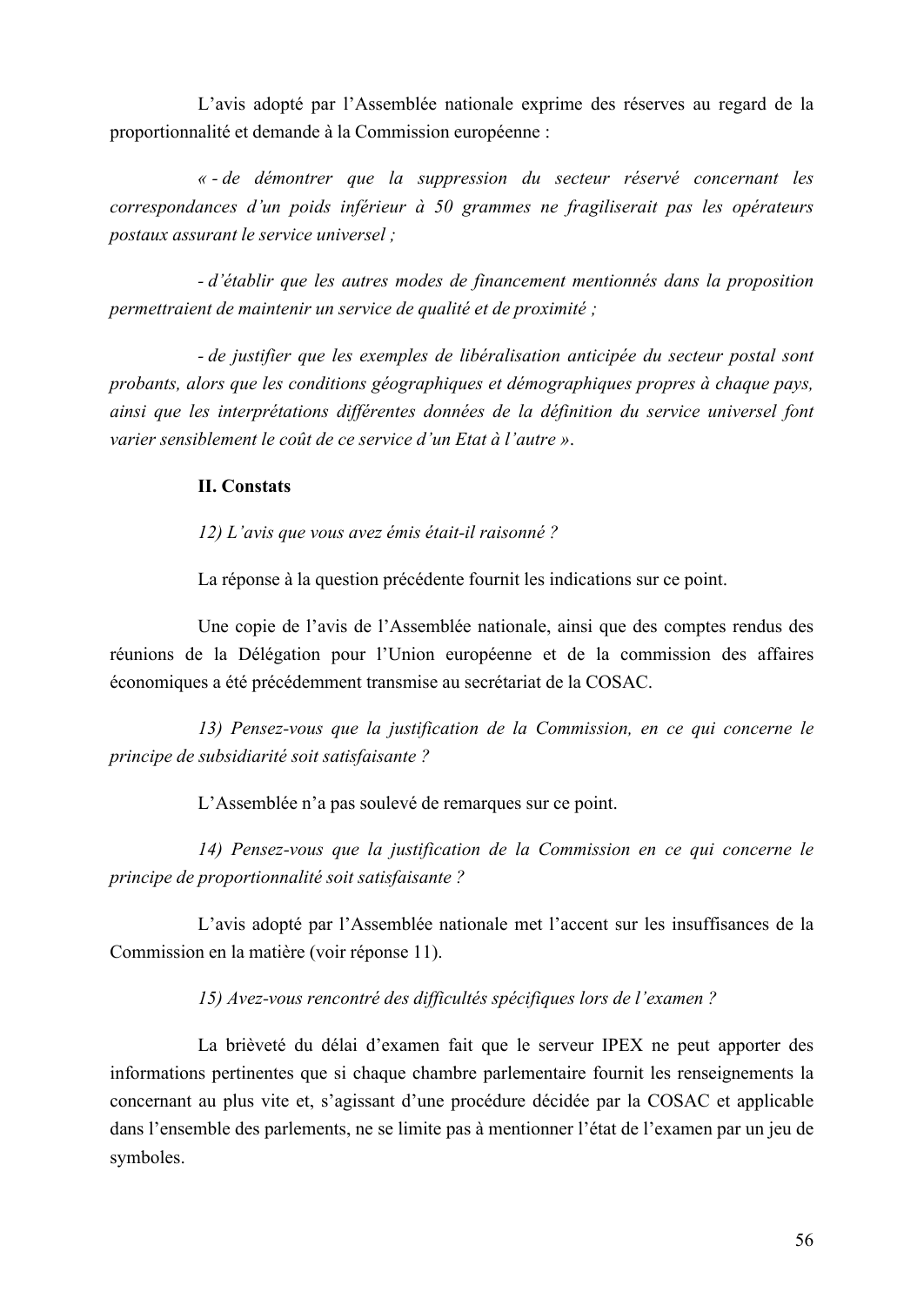L'avis adopté par l'Assemblée nationale exprime des réserves au regard de la proportionnalité et demande à la Commission européenne :

*« - de démontrer que la suppression du secteur réservé concernant les correspondances d'un poids inférieur à 50 grammes ne fragiliserait pas les opérateurs postaux assurant le service universel ;*

*- d'établir que les autres modes de financement mentionnés dans la proposition permettraient de maintenir un service de qualité et de proximité ;*

*- de justifier que les exemples de libéralisation anticipée du secteur postal sont probants, alors que les conditions géographiques et démographiques propres à chaque pays, ainsi que les interprétations différentes données de la définition du service universel font varier sensiblement le coût de ce service d'un Etat à l'autre ».*

**II. Constats**

*12) L'avis que vous avez émis était-il raisonné ?*

La réponse à la question précédente fournit les indications sur ce point.

Une copie de l'avis de l'Assemblée nationale, ainsi que des comptes rendus des réunions de la Délégation pour l'Union européenne et de la commission des affaires économiques a été précédemment transmise au secrétariat de la COSAC.

*13) Pensez-vous que la justification de la Commission, en ce qui concerne le principe de subsidiarité soit satisfaisante ?*

L'Assemblée n'a pas soulevé de remarques sur ce point.

*14) Pensez-vous que la justification de la Commission en ce qui concerne le principe de proportionnalité soit satisfaisante ?*

L'avis adopté par l'Assemblée nationale met l'accent sur les insuffisances de la Commission en la matière (voir réponse 11).

*15) Avez-vous rencontré des difficultés spécifiques lors de l'examen ?*

La brièveté du délai d'examen fait que le serveur IPEX ne peut apporter des informations pertinentes que si chaque chambre parlementaire fournit les renseignements la concernant au plus vite et, s'agissant d'une procédure décidée par la COSAC et applicable dans l'ensemble des parlements, ne se limite pas à mentionner l'état de l'examen par un jeu de symboles.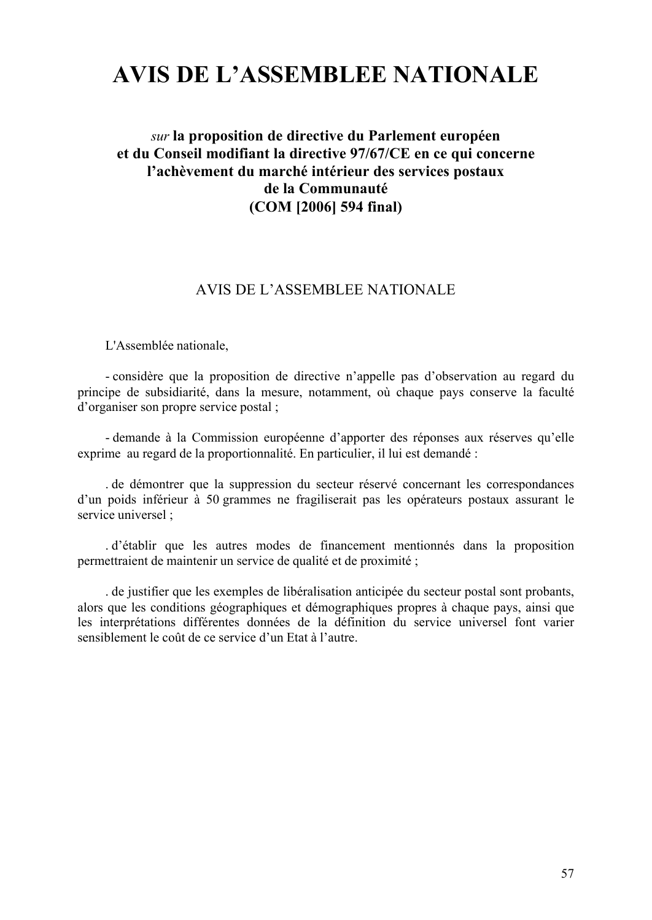# AVIS DE L'ASSEMBLEE NATIONALE

### *sur* **la proposition de directive du Parlement européen et du Conseil modifiant la directive 97/67/CE en ce qui concerne l'achèvement du marché intérieur des services postaux de la Communauté (COM [2006] 594 final)**

## AVIS DE L'ASSEMBLEE NATIONALE

L'Assemblée nationale,

- considère que la proposition de directive n'appelle pas d'observation au regard du principe de subsidiarité, dans la mesure, notamment, où chaque pays conserve la faculté d'organiser son propre service postal ;

- demande à la Commission européenne d'apporter des réponses aux réserves qu'elle exprime au regard de la proportionnalité. En particulier, il lui est demandé :

. de démontrer que la suppression du secteur réservé concernant les correspondances d'un poids inférieur à 50 grammes ne fragiliserait pas les opérateurs postaux assurant le service universel ;

. d'établir que les autres modes de financement mentionnés dans la proposition permettraient de maintenir un service de qualité et de proximité ;

. de justifier que les exemples de libéralisation anticipée du secteur postal sont probants, alors que les conditions géographiques et démographiques propres à chaque pays, ainsi que les interprétations différentes données de la définition du service universel font varier sensiblement le coût de ce service d'un Etat à l'autre.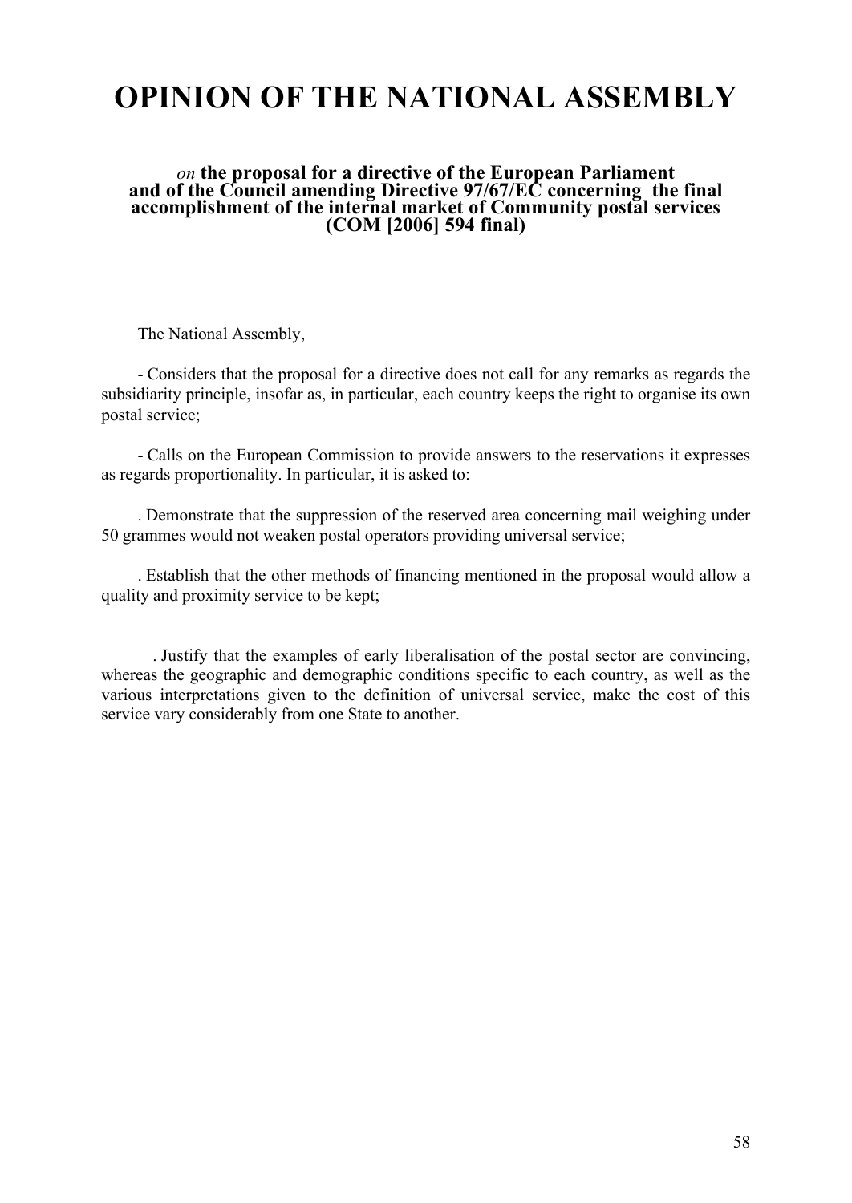# OPINION OF THE NATIONAL ASSEMBLY

*on* **the proposal for a directive of the European Parliament and of the Council amending Directive 97/67/EC concerning the final accomplishment of the internal market of Community postal services (COM [2006] 594 final)**

The National Assembly,

- Considers that the proposal for a directive does not call for any remarks as regards the subsidiarity principle, insofar as, in particular, each country keeps the right to organise its own postal service;

- Calls on the European Commission to provide answers to the reservations it expresses as regards proportionality. In particular, it is asked to:

. Demonstrate that the suppression of the reserved area concerning mail weighing under 50 grammes would not weaken postal operators providing universal service;

. Establish that the other methods of financing mentioned in the proposal would allow a quality and proximity service to be kept;

. Justify that the examples of early liberalisation of the postal sector are convincing, whereas the geographic and demographic conditions specific to each country, as well as the various interpretations given to the definition of universal service, make the cost of this service vary considerably from one State to another.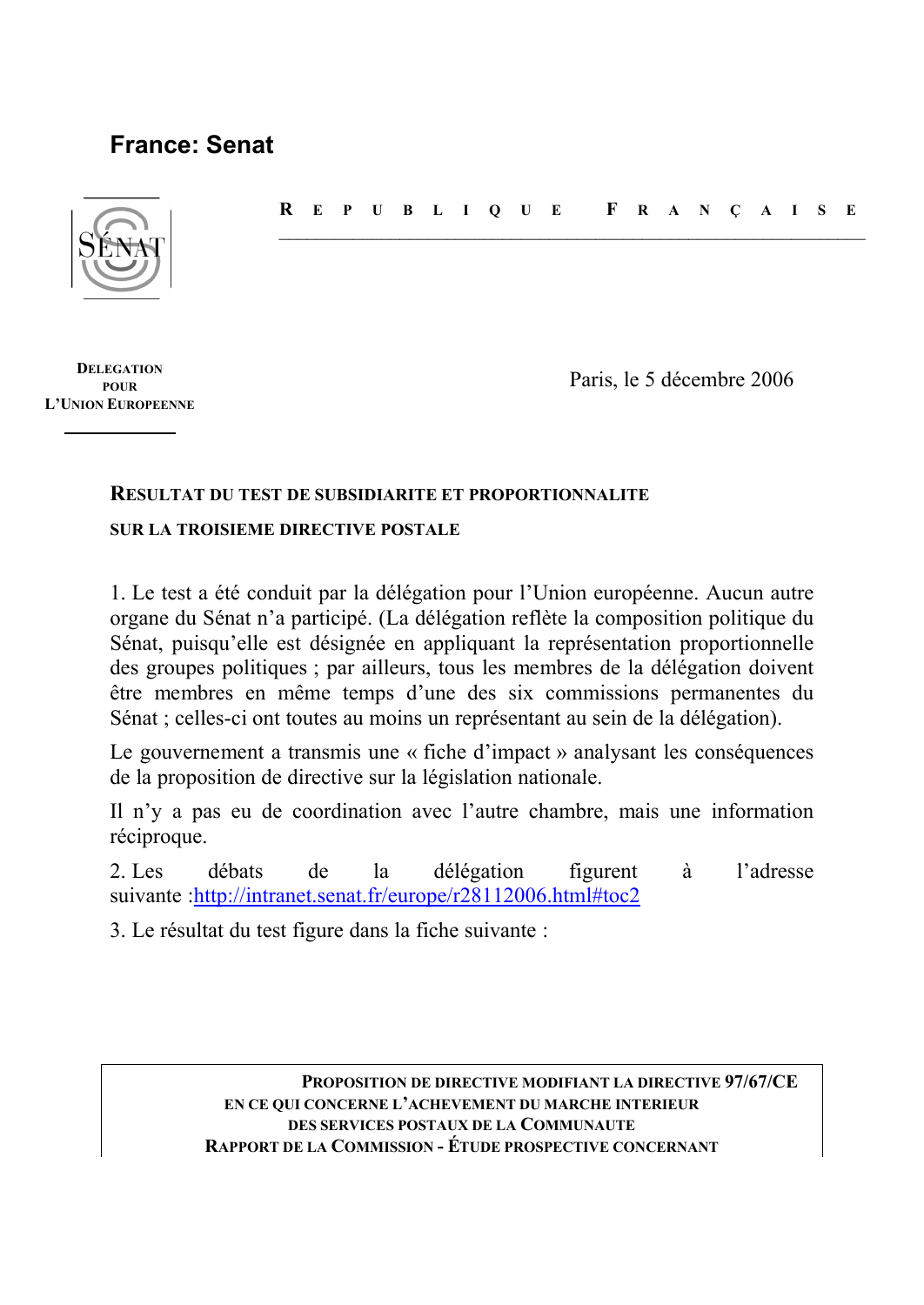**France: Senat**

SÉNAT

RÉPUBLIQUE FRANÇAISE

DELEGATION POUR L'UNION EUROPEENNE

Paris, le 5 décembre 2006

## RESULTAT DU TEST DE SUBSIDIARITE ET PROPORTIONNALITE SUR LA TROISIEME DIRECTIVE POSTALE

1. Le test a été conduit par la délégation pour l'Union européenne. Aucun autre organe du Sénat n'a participé. (La délégation reflète la composition politique du Sénat, puisqu'elle est désignée en appliquant la représentation proportionnelle des groupes politiques ; par ailleurs, tous les membres de la délégation doivent être membres en même temps d'une des six commissions permanentes du Sénat ; celles-ci ont toutes au moins un représentant au sein de la délégation).

Le gouvernement a transmis une « fiche d'impact » analysant les conséquences de la proposition de directive sur la législation nationale.

Il n'y a pas eu de coordination avec l'autre chambre, mais une information réciproque.

2. Les débats de la délégation figurent à l'adresse suivante :http://intranet.senat.fr/europe/r28112006.html#toc2

3. Le résultat du test figure dans la fiche suivante :

**PROPOSITION DE DIRECTIVE MODIFIANT LA DIRECTIVE 97/67/CE EN CE QUI CONCERNE L'ACHEVEMENT DU MARCHE INTERIEUR DES SERVICES POSTAUX DE LA COMMUNAUTE RAPPORT DE LA COMMISSION - ÉTUDE PROSPECTIVE CONCERNANT**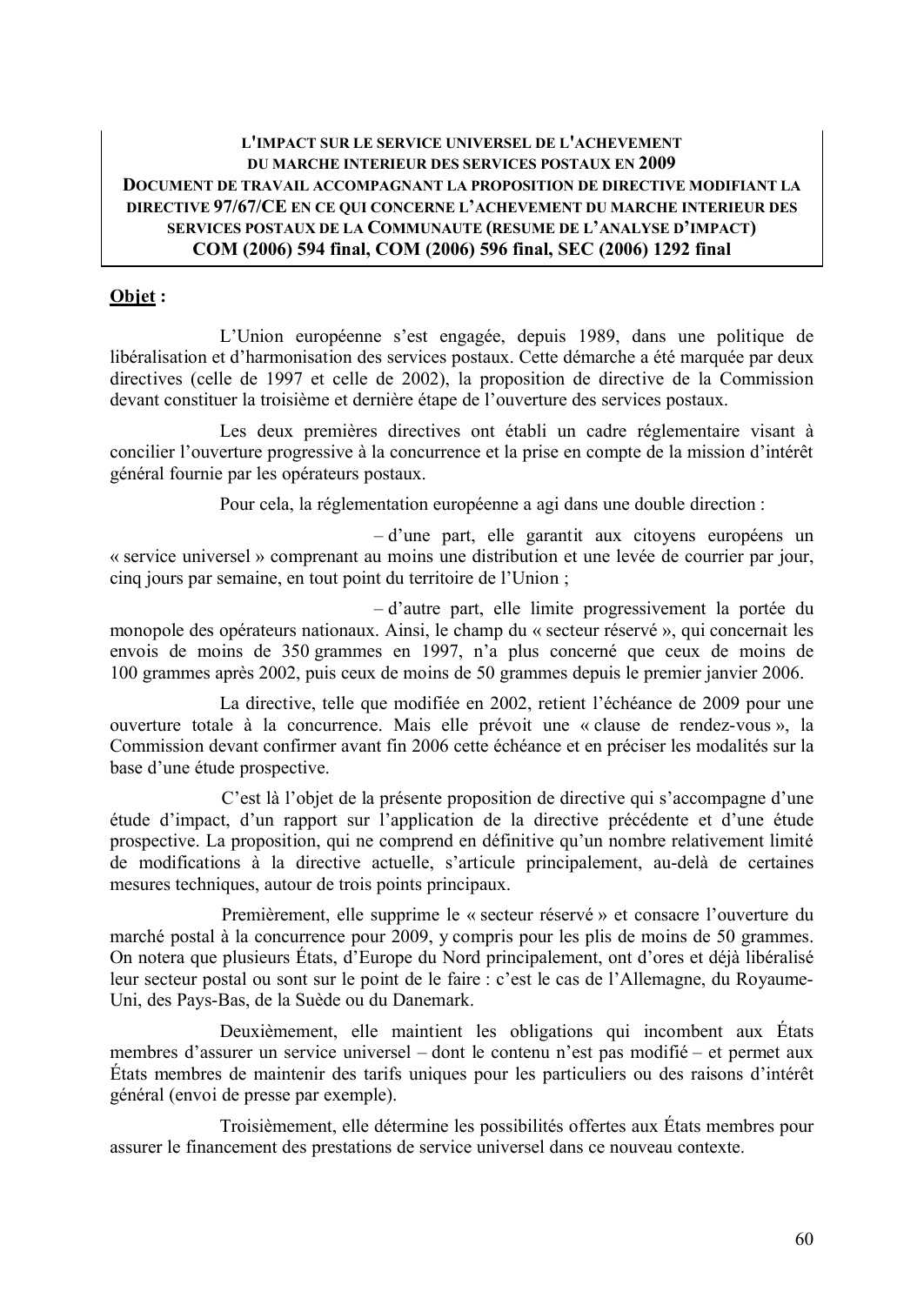**L'IMPACT SUR LE SERVICE UNIVERSEL DE L'ACHEVEMENT DU MARCHE INTERIEUR DES SERVICES POSTAUX EN 2009**
**DOCUMENT DE TRAVAIL ACCOMPAGNANT LA PROPOSITION DE DIRECTIVE MODIFIANT LA DIRECTIVE 97/67/CE EN CE QUI CONCERNE L'ACHEVEMENT DU MARCHE INTERIEUR DES SERVICES POSTAUX DE LA COMMUNAUTE (RESUME DE L'ANALYSE D'IMPACT)**
**COM (2006) 594 final, COM (2006) 596 final, SEC (2006) 1292 final**

**Objet :**

L'Union européenne s'est engagée, depuis 1989, dans une politique de libéralisation et d'harmonisation des services postaux. Cette démarche a été marquée par deux directives (celle de 1997 et celle de 2002), la proposition de directive de la Commission devant constituer la troisième et dernière étape de l'ouverture des services postaux.

Les deux premières directives ont établi un cadre réglementaire visant à concilier l'ouverture progressive à la concurrence et la prise en compte de la mission d'intérêt général fournie par les opérateurs postaux.

Pour cela, la réglementation européenne a agi dans une double direction :

– d'une part, elle garantit aux citoyens européens un « service universel » comprenant au moins une distribution et une levée de courrier par jour, cinq jours par semaine, en tout point du territoire de l'Union ;

– d'autre part, elle limite progressivement la portée du monopole des opérateurs nationaux. Ainsi, le champ du « secteur réservé », qui concernait les envois de moins de 350 grammes en 1997, n'a plus concerné que ceux de moins de 100 grammes après 2002, puis ceux de moins de 50 grammes depuis le premier janvier 2006.

La directive, telle que modifiée en 2002, retient l'échéance de 2009 pour une ouverture totale à la concurrence. Mais elle prévoit une « clause de rendez-vous », la Commission devant confirmer avant fin 2006 cette échéance et en préciser les modalités sur la base d'une étude prospective.

C'est là l'objet de la présente proposition de directive qui s'accompagne d'une étude d'impact, d'un rapport sur l'application de la directive précédente et d'une étude prospective. La proposition, qui ne comprend en définitive qu'un nombre relativement limité de modifications à la directive actuelle, s'articule principalement, au-delà de certaines mesures techniques, autour de trois points principaux.

Premièrement, elle supprime le « secteur réservé » et consacre l'ouverture du marché postal à la concurrence pour 2009, y compris pour les plis de moins de 50 grammes. On notera que plusieurs États, d'Europe du Nord principalement, ont d'ores et déjà libéralisé leur secteur postal ou sont sur le point de le faire : c'est le cas de l'Allemagne, du Royaume-Uni, des Pays-Bas, de la Suède ou du Danemark.

Deuxièmement, elle maintient les obligations qui incombent aux États membres d'assurer un service universel – dont le contenu n'est pas modifié – et permet aux États membres de maintenir des tarifs uniques pour les particuliers ou des raisons d'intérêt général (envoi de presse par exemple).

Troisièmement, elle détermine les possibilités offertes aux États membres pour assurer le financement des prestations de service universel dans ce nouveau contexte.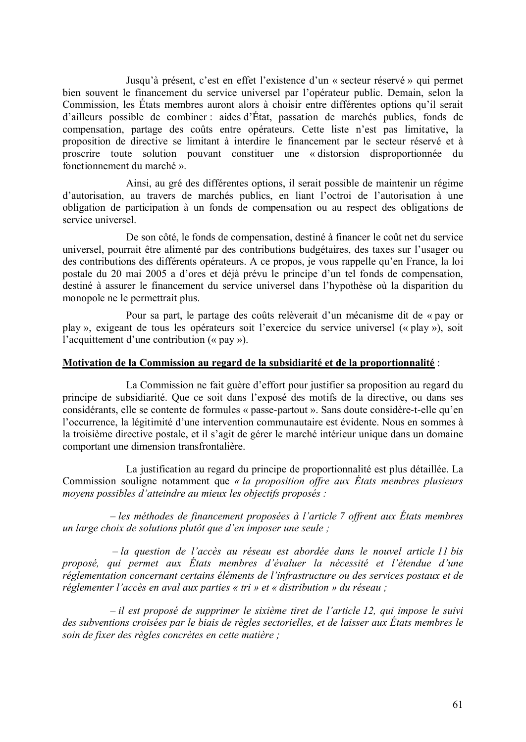Jusqu'à présent, c'est en effet l'existence d'un « secteur réservé » qui permet bien souvent le financement du service universel par l'opérateur public. Demain, selon la Commission, les États membres auront alors à choisir entre différentes options qu'il serait d'ailleurs possible de combiner : aides d'État, passation de marchés publics, fonds de compensation, partage des coûts entre opérateurs. Cette liste n'est pas limitative, la proposition de directive se limitant à interdire le financement par le secteur réservé et à proscrire toute solution pouvant constituer une « distorsion disproportionnée du fonctionnement du marché ».

Ainsi, au gré des différentes options, il serait possible de maintenir un régime d'autorisation, au travers de marchés publics, en liant l'octroi de l'autorisation à une obligation de participation à un fonds de compensation ou au respect des obligations de service universel.

De son côté, le fonds de compensation, destiné à financer le coût net du service universel, pourrait être alimenté par des contributions budgétaires, des taxes sur l'usager ou des contributions des différents opérateurs. A ce propos, je vous rappelle qu'en France, la loi postale du 20 mai 2005 a d'ores et déjà prévu le principe d'un tel fonds de compensation, destiné à assurer le financement du service universel dans l'hypothèse où la disparition du monopole ne le permettrait plus.

Pour sa part, le partage des coûts relèverait d'un mécanisme dit de « pay or play », exigeant de tous les opérateurs soit l'exercice du service universel (« play »), soit l'acquittement d'une contribution (« pay »).

**Motivation de la Commission au regard de la subsidiarité et de la proportionnalité** :

La Commission ne fait guère d'effort pour justifier sa proposition au regard du principe de subsidiarité. Que ce soit dans l'exposé des motifs de la directive, ou dans ses considérants, elle se contente de formules « passe-partout ». Sans doute considère-t-elle qu'en l'occurrence, la légitimité d'une intervention communautaire est évidente. Nous en sommes à la troisième directive postale, et il s'agit de gérer le marché intérieur unique dans un domaine comportant une dimension transfrontalière.

La justification au regard du principe de proportionnalité est plus détaillée. La Commission souligne notamment que *« la proposition offre aux États membres plusieurs moyens possibles d'atteindre au mieux les objectifs proposés :*

*– les méthodes de financement proposées à l'article 7 offrent aux États membres un large choix de solutions plutôt que d'en imposer une seule ;*

*– la question de l'accès au réseau est abordée dans le nouvel article 11 bis proposé, qui permet aux États membres d'évaluer la nécessité et l'étendue d'une réglementation concernant certains éléments de l'infrastructure ou des services postaux et de réglementer l'accès en aval aux parties « tri » et « distribution » du réseau ;*

*– il est proposé de supprimer le sixième tiret de l'article 12, qui impose le suivi des subventions croisées par le biais de règles sectorielles, et de laisser aux États membres le soin de fixer des règles concrètes en cette matière ;*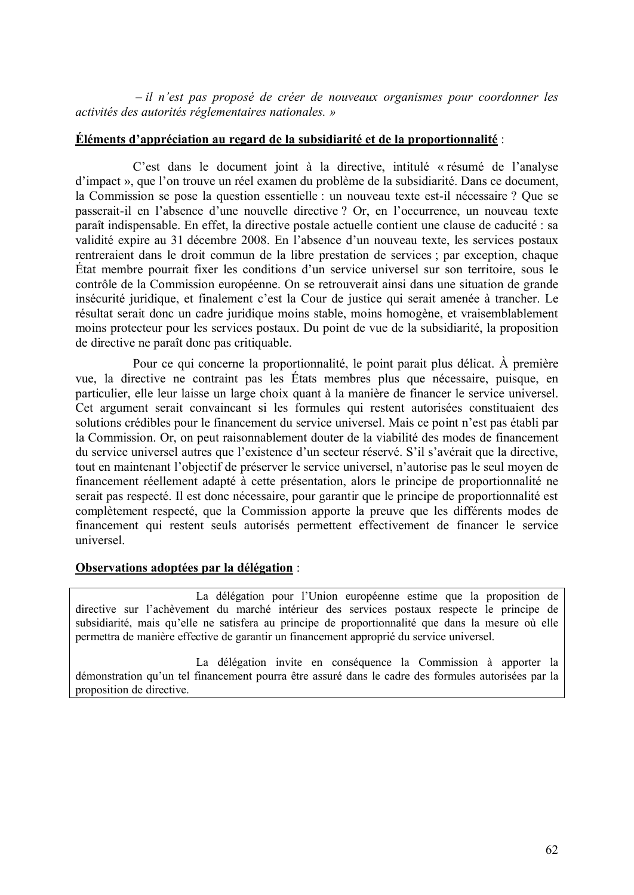*– il n'est pas proposé de créer de nouveaux organismes pour coordonner les activités des autorités réglementaires nationales. »*

**Éléments d'appréciation au regard de la subsidiarité et de la proportionnalité** :

C'est dans le document joint à la directive, intitulé « résumé de l'analyse d'impact », que l'on trouve un réel examen du problème de la subsidiarité. Dans ce document, la Commission se pose la question essentielle : un nouveau texte est-il nécessaire ? Que se passerait-il en l'absence d'une nouvelle directive ? Or, en l'occurrence, un nouveau texte paraît indispensable. En effet, la directive postale actuelle contient une clause de caducité : sa validité expire au 31 décembre 2008. En l'absence d'un nouveau texte, les services postaux rentreraient dans le droit commun de la libre prestation de services ; par exception, chaque État membre pourrait fixer les conditions d'un service universel sur son territoire, sous le contrôle de la Commission européenne. On se retrouverait ainsi dans une situation de grande insécurité juridique, et finalement c'est la Cour de justice qui serait amenée à trancher. Le résultat serait donc un cadre juridique moins stable, moins homogène, et vraisemblablement moins protecteur pour les services postaux. Du point de vue de la subsidiarité, la proposition de directive ne paraît donc pas critiquable.

Pour ce qui concerne la proportionnalité, le point parait plus délicat. À première vue, la directive ne contraint pas les États membres plus que nécessaire, puisque, en particulier, elle leur laisse un large choix quant à la manière de financer le service universel. Cet argument serait convaincant si les formules qui restent autorisées constituaient des solutions crédibles pour le financement du service universel. Mais ce point n'est pas établi par la Commission. Or, on peut raisonnablement douter de la viabilité des modes de financement du service universel autres que l'existence d'un secteur réservé. S'il s'avérait que la directive, tout en maintenant l'objectif de préserver le service universel, n'autorise pas le seul moyen de financement réellement adapté à cette présentation, alors le principe de proportionnalité ne serait pas respecté. Il est donc nécessaire, pour garantir que le principe de proportionnalité est complètement respecté, que la Commission apporte la preuve que les différents modes de financement qui restent seuls autorisés permettent effectivement de financer le service universel.

**Observations adoptées par la délégation** :

> La délégation pour l'Union européenne estime que la proposition de directive sur l'achèvement du marché intérieur des services postaux respecte le principe de subsidiarité, mais qu'elle ne satisfera au principe de proportionnalité que dans la mesure où elle permettra de manière effective de garantir un financement approprié du service universel.
>
> La délégation invite en conséquence la Commission à apporter la démonstration qu'un tel financement pourra être assuré dans le cadre des formules autorisées par la proposition de directive.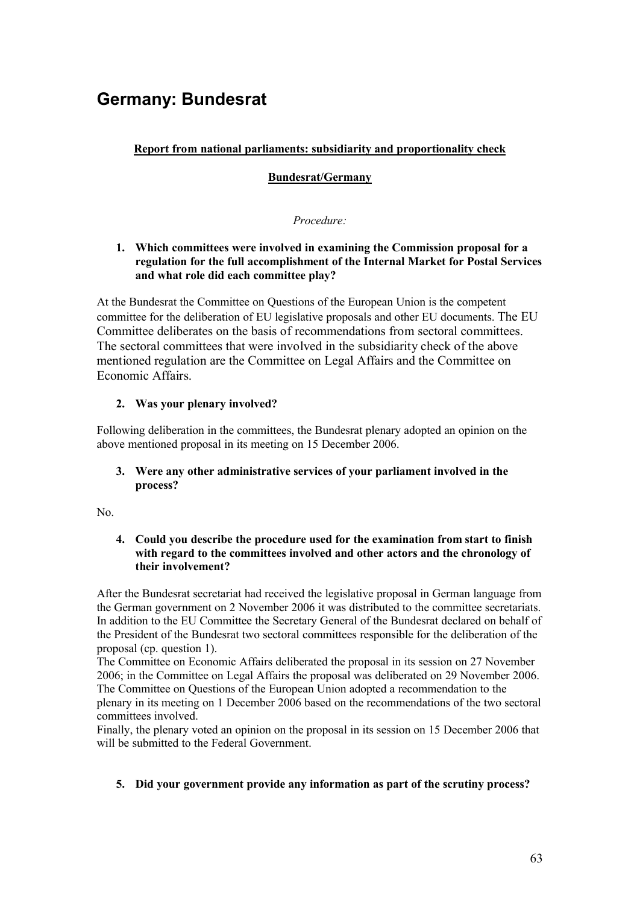# Germany: Bundesrat

**Report from national parliaments: subsidiarity and proportionality check**

**Bundesrat/Germany**

*Procedure:*

**1. Which committees were involved in examining the Commission proposal for a regulation for the full accomplishment of the Internal Market for Postal Services and what role did each committee play?**

At the Bundesrat the Committee on Questions of the European Union is the competent committee for the deliberation of EU legislative proposals and other EU documents. The EU Committee deliberates on the basis of recommendations from sectoral committees. The sectoral committees that were involved in the subsidiarity check of the above mentioned regulation are the Committee on Legal Affairs and the Committee on Economic Affairs.

**2. Was your plenary involved?**

Following deliberation in the committees, the Bundesrat plenary adopted an opinion on the above mentioned proposal in its meeting on 15 December 2006.

**3. Were any other administrative services of your parliament involved in the process?**

No.

**4. Could you describe the procedure used for the examination from start to finish with regard to the committees involved and other actors and the chronology of their involvement?**

After the Bundesrat secretariat had received the legislative proposal in German language from the German government on 2 November 2006 it was distributed to the committee secretariats. In addition to the EU Committee the Secretary General of the Bundesrat declared on behalf of the President of the Bundesrat two sectoral committees responsible for the deliberation of the proposal (cp. question 1).

The Committee on Economic Affairs deliberated the proposal in its session on 27 November 2006; in the Committee on Legal Affairs the proposal was deliberated on 29 November 2006.

The Committee on Questions of the European Union adopted a recommendation to the plenary in its meeting on 1 December 2006 based on the recommendations of the two sectoral committees involved.

Finally, the plenary voted an opinion on the proposal in its session on 15 December 2006 that will be submitted to the Federal Government.

**5. Did your government provide any information as part of the scrutiny process?**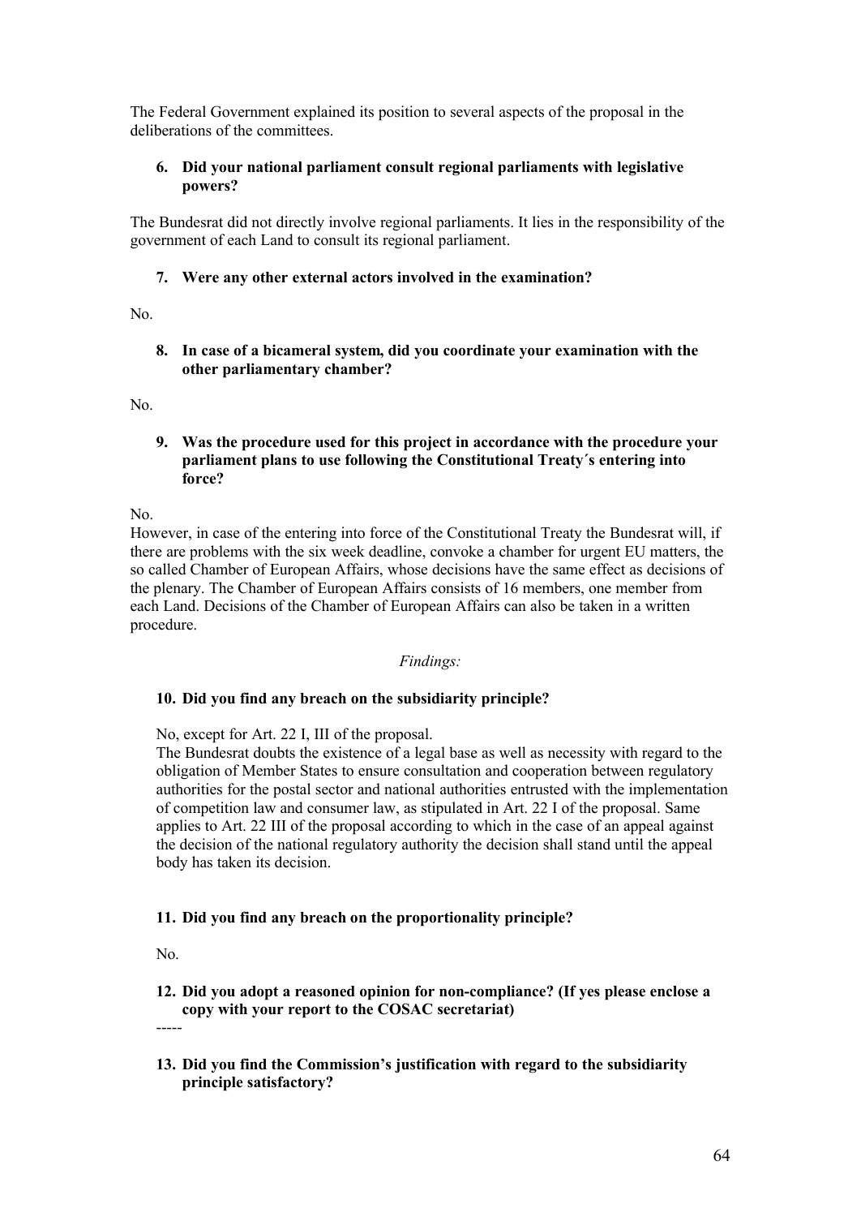The Federal Government explained its position to several aspects of the proposal in the deliberations of the committees.

**6. Did your national parliament consult regional parliaments with legislative powers?**

The Bundesrat did not directly involve regional parliaments. It lies in the responsibility of the government of each Land to consult its regional parliament.

**7. Were any other external actors involved in the examination?**

No.

**8. In case of a bicameral system, did you coordinate your examination with the other parliamentary chamber?**

No.

**9. Was the procedure used for this project in accordance with the procedure your parliament plans to use following the Constitutional Treaty´s entering into force?**

No.
However, in case of the entering into force of the Constitutional Treaty the Bundesrat will, if there are problems with the six week deadline, convoke a chamber for urgent EU matters, the so called Chamber of European Affairs, whose decisions have the same effect as decisions of the plenary. The Chamber of European Affairs consists of 16 members, one member from each Land. Decisions of the Chamber of European Affairs can also be taken in a written procedure.

*Findings:*

**10. Did you find any breach on the subsidiarity principle?**

No, except for Art. 22 I, III of the proposal.
The Bundesrat doubts the existence of a legal base as well as necessity with regard to the obligation of Member States to ensure consultation and cooperation between regulatory authorities for the postal sector and national authorities entrusted with the implementation of competition law and consumer law, as stipulated in Art. 22 I of the proposal. Same applies to Art. 22 III of the proposal according to which in the case of an appeal against the decision of the national regulatory authority the decision shall stand until the appeal body has taken its decision.

**11. Did you find any breach on the proportionality principle?**

No.

**12. Did you adopt a reasoned opinion for non-compliance? (If yes please enclose a copy with your report to the COSAC secretariat)**

-----

**13. Did you find the Commission's justification with regard to the subsidiarity principle satisfactory?**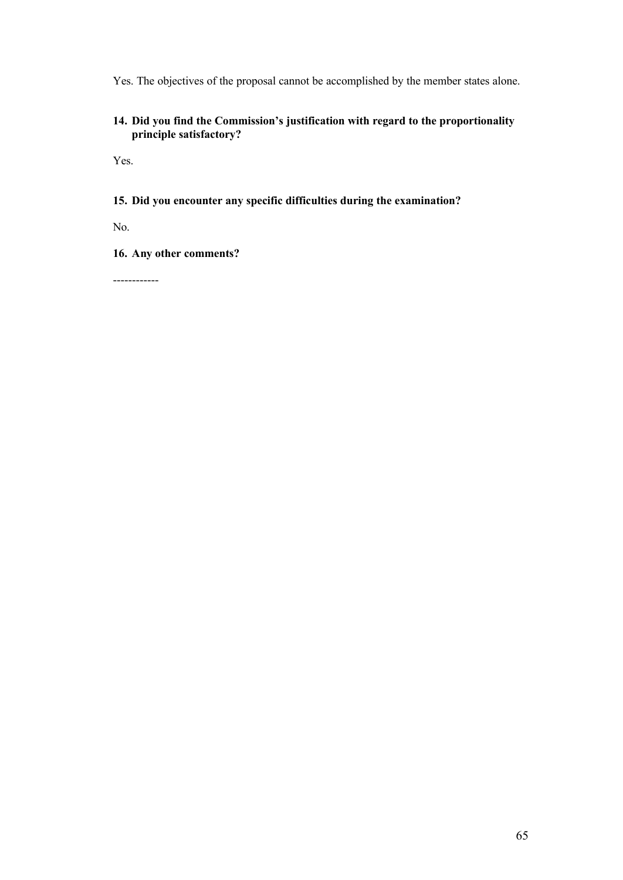Yes. The objectives of the proposal cannot be accomplished by the member states alone.

**14. Did you find the Commission's justification with regard to the proportionality principle satisfactory?**

Yes.

**15. Did you encounter any specific difficulties during the examination?**

No.

**16. Any other comments?**

------------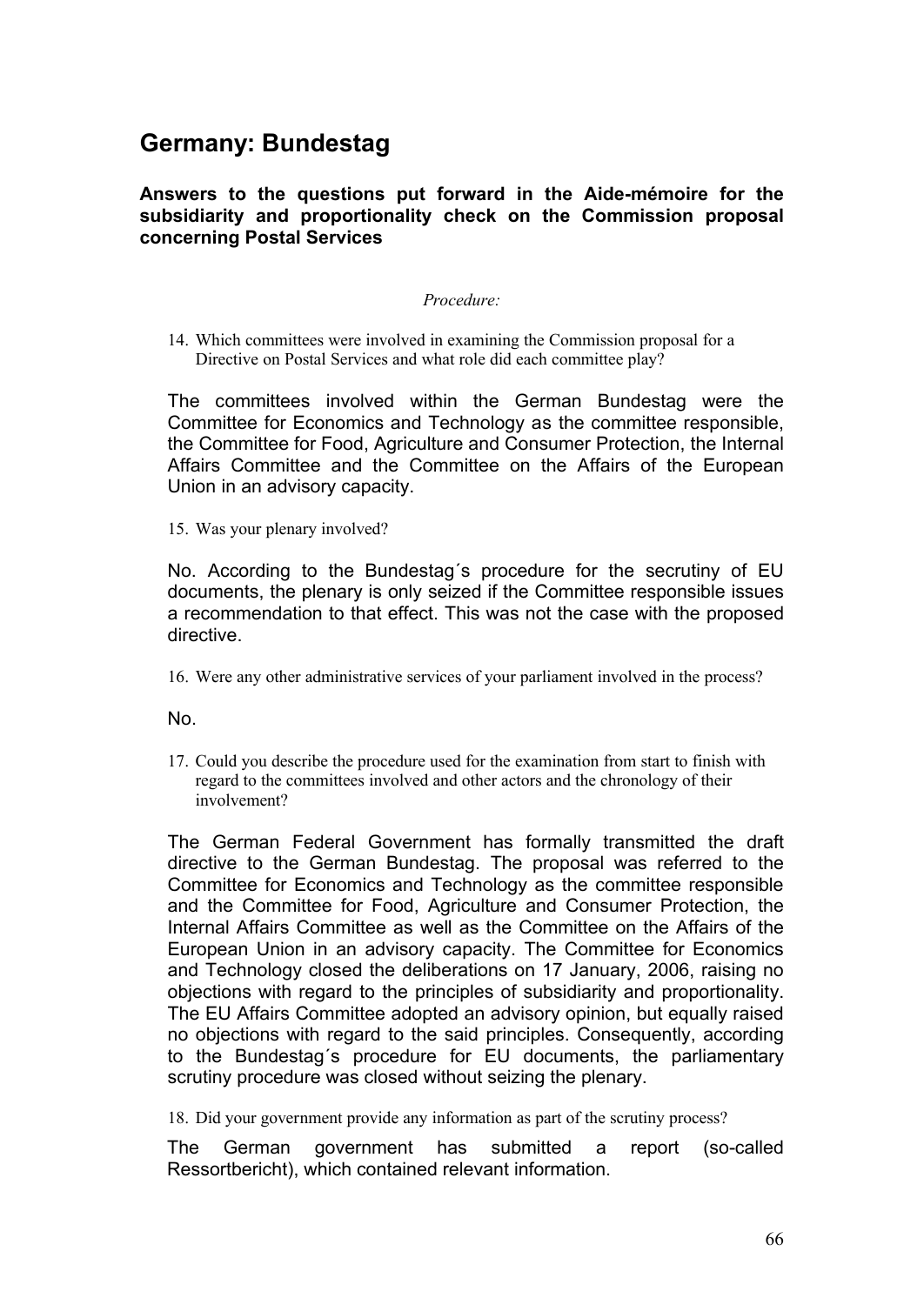# Germany: Bundestag

**Answers to the questions put forward in the Aide-mémoire for the subsidiarity and proportionality check on the Commission proposal concerning Postal Services**

*Procedure:*

14. Which committees were involved in examining the Commission proposal for a Directive on Postal Services and what role did each committee play?

The committees involved within the German Bundestag were the Committee for Economics and Technology as the committee responsible, the Committee for Food, Agriculture and Consumer Protection, the Internal Affairs Committee and the Committee on the Affairs of the European Union in an advisory capacity.

15. Was your plenary involved?

No. According to the Bundestag´s procedure for the secrutiny of EU documents, the plenary is only seized if the Committee responsible issues a recommendation to that effect. This was not the case with the proposed directive.

16. Were any other administrative services of your parliament involved in the process?

No.

17. Could you describe the procedure used for the examination from start to finish with regard to the committees involved and other actors and the chronology of their involvement?

The German Federal Government has formally transmitted the draft directive to the German Bundestag. The proposal was referred to the Committee for Economics and Technology as the committee responsible and the Committee for Food, Agriculture and Consumer Protection, the Internal Affairs Committee as well as the Committee on the Affairs of the European Union in an advisory capacity. The Committee for Economics and Technology closed the deliberations on 17 January, 2006, raising no objections with regard to the principles of subsidiarity and proportionality. The EU Affairs Committee adopted an advisory opinion, but equally raised no objections with regard to the said principles. Consequently, according to the Bundestag´s procedure for EU documents, the parliamentary scrutiny procedure was closed without seizing the plenary.

18. Did your government provide any information as part of the scrutiny process?

The German government has submitted a report (so-called Ressortbericht), which contained relevant information.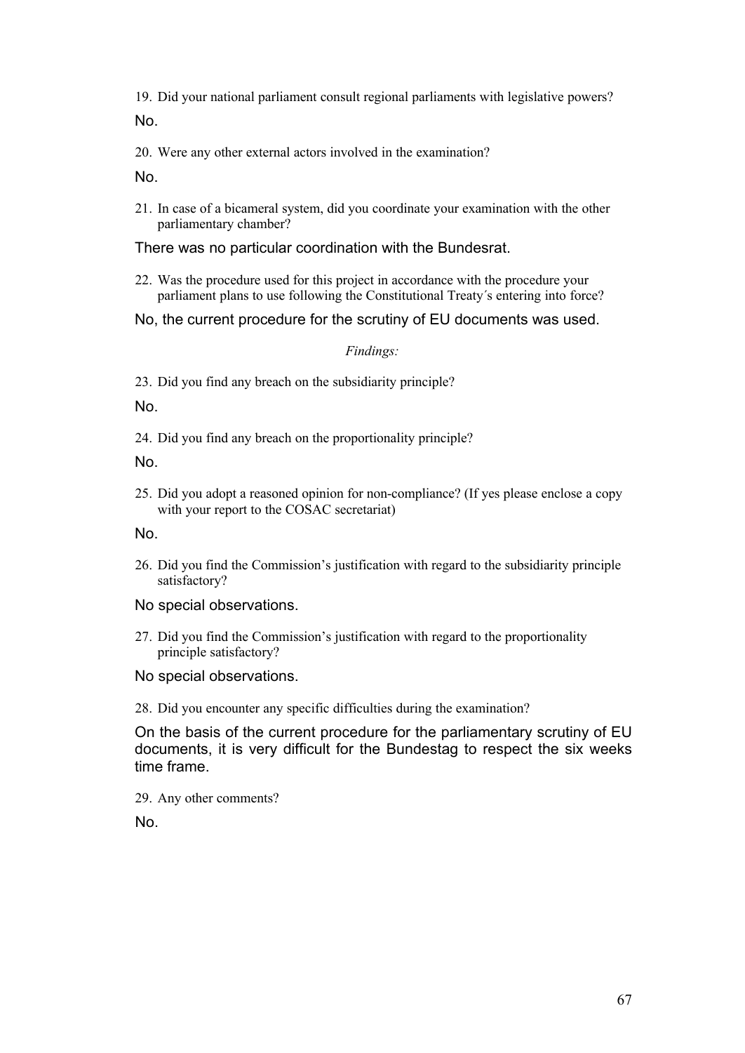19. Did your national parliament consult regional parliaments with legislative powers?

No.

20. Were any other external actors involved in the examination?

No.

21. In case of a bicameral system, did you coordinate your examination with the other parliamentary chamber?

There was no particular coordination with the Bundesrat.

22. Was the procedure used for this project in accordance with the procedure your parliament plans to use following the Constitutional Treaty´s entering into force?

No, the current procedure for the scrutiny of EU documents was used.

*Findings:*

23. Did you find any breach on the subsidiarity principle?

No.

24. Did you find any breach on the proportionality principle?

No.

25. Did you adopt a reasoned opinion for non-compliance? (If yes please enclose a copy with your report to the COSAC secretariat)

No.

26. Did you find the Commission's justification with regard to the subsidiarity principle satisfactory?

No special observations.

27. Did you find the Commission's justification with regard to the proportionality principle satisfactory?

No special observations.

28. Did you encounter any specific difficulties during the examination?

On the basis of the current procedure for the parliamentary scrutiny of EU documents, it is very difficult for the Bundestag to respect the six weeks time frame.

29. Any other comments?

No.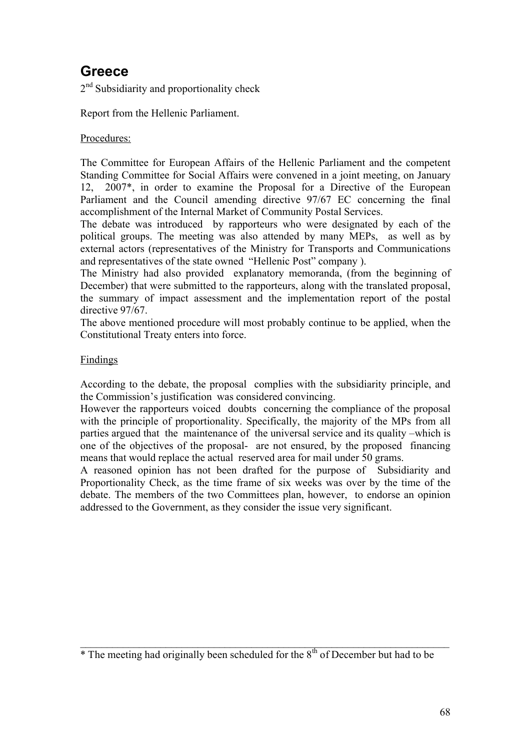## Greece

2nd Subsidiarity and proportionality check

Report from the Hellenic Parliament.

Procedures:

The Committee for European Affairs of the Hellenic Parliament and the competent Standing Committee for Social Affairs were convened in a joint meeting, on January 12, 2007*, in order to examine the Proposal for a Directive of the European Parliament and the Council amending directive 97/67 EC concerning the final accomplishment of the Internal Market of Community Postal Services.
The debate was introduced by rapporteurs who were designated by each of the political groups. The meeting was also attended by many MEPs, as well as by external actors (representatives of the Ministry for Transports and Communications and representatives of the state owned "Hellenic Post" company ).
The Ministry had also provided explanatory memoranda, (from the beginning of December) that were submitted to the rapporteurs, along with the translated proposal, the summary of impact assessment and the implementation report of the postal directive 97/67.
The above mentioned procedure will most probably continue to be applied, when the Constitutional Treaty enters into force.

Findings

According to the debate, the proposal complies with the subsidiarity principle, and the Commission's justification was considered convincing.
However the rapporteurs voiced doubts concerning the compliance of the proposal with the principle of proportionality. Specifically, the majority of the MPs from all parties argued that the maintenance of the universal service and its quality –which is one of the objectives of the proposal- are not ensured, by the proposed financing means that would replace the actual reserved area for mail under 50 grams.
A reasoned opinion has not been drafted for the purpose of Subsidiarity and Proportionality Check, as the time frame of six weeks was over by the time of the debate. The members of the two Committees plan, however, to endorse an opinion addressed to the Government, as they consider the issue very significant.

---

* The meeting had originally been scheduled for the 8th of December but had to be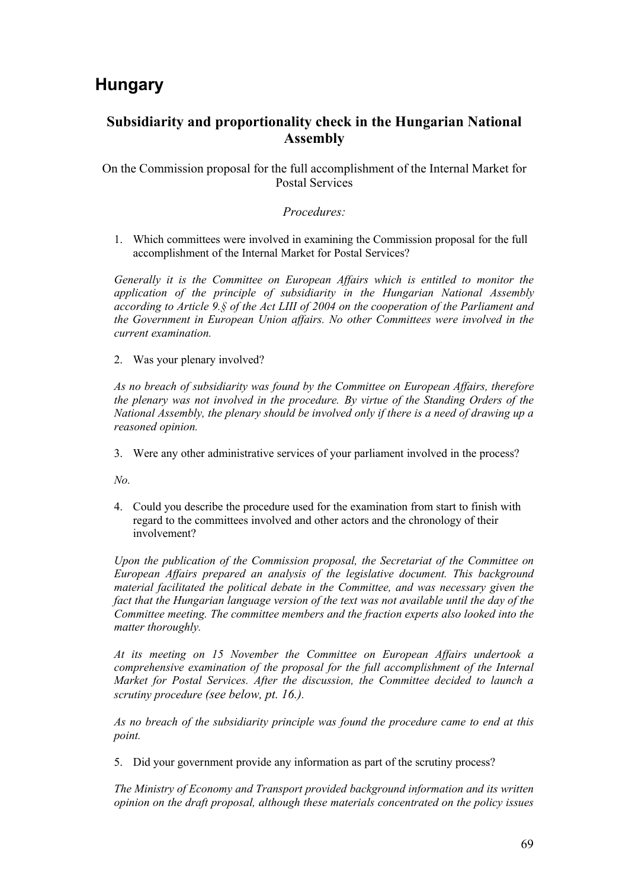# Hungary

## Subsidiarity and proportionality check in the Hungarian National Assembly

On the Commission proposal for the full accomplishment of the Internal Market for Postal Services

*Procedures:*

1. Which committees were involved in examining the Commission proposal for the full accomplishment of the Internal Market for Postal Services?

*Generally it is the Committee on European Affairs which is entitled to monitor the application of the principle of subsidiarity in the Hungarian National Assembly according to Article 9.§ of the Act LIII of 2004 on the cooperation of the Parliament and the Government in European Union affairs. No other Committees were involved in the current examination.*

2. Was your plenary involved?

*As no breach of subsidiarity was found by the Committee on European Affairs, therefore the plenary was not involved in the procedure. By virtue of the Standing Orders of the National Assembly, the plenary should be involved only if there is a need of drawing up a reasoned opinion.*

3. Were any other administrative services of your parliament involved in the process?

*No.*

4. Could you describe the procedure used for the examination from start to finish with regard to the committees involved and other actors and the chronology of their involvement?

*Upon the publication of the Commission proposal, the Secretariat of the Committee on European Affairs prepared an analysis of the legislative document. This background material facilitated the political debate in the Committee, and was necessary given the fact that the Hungarian language version of the text was not available until the day of the Committee meeting. The committee members and the fraction experts also looked into the matter thoroughly.*

*At its meeting on 15 November the Committee on European Affairs undertook a comprehensive examination of the proposal for the full accomplishment of the Internal Market for Postal Services. After the discussion, the Committee decided to launch a scrutiny procedure (see below, pt. 16.).*

*As no breach of the subsidiarity principle was found the procedure came to end at this point.*

5. Did your government provide any information as part of the scrutiny process?

*The Ministry of Economy and Transport provided background information and its written opinion on the draft proposal, although these materials concentrated on the policy issues*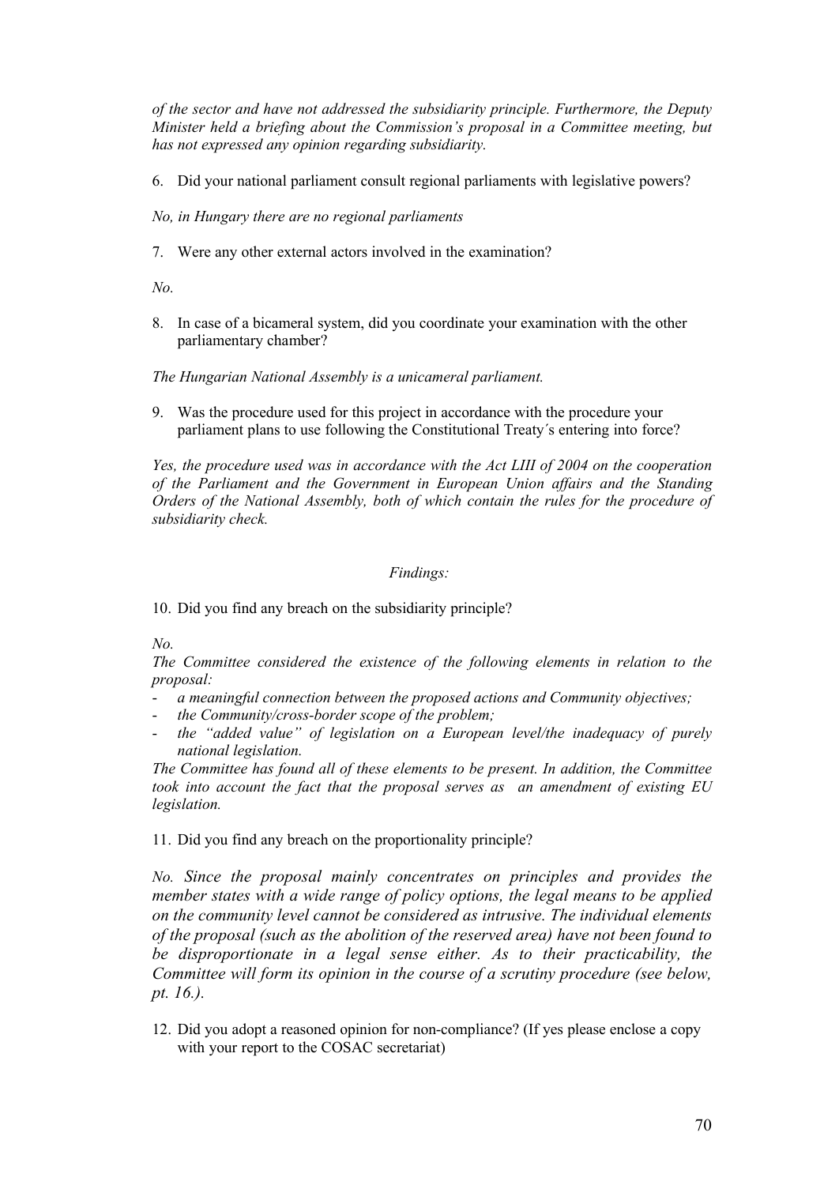*of the sector and have not addressed the subsidiarity principle. Furthermore, the Deputy Minister held a briefing about the Commission's proposal in a Committee meeting, but has not expressed any opinion regarding subsidiarity.*

6. Did your national parliament consult regional parliaments with legislative powers?

*No, in Hungary there are no regional parliaments*

7. Were any other external actors involved in the examination?

*No.*

8. In case of a bicameral system, did you coordinate your examination with the other parliamentary chamber?

*The Hungarian National Assembly is a unicameral parliament.*

9. Was the procedure used for this project in accordance with the procedure your parliament plans to use following the Constitutional Treaty´s entering into force?

*Yes, the procedure used was in accordance with the Act LIII of 2004 on the cooperation of the Parliament and the Government in European Union affairs and the Standing Orders of the National Assembly, both of which contain the rules for the procedure of subsidiarity check.*

*Findings:*

10. Did you find any breach on the subsidiarity principle?

*No.*
*The Committee considered the existence of the following elements in relation to the proposal:*

- *a meaningful connection between the proposed actions and Community objectives;*
- *the Community/cross-border scope of the problem;*
- *the "added value" of legislation on a European level/the inadequacy of purely national legislation.*

*The Committee has found all of these elements to be present. In addition, the Committee took into account the fact that the proposal serves as an amendment of existing EU legislation.*

11. Did you find any breach on the proportionality principle?

*No. Since the proposal mainly concentrates on principles and provides the member states with a wide range of policy options, the legal means to be applied on the community level cannot be considered as intrusive. The individual elements of the proposal (such as the abolition of the reserved area) have not been found to be disproportionate in a legal sense either. As to their practicability, the Committee will form its opinion in the course of a scrutiny procedure (see below, pt. 16.).*

12. Did you adopt a reasoned opinion for non-compliance? (If yes please enclose a copy with your report to the COSAC secretariat)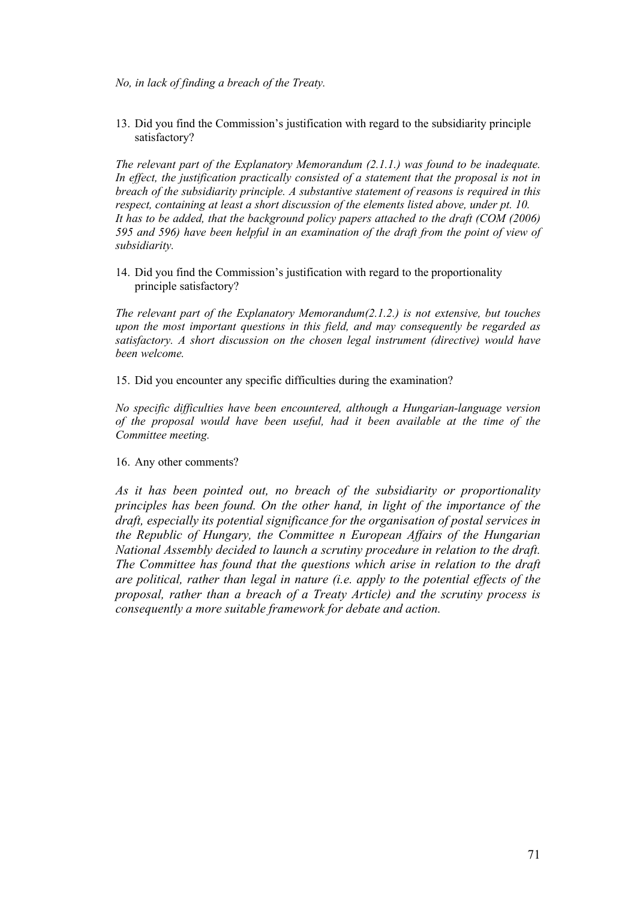*No, in lack of finding a breach of the Treaty.*

13. Did you find the Commission's justification with regard to the subsidiarity principle satisfactory?

*The relevant part of the Explanatory Memorandum (2.1.1.) was found to be inadequate. In effect, the justification practically consisted of a statement that the proposal is not in breach of the subsidiarity principle. A substantive statement of reasons is required in this respect, containing at least a short discussion of the elements listed above, under pt. 10. It has to be added, that the background policy papers attached to the draft (COM (2006) 595 and 596) have been helpful in an examination of the draft from the point of view of subsidiarity.*

14. Did you find the Commission's justification with regard to the proportionality principle satisfactory?

*The relevant part of the Explanatory Memorandum(2.1.2.) is not extensive, but touches upon the most important questions in this field, and may consequently be regarded as satisfactory. A short discussion on the chosen legal instrument (directive) would have been welcome.*

15. Did you encounter any specific difficulties during the examination?

*No specific difficulties have been encountered, although a Hungarian-language version of the proposal would have been useful, had it been available at the time of the Committee meeting.*

16. Any other comments?

*As it has been pointed out, no breach of the subsidiarity or proportionality principles has been found. On the other hand, in light of the importance of the draft, especially its potential significance for the organisation of postal services in the Republic of Hungary, the Committee n European Affairs of the Hungarian National Assembly decided to launch a scrutiny procedure in relation to the draft. The Committee has found that the questions which arise in relation to the draft are political, rather than legal in nature (i.e. apply to the potential effects of the proposal, rather than a breach of a Treaty Article) and the scrutiny process is consequently a more suitable framework for debate and action.*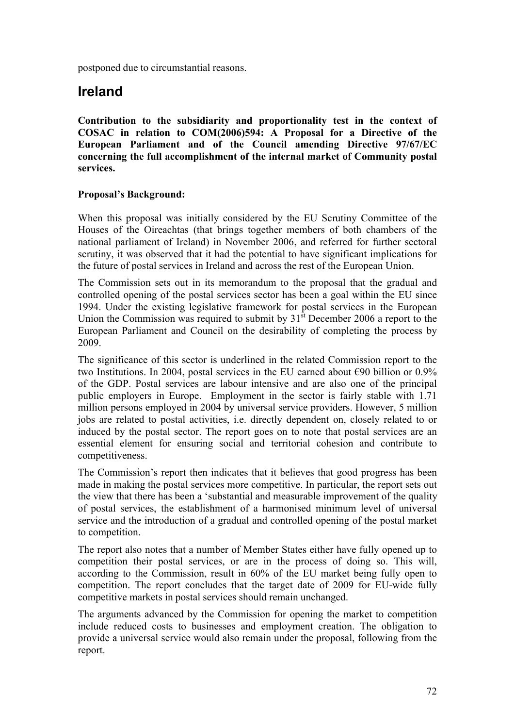postponed due to circumstantial reasons.

## Ireland

**Contribution to the subsidiarity and proportionality test in the context of COSAC in relation to COM(2006)594: A Proposal for a Directive of the European Parliament and of the Council amending Directive 97/67/EC concerning the full accomplishment of the internal market of Community postal services.**

**Proposal's Background:**

When this proposal was initially considered by the EU Scrutiny Committee of the Houses of the Oireachtas (that brings together members of both chambers of the national parliament of Ireland) in November 2006, and referred for further sectoral scrutiny, it was observed that it had the potential to have significant implications for the future of postal services in Ireland and across the rest of the European Union.

The Commission sets out in its memorandum to the proposal that the gradual and controlled opening of the postal services sector has been a goal within the EU since 1994. Under the existing legislative framework for postal services in the European Union the Commission was required to submit by 31st December 2006 a report to the European Parliament and Council on the desirability of completing the process by 2009.

The significance of this sector is underlined in the related Commission report to the two Institutions. In 2004, postal services in the EU earned about €90 billion or 0.9% of the GDP. Postal services are labour intensive and are also one of the principal public employers in Europe. Employment in the sector is fairly stable with 1.71 million persons employed in 2004 by universal service providers. However, 5 million jobs are related to postal activities, i.e. directly dependent on, closely related to or induced by the postal sector. The report goes on to note that postal services are an essential element for ensuring social and territorial cohesion and contribute to competitiveness.

The Commission's report then indicates that it believes that good progress has been made in making the postal services more competitive. In particular, the report sets out the view that there has been a 'substantial and measurable improvement of the quality of postal services, the establishment of a harmonised minimum level of universal service and the introduction of a gradual and controlled opening of the postal market to competition.

The report also notes that a number of Member States either have fully opened up to competition their postal services, or are in the process of doing so. This will, according to the Commission, result in 60% of the EU market being fully open to competition. The report concludes that the target date of 2009 for EU-wide fully competitive markets in postal services should remain unchanged.

The arguments advanced by the Commission for opening the market to competition include reduced costs to businesses and employment creation. The obligation to provide a universal service would also remain under the proposal, following from the report.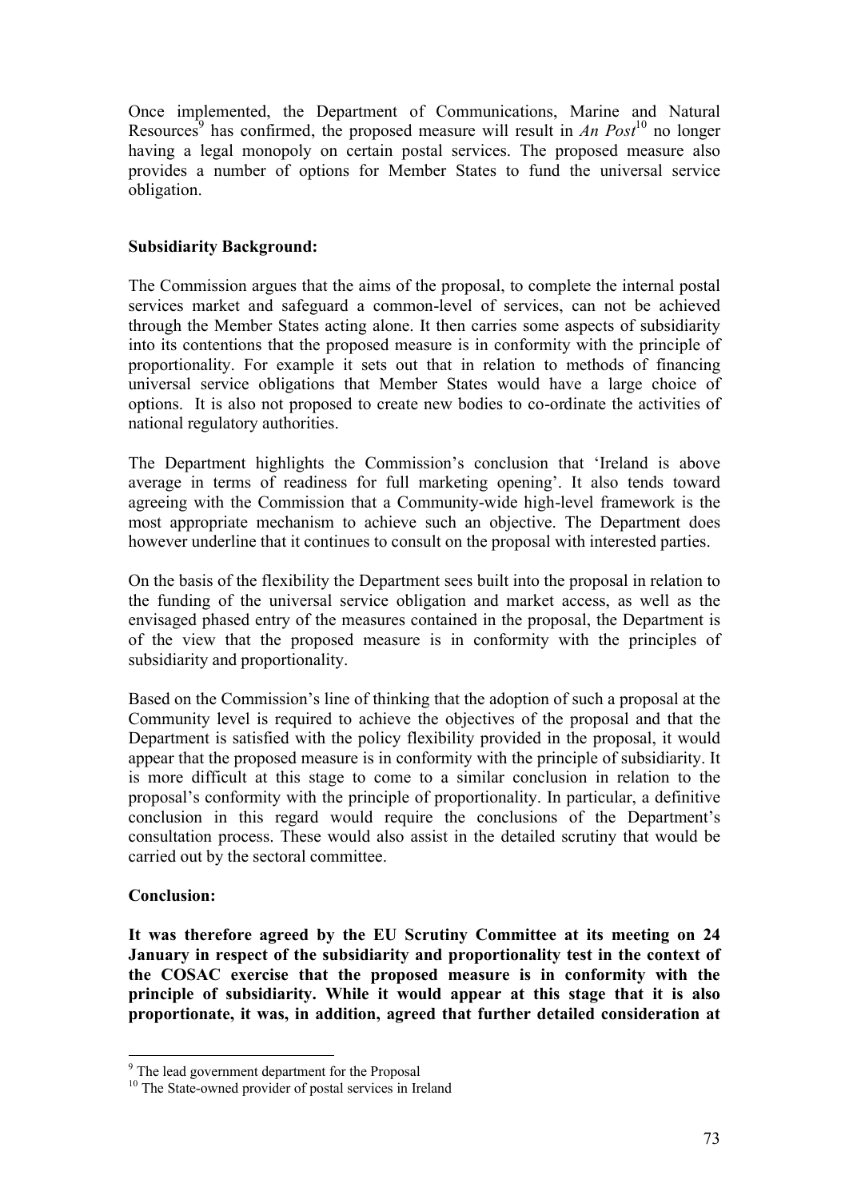Once implemented, the Department of Communications, Marine and Natural Resources[9] has confirmed, the proposed measure will result in *An Post*[10] no longer having a legal monopoly on certain postal services. The proposed measure also provides a number of options for Member States to fund the universal service obligation.

**Subsidiarity Background:**

The Commission argues that the aims of the proposal, to complete the internal postal services market and safeguard a common-level of services, can not be achieved through the Member States acting alone. It then carries some aspects of subsidiarity into its contentions that the proposed measure is in conformity with the principle of proportionality. For example it sets out that in relation to methods of financing universal service obligations that Member States would have a large choice of options. It is also not proposed to create new bodies to co-ordinate the activities of national regulatory authorities.

The Department highlights the Commission's conclusion that 'Ireland is above average in terms of readiness for full marketing opening'. It also tends toward agreeing with the Commission that a Community-wide high-level framework is the most appropriate mechanism to achieve such an objective. The Department does however underline that it continues to consult on the proposal with interested parties.

On the basis of the flexibility the Department sees built into the proposal in relation to the funding of the universal service obligation and market access, as well as the envisaged phased entry of the measures contained in the proposal, the Department is of the view that the proposed measure is in conformity with the principles of subsidiarity and proportionality.

Based on the Commission's line of thinking that the adoption of such a proposal at the Community level is required to achieve the objectives of the proposal and that the Department is satisfied with the policy flexibility provided in the proposal, it would appear that the proposed measure is in conformity with the principle of subsidiarity. It is more difficult at this stage to come to a similar conclusion in relation to the proposal's conformity with the principle of proportionality. In particular, a definitive conclusion in this regard would require the conclusions of the Department's consultation process. These would also assist in the detailed scrutiny that would be carried out by the sectoral committee.

**Conclusion:**

**It was therefore agreed by the EU Scrutiny Committee at its meeting on 24 January in respect of the subsidiarity and proportionality test in the context of the COSAC exercise that the proposed measure is in conformity with the principle of subsidiarity. While it would appear at this stage that it is also proportionate, it was, in addition, agreed that further detailed consideration at**

[9] The lead government department for the Proposal

[10] The State-owned provider of postal services in Ireland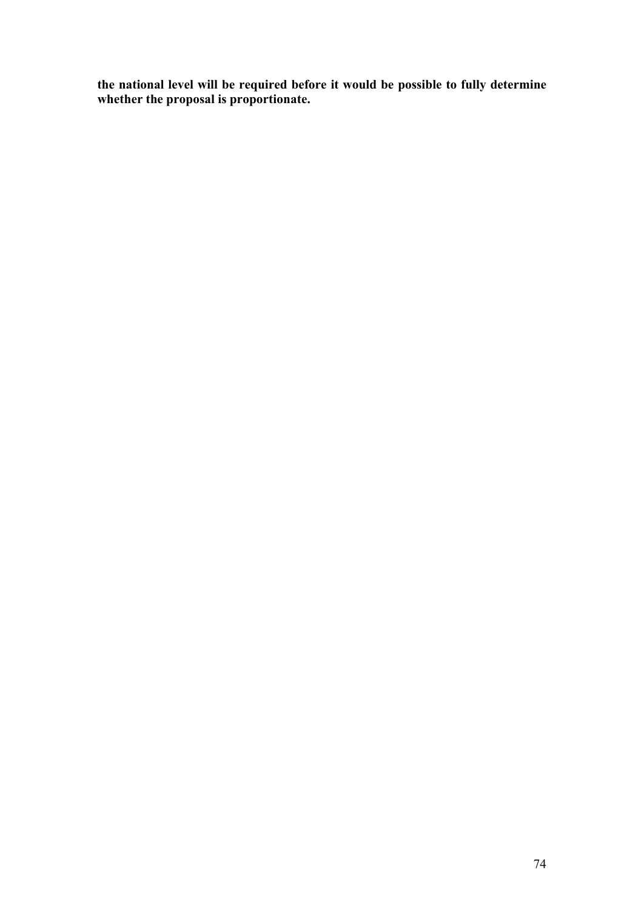**the national level will be required before it would be possible to fully determine whether the proposal is proportionate.**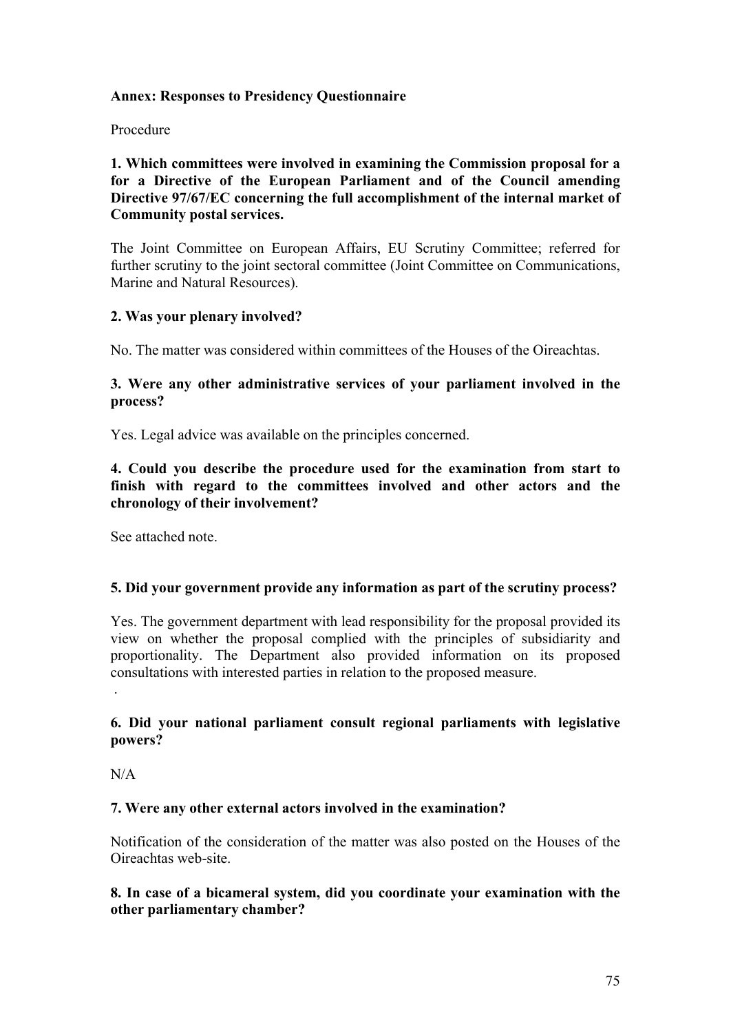**Annex: Responses to Presidency Questionnaire**

Procedure

**1. Which committees were involved in examining the Commission proposal for a for a Directive of the European Parliament and of the Council amending Directive 97/67/EC concerning the full accomplishment of the internal market of Community postal services.**

The Joint Committee on European Affairs, EU Scrutiny Committee; referred for further scrutiny to the joint sectoral committee (Joint Committee on Communications, Marine and Natural Resources).

**2. Was your plenary involved?**

No. The matter was considered within committees of the Houses of the Oireachtas.

**3. Were any other administrative services of your parliament involved in the process?**

Yes. Legal advice was available on the principles concerned.

**4. Could you describe the procedure used for the examination from start to finish with regard to the committees involved and other actors and the chronology of their involvement?**

See attached note.

**5. Did your government provide any information as part of the scrutiny process?**

Yes. The government department with lead responsibility for the proposal provided its view on whether the proposal complied with the principles of subsidiarity and proportionality. The Department also provided information on its proposed consultations with interested parties in relation to the proposed measure.

.

**6. Did your national parliament consult regional parliaments with legislative powers?**

N/A

**7. Were any other external actors involved in the examination?**

Notification of the consideration of the matter was also posted on the Houses of the Oireachtas web-site.

**8. In case of a bicameral system, did you coordinate your examination with the other parliamentary chamber?**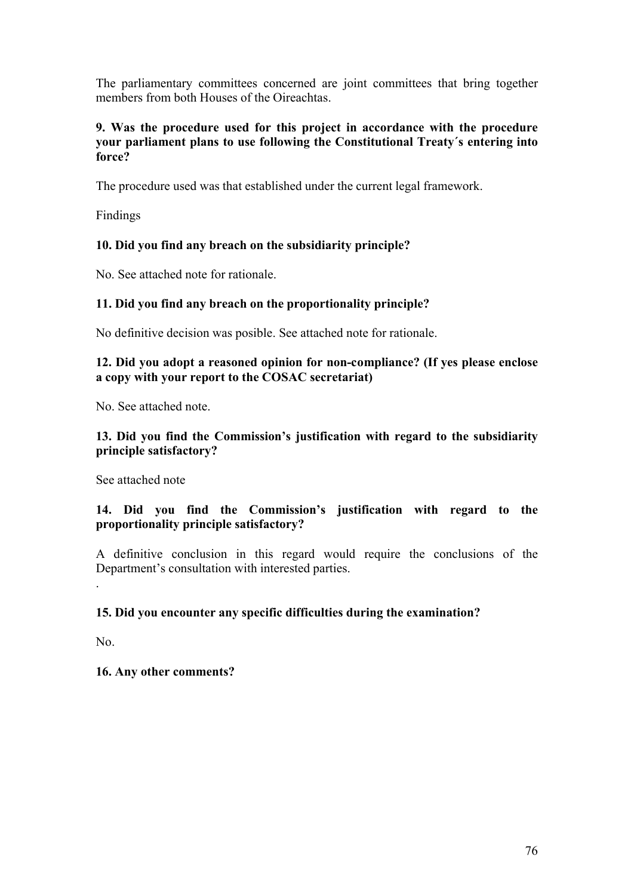The parliamentary committees concerned are joint committees that bring together members from both Houses of the Oireachtas.

**9. Was the procedure used for this project in accordance with the procedure your parliament plans to use following the Constitutional Treaty´s entering into force?**

The procedure used was that established under the current legal framework.

Findings

**10. Did you find any breach on the subsidiarity principle?**

No. See attached note for rationale.

**11. Did you find any breach on the proportionality principle?**

No definitive decision was posible. See attached note for rationale.

**12. Did you adopt a reasoned opinion for non-compliance? (If yes please enclose a copy with your report to the COSAC secretariat)**

No. See attached note.

**13. Did you find the Commission's justification with regard to the subsidiarity principle satisfactory?**

See attached note

**14. Did you find the Commission's justification with regard to the proportionality principle satisfactory?**

A definitive conclusion in this regard would require the conclusions of the Department's consultation with interested parties.

.

**15. Did you encounter any specific difficulties during the examination?**

No.

**16. Any other comments?**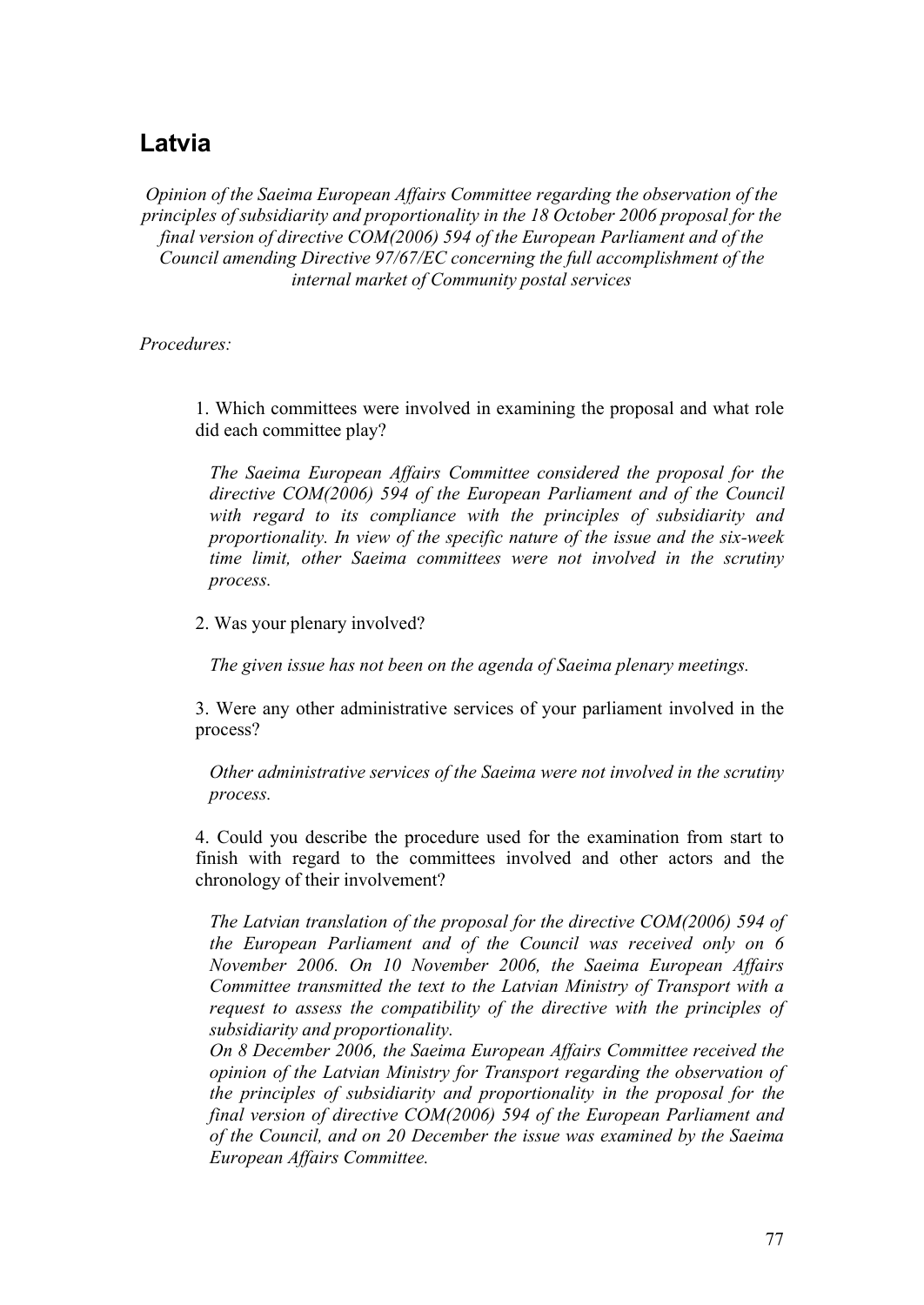# Latvia

*Opinion of the Saeima European Affairs Committee regarding the observation of the principles of subsidiarity and proportionality in the 18 October 2006 proposal for the final version of directive COM(2006) 594 of the European Parliament and of the Council amending Directive 97/67/EC concerning the full accomplishment of the internal market of Community postal services*

*Procedures:*

1. Which committees were involved in examining the proposal and what role did each committee play?

   *The Saeima European Affairs Committee considered the proposal for the directive COM(2006) 594 of the European Parliament and of the Council with regard to its compliance with the principles of subsidiarity and proportionality. In view of the specific nature of the issue and the six-week time limit, other Saeima committees were not involved in the scrutiny process.*

2. Was your plenary involved?

   *The given issue has not been on the agenda of Saeima plenary meetings.*

3. Were any other administrative services of your parliament involved in the process?

   *Other administrative services of the Saeima were not involved in the scrutiny process.*

4. Could you describe the procedure used for the examination from start to finish with regard to the committees involved and other actors and the chronology of their involvement?

   *The Latvian translation of the proposal for the directive COM(2006) 594 of the European Parliament and of the Council was received only on 6 November 2006. On 10 November 2006, the Saeima European Affairs Committee transmitted the text to the Latvian Ministry of Transport with a request to assess the compatibility of the directive with the principles of subsidiarity and proportionality.*
   *On 8 December 2006, the Saeima European Affairs Committee received the opinion of the Latvian Ministry for Transport regarding the observation of the principles of subsidiarity and proportionality in the proposal for the final version of directive COM(2006) 594 of the European Parliament and of the Council, and on 20 December the issue was examined by the Saeima European Affairs Committee.*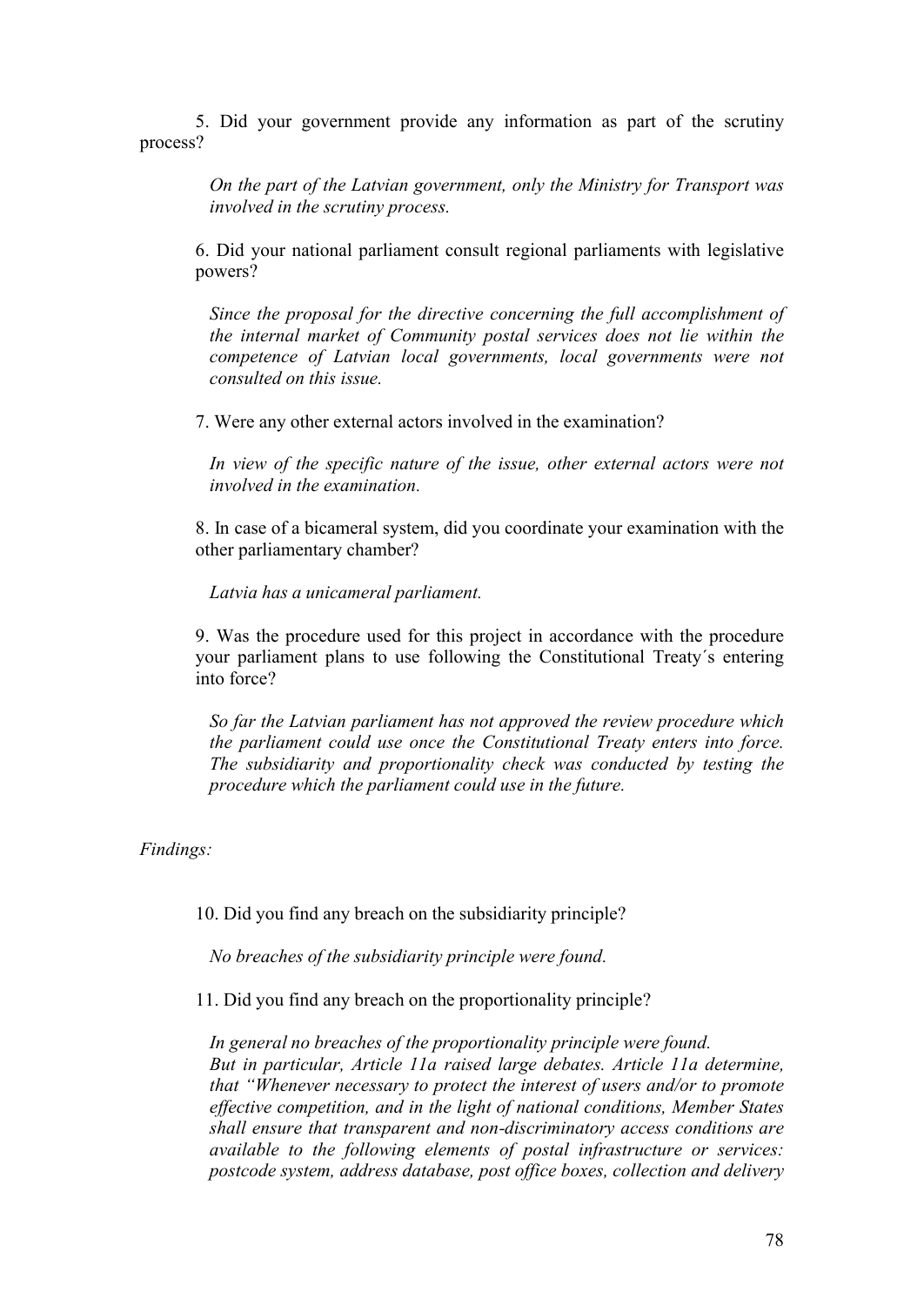5. Did your government provide any information as part of the scrutiny process?

*On the part of the Latvian government, only the Ministry for Transport was involved in the scrutiny process.*

6. Did your national parliament consult regional parliaments with legislative powers?

*Since the proposal for the directive concerning the full accomplishment of the internal market of Community postal services does not lie within the competence of Latvian local governments, local governments were not consulted on this issue.*

7. Were any other external actors involved in the examination?

*In view of the specific nature of the issue, other external actors were not involved in the examination.*

8. In case of a bicameral system, did you coordinate your examination with the other parliamentary chamber?

*Latvia has a unicameral parliament.*

9. Was the procedure used for this project in accordance with the procedure your parliament plans to use following the Constitutional Treaty´s entering into force?

*So far the Latvian parliament has not approved the review procedure which the parliament could use once the Constitutional Treaty enters into force. The subsidiarity and proportionality check was conducted by testing the procedure which the parliament could use in the future.*

*Findings:*

10. Did you find any breach on the subsidiarity principle?

*No breaches of the subsidiarity principle were found.*

11. Did you find any breach on the proportionality principle?

*In general no breaches of the proportionality principle were found.*
*But in particular, Article 11a raised large debates. Article 11a determine, that "Whenever necessary to protect the interest of users and/or to promote effective competition, and in the light of national conditions, Member States shall ensure that transparent and non-discriminatory access conditions are available to the following elements of postal infrastructure or services: postcode system, address database, post office boxes, collection and delivery*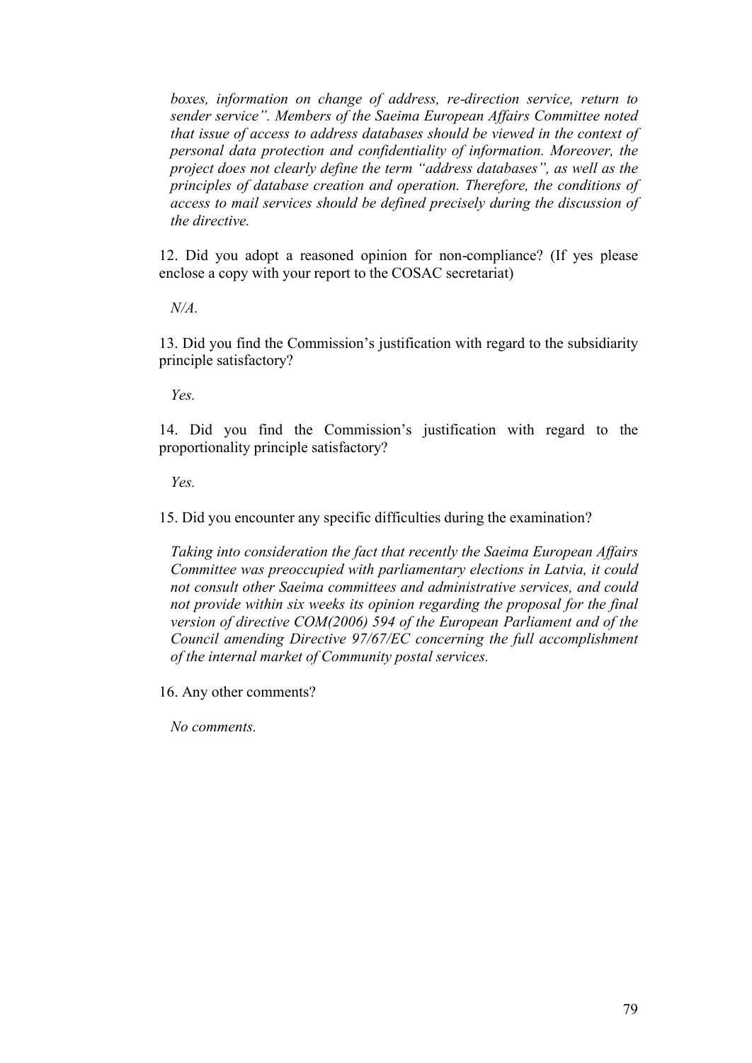*boxes, information on change of address, re-direction service, return to sender service". Members of the Saeima European Affairs Committee noted that issue of access to address databases should be viewed in the context of personal data protection and confidentiality of information. Moreover, the project does not clearly define the term "address databases", as well as the principles of database creation and operation. Therefore, the conditions of access to mail services should be defined precisely during the discussion of the directive.*

12. Did you adopt a reasoned opinion for non-compliance? (If yes please enclose a copy with your report to the COSAC secretariat)

*N/A.*

13. Did you find the Commission's justification with regard to the subsidiarity principle satisfactory?

*Yes.*

14. Did you find the Commission's justification with regard to the proportionality principle satisfactory?

*Yes.*

15. Did you encounter any specific difficulties during the examination?

*Taking into consideration the fact that recently the Saeima European Affairs Committee was preoccupied with parliamentary elections in Latvia, it could not consult other Saeima committees and administrative services, and could not provide within six weeks its opinion regarding the proposal for the final version of directive COM(2006) 594 of the European Parliament and of the Council amending Directive 97/67/EC concerning the full accomplishment of the internal market of Community postal services.*

16. Any other comments?

*No comments.*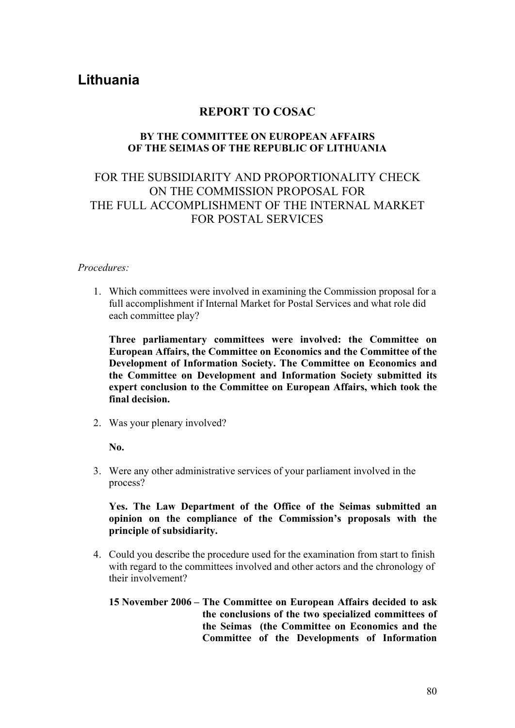# Lithuania

## REPORT TO COSAC

### BY THE COMMITTEE ON EUROPEAN AFFAIRS OF THE SEIMAS OF THE REPUBLIC OF LITHUANIA

### FOR THE SUBSIDIARITY AND PROPORTIONALITY CHECK ON THE COMMISSION PROPOSAL FOR THE FULL ACCOMPLISHMENT OF THE INTERNAL MARKET FOR POSTAL SERVICES

*Procedures:*

1. Which committees were involved in examining the Commission proposal for a full accomplishment if Internal Market for Postal Services and what role did each committee play?

   **Three parliamentary committees were involved: the Committee on European Affairs, the Committee on Economics and the Committee of the Development of Information Society. The Committee on Economics and the Committee on Development and Information Society submitted its expert conclusion to the Committee on European Affairs, which took the final decision.**

2. Was your plenary involved?

   **No.**

3. Were any other administrative services of your parliament involved in the process?

   **Yes. The Law Department of the Office of the Seimas submitted an opinion on the compliance of the Commission's proposals with the principle of subsidiarity.**

4. Could you describe the procedure used for the examination from start to finish with regard to the committees involved and other actors and the chronology of their involvement?

   **15 November 2006 – The Committee on European Affairs decided to ask the conclusions of the two specialized committees of the Seimas (the Committee on Economics and the Committee of the Developments of Information**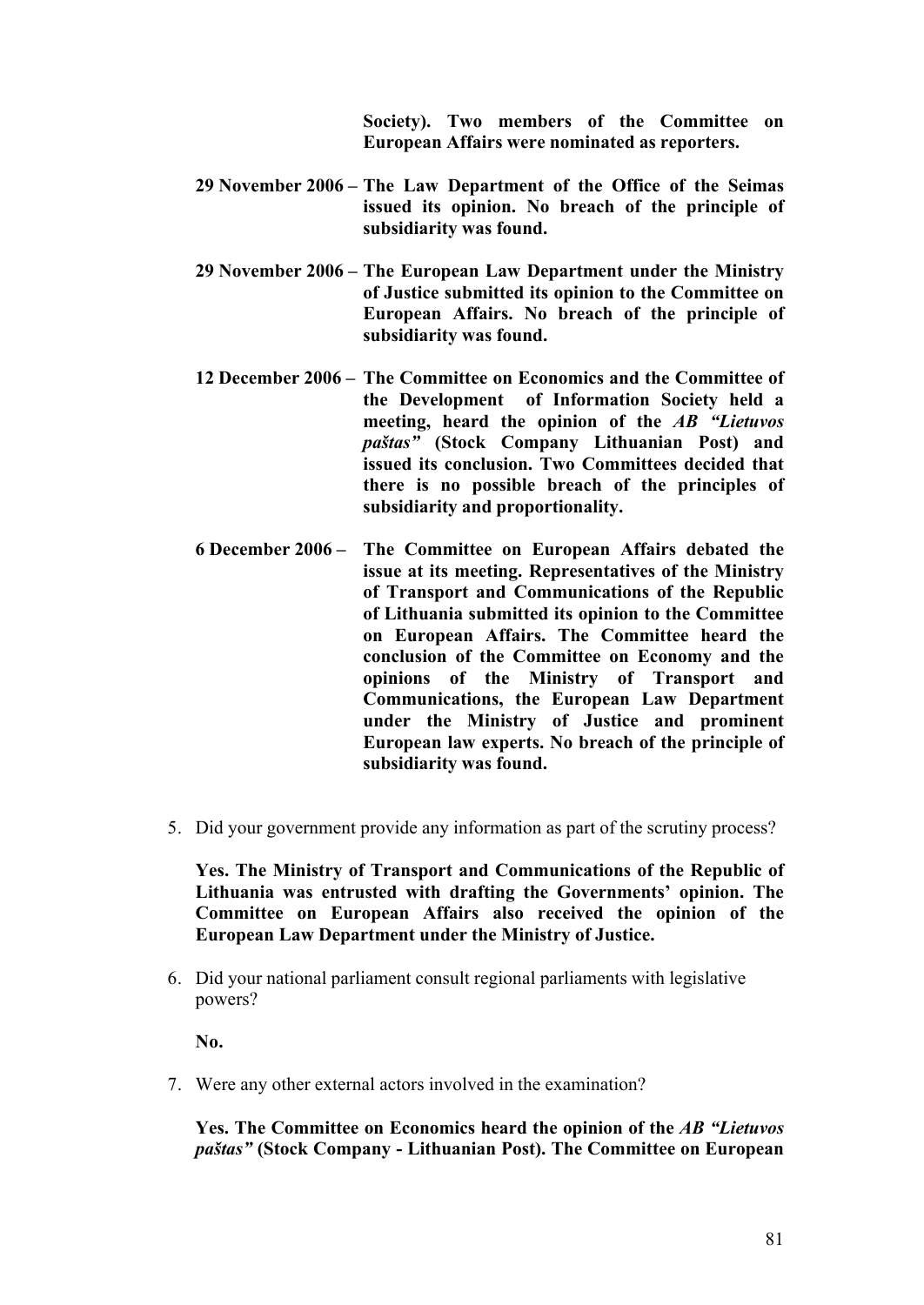**Society). Two members of the Committee on European Affairs were nominated as reporters.**

**29 November 2006 – The Law Department of the Office of the Seimas issued its opinion. No breach of the principle of subsidiarity was found.**

**29 November 2006 – The European Law Department under the Ministry of Justice submitted its opinion to the Committee on European Affairs. No breach of the principle of subsidiarity was found.**

**12 December 2006 – The Committee on Economics and the Committee of the Development of Information Society held a meeting, heard the opinion of the *AB "Lietuvos paštas"* (Stock Company Lithuanian Post) and issued its conclusion. Two Committees decided that there is no possible breach of the principles of subsidiarity and proportionality.**

**6 December 2006 – The Committee on European Affairs debated the issue at its meeting. Representatives of the Ministry of Transport and Communications of the Republic of Lithuania submitted its opinion to the Committee on European Affairs. The Committee heard the conclusion of the Committee on Economy and the opinions of the Ministry of Transport and Communications, the European Law Department under the Ministry of Justice and prominent European law experts. No breach of the principle of subsidiarity was found.**

5. Did your government provide any information as part of the scrutiny process?

   **Yes. The Ministry of Transport and Communications of the Republic of Lithuania was entrusted with drafting the Governments' opinion. The Committee on European Affairs also received the opinion of the European Law Department under the Ministry of Justice.**

6. Did your national parliament consult regional parliaments with legislative powers?

   **No.**

7. Were any other external actors involved in the examination?

   **Yes. The Committee on Economics heard the opinion of the *AB "Lietuvos paštas"* (Stock Company - Lithuanian Post). The Committee on European**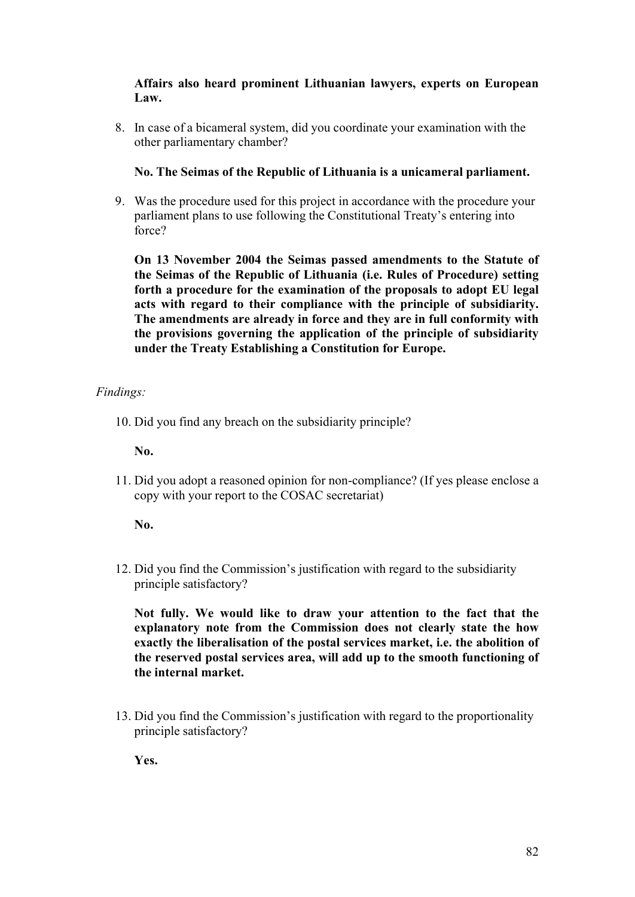**Affairs also heard prominent Lithuanian lawyers, experts on European Law.**

8. In case of a bicameral system, did you coordinate your examination with the other parliamentary chamber?

   **No. The Seimas of the Republic of Lithuania is a unicameral parliament.**

9. Was the procedure used for this project in accordance with the procedure your parliament plans to use following the Constitutional Treaty's entering into force?

   **On 13 November 2004 the Seimas passed amendments to the Statute of the Seimas of the Republic of Lithuania (i.e. Rules of Procedure) setting forth a procedure for the examination of the proposals to adopt EU legal acts with regard to their compliance with the principle of subsidiarity. The amendments are already in force and they are in full conformity with the provisions governing the application of the principle of subsidiarity under the Treaty Establishing a Constitution for Europe.**

*Findings:*

10. Did you find any breach on the subsidiarity principle?

    **No.**

11. Did you adopt a reasoned opinion for non-compliance? (If yes please enclose a copy with your report to the COSAC secretariat)

    **No.**

12. Did you find the Commission's justification with regard to the subsidiarity principle satisfactory?

    **Not fully. We would like to draw your attention to the fact that the explanatory note from the Commission does not clearly state the how exactly the liberalisation of the postal services market, i.e. the abolition of the reserved postal services area, will add up to the smooth functioning of the internal market.**

13. Did you find the Commission's justification with regard to the proportionality principle satisfactory?

    **Yes.**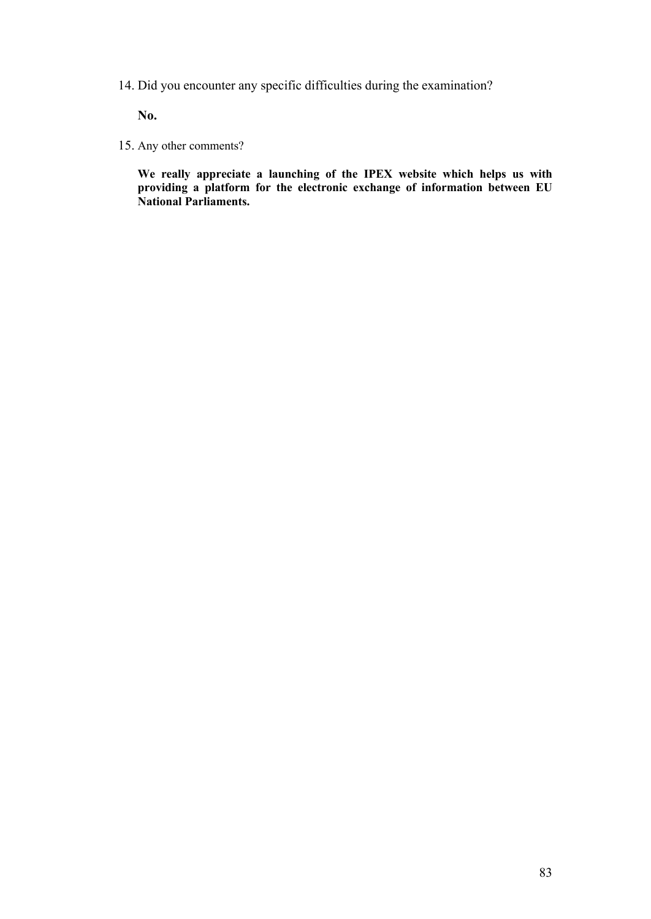14. Did you encounter any specific difficulties during the examination?

    **No.**

15. Any other comments?

    **We really appreciate a launching of the IPEX website which helps us with providing a platform for the electronic exchange of information between EU National Parliaments.**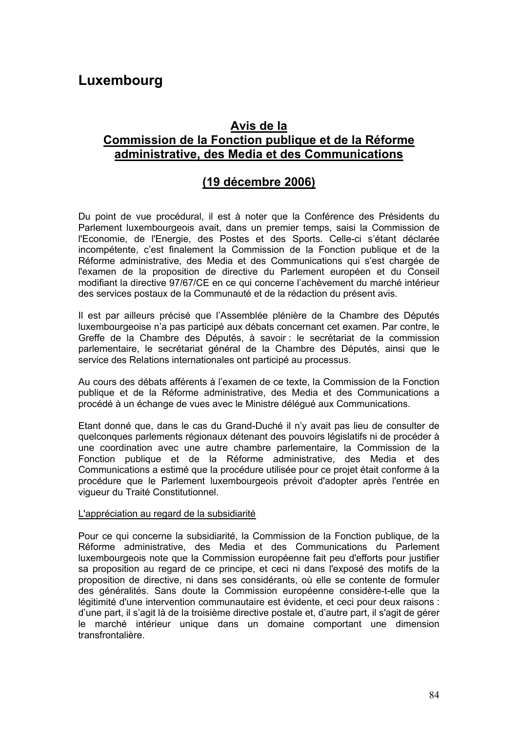# Luxembourg

## Avis de la Commission de la Fonction publique et de la Réforme administrative, des Media et des Communications

## (19 décembre 2006)

Du point de vue procédural, il est à noter que la Conférence des Présidents du Parlement luxembourgeois avait, dans un premier temps, saisi la Commission de l'Economie, de l'Energie, des Postes et des Sports. Celle-ci s'étant déclarée incompétente, c'est finalement la Commission de la Fonction publique et de la Réforme administrative, des Media et des Communications qui s'est chargée de l'examen de la proposition de directive du Parlement européen et du Conseil modifiant la directive 97/67/CE en ce qui concerne l'achèvement du marché intérieur des services postaux de la Communauté et de la rédaction du présent avis.

Il est par ailleurs précisé que l'Assemblée plénière de la Chambre des Députés luxembourgeoise n'a pas participé aux débats concernant cet examen. Par contre, le Greffe de la Chambre des Députés, à savoir : le secrétariat de la commission parlementaire, le secrétariat général de la Chambre des Députés, ainsi que le service des Relations internationales ont participé au processus.

Au cours des débats afférents à l'examen de ce texte, la Commission de la Fonction publique et de la Réforme administrative, des Media et des Communications a procédé à un échange de vues avec le Ministre délégué aux Communications.

Etant donné que, dans le cas du Grand-Duché il n'y avait pas lieu de consulter de quelconques parlements régionaux détenant des pouvoirs législatifs ni de procéder à une coordination avec une autre chambre parlementaire, la Commission de la Fonction publique et de la Réforme administrative, des Media et des Communications a estimé que la procédure utilisée pour ce projet était conforme à la procédure que le Parlement luxembourgeois prévoit d'adopter après l'entrée en vigueur du Traité Constitutionnel.

L'appréciation au regard de la subsidiarité

Pour ce qui concerne la subsidiarité, la Commission de la Fonction publique, de la Réforme administrative, des Media et des Communications du Parlement luxembourgeois note que la Commission européenne fait peu d'efforts pour justifier sa proposition au regard de ce principe, et ceci ni dans l'exposé des motifs de la proposition de directive, ni dans ses considérants, où elle se contente de formuler des généralités. Sans doute la Commission européenne considère-t-elle que la légitimité d'une intervention communautaire est évidente, et ceci pour deux raisons : d'une part, il s'agit là de la troisième directive postale et, d'autre part, il s'agit de gérer le marché intérieur unique dans un domaine comportant une dimension transfrontalière.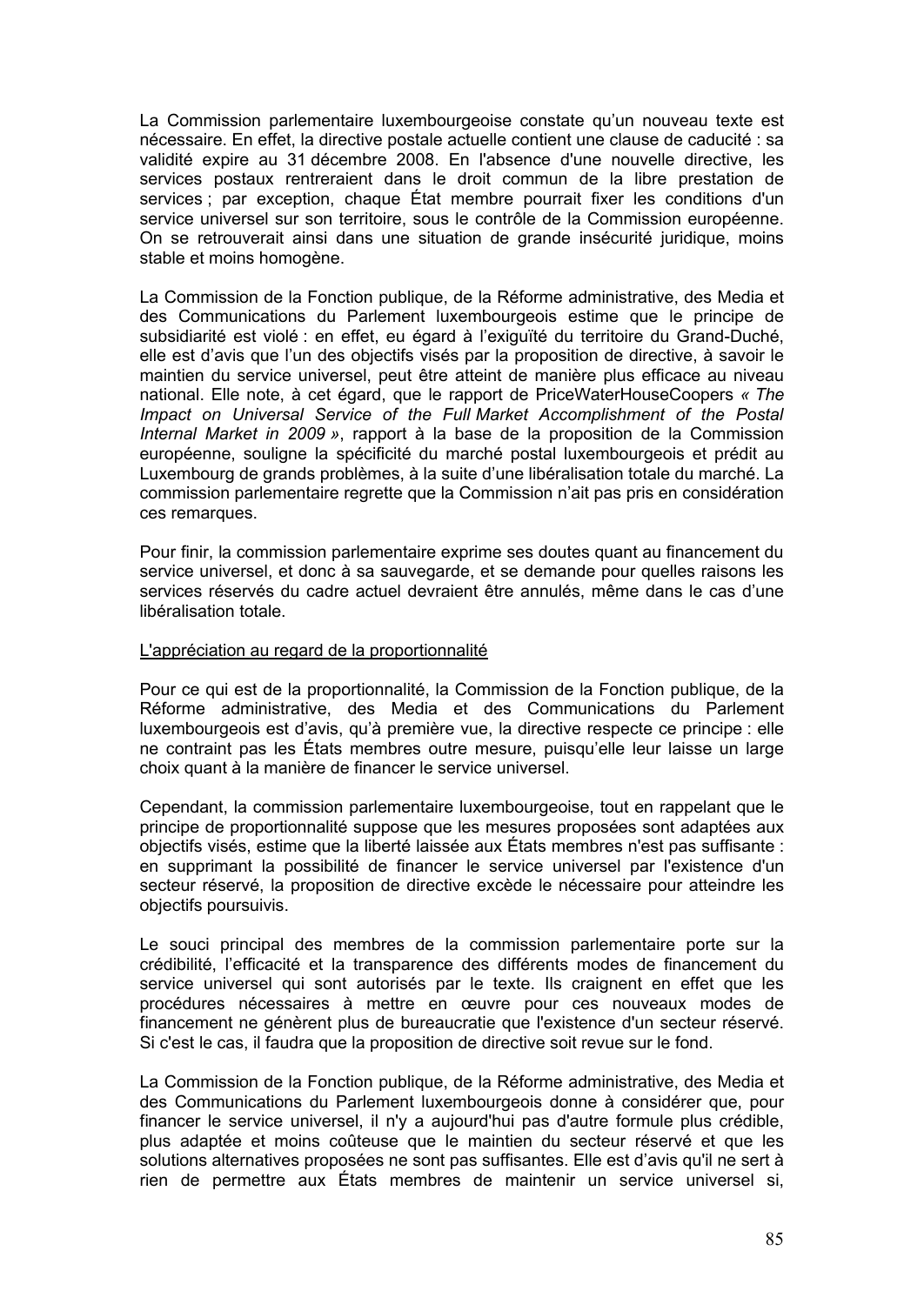La Commission parlementaire luxembourgeoise constate qu'un nouveau texte est nécessaire. En effet, la directive postale actuelle contient une clause de caducité : sa validité expire au 31 décembre 2008. En l'absence d'une nouvelle directive, les services postaux rentreraient dans le droit commun de la libre prestation de services ; par exception, chaque État membre pourrait fixer les conditions d'un service universel sur son territoire, sous le contrôle de la Commission européenne. On se retrouverait ainsi dans une situation de grande insécurité juridique, moins stable et moins homogène.

La Commission de la Fonction publique, de la Réforme administrative, des Media et des Communications du Parlement luxembourgeois estime que le principe de subsidiarité est violé : en effet, eu égard à l'exiguïté du territoire du Grand-Duché, elle est d'avis que l'un des objectifs visés par la proposition de directive, à savoir le maintien du service universel, peut être atteint de manière plus efficace au niveau national. Elle note, à cet égard, que le rapport de PriceWaterHouseCoopers *« The Impact on Universal Service of the Full Market Accomplishment of the Postal Internal Market in 2009 »*, rapport à la base de la proposition de la Commission européenne, souligne la spécificité du marché postal luxembourgeois et prédit au Luxembourg de grands problèmes, à la suite d'une libéralisation totale du marché. La commission parlementaire regrette que la Commission n'ait pas pris en considération ces remarques.

Pour finir, la commission parlementaire exprime ses doutes quant au financement du service universel, et donc à sa sauvegarde, et se demande pour quelles raisons les services réservés du cadre actuel devraient être annulés, même dans le cas d'une libéralisation totale.

<u>L'appréciation au regard de la proportionnalité</u>

Pour ce qui est de la proportionnalité, la Commission de la Fonction publique, de la Réforme administrative, des Media et des Communications du Parlement luxembourgeois est d'avis, qu'à première vue, la directive respecte ce principe : elle ne contraint pas les États membres outre mesure, puisqu'elle leur laisse un large choix quant à la manière de financer le service universel.

Cependant, la commission parlementaire luxembourgeoise, tout en rappelant que le principe de proportionnalité suppose que les mesures proposées sont adaptées aux objectifs visés, estime que la liberté laissée aux États membres n'est pas suffisante : en supprimant la possibilité de financer le service universel par l'existence d'un secteur réservé, la proposition de directive excède le nécessaire pour atteindre les objectifs poursuivis.

Le souci principal des membres de la commission parlementaire porte sur la crédibilité, l'efficacité et la transparence des différents modes de financement du service universel qui sont autorisés par le texte. Ils craignent en effet que les procédures nécessaires à mettre en œuvre pour ces nouveaux modes de financement ne génèrent plus de bureaucratie que l'existence d'un secteur réservé. Si c'est le cas, il faudra que la proposition de directive soit revue sur le fond.

La Commission de la Fonction publique, de la Réforme administrative, des Media et des Communications du Parlement luxembourgeois donne à considérer que, pour financer le service universel, il n'y a aujourd'hui pas d'autre formule plus crédible, plus adaptée et moins coûteuse que le maintien du secteur réservé et que les solutions alternatives proposées ne sont pas suffisantes. Elle est d'avis qu'il ne sert à rien de permettre aux États membres de maintenir un service universel si,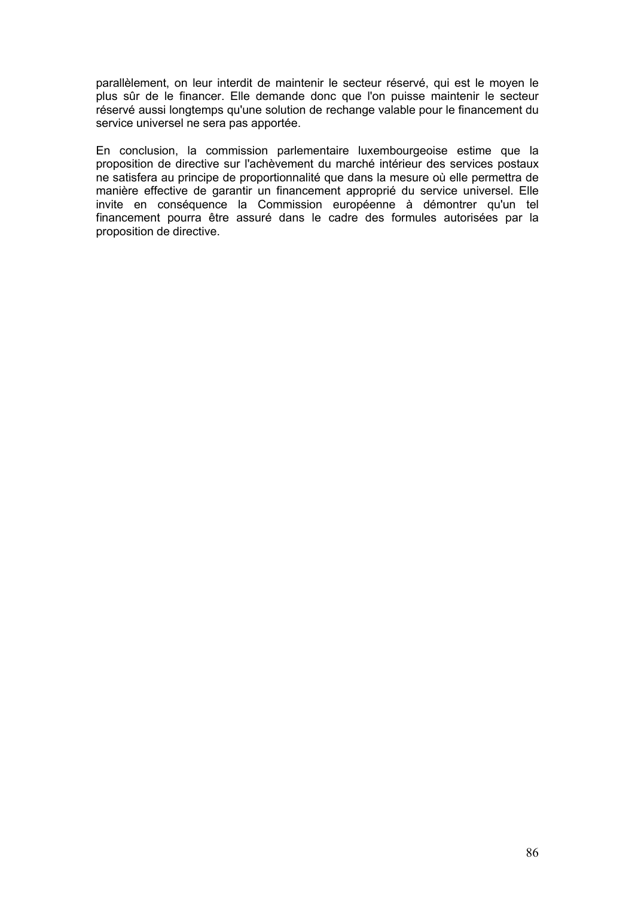parallèlement, on leur interdit de maintenir le secteur réservé, qui est le moyen le plus sûr de le financer. Elle demande donc que l'on puisse maintenir le secteur réservé aussi longtemps qu'une solution de rechange valable pour le financement du service universel ne sera pas apportée.

En conclusion, la commission parlementaire luxembourgeoise estime que la proposition de directive sur l'achèvement du marché intérieur des services postaux ne satisfera au principe de proportionnalité que dans la mesure où elle permettra de manière effective de garantir un financement approprié du service universel. Elle invite en conséquence la Commission européenne à démontrer qu'un tel financement pourra être assuré dans le cadre des formules autorisées par la proposition de directive.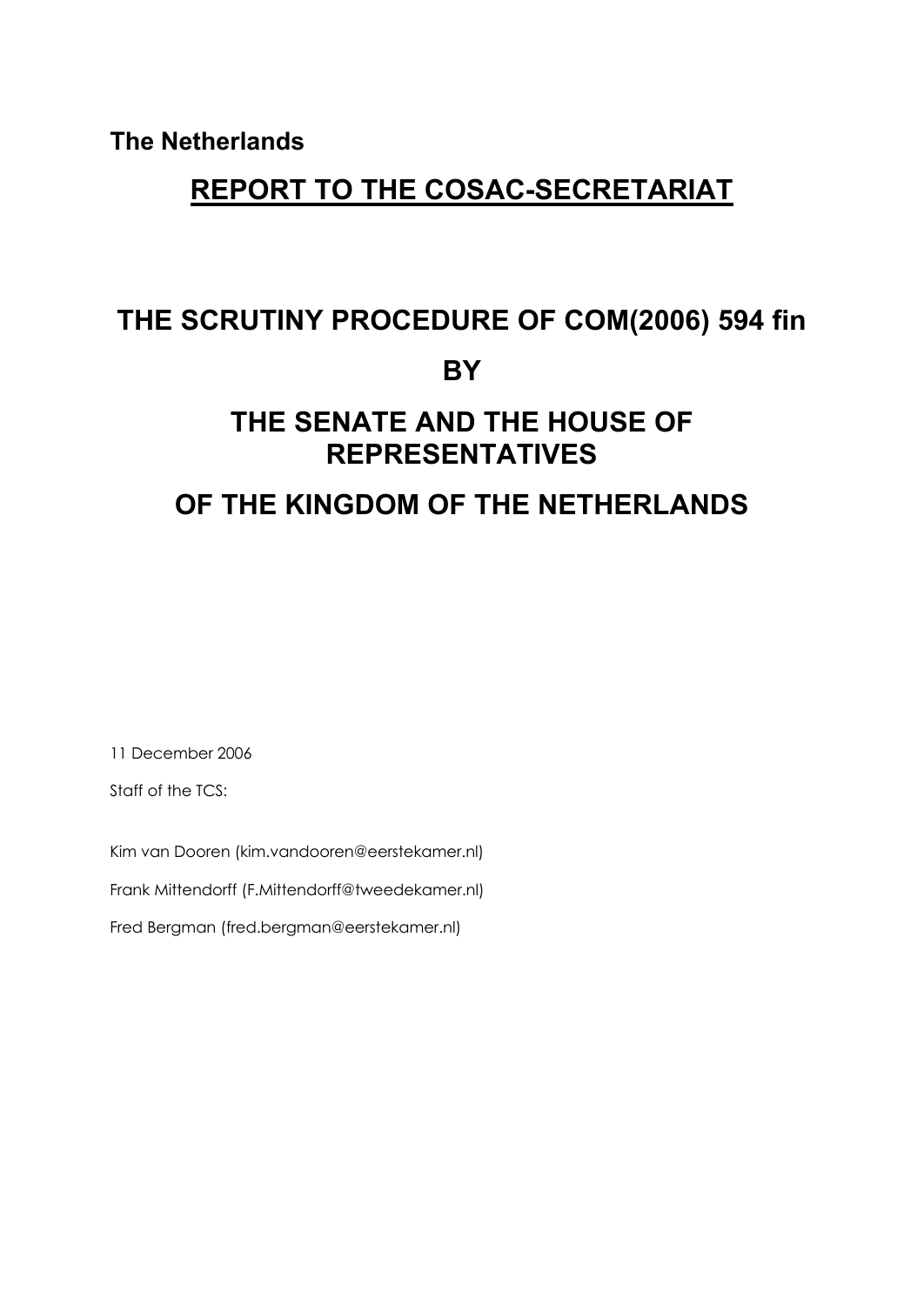**The Netherlands**

# REPORT TO THE COSAC-SECRETARIAT

# THE SCRUTINY PROCEDURE OF COM(2006) 594 fin

# BY

# THE SENATE AND THE HOUSE OF REPRESENTATIVES

# OF THE KINGDOM OF THE NETHERLANDS

11 December 2006

Staff of the TCS:

Kim van Dooren (kim.vandooren@eerstekamer.nl)

Frank Mittendorff (F.Mittendorff@tweedekamer.nl)

Fred Bergman (fred.bergman@eerstekamer.nl)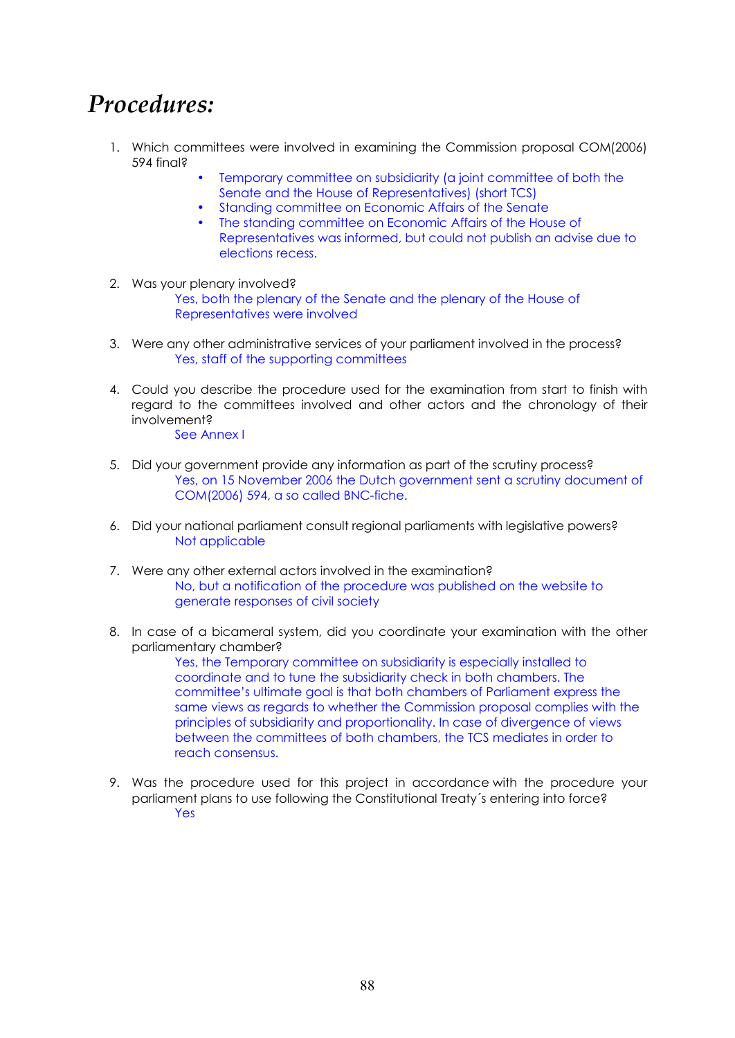# *Procedures:*

1. Which committees were involved in examining the Commission proposal COM(2006) 594 final?
   - Temporary committee on subsidiarity (a joint committee of both the Senate and the House of Representatives) (short TCS)
   - Standing committee on Economic Affairs of the Senate
   - The standing committee on Economic Affairs of the House of Representatives was informed, but could not publish an advise due to elections recess.

2. Was your plenary involved?
   Yes, both the plenary of the Senate and the plenary of the House of Representatives were involved

3. Were any other administrative services of your parliament involved in the process?
   Yes, staff of the supporting committees

4. Could you describe the procedure used for the examination from start to finish with regard to the committees involved and other actors and the chronology of their involvement?
   See Annex I

5. Did your government provide any information as part of the scrutiny process?
   Yes, on 15 November 2006 the Dutch government sent a scrutiny document of COM(2006) 594, a so called BNC-fiche.

6. Did your national parliament consult regional parliaments with legislative powers?
   Not applicable

7. Were any other external actors involved in the examination?
   No, but a notification of the procedure was published on the website to generate responses of civil society

8. In case of a bicameral system, did you coordinate your examination with the other parliamentary chamber?
   Yes, the Temporary committee on subsidiarity is especially installed to coordinate and to tune the subsidiarity check in both chambers. The committee's ultimate goal is that both chambers of Parliament express the same views as regards to whether the Commission proposal complies with the principles of subsidiarity and proportionality. In case of divergence of views between the committees of both chambers, the TCS mediates in order to reach consensus.

9. Was the procedure used for this project in accordance with the procedure your parliament plans to use following the Constitutional Treaty´s entering into force?
   Yes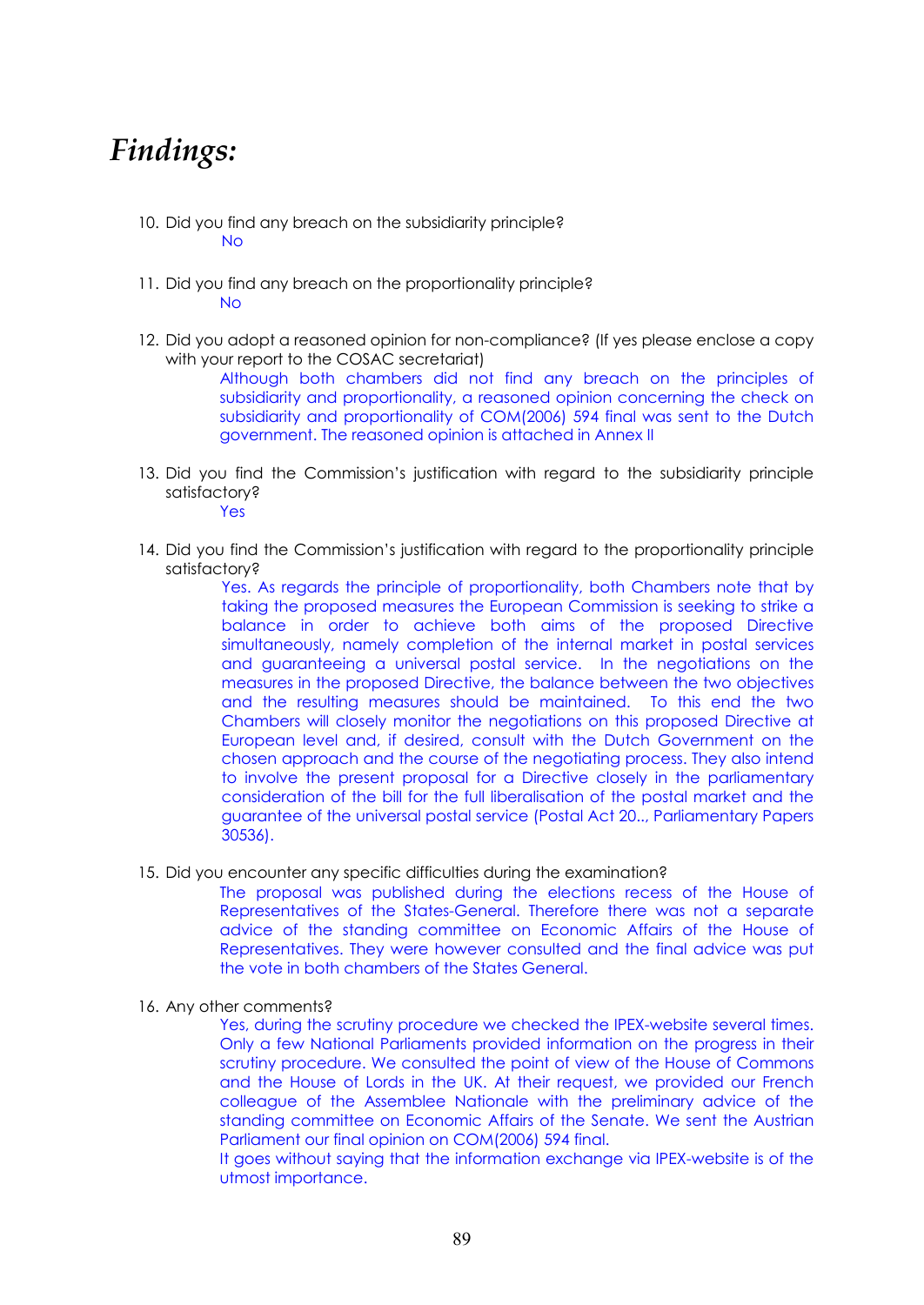# *Findings:*

10. Did you find any breach on the subsidiarity principle?

    No

11. Did you find any breach on the proportionality principle?

    No

12. Did you adopt a reasoned opinion for non-compliance? (If yes please enclose a copy with your report to the COSAC secretariat)

    Although both chambers did not find any breach on the principles of subsidiarity and proportionality, a reasoned opinion concerning the check on subsidiarity and proportionality of COM(2006) 594 final was sent to the Dutch government. The reasoned opinion is attached in Annex II

13. Did you find the Commission's justification with regard to the subsidiarity principle satisfactory?

    Yes

14. Did you find the Commission's justification with regard to the proportionality principle satisfactory?

    Yes. As regards the principle of proportionality, both Chambers note that by taking the proposed measures the European Commission is seeking to strike a balance in order to achieve both aims of the proposed Directive simultaneously, namely completion of the internal market in postal services and guaranteeing a universal postal service. In the negotiations on the measures in the proposed Directive, the balance between the two objectives and the resulting measures should be maintained. To this end the two Chambers will closely monitor the negotiations on this proposed Directive at European level and, if desired, consult with the Dutch Government on the chosen approach and the course of the negotiating process. They also intend to involve the present proposal for a Directive closely in the parliamentary consideration of the bill for the full liberalisation of the postal market and the guarantee of the universal postal service (Postal Act 20.., Parliamentary Papers 30536).

15. Did you encounter any specific difficulties during the examination?

    The proposal was published during the elections recess of the House of Representatives of the States-General. Therefore there was not a separate advice of the standing committee on Economic Affairs of the House of Representatives. They were however consulted and the final advice was put the vote in both chambers of the States General.

16. Any other comments?

    Yes, during the scrutiny procedure we checked the IPEX-website several times. Only a few National Parliaments provided information on the progress in their scrutiny procedure. We consulted the point of view of the House of Commons and the House of Lords in the UK. At their request, we provided our French colleague of the Assemblee Nationale with the preliminary advice of the standing committee on Economic Affairs of the Senate. We sent the Austrian Parliament our final opinion on COM(2006) 594 final.

    It goes without saying that the information exchange via IPEX-website is of the utmost importance.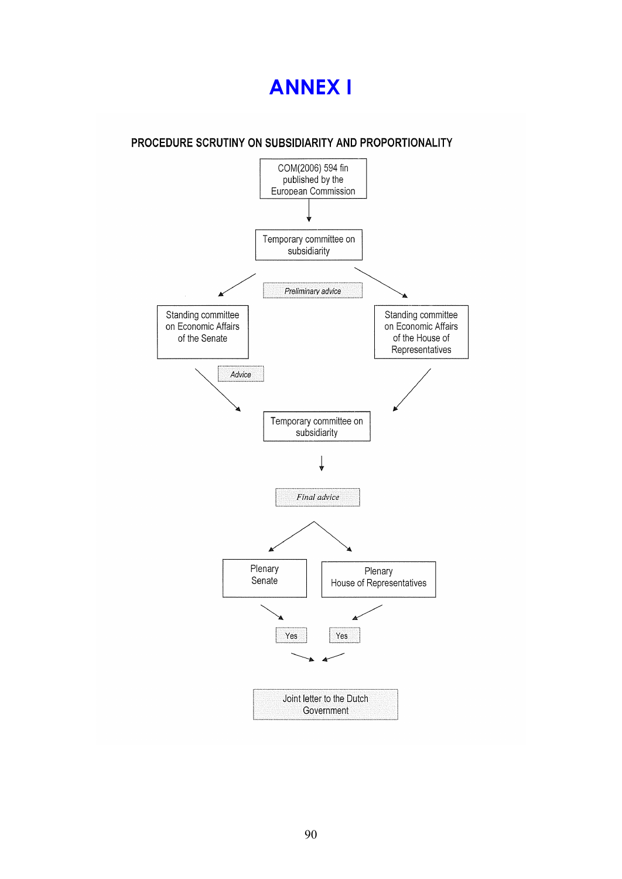# ANNEX I

## PROCEDURE SCRUTINY ON SUBSIDIARITY AND PROPORTIONALITY

COM(2006) 594 fin published by the European Commission

↓

Temporary committee on subsidiarity

*Preliminary advice*

↙ ↘

Standing committee on Economic Affairs of the Senate

Standing committee on Economic Affairs of the House of Representatives

*Advice*

↘ ↙

Temporary committee on subsidiarity

↓

*Final advice*

↙ ↘

Plenary Senate

Plenary House of Representatives

↘ ↙

Yes

Yes

↘ ↙

Joint letter to the Dutch Government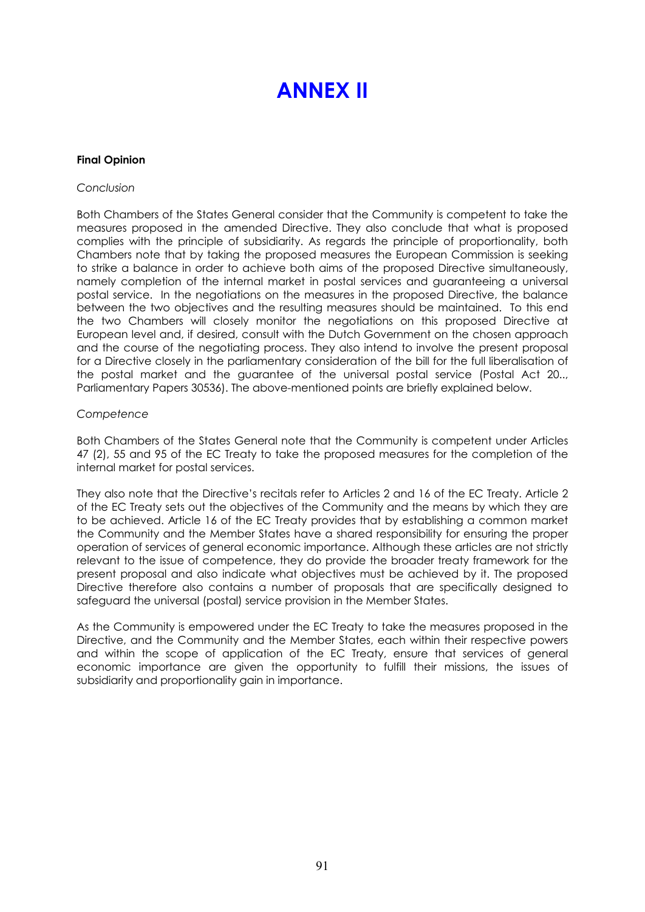# ANNEX II

**Final Opinion**

*Conclusion*

Both Chambers of the States General consider that the Community is competent to take the measures proposed in the amended Directive. They also conclude that what is proposed complies with the principle of subsidiarity. As regards the principle of proportionality, both Chambers note that by taking the proposed measures the European Commission is seeking to strike a balance in order to achieve both aims of the proposed Directive simultaneously, namely completion of the internal market in postal services and guaranteeing a universal postal service. In the negotiations on the measures in the proposed Directive, the balance between the two objectives and the resulting measures should be maintained. To this end the two Chambers will closely monitor the negotiations on this proposed Directive at European level and, if desired, consult with the Dutch Government on the chosen approach and the course of the negotiating process. They also intend to involve the present proposal for a Directive closely in the parliamentary consideration of the bill for the full liberalisation of the postal market and the guarantee of the universal postal service (Postal Act 20.., Parliamentary Papers 30536). The above-mentioned points are briefly explained below.

*Competence*

Both Chambers of the States General note that the Community is competent under Articles 47 (2), 55 and 95 of the EC Treaty to take the proposed measures for the completion of the internal market for postal services.

They also note that the Directive's recitals refer to Articles 2 and 16 of the EC Treaty. Article 2 of the EC Treaty sets out the objectives of the Community and the means by which they are to be achieved. Article 16 of the EC Treaty provides that by establishing a common market the Community and the Member States have a shared responsibility for ensuring the proper operation of services of general economic importance. Although these articles are not strictly relevant to the issue of competence, they do provide the broader treaty framework for the present proposal and also indicate what objectives must be achieved by it. The proposed Directive therefore also contains a number of proposals that are specifically designed to safeguard the universal (postal) service provision in the Member States.

As the Community is empowered under the EC Treaty to take the measures proposed in the Directive, and the Community and the Member States, each within their respective powers and within the scope of application of the EC Treaty, ensure that services of general economic importance are given the opportunity to fulfill their missions, the issues of subsidiarity and proportionality gain in importance.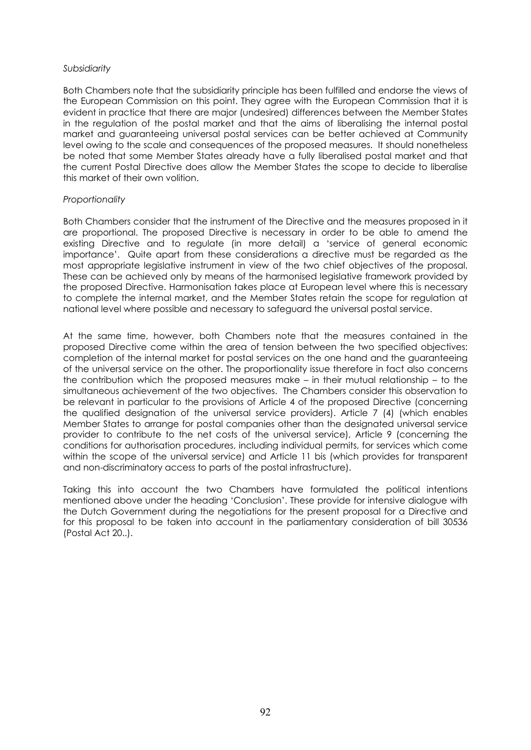*Subsidiarity*

Both Chambers note that the subsidiarity principle has been fulfilled and endorse the views of the European Commission on this point. They agree with the European Commission that it is evident in practice that there are major (undesired) differences between the Member States in the regulation of the postal market and that the aims of liberalising the internal postal market and guaranteeing universal postal services can be better achieved at Community level owing to the scale and consequences of the proposed measures. It should nonetheless be noted that some Member States already have a fully liberalised postal market and that the current Postal Directive does allow the Member States the scope to decide to liberalise this market of their own volition.

*Proportionality*

Both Chambers consider that the instrument of the Directive and the measures proposed in it are proportional. The proposed Directive is necessary in order to be able to amend the existing Directive and to regulate (in more detail) a 'service of general economic importance'. Quite apart from these considerations a directive must be regarded as the most appropriate legislative instrument in view of the two chief objectives of the proposal. These can be achieved only by means of the harmonised legislative framework provided by the proposed Directive. Harmonisation takes place at European level where this is necessary to complete the internal market, and the Member States retain the scope for regulation at national level where possible and necessary to safeguard the universal postal service.

At the same time, however, both Chambers note that the measures contained in the proposed Directive come within the area of tension between the two specified objectives: completion of the internal market for postal services on the one hand and the guaranteeing of the universal service on the other. The proportionality issue therefore in fact also concerns the contribution which the proposed measures make – in their mutual relationship – to the simultaneous achievement of the two objectives. The Chambers consider this observation to be relevant in particular to the provisions of Article 4 of the proposed Directive (concerning the qualified designation of the universal service providers). Article 7 (4) (which enables Member States to arrange for postal companies other than the designated universal service provider to contribute to the net costs of the universal service), Article 9 (concerning the conditions for authorisation procedures, including individual permits, for services which come within the scope of the universal service) and Article 11 bis (which provides for transparent and non-discriminatory access to parts of the postal infrastructure).

Taking this into account the two Chambers have formulated the political intentions mentioned above under the heading 'Conclusion'. These provide for intensive dialogue with the Dutch Government during the negotiations for the present proposal for a Directive and for this proposal to be taken into account in the parliamentary consideration of bill 30536 (Postal Act 20..).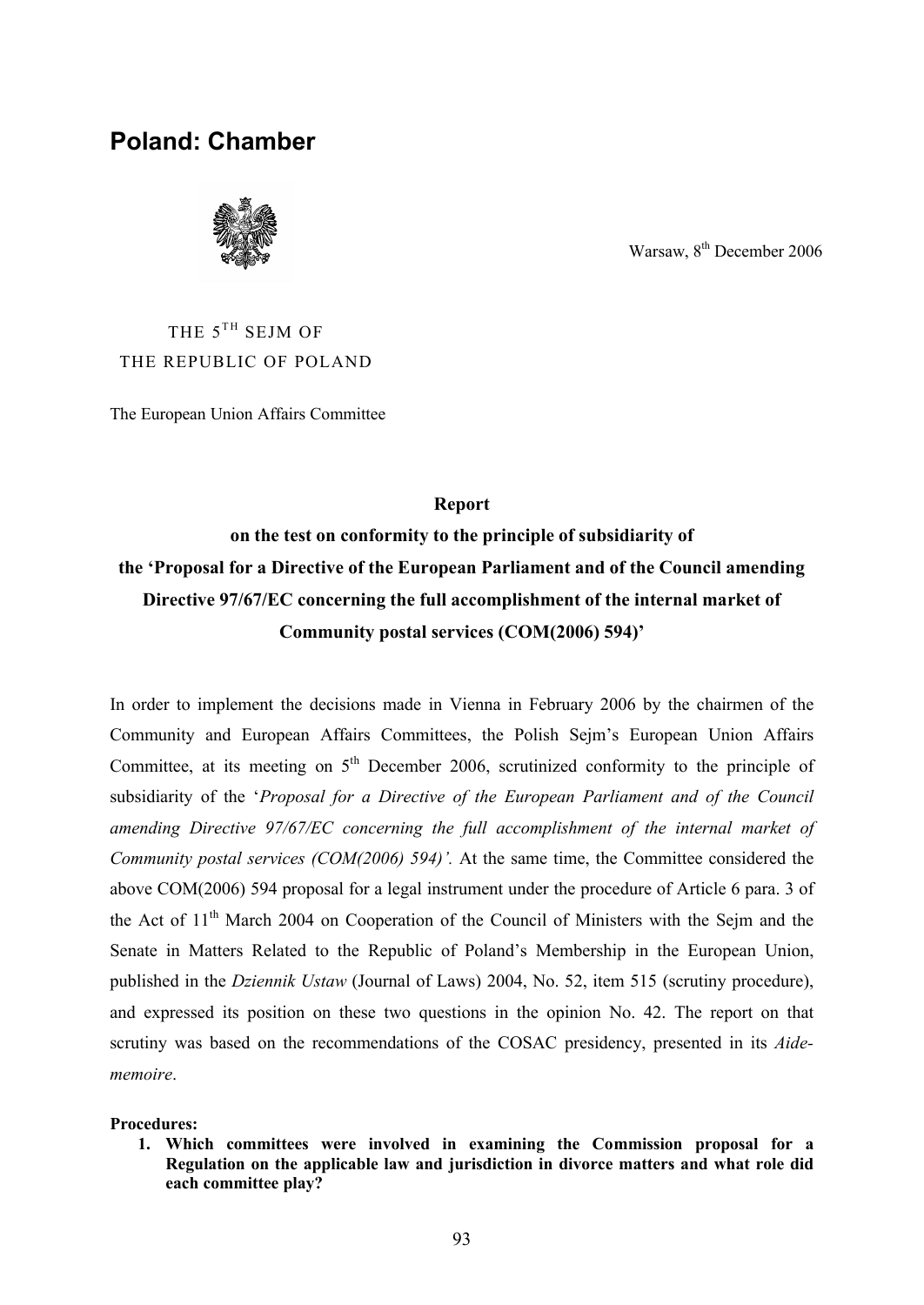# Poland: Chamber

Warsaw, 8th December 2006

THE 5TH SEJM OF
THE REPUBLIC OF POLAND

The European Union Affairs Committee

**Report**
**on the test on conformity to the principle of subsidiarity of**
**the 'Proposal for a Directive of the European Parliament and of the Council amending Directive 97/67/EC concerning the full accomplishment of the internal market of Community postal services (COM(2006) 594)'**

In order to implement the decisions made in Vienna in February 2006 by the chairmen of the Community and European Affairs Committees, the Polish Sejm's European Union Affairs Committee, at its meeting on 5th December 2006, scrutinized conformity to the principle of subsidiarity of the '*Proposal for a Directive of the European Parliament and of the Council amending Directive 97/67/EC concerning the full accomplishment of the internal market of Community postal services (COM(2006) 594)'.* At the same time, the Committee considered the above COM(2006) 594 proposal for a legal instrument under the procedure of Article 6 para. 3 of the Act of 11th March 2004 on Cooperation of the Council of Ministers with the Sejm and the Senate in Matters Related to the Republic of Poland's Membership in the European Union, published in the *Dziennik Ustaw* (Journal of Laws) 2004, No. 52, item 515 (scrutiny procedure), and expressed its position on these two questions in the opinion No. 42. The report on that scrutiny was based on the recommendations of the COSAC presidency, presented in its *Aide-memoire*.

**Procedures:**

1. **Which committees were involved in examining the Commission proposal for a Regulation on the applicable law and jurisdiction in divorce matters and what role did each committee play?**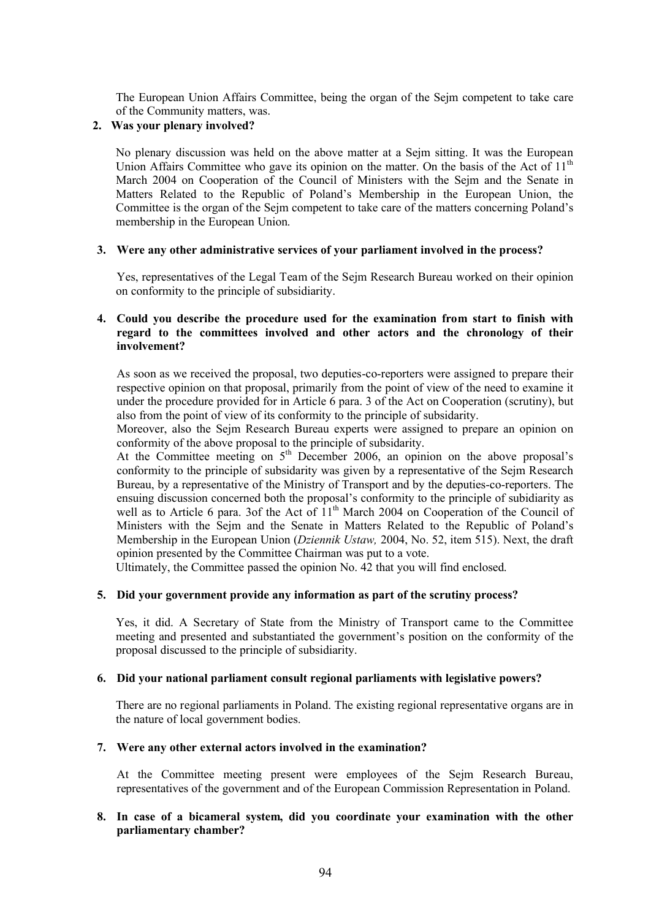The European Union Affairs Committee, being the organ of the Sejm competent to take care of the Community matters, was.

**2. Was your plenary involved?**

No plenary discussion was held on the above matter at a Sejm sitting. It was the European Union Affairs Committee who gave its opinion on the matter. On the basis of the Act of 11th March 2004 on Cooperation of the Council of Ministers with the Sejm and the Senate in Matters Related to the Republic of Poland's Membership in the European Union, the Committee is the organ of the Sejm competent to take care of the matters concerning Poland's membership in the European Union.

**3. Were any other administrative services of your parliament involved in the process?**

Yes, representatives of the Legal Team of the Sejm Research Bureau worked on their opinion on conformity to the principle of subsidiarity.

**4. Could you describe the procedure used for the examination from start to finish with regard to the committees involved and other actors and the chronology of their involvement?**

As soon as we received the proposal, two deputies-co-reporters were assigned to prepare their respective opinion on that proposal, primarily from the point of view of the need to examine it under the procedure provided for in Article 6 para. 3 of the Act on Cooperation (scrutiny), but also from the point of view of its conformity to the principle of subsidiarity.

Moreover, also the Sejm Research Bureau experts were assigned to prepare an opinion on conformity of the above proposal to the principle of subsidiarity.

At the Committee meeting on 5th December 2006, an opinion on the above proposal's conformity to the principle of subsidiarity was given by a representative of the Sejm Research Bureau, by a representative of the Ministry of Transport and by the deputies-co-reporters. The ensuing discussion concerned both the proposal's conformity to the principle of subidiarity as well as to Article 6 para. 3of the Act of 11th March 2004 on Cooperation of the Council of Ministers with the Sejm and the Senate in Matters Related to the Republic of Poland's Membership in the European Union (*Dziennik Ustaw,* 2004, No. 52, item 515). Next, the draft opinion presented by the Committee Chairman was put to a vote.

Ultimately, the Committee passed the opinion No. 42 that you will find enclosed.

**5. Did your government provide any information as part of the scrutiny process?**

Yes, it did. A Secretary of State from the Ministry of Transport came to the Committee meeting and presented and substantiated the government's position on the conformity of the proposal discussed to the principle of subsidiarity.

**6. Did your national parliament consult regional parliaments with legislative powers?**

There are no regional parliaments in Poland. The existing regional representative organs are in the nature of local government bodies.

**7. Were any other external actors involved in the examination?**

At the Committee meeting present were employees of the Sejm Research Bureau, representatives of the government and of the European Commission Representation in Poland.

**8. In case of a bicameral system, did you coordinate your examination with the other parliamentary chamber?**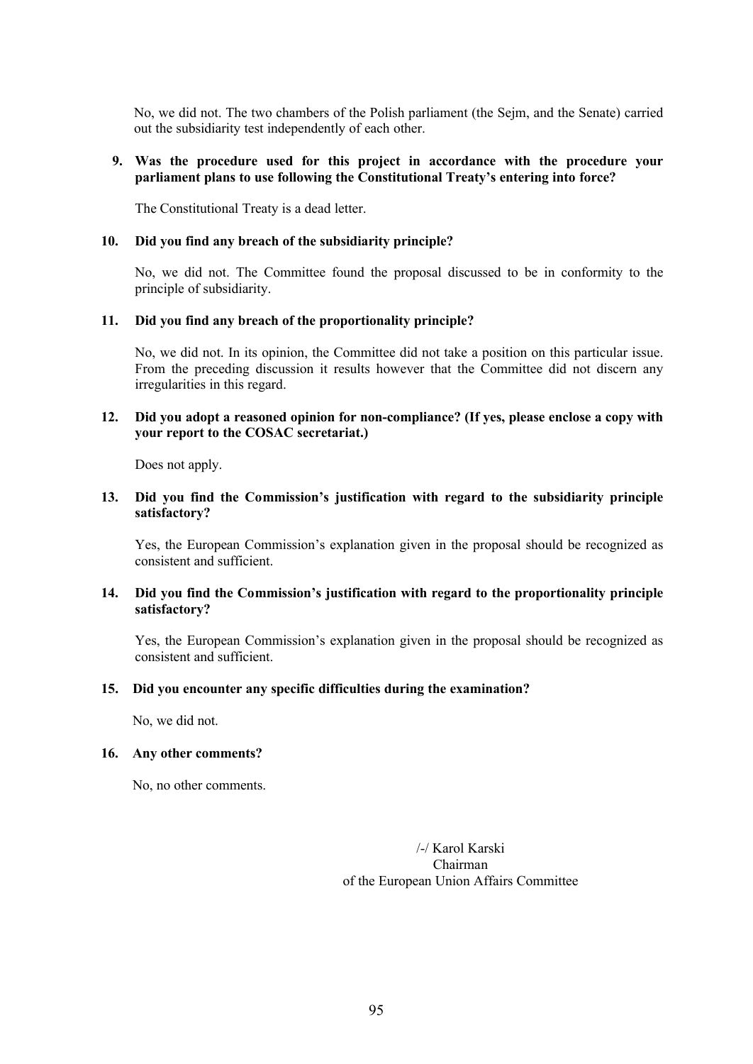No, we did not. The two chambers of the Polish parliament (the Sejm, and the Senate) carried out the subsidiarity test independently of each other.

**9. Was the procedure used for this project in accordance with the procedure your parliament plans to use following the Constitutional Treaty's entering into force?**

The Constitutional Treaty is a dead letter.

**10. Did you find any breach of the subsidiarity principle?**

No, we did not. The Committee found the proposal discussed to be in conformity to the principle of subsidiarity.

**11. Did you find any breach of the proportionality principle?**

No, we did not. In its opinion, the Committee did not take a position on this particular issue. From the preceding discussion it results however that the Committee did not discern any irregularities in this regard.

**12. Did you adopt a reasoned opinion for non-compliance? (If yes, please enclose a copy with your report to the COSAC secretariat.)**

Does not apply.

**13. Did you find the Commission's justification with regard to the subsidiarity principle satisfactory?**

Yes, the European Commission's explanation given in the proposal should be recognized as consistent and sufficient.

**14. Did you find the Commission's justification with regard to the proportionality principle satisfactory?**

Yes, the European Commission's explanation given in the proposal should be recognized as consistent and sufficient.

**15. Did you encounter any specific difficulties during the examination?**

No, we did not.

**16. Any other comments?**

No, no other comments.

/-/ Karol Karski
Chairman
of the European Union Affairs Committee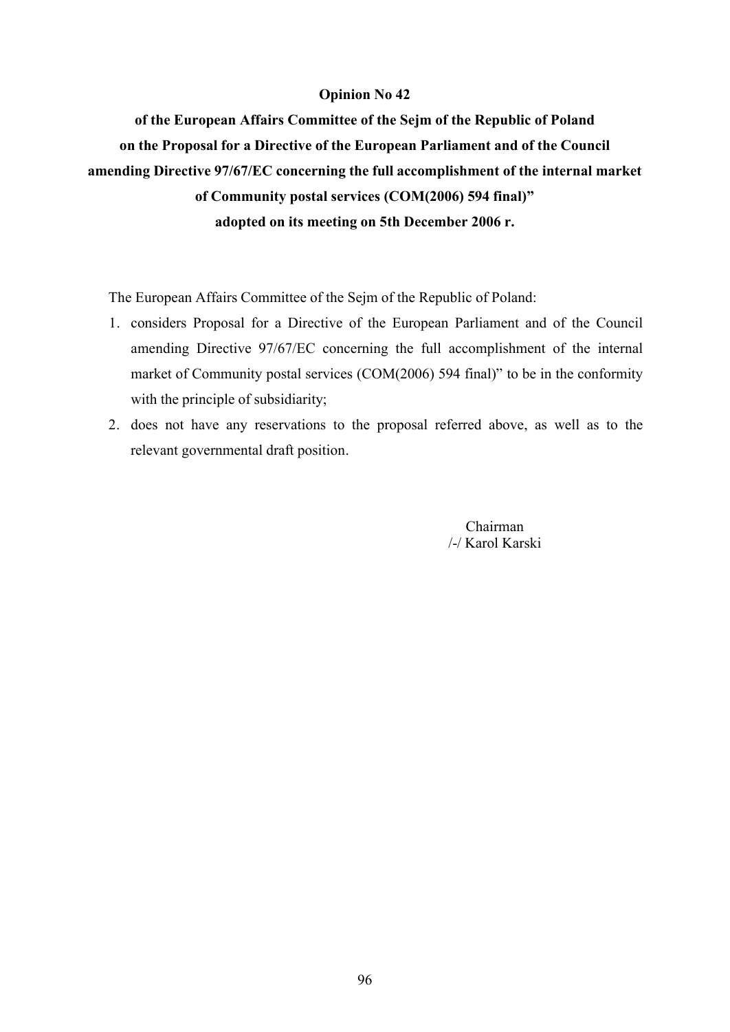**Opinion No 42**

**of the European Affairs Committee of the Sejm of the Republic of Poland on the Proposal for a Directive of the European Parliament and of the Council amending Directive 97/67/EC concerning the full accomplishment of the internal market of Community postal services (COM(2006) 594 final)" adopted on its meeting on 5th December 2006 r.**

The European Affairs Committee of the Sejm of the Republic of Poland:

1. considers Proposal for a Directive of the European Parliament and of the Council amending Directive 97/67/EC concerning the full accomplishment of the internal market of Community postal services (COM(2006) 594 final)" to be in the conformity with the principle of subsidiarity;
2. does not have any reservations to the proposal referred above, as well as to the relevant governmental draft position.

Chairman
/-/ Karol Karski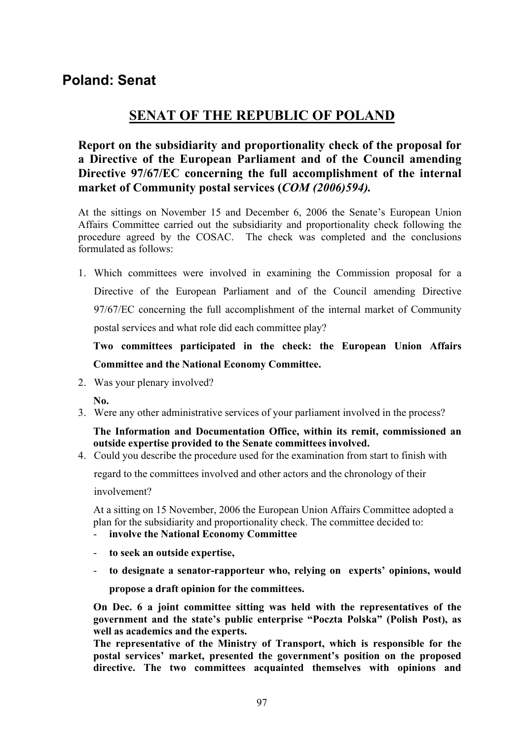## Poland: Senat

# SENAT OF THE REPUBLIC OF POLAND

### Report on the subsidiarity and proportionality check of the proposal for a Directive of the European Parliament and of the Council amending Directive 97/67/EC concerning the full accomplishment of the internal market of Community postal services (*COM (2006)594).*

At the sittings on November 15 and December 6, 2006 the Senate's European Union Affairs Committee carried out the subsidiarity and proportionality check following the procedure agreed by the COSAC. The check was completed and the conclusions formulated as follows:

1. Which committees were involved in examining the Commission proposal for a Directive of the European Parliament and of the Council amending Directive 97/67/EC concerning the full accomplishment of the internal market of Community postal services and what role did each committee play?

   **Two committees participated in the check: the European Union Affairs Committee and the National Economy Committee.**

2. Was your plenary involved?

   **No.**

3. Were any other administrative services of your parliament involved in the process?

   **The Information and Documentation Office, within its remit, commissioned an outside expertise provided to the Senate committees involved.**

4. Could you describe the procedure used for the examination from start to finish with regard to the committees involved and other actors and the chronology of their involvement?

   At a sitting on 15 November, 2006 the European Union Affairs Committee adopted a plan for the subsidiarity and proportionality check. The committee decided to:

   - **involve the National Economy Committee**
   - **to seek an outside expertise,**
   - **to designate a senator-rapporteur who, relying on experts' opinions, would propose a draft opinion for the committees.**

   **On Dec. 6 a joint committee sitting was held with the representatives of the government and the state's public enterprise "Poczta Polska" (Polish Post), as well as academics and the experts.**
   **The representative of the Ministry of Transport, which is responsible for the postal services' market, presented the government's position on the proposed directive. The two committees acquainted themselves with opinions and**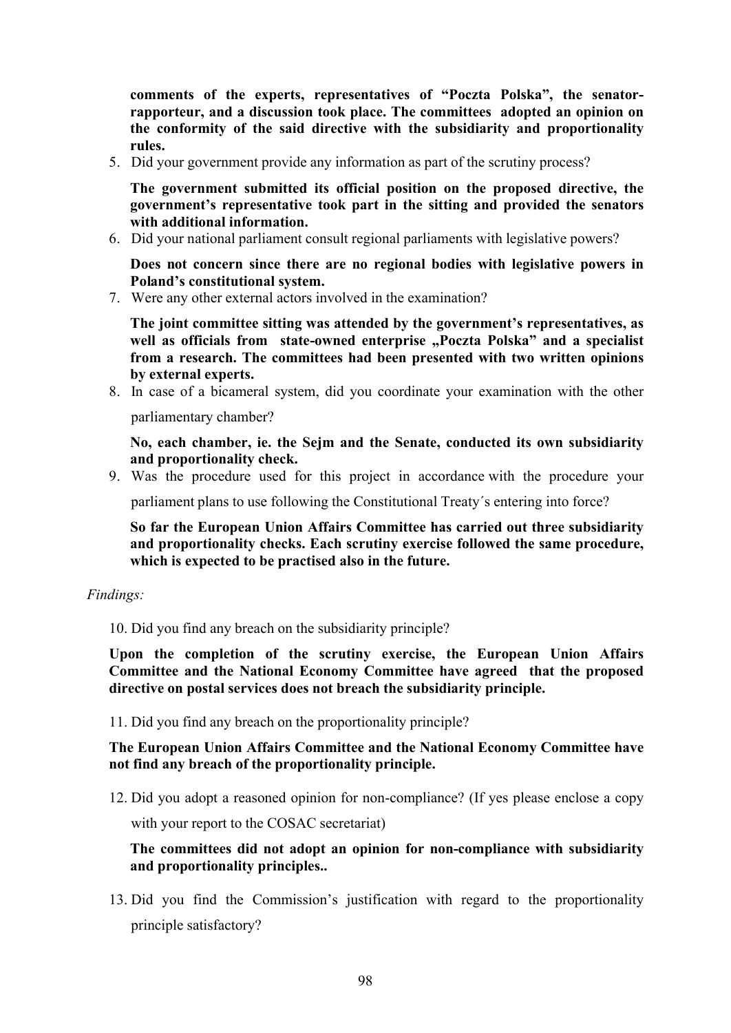**comments of the experts, representatives of “Poczta Polska”, the senator-rapporteur, and a discussion took place. The committees adopted an opinion on the conformity of the said directive with the subsidiarity and proportionality rules.**

5. Did your government provide any information as part of the scrutiny process?

   **The government submitted its official position on the proposed directive, the government’s representative took part in the sitting and provided the senators with additional information.**

6. Did your national parliament consult regional parliaments with legislative powers?

   **Does not concern since there are no regional bodies with legislative powers in Poland’s constitutional system.**

7. Were any other external actors involved in the examination?

   **The joint committee sitting was attended by the government’s representatives, as well as officials from state-owned enterprise „Poczta Polska” and a specialist from a research. The committees had been presented with two written opinions by external experts.**

8. In case of a bicameral system, did you coordinate your examination with the other parliamentary chamber?

   **No, each chamber, ie. the Sejm and the Senate, conducted its own subsidiarity and proportionality check.**

9. Was the procedure used for this project in accordance with the procedure your parliament plans to use following the Constitutional Treaty´s entering into force?

   **So far the European Union Affairs Committee has carried out three subsidiarity and proportionality checks. Each scrutiny exercise followed the same procedure, which is expected to be practised also in the future.**

*Findings:*

10. Did you find any breach on the subsidiarity principle?

**Upon the completion of the scrutiny exercise, the European Union Affairs Committee and the National Economy Committee have agreed that the proposed directive on postal services does not breach the subsidiarity principle.**

11. Did you find any breach on the proportionality principle?

**The European Union Affairs Committee and the National Economy Committee have not find any breach of the proportionality principle.**

12. Did you adopt a reasoned opinion for non-compliance? (If yes please enclose a copy with your report to the COSAC secretariat)

    **The committees did not adopt an opinion for non-compliance with subsidiarity and proportionality principles..**

13. Did you find the Commission’s justification with regard to the proportionality principle satisfactory?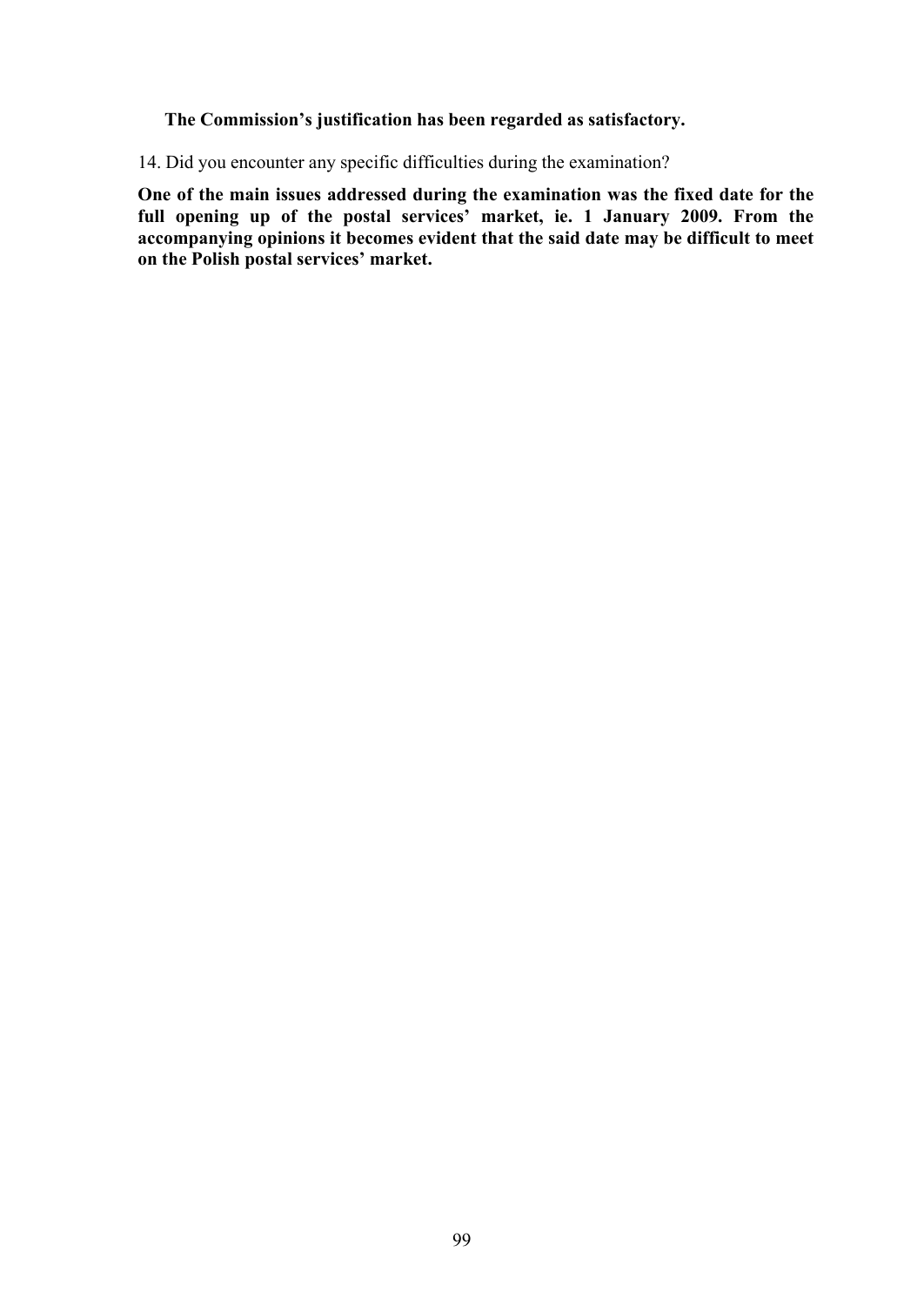**The Commission's justification has been regarded as satisfactory.**

14. Did you encounter any specific difficulties during the examination?

**One of the main issues addressed during the examination was the fixed date for the full opening up of the postal services' market, ie. 1 January 2009. From the accompanying opinions it becomes evident that the said date may be difficult to meet on the Polish postal services' market.**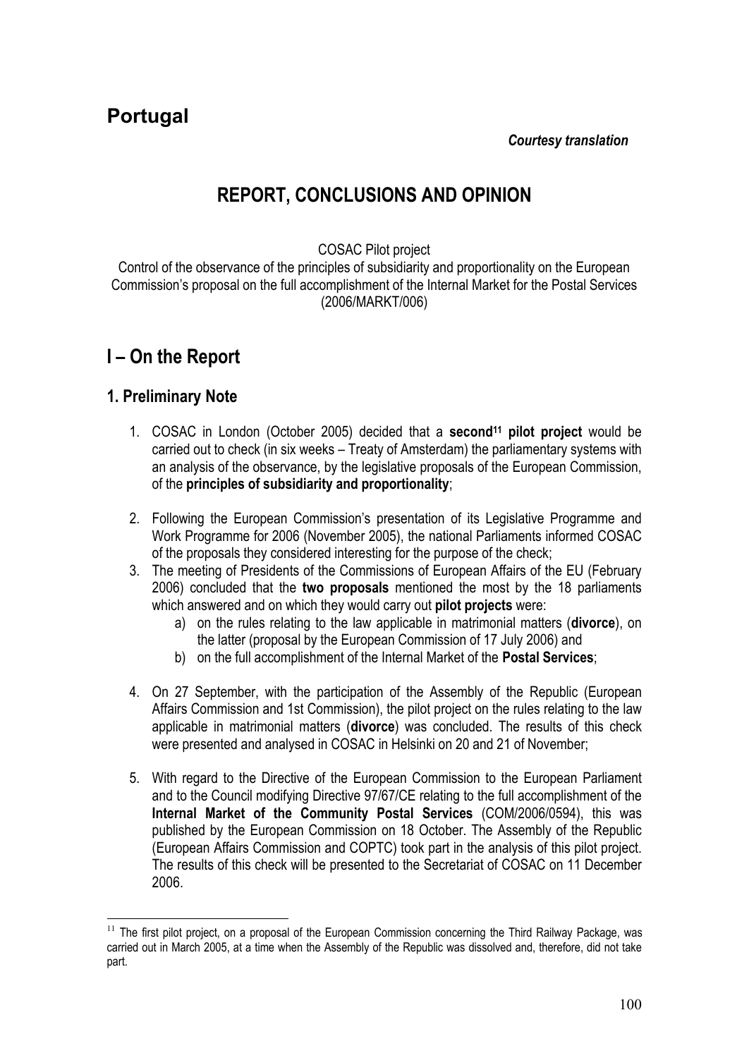# Portugal

***Courtesy translation***

## REPORT, CONCLUSIONS AND OPINION

COSAC Pilot project

Control of the observance of the principles of subsidiarity and proportionality on the European Commission's proposal on the full accomplishment of the Internal Market for the Postal Services (2006/MARKT/006)

## I – On the Report

### 1. Preliminary Note

1. COSAC in London (October 2005) decided that a **second**[11] **pilot project** would be carried out to check (in six weeks – Treaty of Amsterdam) the parliamentary systems with an analysis of the observance, by the legislative proposals of the European Commission, of the **principles of subsidiarity and proportionality**;

2. Following the European Commission's presentation of its Legislative Programme and Work Programme for 2006 (November 2005), the national Parliaments informed COSAC of the proposals they considered interesting for the purpose of the check;
3. The meeting of Presidents of the Commissions of European Affairs of the EU (February 2006) concluded that the **two proposals** mentioned the most by the 18 parliaments which answered and on which they would carry out **pilot projects** were:
   a) on the rules relating to the law applicable in matrimonial matters (**divorce**), on the latter (proposal by the European Commission of 17 July 2006) and
   b) on the full accomplishment of the Internal Market of the **Postal Services**;

4. On 27 September, with the participation of the Assembly of the Republic (European Affairs Commission and 1st Commission), the pilot project on the rules relating to the law applicable in matrimonial matters (**divorce**) was concluded. The results of this check were presented and analysed in COSAC in Helsinki on 20 and 21 of November;

5. With regard to the Directive of the European Commission to the European Parliament and to the Council modifying Directive 97/67/CE relating to the full accomplishment of the **Internal Market of the Community Postal Services** (COM/2006/0594), this was published by the European Commission on 18 October. The Assembly of the Republic (European Affairs Commission and COPTC) took part in the analysis of this pilot project. The results of this check will be presented to the Secretariat of COSAC on 11 December 2006.

---

[11] The first pilot project, on a proposal of the European Commission concerning the Third Railway Package, was carried out in March 2005, at a time when the Assembly of the Republic was dissolved and, therefore, did not take part.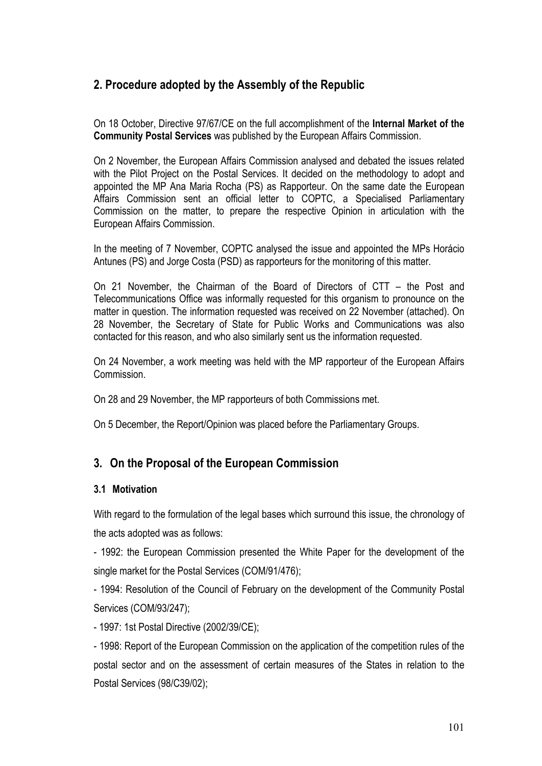## 2. Procedure adopted by the Assembly of the Republic

On 18 October, Directive 97/67/CE on the full accomplishment of the **Internal Market of the Community Postal Services** was published by the European Affairs Commission.

On 2 November, the European Affairs Commission analysed and debated the issues related with the Pilot Project on the Postal Services. It decided on the methodology to adopt and appointed the MP Ana Maria Rocha (PS) as Rapporteur. On the same date the European Affairs Commission sent an official letter to COPTC, a Specialised Parliamentary Commission on the matter, to prepare the respective Opinion in articulation with the European Affairs Commission.

In the meeting of 7 November, COPTC analysed the issue and appointed the MPs Horácio Antunes (PS) and Jorge Costa (PSD) as rapporteurs for the monitoring of this matter.

On 21 November, the Chairman of the Board of Directors of CTT – the Post and Telecommunications Office was informally requested for this organism to pronounce on the matter in question. The information requested was received on 22 November (attached). On 28 November, the Secretary of State for Public Works and Communications was also contacted for this reason, and who also similarly sent us the information requested.

On 24 November, a work meeting was held with the MP rapporteur of the European Affairs Commission.

On 28 and 29 November, the MP rapporteurs of both Commissions met.

On 5 December, the Report/Opinion was placed before the Parliamentary Groups.

## 3. On the Proposal of the European Commission

### 3.1 Motivation

With regard to the formulation of the legal bases which surround this issue, the chronology of the acts adopted was as follows:

- 1992: the European Commission presented the White Paper for the development of the single market for the Postal Services (COM/91/476);

- 1994: Resolution of the Council of February on the development of the Community Postal Services (COM/93/247);

- 1997: 1st Postal Directive (2002/39/CE);

- 1998: Report of the European Commission on the application of the competition rules of the postal sector and on the assessment of certain measures of the States in relation to the Postal Services (98/C39/02);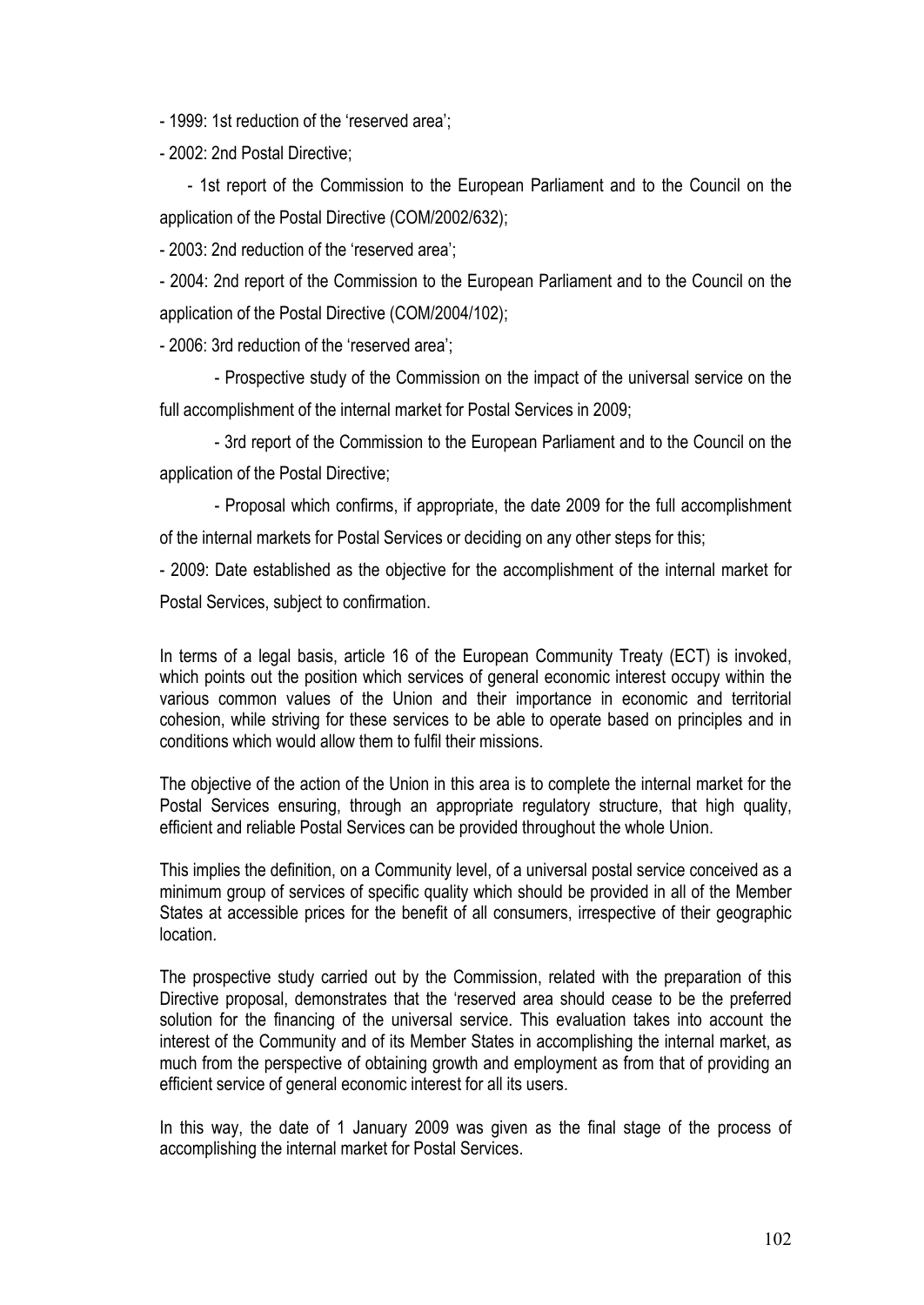- 1999: 1st reduction of the 'reserved area';

- 2002: 2nd Postal Directive;

  - 1st report of the Commission to the European Parliament and to the Council on the application of the Postal Directive (COM/2002/632);

- 2003: 2nd reduction of the 'reserved area';

- 2004: 2nd report of the Commission to the European Parliament and to the Council on the application of the Postal Directive (COM/2004/102);

- 2006: 3rd reduction of the 'reserved area';

  - Prospective study of the Commission on the impact of the universal service on the full accomplishment of the internal market for Postal Services in 2009;

  - 3rd report of the Commission to the European Parliament and to the Council on the application of the Postal Directive;

  - Proposal which confirms, if appropriate, the date 2009 for the full accomplishment of the internal markets for Postal Services or deciding on any other steps for this;

- 2009: Date established as the objective for the accomplishment of the internal market for Postal Services, subject to confirmation.

In terms of a legal basis, article 16 of the European Community Treaty (ECT) is invoked, which points out the position which services of general economic interest occupy within the various common values of the Union and their importance in economic and territorial cohesion, while striving for these services to be able to operate based on principles and in conditions which would allow them to fulfil their missions.

The objective of the action of the Union in this area is to complete the internal market for the Postal Services ensuring, through an appropriate regulatory structure, that high quality, efficient and reliable Postal Services can be provided throughout the whole Union.

This implies the definition, on a Community level, of a universal postal service conceived as a minimum group of services of specific quality which should be provided in all of the Member States at accessible prices for the benefit of all consumers, irrespective of their geographic location.

The prospective study carried out by the Commission, related with the preparation of this Directive proposal, demonstrates that the 'reserved area should cease to be the preferred solution for the financing of the universal service. This evaluation takes into account the interest of the Community and of its Member States in accomplishing the internal market, as much from the perspective of obtaining growth and employment as from that of providing an efficient service of general economic interest for all its users.

In this way, the date of 1 January 2009 was given as the final stage of the process of accomplishing the internal market for Postal Services.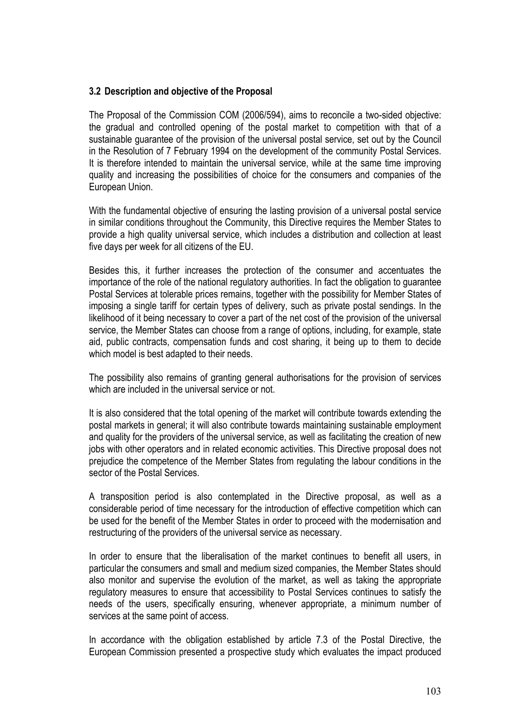### 3.2 Description and objective of the Proposal

The Proposal of the Commission COM (2006/594), aims to reconcile a two-sided objective: the gradual and controlled opening of the postal market to competition with that of a sustainable guarantee of the provision of the universal postal service, set out by the Council in the Resolution of 7 February 1994 on the development of the community Postal Services. It is therefore intended to maintain the universal service, while at the same time improving quality and increasing the possibilities of choice for the consumers and companies of the European Union.

With the fundamental objective of ensuring the lasting provision of a universal postal service in similar conditions throughout the Community, this Directive requires the Member States to provide a high quality universal service, which includes a distribution and collection at least five days per week for all citizens of the EU.

Besides this, it further increases the protection of the consumer and accentuates the importance of the role of the national regulatory authorities. In fact the obligation to guarantee Postal Services at tolerable prices remains, together with the possibility for Member States of imposing a single tariff for certain types of delivery, such as private postal sendings. In the likelihood of it being necessary to cover a part of the net cost of the provision of the universal service, the Member States can choose from a range of options, including, for example, state aid, public contracts, compensation funds and cost sharing, it being up to them to decide which model is best adapted to their needs.

The possibility also remains of granting general authorisations for the provision of services which are included in the universal service or not.

It is also considered that the total opening of the market will contribute towards extending the postal markets in general; it will also contribute towards maintaining sustainable employment and quality for the providers of the universal service, as well as facilitating the creation of new jobs with other operators and in related economic activities. This Directive proposal does not prejudice the competence of the Member States from regulating the labour conditions in the sector of the Postal Services.

A transposition period is also contemplated in the Directive proposal, as well as a considerable period of time necessary for the introduction of effective competition which can be used for the benefit of the Member States in order to proceed with the modernisation and restructuring of the providers of the universal service as necessary.

In order to ensure that the liberalisation of the market continues to benefit all users, in particular the consumers and small and medium sized companies, the Member States should also monitor and supervise the evolution of the market, as well as taking the appropriate regulatory measures to ensure that accessibility to Postal Services continues to satisfy the needs of the users, specifically ensuring, whenever appropriate, a minimum number of services at the same point of access.

In accordance with the obligation established by article 7.3 of the Postal Directive, the European Commission presented a prospective study which evaluates the impact produced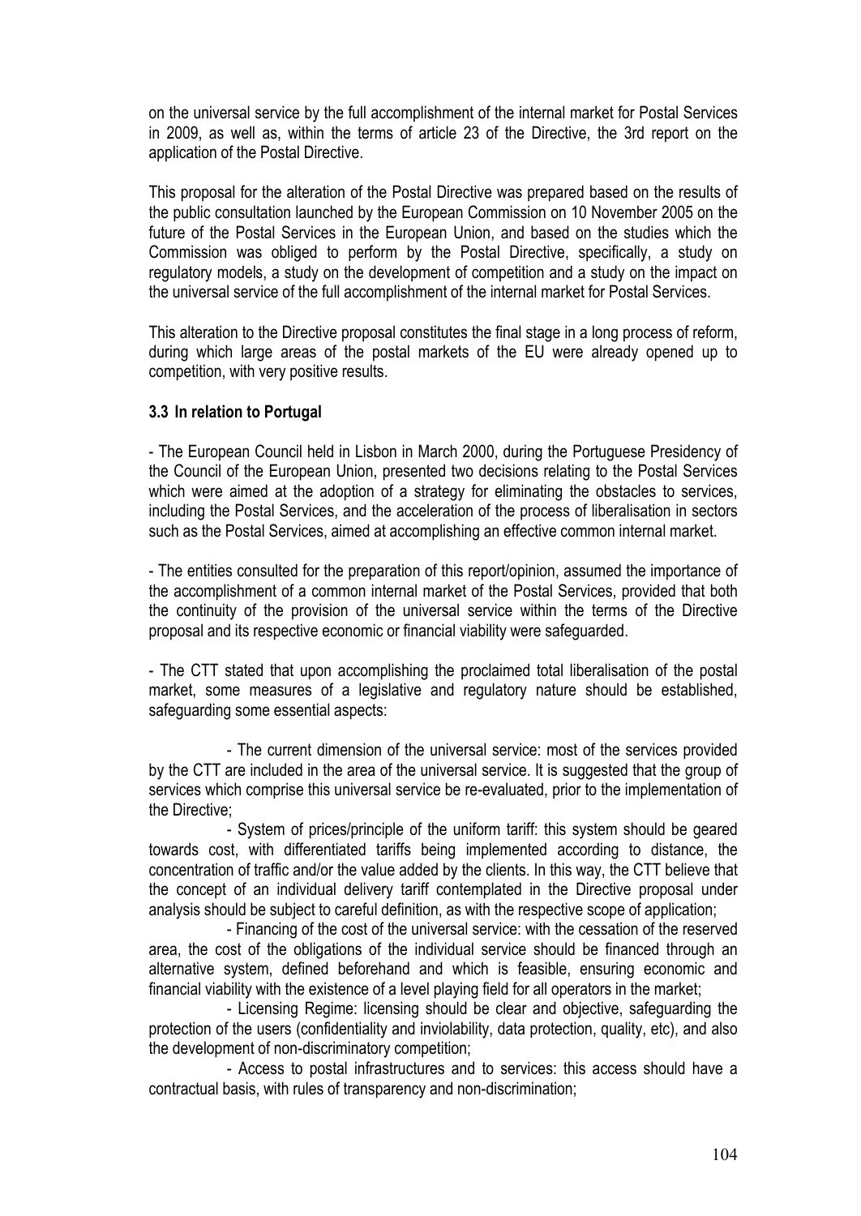on the universal service by the full accomplishment of the internal market for Postal Services in 2009, as well as, within the terms of article 23 of the Directive, the 3rd report on the application of the Postal Directive.

This proposal for the alteration of the Postal Directive was prepared based on the results of the public consultation launched by the European Commission on 10 November 2005 on the future of the Postal Services in the European Union, and based on the studies which the Commission was obliged to perform by the Postal Directive, specifically, a study on regulatory models, a study on the development of competition and a study on the impact on the universal service of the full accomplishment of the internal market for Postal Services.

This alteration to the Directive proposal constitutes the final stage in a long process of reform, during which large areas of the postal markets of the EU were already opened up to competition, with very positive results.

### 3.3 In relation to Portugal

- The European Council held in Lisbon in March 2000, during the Portuguese Presidency of the Council of the European Union, presented two decisions relating to the Postal Services which were aimed at the adoption of a strategy for eliminating the obstacles to services, including the Postal Services, and the acceleration of the process of liberalisation in sectors such as the Postal Services, aimed at accomplishing an effective common internal market.

- The entities consulted for the preparation of this report/opinion, assumed the importance of the accomplishment of a common internal market of the Postal Services, provided that both the continuity of the provision of the universal service within the terms of the Directive proposal and its respective economic or financial viability were safeguarded.

- The CTT stated that upon accomplishing the proclaimed total liberalisation of the postal market, some measures of a legislative and regulatory nature should be established, safeguarding some essential aspects:

    - The current dimension of the universal service: most of the services provided by the CTT are included in the area of the universal service. It is suggested that the group of services which comprise this universal service be re-evaluated, prior to the implementation of the Directive;

    - System of prices/principle of the uniform tariff: this system should be geared towards cost, with differentiated tariffs being implemented according to distance, the concentration of traffic and/or the value added by the clients. In this way, the CTT believe that the concept of an individual delivery tariff contemplated in the Directive proposal under analysis should be subject to careful definition, as with the respective scope of application;

    - Financing of the cost of the universal service: with the cessation of the reserved area, the cost of the obligations of the individual service should be financed through an alternative system, defined beforehand and which is feasible, ensuring economic and financial viability with the existence of a level playing field for all operators in the market;

    - Licensing Regime: licensing should be clear and objective, safeguarding the protection of the users (confidentiality and inviolability, data protection, quality, etc), and also the development of non-discriminatory competition;

    - Access to postal infrastructures and to services: this access should have a contractual basis, with rules of transparency and non-discrimination;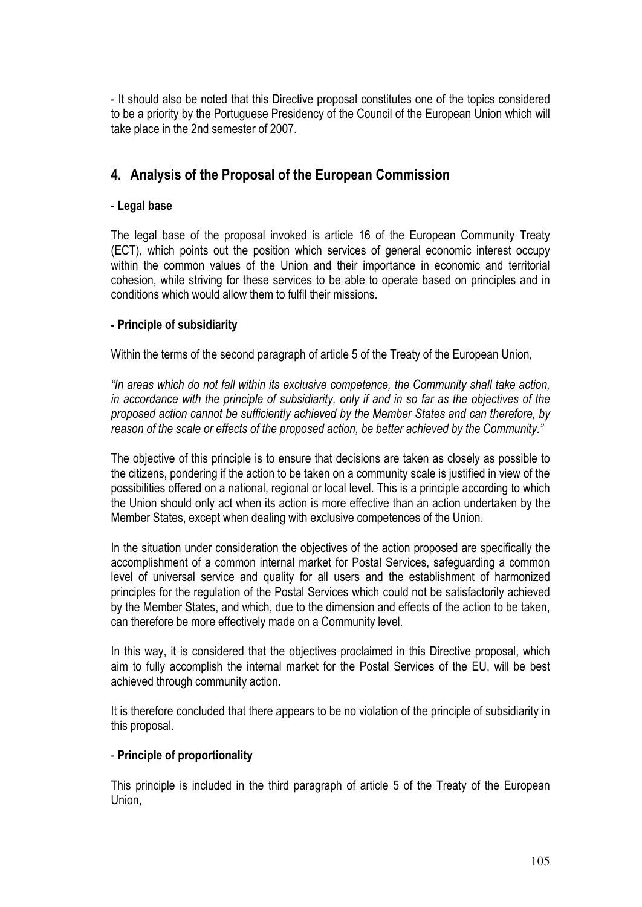- It should also be noted that this Directive proposal constitutes one of the topics considered to be a priority by the Portuguese Presidency of the Council of the European Union which will take place in the 2nd semester of 2007.

## 4. Analysis of the Proposal of the European Commission

**- Legal base**

The legal base of the proposal invoked is article 16 of the European Community Treaty (ECT), which points out the position which services of general economic interest occupy within the common values of the Union and their importance in economic and territorial cohesion, while striving for these services to be able to operate based on principles and in conditions which would allow them to fulfil their missions.

**- Principle of subsidiarity**

Within the terms of the second paragraph of article 5 of the Treaty of the European Union,

*"In areas which do not fall within its exclusive competence, the Community shall take action, in accordance with the principle of subsidiarity, only if and in so far as the objectives of the proposed action cannot be sufficiently achieved by the Member States and can therefore, by reason of the scale or effects of the proposed action, be better achieved by the Community."*

The objective of this principle is to ensure that decisions are taken as closely as possible to the citizens, pondering if the action to be taken on a community scale is justified in view of the possibilities offered on a national, regional or local level. This is a principle according to which the Union should only act when its action is more effective than an action undertaken by the Member States, except when dealing with exclusive competences of the Union.

In the situation under consideration the objectives of the action proposed are specifically the accomplishment of a common internal market for Postal Services, safeguarding a common level of universal service and quality for all users and the establishment of harmonized principles for the regulation of the Postal Services which could not be satisfactorily achieved by the Member States, and which, due to the dimension and effects of the action to be taken, can therefore be more effectively made on a Community level.

In this way, it is considered that the objectives proclaimed in this Directive proposal, which aim to fully accomplish the internal market for the Postal Services of the EU, will be best achieved through community action.

It is therefore concluded that there appears to be no violation of the principle of subsidiarity in this proposal.

- **Principle of proportionality**

This principle is included in the third paragraph of article 5 of the Treaty of the European Union,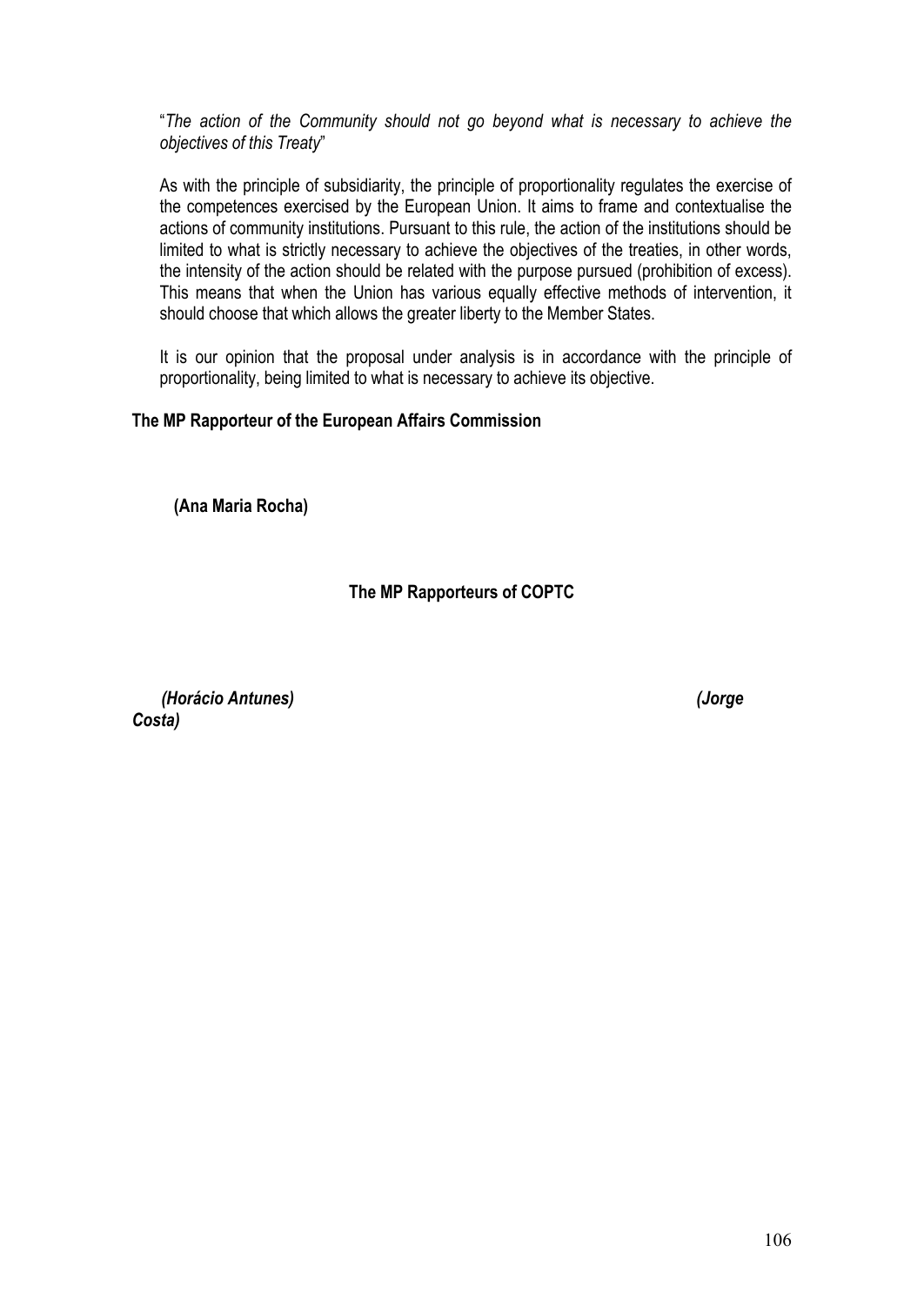"*The action of the Community should not go beyond what is necessary to achieve the objectives of this Treaty*"

As with the principle of subsidiarity, the principle of proportionality regulates the exercise of the competences exercised by the European Union. It aims to frame and contextualise the actions of community institutions. Pursuant to this rule, the action of the institutions should be limited to what is strictly necessary to achieve the objectives of the treaties, in other words, the intensity of the action should be related with the purpose pursued (prohibition of excess). This means that when the Union has various equally effective methods of intervention, it should choose that which allows the greater liberty to the Member States.

It is our opinion that the proposal under analysis is in accordance with the principle of proportionality, being limited to what is necessary to achieve its objective.

**The MP Rapporteur of the European Affairs Commission**

**(Ana Maria Rocha)**

**The MP Rapporteurs of COPTC**

***(Horácio Antunes)*** ***(Jorge Costa)***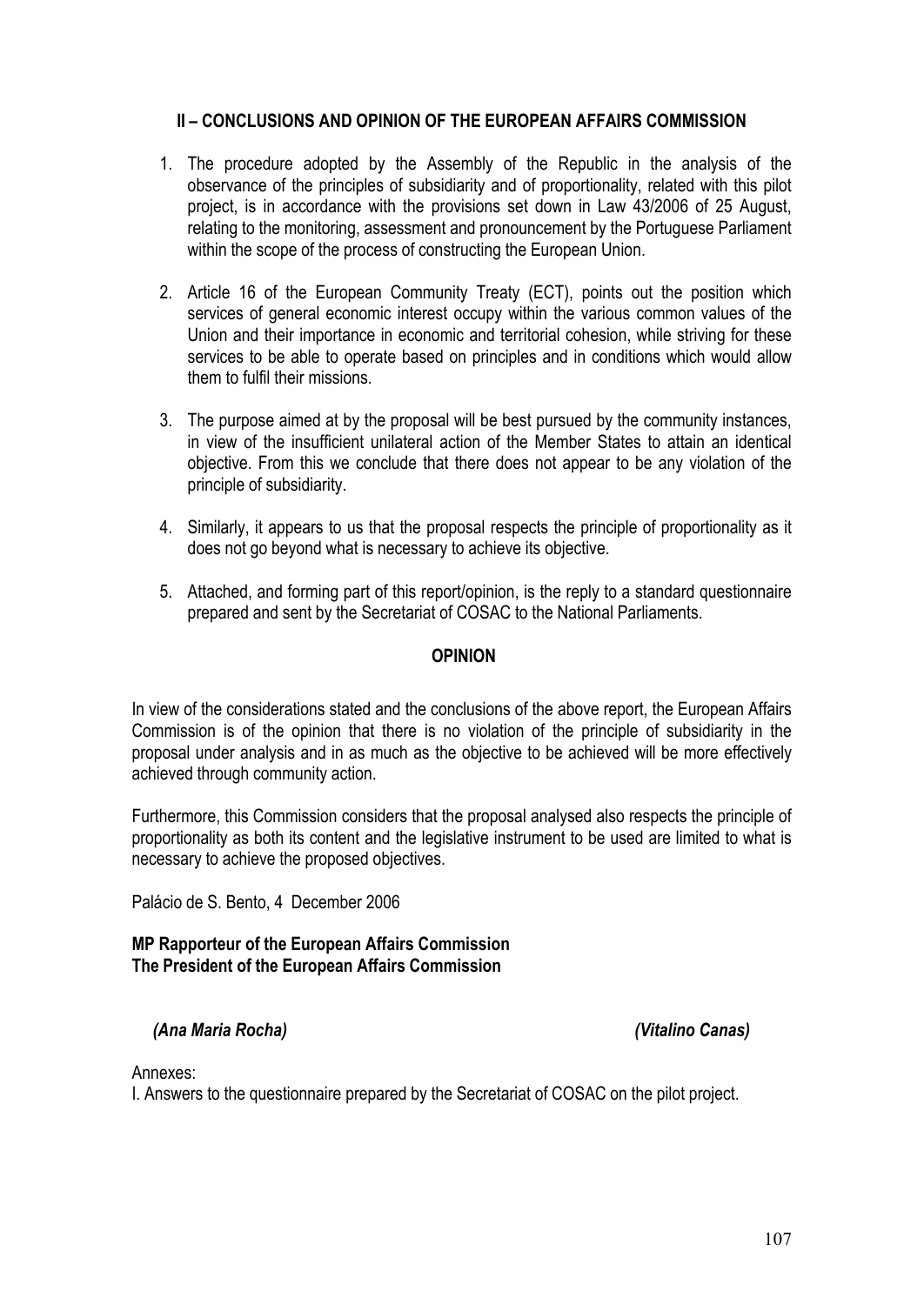## II – CONCLUSIONS AND OPINION OF THE EUROPEAN AFFAIRS COMMISSION

1. The procedure adopted by the Assembly of the Republic in the analysis of the observance of the principles of subsidiarity and of proportionality, related with this pilot project, is in accordance with the provisions set down in Law 43/2006 of 25 August, relating to the monitoring, assessment and pronouncement by the Portuguese Parliament within the scope of the process of constructing the European Union.

2. Article 16 of the European Community Treaty (ECT), points out the position which services of general economic interest occupy within the various common values of the Union and their importance in economic and territorial cohesion, while striving for these services to be able to operate based on principles and in conditions which would allow them to fulfil their missions.

3. The purpose aimed at by the proposal will be best pursued by the community instances, in view of the insufficient unilateral action of the Member States to attain an identical objective. From this we conclude that there does not appear to be any violation of the principle of subsidiarity.

4. Similarly, it appears to us that the proposal respects the principle of proportionality as it does not go beyond what is necessary to achieve its objective.

5. Attached, and forming part of this report/opinion, is the reply to a standard questionnaire prepared and sent by the Secretariat of COSAC to the National Parliaments.

### OPINION

In view of the considerations stated and the conclusions of the above report, the European Affairs Commission is of the opinion that there is no violation of the principle of subsidiarity in the proposal under analysis and in as much as the objective to be achieved will be more effectively achieved through community action.

Furthermore, this Commission considers that the proposal analysed also respects the principle of proportionality as both its content and the legislative instrument to be used are limited to what is necessary to achieve the proposed objectives.

Palácio de S. Bento, 4 December 2006

**MP Rapporteur of the European Affairs Commission**
**The President of the European Affairs Commission**

***(Ana Maria Rocha)*** ***(Vitalino Canas)***

Annexes:
I. Answers to the questionnaire prepared by the Secretariat of COSAC on the pilot project.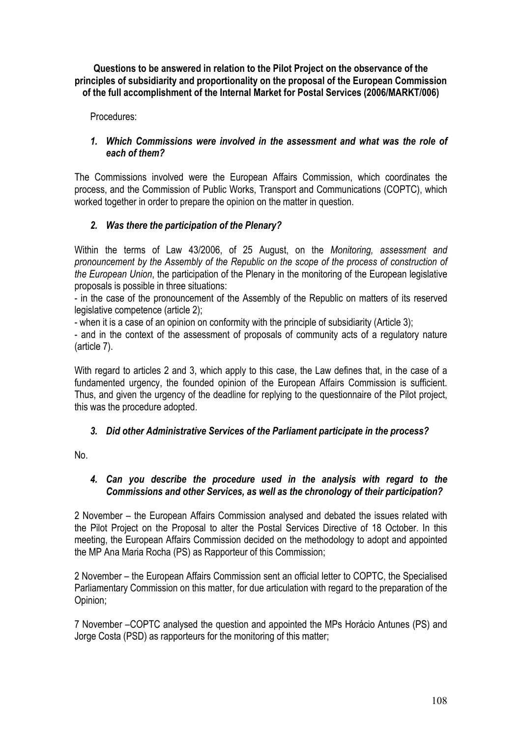**Questions to be answered in relation to the Pilot Project on the observance of the principles of subsidiarity and proportionality on the proposal of the European Commission of the full accomplishment of the Internal Market for Postal Services (2006/MARKT/006)**

Procedures:

1. ***Which Commissions were involved in the assessment and what was the role of each of them?***

The Commissions involved were the European Affairs Commission, which coordinates the process, and the Commission of Public Works, Transport and Communications (COPTC), which worked together in order to prepare the opinion on the matter in question.

2. ***Was there the participation of the Plenary?***

Within the terms of Law 43/2006, of 25 August, on the *Monitoring, assessment and pronouncement by the Assembly of the Republic on the scope of the process of construction of the European Union*, the participation of the Plenary in the monitoring of the European legislative proposals is possible in three situations:

- in the case of the pronouncement of the Assembly of the Republic on matters of its reserved legislative competence (article 2);
- when it is a case of an opinion on conformity with the principle of subsidiarity (Article 3);
- and in the context of the assessment of proposals of community acts of a regulatory nature (article 7).

With regard to articles 2 and 3, which apply to this case, the Law defines that, in the case of a fundamented urgency, the founded opinion of the European Affairs Commission is sufficient. Thus, and given the urgency of the deadline for replying to the questionnaire of the Pilot project, this was the procedure adopted.

3. ***Did other Administrative Services of the Parliament participate in the process?***

No.

4. ***Can you describe the procedure used in the analysis with regard to the Commissions and other Services, as well as the chronology of their participation?***

2 November – the European Affairs Commission analysed and debated the issues related with the Pilot Project on the Proposal to alter the Postal Services Directive of 18 October. In this meeting, the European Affairs Commission decided on the methodology to adopt and appointed the MP Ana Maria Rocha (PS) as Rapporteur of this Commission;

2 November – the European Affairs Commission sent an official letter to COPTC, the Specialised Parliamentary Commission on this matter, for due articulation with regard to the preparation of the Opinion;

7 November –COPTC analysed the question and appointed the MPs Horácio Antunes (PS) and Jorge Costa (PSD) as rapporteurs for the monitoring of this matter;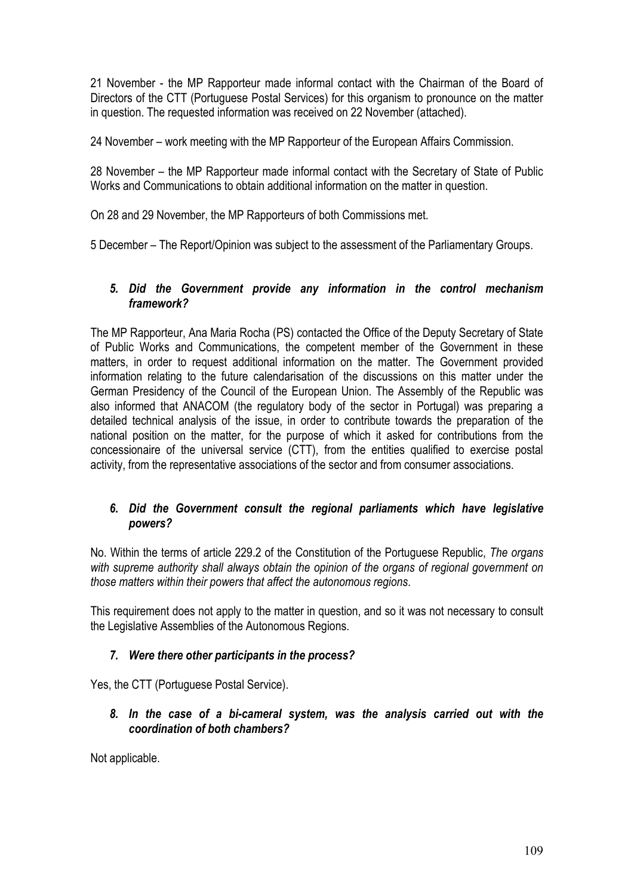21 November - the MP Rapporteur made informal contact with the Chairman of the Board of Directors of the CTT (Portuguese Postal Services) for this organism to pronounce on the matter in question. The requested information was received on 22 November (attached).

24 November – work meeting with the MP Rapporteur of the European Affairs Commission.

28 November – the MP Rapporteur made informal contact with the Secretary of State of Public Works and Communications to obtain additional information on the matter in question.

On 28 and 29 November, the MP Rapporteurs of both Commissions met.

5 December – The Report/Opinion was subject to the assessment of the Parliamentary Groups.

### *5. Did the Government provide any information in the control mechanism framework?*

The MP Rapporteur, Ana Maria Rocha (PS) contacted the Office of the Deputy Secretary of State of Public Works and Communications, the competent member of the Government in these matters, in order to request additional information on the matter. The Government provided information relating to the future calendarisation of the discussions on this matter under the German Presidency of the Council of the European Union. The Assembly of the Republic was also informed that ANACOM (the regulatory body of the sector in Portugal) was preparing a detailed technical analysis of the issue, in order to contribute towards the preparation of the national position on the matter, for the purpose of which it asked for contributions from the concessionaire of the universal service (CTT), from the entities qualified to exercise postal activity, from the representative associations of the sector and from consumer associations.

### *6. Did the Government consult the regional parliaments which have legislative powers?*

No. Within the terms of article 229.2 of the Constitution of the Portuguese Republic, *The organs with supreme authority shall always obtain the opinion of the organs of regional government on those matters within their powers that affect the autonomous regions.*

This requirement does not apply to the matter in question, and so it was not necessary to consult the Legislative Assemblies of the Autonomous Regions.

### *7. Were there other participants in the process?*

Yes, the CTT (Portuguese Postal Service).

### *8. In the case of a bi-cameral system, was the analysis carried out with the coordination of both chambers?*

Not applicable.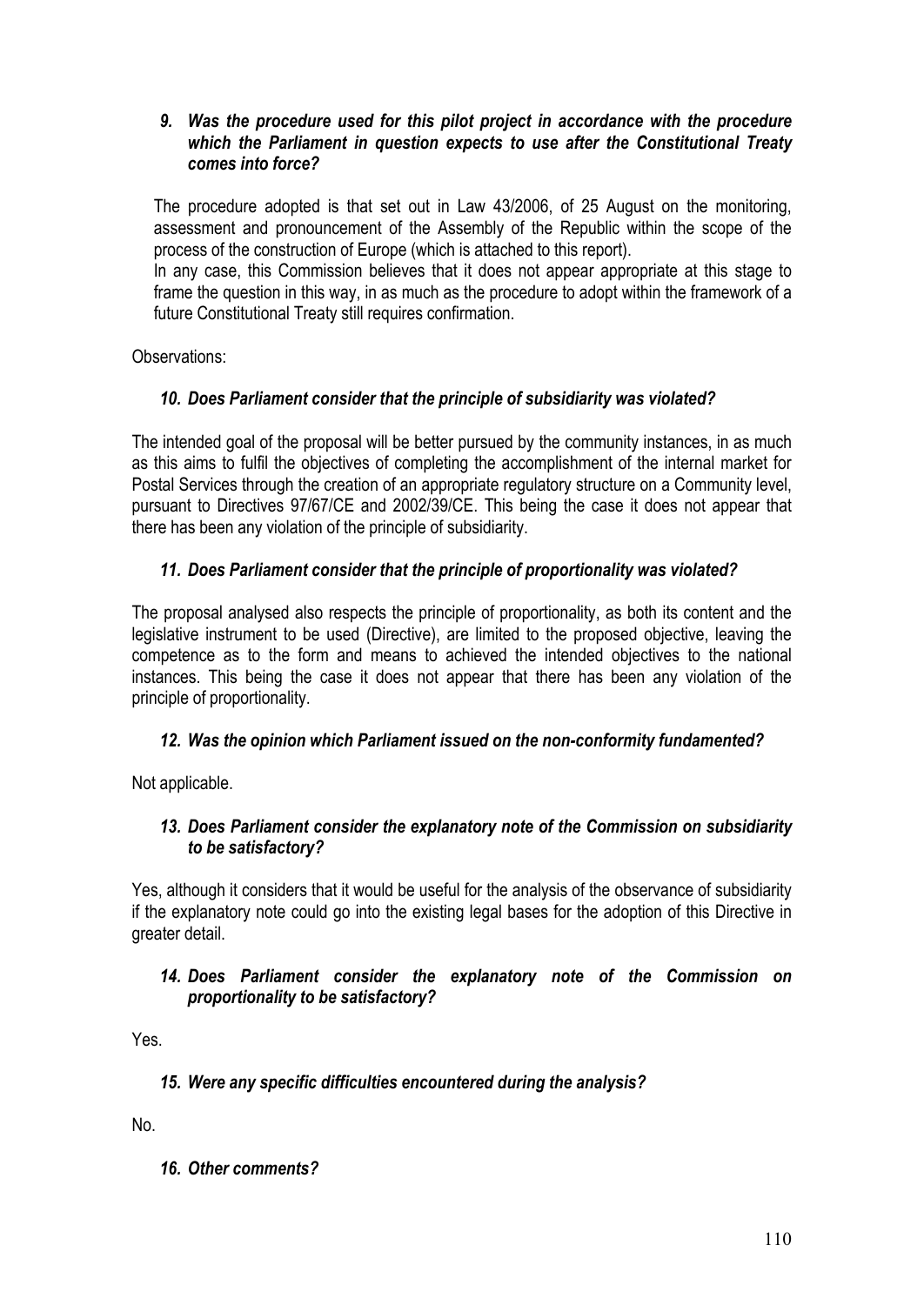***9. Was the procedure used for this pilot project in accordance with the procedure which the Parliament in question expects to use after the Constitutional Treaty comes into force?***

The procedure adopted is that set out in Law 43/2006, of 25 August on the monitoring, assessment and pronouncement of the Assembly of the Republic within the scope of the process of the construction of Europe (which is attached to this report).
In any case, this Commission believes that it does not appear appropriate at this stage to frame the question in this way, in as much as the procedure to adopt within the framework of a future Constitutional Treaty still requires confirmation.

Observations:

***10. Does Parliament consider that the principle of subsidiarity was violated?***

The intended goal of the proposal will be better pursued by the community instances, in as much as this aims to fulfil the objectives of completing the accomplishment of the internal market for Postal Services through the creation of an appropriate regulatory structure on a Community level, pursuant to Directives 97/67/CE and 2002/39/CE. This being the case it does not appear that there has been any violation of the principle of subsidiarity.

***11. Does Parliament consider that the principle of proportionality was violated?***

The proposal analysed also respects the principle of proportionality, as both its content and the legislative instrument to be used (Directive), are limited to the proposed objective, leaving the competence as to the form and means to achieved the intended objectives to the national instances. This being the case it does not appear that there has been any violation of the principle of proportionality.

***12. Was the opinion which Parliament issued on the non-conformity fundamented?***

Not applicable.

***13. Does Parliament consider the explanatory note of the Commission on subsidiarity to be satisfactory?***

Yes, although it considers that it would be useful for the analysis of the observance of subsidiarity if the explanatory note could go into the existing legal bases for the adoption of this Directive in greater detail.

***14. Does Parliament consider the explanatory note of the Commission on proportionality to be satisfactory?***

Yes.

***15. Were any specific difficulties encountered during the analysis?***

No.

***16. Other comments?***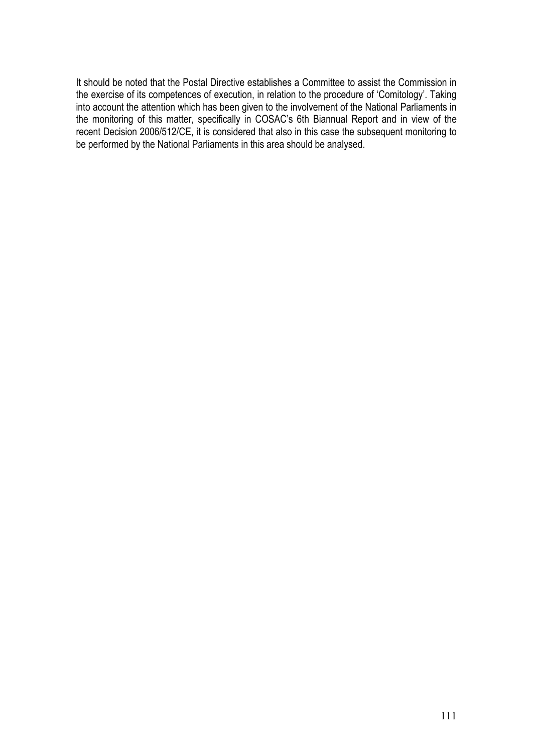It should be noted that the Postal Directive establishes a Committee to assist the Commission in the exercise of its competences of execution, in relation to the procedure of 'Comitology'. Taking into account the attention which has been given to the involvement of the National Parliaments in the monitoring of this matter, specifically in COSAC's 6th Biannual Report and in view of the recent Decision 2006/512/CE, it is considered that also in this case the subsequent monitoring to be performed by the National Parliaments in this area should be analysed.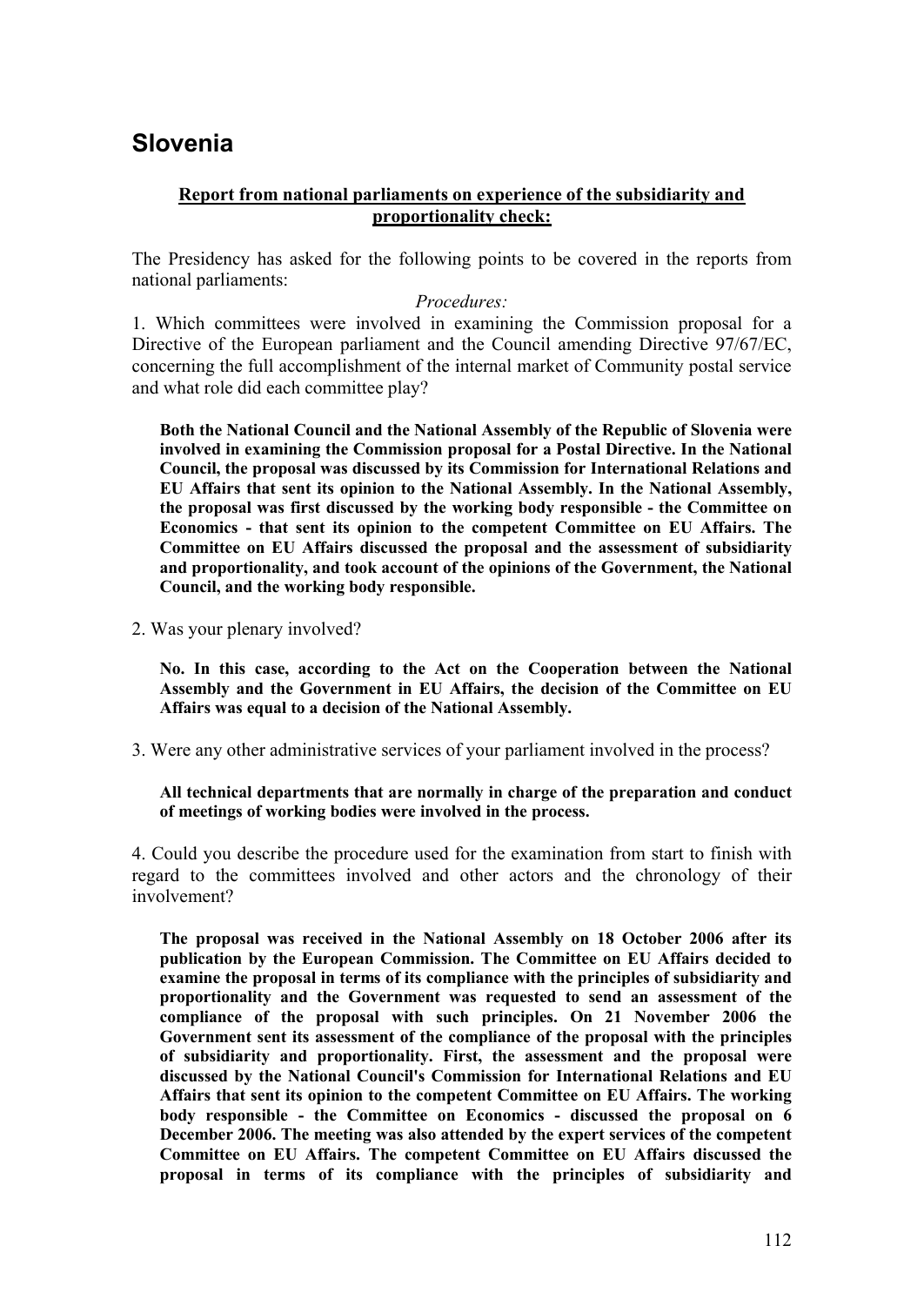# Slovenia

**Report from national parliaments on experience of the subsidiarity and proportionality check:**

The Presidency has asked for the following points to be covered in the reports from national parliaments:

*Procedures:*

1. Which committees were involved in examining the Commission proposal for a Directive of the European parliament and the Council amending Directive 97/67/EC, concerning the full accomplishment of the internal market of Community postal service and what role did each committee play?

> **Both the National Council and the National Assembly of the Republic of Slovenia were involved in examining the Commission proposal for a Postal Directive. In the National Council, the proposal was discussed by its Commission for International Relations and EU Affairs that sent its opinion to the National Assembly. In the National Assembly, the proposal was first discussed by the working body responsible - the Committee on Economics - that sent its opinion to the competent Committee on EU Affairs. The Committee on EU Affairs discussed the proposal and the assessment of subsidiarity and proportionality, and took account of the opinions of the Government, the National Council, and the working body responsible.**

2. Was your plenary involved?

> **No. In this case, according to the Act on the Cooperation between the National Assembly and the Government in EU Affairs, the decision of the Committee on EU Affairs was equal to a decision of the National Assembly.**

3. Were any other administrative services of your parliament involved in the process?

> **All technical departments that are normally in charge of the preparation and conduct of meetings of working bodies were involved in the process.**

4. Could you describe the procedure used for the examination from start to finish with regard to the committees involved and other actors and the chronology of their involvement?

> **The proposal was received in the National Assembly on 18 October 2006 after its publication by the European Commission. The Committee on EU Affairs decided to examine the proposal in terms of its compliance with the principles of subsidiarity and proportionality and the Government was requested to send an assessment of the compliance of the proposal with such principles. On 21 November 2006 the Government sent its assessment of the compliance of the proposal with the principles of subsidiarity and proportionality. First, the assessment and the proposal were discussed by the National Council's Commission for International Relations and EU Affairs that sent its opinion to the competent Committee on EU Affairs. The working body responsible - the Committee on Economics - discussed the proposal on 6 December 2006. The meeting was also attended by the expert services of the competent Committee on EU Affairs. The competent Committee on EU Affairs discussed the proposal in terms of its compliance with the principles of subsidiarity and**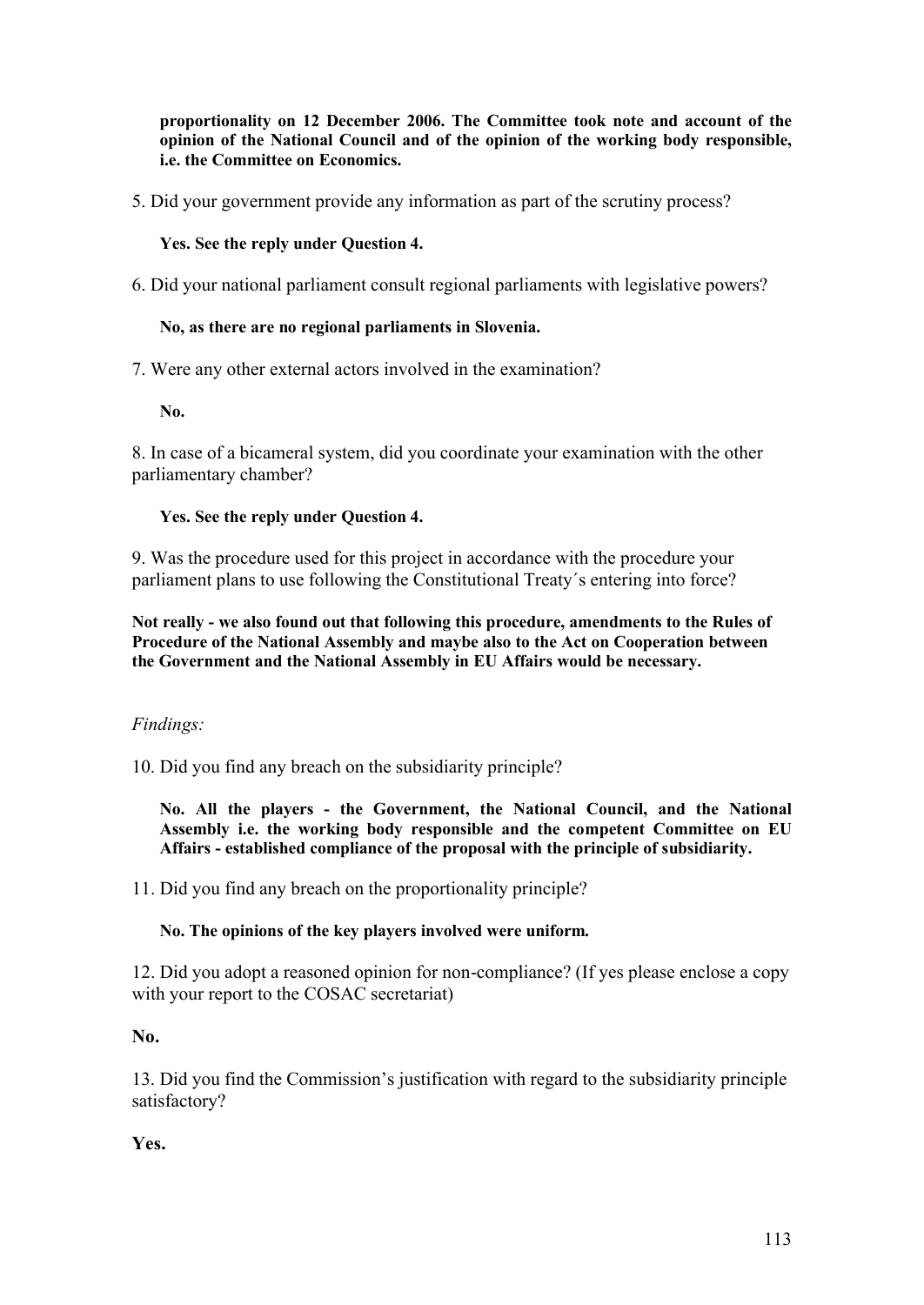**proportionality on 12 December 2006. The Committee took note and account of the opinion of the National Council and of the opinion of the working body responsible, i.e. the Committee on Economics.**

5. Did your government provide any information as part of the scrutiny process?

**Yes. See the reply under Question 4.**

6. Did your national parliament consult regional parliaments with legislative powers?

**No, as there are no regional parliaments in Slovenia.**

7. Were any other external actors involved in the examination?

**No.**

8. In case of a bicameral system, did you coordinate your examination with the other parliamentary chamber?

**Yes. See the reply under Question 4.**

9. Was the procedure used for this project in accordance with the procedure your parliament plans to use following the Constitutional Treaty´s entering into force?

**Not really - we also found out that following this procedure, amendments to the Rules of Procedure of the National Assembly and maybe also to the Act on Cooperation between the Government and the National Assembly in EU Affairs would be necessary.**

*Findings:*

10. Did you find any breach on the subsidiarity principle?

**No. All the players - the Government, the National Council, and the National Assembly i.e. the working body responsible and the competent Committee on EU Affairs - established compliance of the proposal with the principle of subsidiarity.**

11. Did you find any breach on the proportionality principle?

**No. The opinions of the key players involved were uniform.**

12. Did you adopt a reasoned opinion for non-compliance? (If yes please enclose a copy with your report to the COSAC secretariat)

**No.**

13. Did you find the Commission's justification with regard to the subsidiarity principle satisfactory?

**Yes.**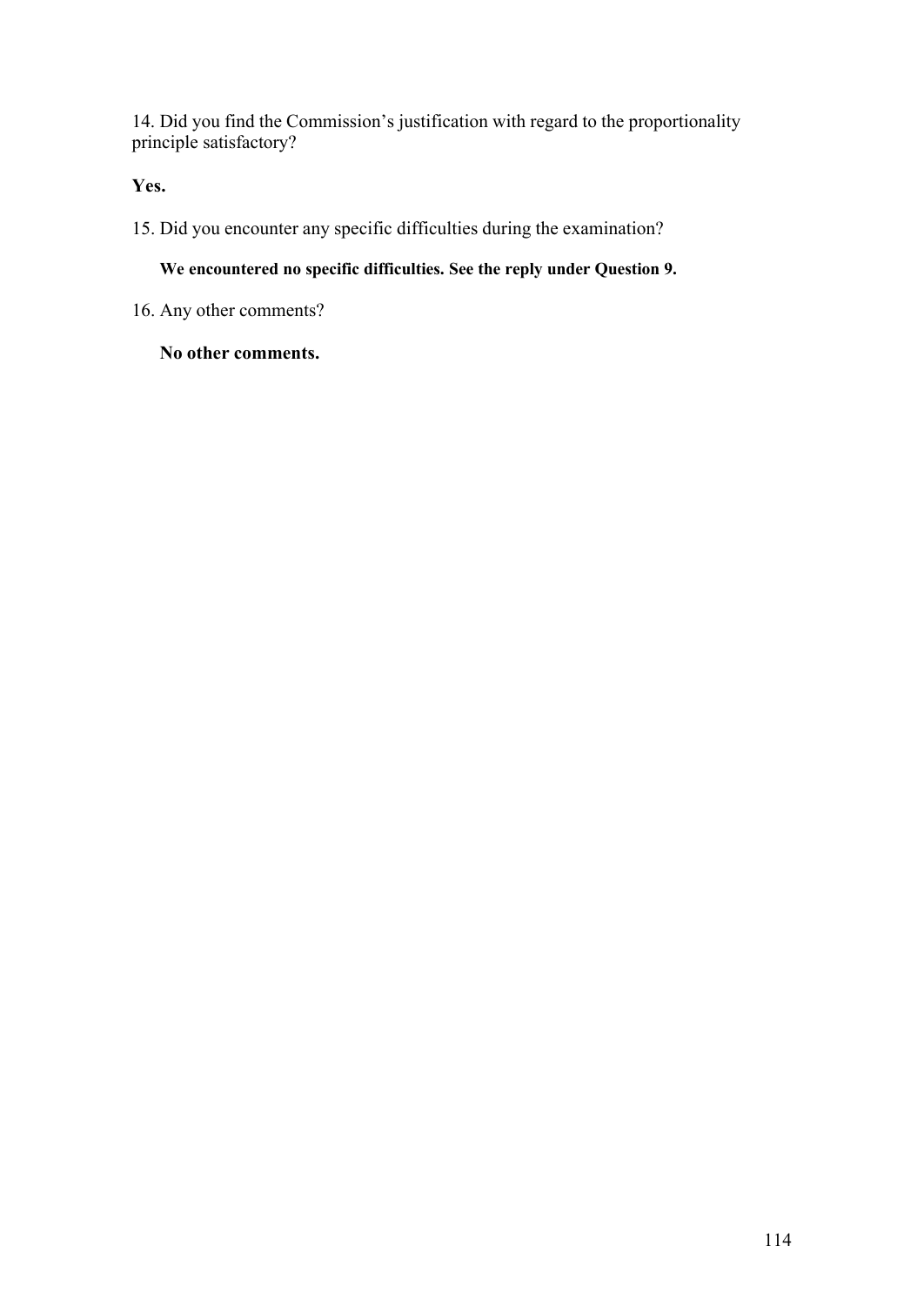14. Did you find the Commission’s justification with regard to the proportionality principle satisfactory?

**Yes.**

15. Did you encounter any specific difficulties during the examination?

**We encountered no specific difficulties. See the reply under Question 9.**

16. Any other comments?

**No other comments.**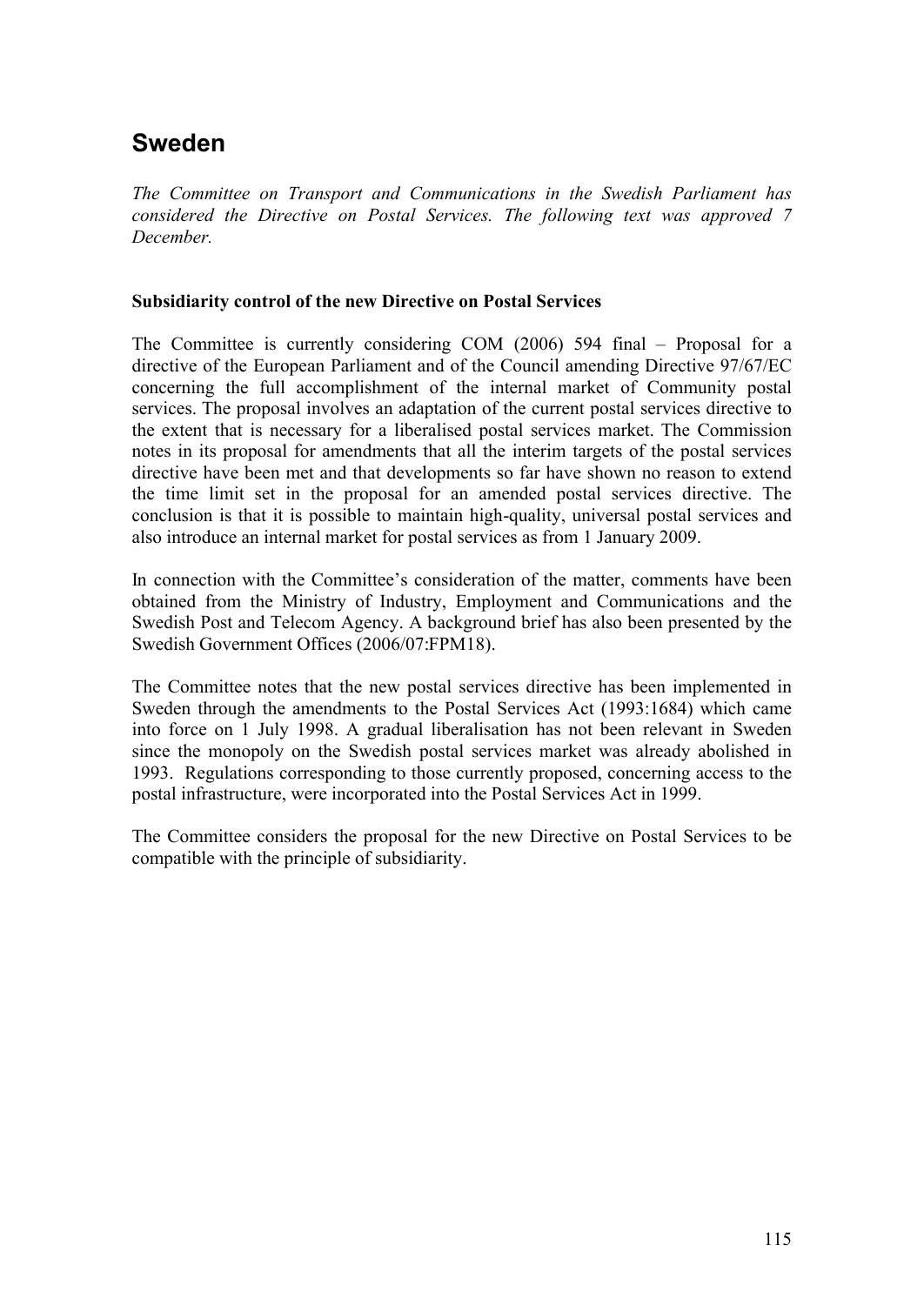## Sweden

*The Committee on Transport and Communications in the Swedish Parliament has considered the Directive on Postal Services. The following text was approved 7 December.*

**Subsidiarity control of the new Directive on Postal Services**

The Committee is currently considering COM (2006) 594 final – Proposal for a directive of the European Parliament and of the Council amending Directive 97/67/EC concerning the full accomplishment of the internal market of Community postal services. The proposal involves an adaptation of the current postal services directive to the extent that is necessary for a liberalised postal services market. The Commission notes in its proposal for amendments that all the interim targets of the postal services directive have been met and that developments so far have shown no reason to extend the time limit set in the proposal for an amended postal services directive. The conclusion is that it is possible to maintain high-quality, universal postal services and also introduce an internal market for postal services as from 1 January 2009.

In connection with the Committee's consideration of the matter, comments have been obtained from the Ministry of Industry, Employment and Communications and the Swedish Post and Telecom Agency. A background brief has also been presented by the Swedish Government Offices (2006/07:FPM18).

The Committee notes that the new postal services directive has been implemented in Sweden through the amendments to the Postal Services Act (1993:1684) which came into force on 1 July 1998. A gradual liberalisation has not been relevant in Sweden since the monopoly on the Swedish postal services market was already abolished in 1993. Regulations corresponding to those currently proposed, concerning access to the postal infrastructure, were incorporated into the Postal Services Act in 1999.

The Committee considers the proposal for the new Directive on Postal Services to be compatible with the principle of subsidiarity.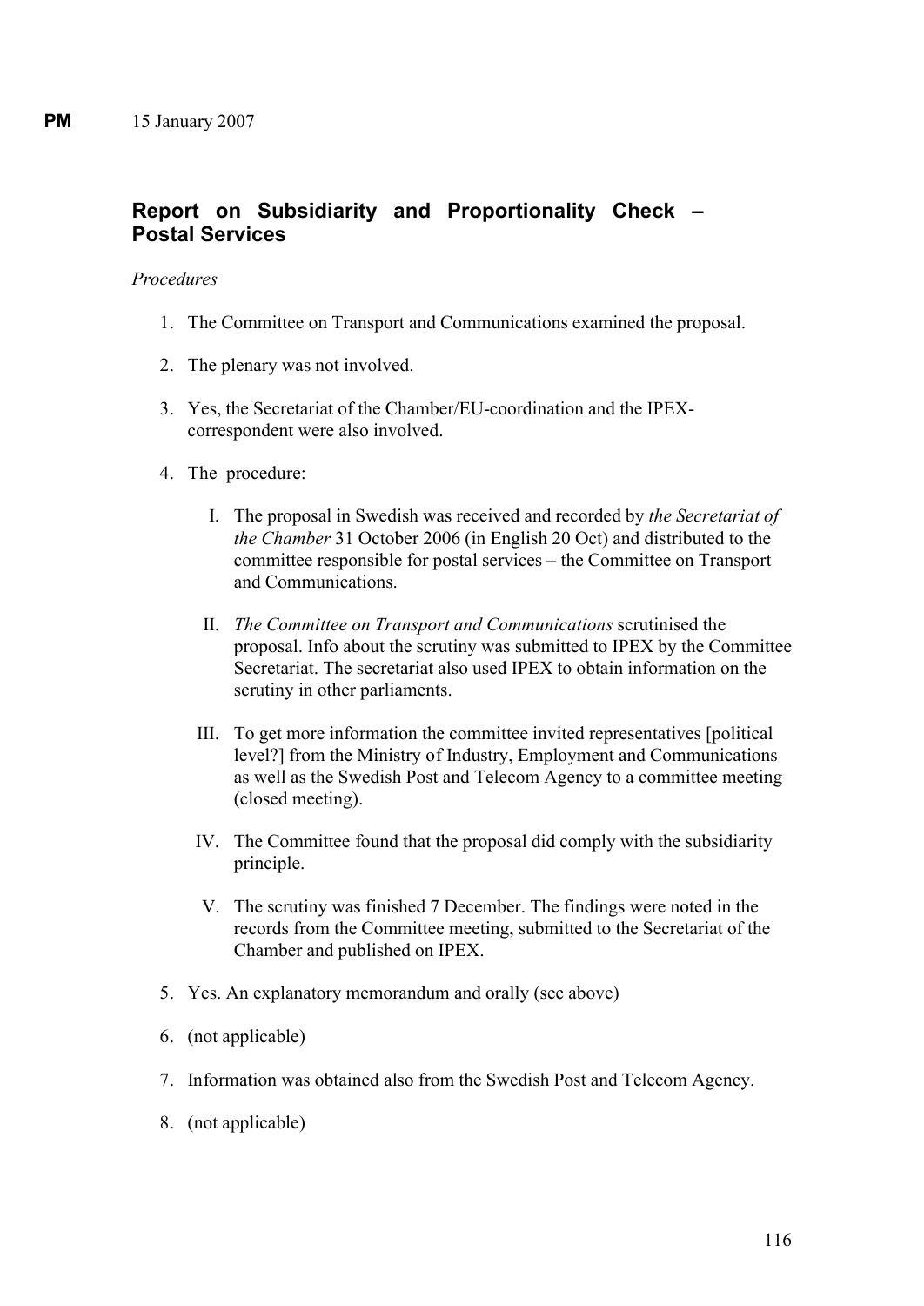**PM** 15 January 2007

## Report on Subsidiarity and Proportionality Check – Postal Services

*Procedures*

1. The Committee on Transport and Communications examined the proposal.

2. The plenary was not involved.

3. Yes, the Secretariat of the Chamber/EU-coordination and the IPEX-correspondent were also involved.

4. The procedure:

   I. The proposal in Swedish was received and recorded by *the Secretariat of the Chamber* 31 October 2006 (in English 20 Oct) and distributed to the committee responsible for postal services – the Committee on Transport and Communications.

   II. *The Committee on Transport and Communications* scrutinised the proposal. Info about the scrutiny was submitted to IPEX by the Committee Secretariat. The secretariat also used IPEX to obtain information on the scrutiny in other parliaments.

   III. To get more information the committee invited representatives [political level?] from the Ministry of Industry, Employment and Communications as well as the Swedish Post and Telecom Agency to a committee meeting (closed meeting).

   IV. The Committee found that the proposal did comply with the subsidiarity principle.

   V. The scrutiny was finished 7 December. The findings were noted in the records from the Committee meeting, submitted to the Secretariat of the Chamber and published on IPEX.

5. Yes. An explanatory memorandum and orally (see above)

6. (not applicable)

7. Information was obtained also from the Swedish Post and Telecom Agency.

8. (not applicable)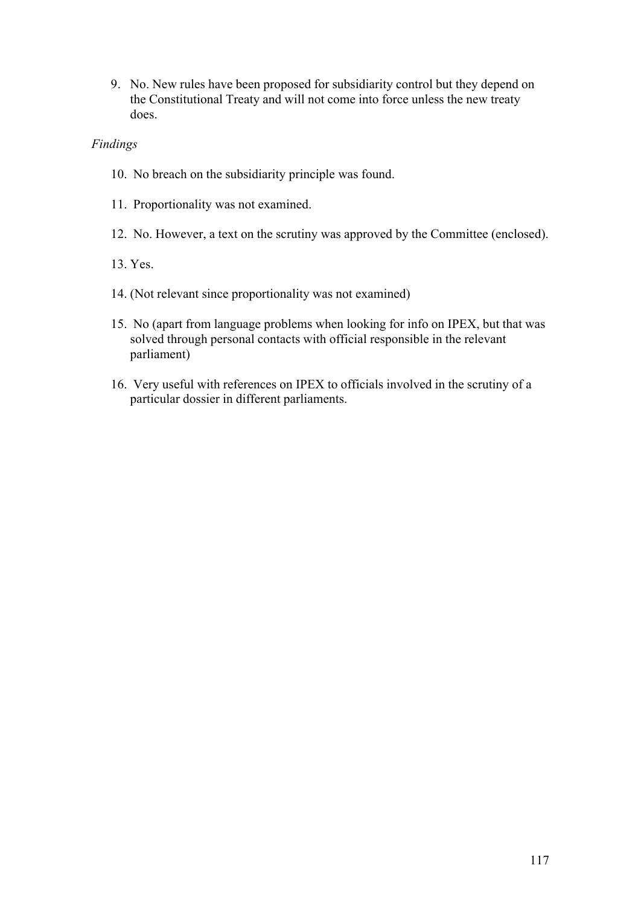9. No. New rules have been proposed for subsidiarity control but they depend on the Constitutional Treaty and will not come into force unless the new treaty does.

*Findings*

10. No breach on the subsidiarity principle was found.

11. Proportionality was not examined.

12. No. However, a text on the scrutiny was approved by the Committee (enclosed).

13. Yes.

14. (Not relevant since proportionality was not examined)

15. No (apart from language problems when looking for info on IPEX, but that was solved through personal contacts with official responsible in the relevant parliament)

16. Very useful with references on IPEX to officials involved in the scrutiny of a particular dossier in different parliaments.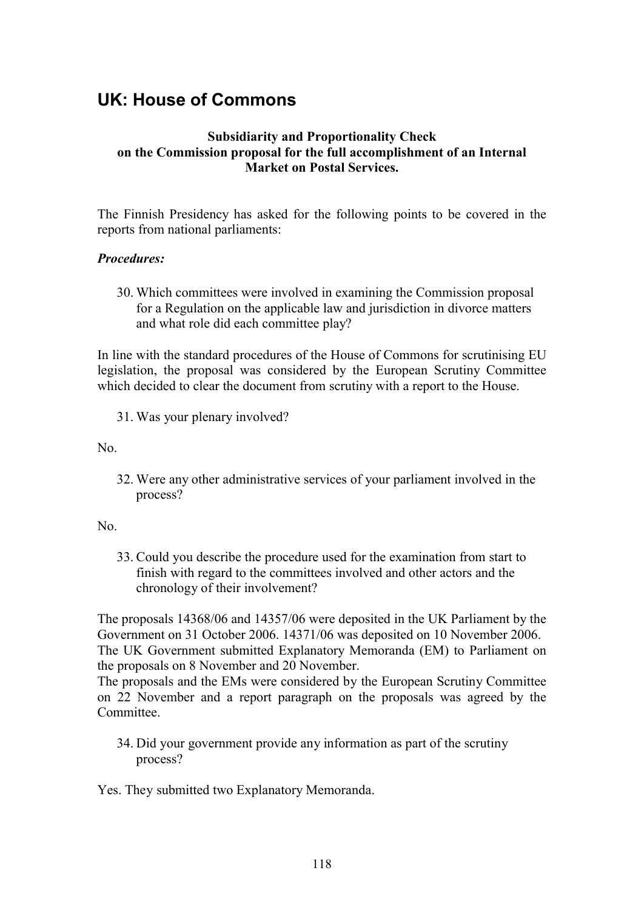## UK: House of Commons

**Subsidiarity and Proportionality Check on the Commission proposal for the full accomplishment of an Internal Market on Postal Services.**

The Finnish Presidency has asked for the following points to be covered in the reports from national parliaments:

***Procedures:***

30. Which committees were involved in examining the Commission proposal for a Regulation on the applicable law and jurisdiction in divorce matters and what role did each committee play?

In line with the standard procedures of the House of Commons for scrutinising EU legislation, the proposal was considered by the European Scrutiny Committee which decided to clear the document from scrutiny with a report to the House.

31. Was your plenary involved?

No.

32. Were any other administrative services of your parliament involved in the process?

No.

33. Could you describe the procedure used for the examination from start to finish with regard to the committees involved and other actors and the chronology of their involvement?

The proposals 14368/06 and 14357/06 were deposited in the UK Parliament by the Government on 31 October 2006. 14371/06 was deposited on 10 November 2006. The UK Government submitted Explanatory Memoranda (EM) to Parliament on the proposals on 8 November and 20 November.
The proposals and the EMs were considered by the European Scrutiny Committee on 22 November and a report paragraph on the proposals was agreed by the Committee.

34. Did your government provide any information as part of the scrutiny process?

Yes. They submitted two Explanatory Memoranda.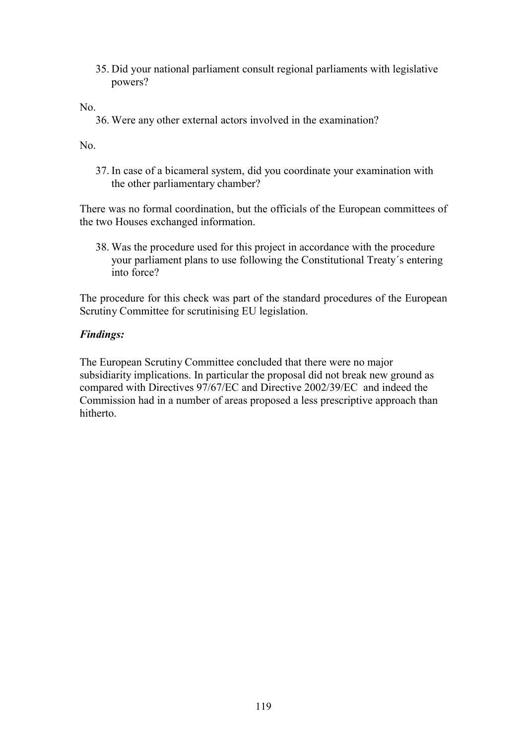35. Did your national parliament consult regional parliaments with legislative powers?

No.

36. Were any other external actors involved in the examination?

No.

37. In case of a bicameral system, did you coordinate your examination with the other parliamentary chamber?

There was no formal coordination, but the officials of the European committees of the two Houses exchanged information.

38. Was the procedure used for this project in accordance with the procedure your parliament plans to use following the Constitutional Treaty´s entering into force?

The procedure for this check was part of the standard procedures of the European Scrutiny Committee for scrutinising EU legislation.

***Findings:***

The European Scrutiny Committee concluded that there were no major subsidiarity implications. In particular the proposal did not break new ground as compared with Directives 97/67/EC and Directive 2002/39/EC and indeed the Commission had in a number of areas proposed a less prescriptive approach than hitherto.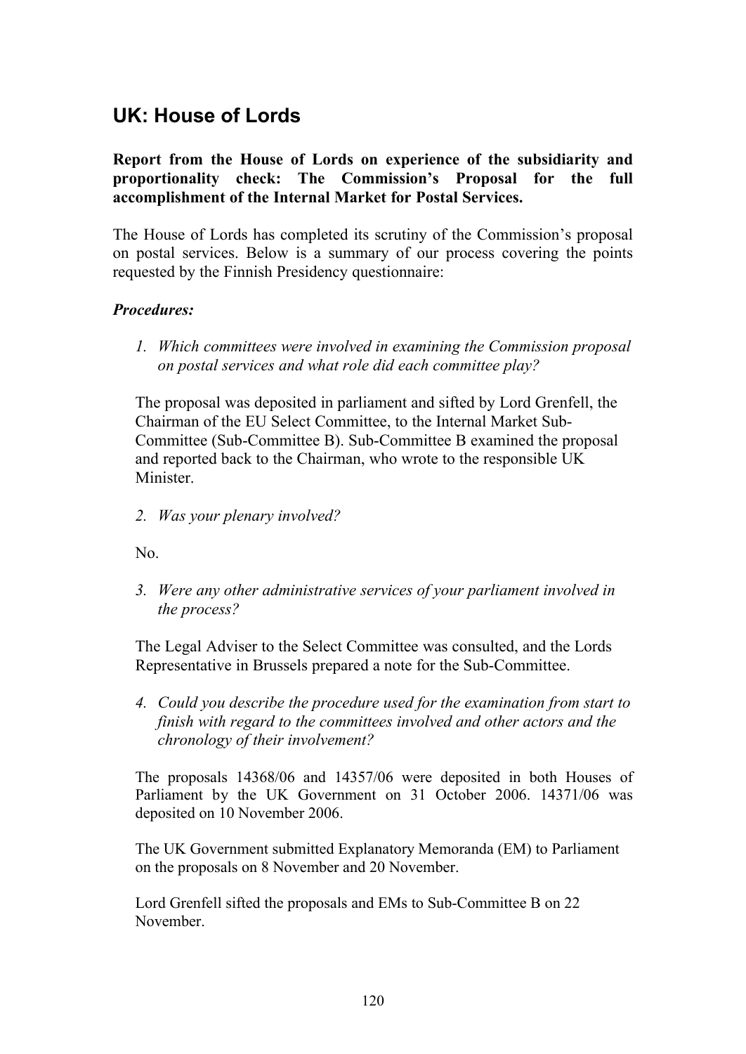## UK: House of Lords

**Report from the House of Lords on experience of the subsidiarity and proportionality check: The Commission's Proposal for the full accomplishment of the Internal Market for Postal Services.**

The House of Lords has completed its scrutiny of the Commission's proposal on postal services. Below is a summary of our process covering the points requested by the Finnish Presidency questionnaire:

***Procedures:***

1. *Which committees were involved in examining the Commission proposal on postal services and what role did each committee play?*

   The proposal was deposited in parliament and sifted by Lord Grenfell, the Chairman of the EU Select Committee, to the Internal Market Sub-Committee (Sub-Committee B). Sub-Committee B examined the proposal and reported back to the Chairman, who wrote to the responsible UK Minister.

2. *Was your plenary involved?*

   No.

3. *Were any other administrative services of your parliament involved in the process?*

   The Legal Adviser to the Select Committee was consulted, and the Lords Representative in Brussels prepared a note for the Sub-Committee.

4. *Could you describe the procedure used for the examination from start to finish with regard to the committees involved and other actors and the chronology of their involvement?*

   The proposals 14368/06 and 14357/06 were deposited in both Houses of Parliament by the UK Government on 31 October 2006. 14371/06 was deposited on 10 November 2006.

   The UK Government submitted Explanatory Memoranda (EM) to Parliament on the proposals on 8 November and 20 November.

   Lord Grenfell sifted the proposals and EMs to Sub-Committee B on 22 November.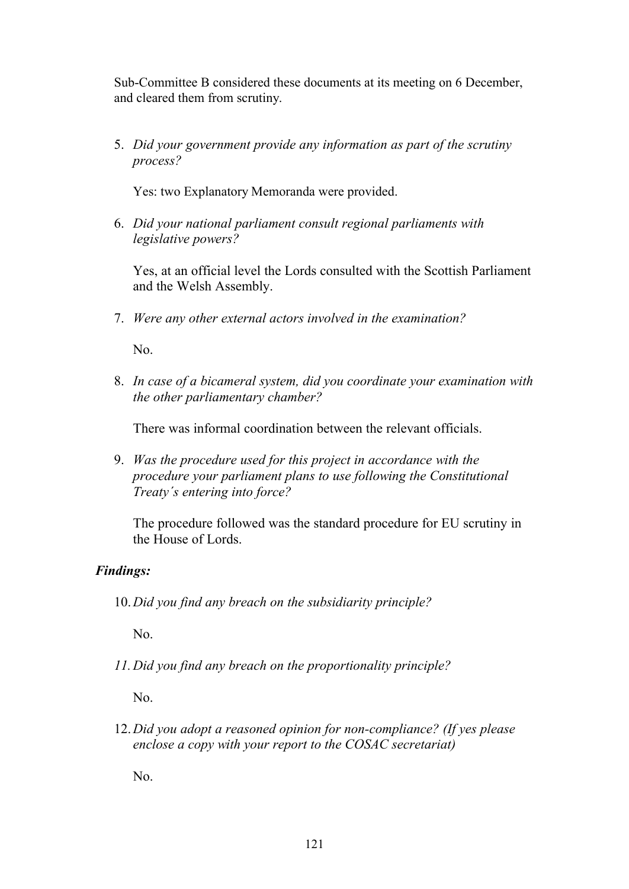Sub-Committee B considered these documents at its meeting on 6 December, and cleared them from scrutiny.

5. *Did your government provide any information as part of the scrutiny process?*

   Yes: two Explanatory Memoranda were provided.

6. *Did your national parliament consult regional parliaments with legislative powers?*

   Yes, at an official level the Lords consulted with the Scottish Parliament and the Welsh Assembly.

7. *Were any other external actors involved in the examination?*

   No.

8. *In case of a bicameral system, did you coordinate your examination with the other parliamentary chamber?*

   There was informal coordination between the relevant officials.

9. *Was the procedure used for this project in accordance with the procedure your parliament plans to use following the Constitutional Treaty´s entering into force?*

   The procedure followed was the standard procedure for EU scrutiny in the House of Lords.

***Findings:***

10. *Did you find any breach on the subsidiarity principle?*

    No.

11. *Did you find any breach on the proportionality principle?*

    No.

12. *Did you adopt a reasoned opinion for non-compliance? (If yes please enclose a copy with your report to the COSAC secretariat)*

    No.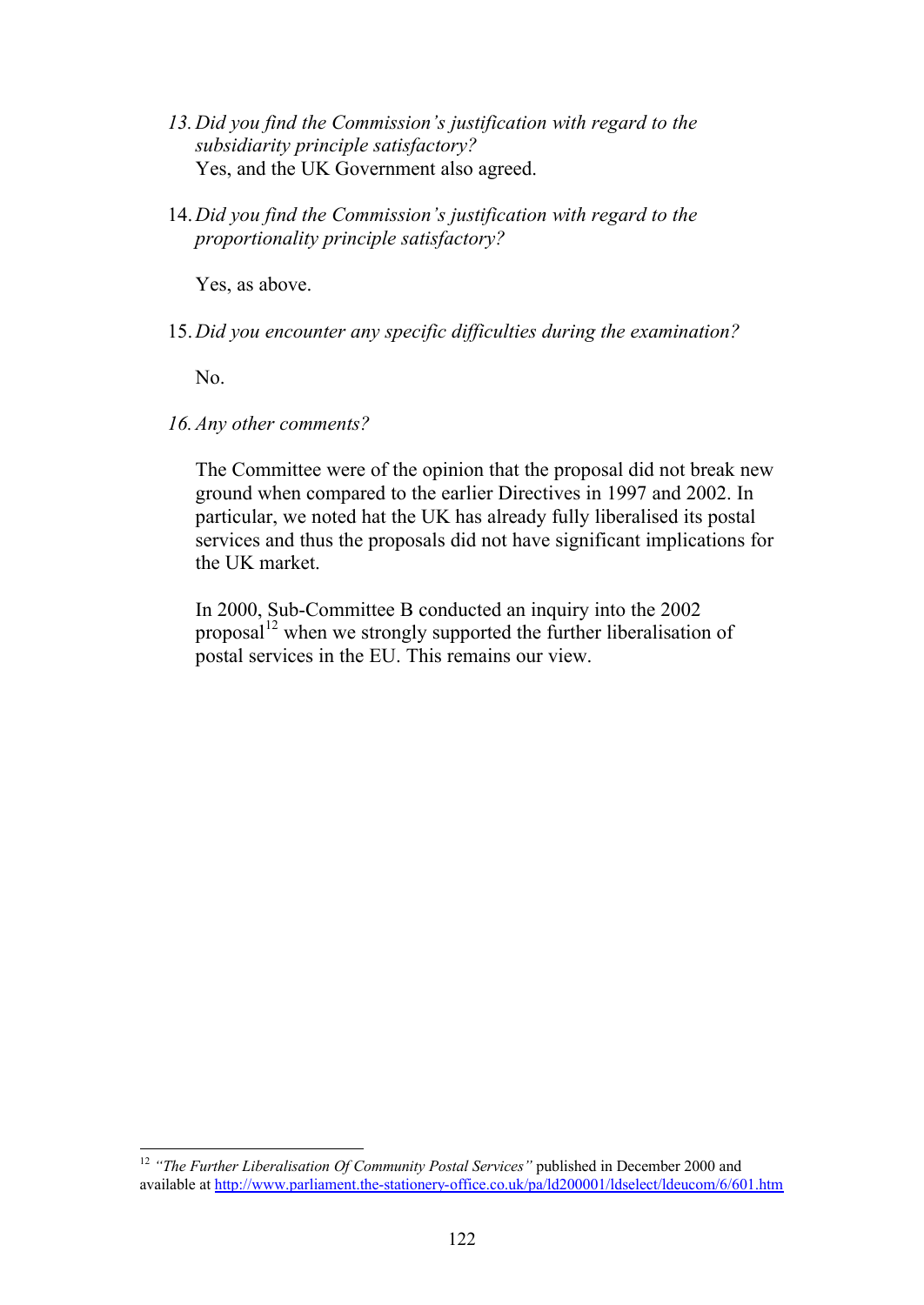13. *Did you find the Commission's justification with regard to the subsidiarity principle satisfactory?*
    Yes, and the UK Government also agreed.

14. *Did you find the Commission's justification with regard to the proportionality principle satisfactory?*

    Yes, as above.

15. *Did you encounter any specific difficulties during the examination?*

    No.

16. *Any other comments?*

    The Committee were of the opinion that the proposal did not break new ground when compared to the earlier Directives in 1997 and 2002. In particular, we noted hat the UK has already fully liberalised its postal services and thus the proposals did not have significant implications for the UK market.

    In 2000, Sub-Committee B conducted an inquiry into the 2002 proposal[12] when we strongly supported the further liberalisation of postal services in the EU. This remains our view.

---

[12] *"The Further Liberalisation Of Community Postal Services"* published in December 2000 and available at http://www.parliament.the-stationery-office.co.uk/pa/ld200001/ldselect/ldeucom/6/601.htm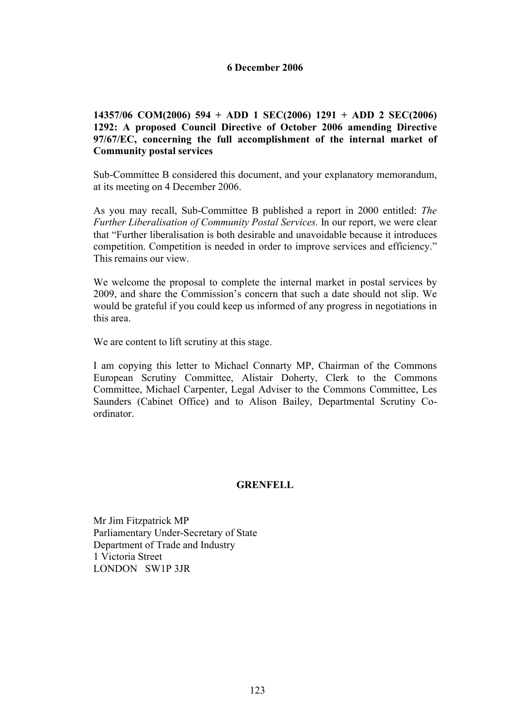**6 December 2006**

**14357/06 COM(2006) 594 + ADD 1 SEC(2006) 1291 + ADD 2 SEC(2006) 1292: A proposed Council Directive of October 2006 amending Directive 97/67/EC, concerning the full accomplishment of the internal market of Community postal services**

Sub-Committee B considered this document, and your explanatory memorandum, at its meeting on 4 December 2006.

As you may recall, Sub-Committee B published a report in 2000 entitled: *The Further Liberalisation of Community Postal Services.* In our report, we were clear that "Further liberalisation is both desirable and unavoidable because it introduces competition. Competition is needed in order to improve services and efficiency." This remains our view.

We welcome the proposal to complete the internal market in postal services by 2009, and share the Commission's concern that such a date should not slip. We would be grateful if you could keep us informed of any progress in negotiations in this area.

We are content to lift scrutiny at this stage.

I am copying this letter to Michael Connarty MP, Chairman of the Commons European Scrutiny Committee, Alistair Doherty, Clerk to the Commons Committee, Michael Carpenter, Legal Adviser to the Commons Committee, Les Saunders (Cabinet Office) and to Alison Bailey, Departmental Scrutiny Co-ordinator.

**GRENFELL**

Mr Jim Fitzpatrick MP
Parliamentary Under-Secretary of State
Department of Trade and Industry
1 Victoria Street
LONDON SW1P 3JR